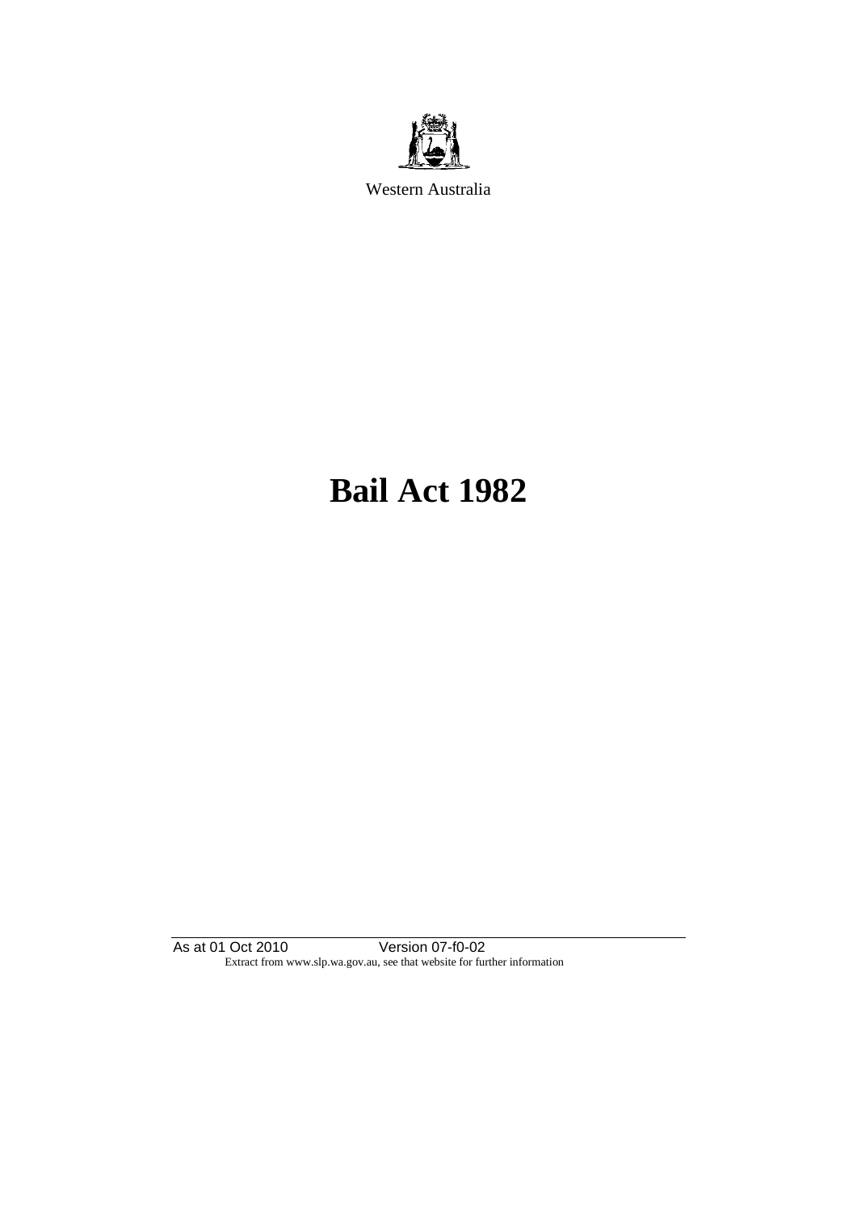Western Australia

# Bail Act 1982

As at 01 Oct 2010 Version 07-f0-02

Extract from www.slp.wa.gov.au, see that website for further information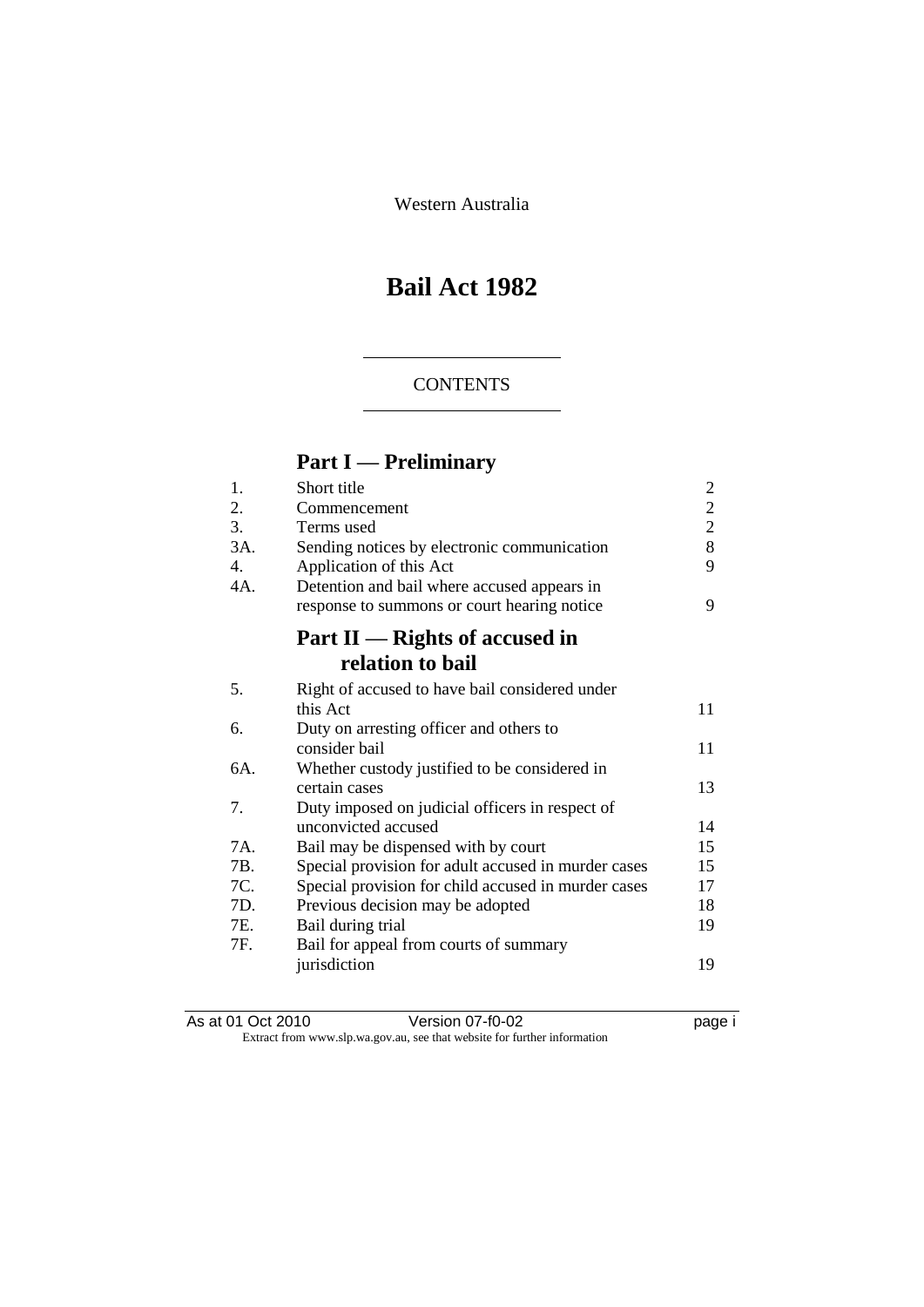Western Australia

# Bail Act 1982

## CONTENTS

## Part I — Preliminary

| | | |
|---|---|---|
| 1. | Short title | 2 |
| 2. | Commencement | 2 |
| 3. | Terms used | 2 |
| 3A. | Sending notices by electronic communication | 8 |
| 4. | Application of this Act | 9 |
| 4A. | Detention and bail where accused appears in response to summons or court hearing notice | 9 |

## Part II — Rights of accused in relation to bail

| | | |
|---|---|---|
| 5. | Right of accused to have bail considered under this Act | 11 |
| 6. | Duty on arresting officer and others to consider bail | 11 |
| 6A. | Whether custody justified to be considered in certain cases | 13 |
| 7. | Duty imposed on judicial officers in respect of unconvicted accused | 14 |
| 7A. | Bail may be dispensed with by court | 15 |
| 7B. | Special provision for adult accused in murder cases | 15 |
| 7C. | Special provision for child accused in murder cases | 17 |
| 7D. | Previous decision may be adopted | 18 |
| 7E. | Bail during trial | 19 |
| 7F. | Bail for appeal from courts of summary jurisdiction | 19 |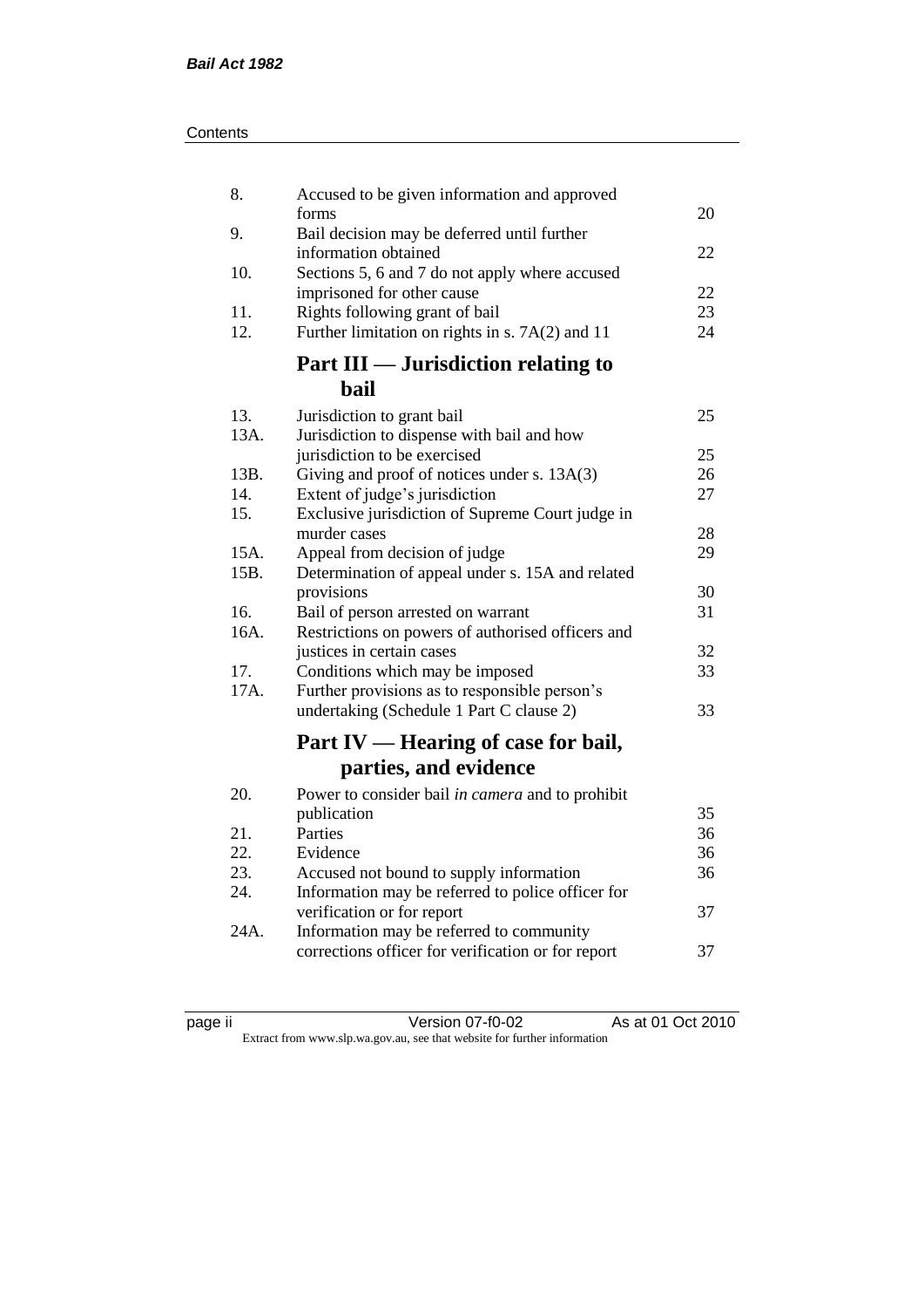| | | |
|---|---|---|
| 8. | Accused to be given information and approved forms | 20 |
| 9. | Bail decision may be deferred until further information obtained | 22 |
| 10. | Sections 5, 6 and 7 do not apply where accused imprisoned for other cause | 22 |
| 11. | Rights following grant of bail | 23 |
| 12. | Further limitation on rights in s. 7A(2) and 11 | 24 |

## Part III — Jurisdiction relating to bail

| | | |
|---|---|---|
| 13. | Jurisdiction to grant bail | 25 |
| 13A. | Jurisdiction to dispense with bail and how jurisdiction to be exercised | 25 |
| 13B. | Giving and proof of notices under s. 13A(3) | 26 |
| 14. | Extent of judge's jurisdiction | 27 |
| 15. | Exclusive jurisdiction of Supreme Court judge in murder cases | 28 |
| 15A. | Appeal from decision of judge | 29 |
| 15B. | Determination of appeal under s. 15A and related provisions | 30 |
| 16. | Bail of person arrested on warrant | 31 |
| 16A. | Restrictions on powers of authorised officers and justices in certain cases | 32 |
| 17. | Conditions which may be imposed | 33 |
| 17A. | Further provisions as to responsible person's undertaking (Schedule 1 Part C clause 2) | 33 |

## Part IV — Hearing of case for bail, parties, and evidence

| | | |
|---|---|---|
| 20. | Power to consider bail *in camera* and to prohibit publication | 35 |
| 21. | Parties | 36 |
| 22. | Evidence | 36 |
| 23. | Accused not bound to supply information | 36 |
| 24. | Information may be referred to police officer for verification or for report | 37 |
| 24A. | Information may be referred to community corrections officer for verification or for report | 37 |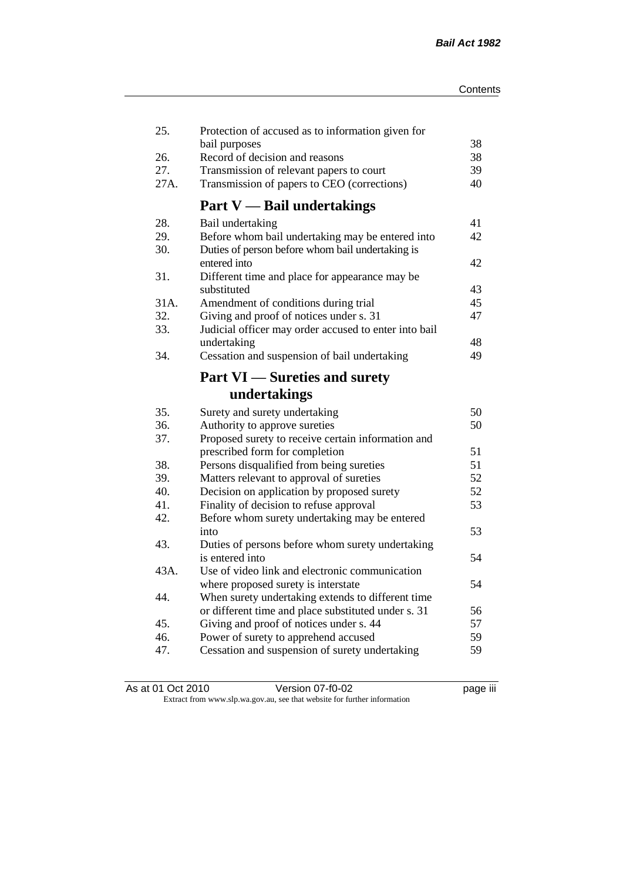| | | |
|---|---|---|
| 25. | Protection of accused as to information given for bail purposes | 38 |
| 26. | Record of decision and reasons | 38 |
| 27. | Transmission of relevant papers to court | 39 |
| 27A. | Transmission of papers to CEO (corrections) | 40 |

## Part V — Bail undertakings

| | | |
|---|---|---|
| 28. | Bail undertaking | 41 |
| 29. | Before whom bail undertaking may be entered into | 42 |
| 30. | Duties of person before whom bail undertaking is entered into | 42 |
| 31. | Different time and place for appearance may be substituted | 43 |
| 31A. | Amendment of conditions during trial | 45 |
| 32. | Giving and proof of notices under s. 31 | 47 |
| 33. | Judicial officer may order accused to enter into bail undertaking | 48 |
| 34. | Cessation and suspension of bail undertaking | 49 |

## Part VI — Sureties and surety undertakings

| | | |
|---|---|---|
| 35. | Surety and surety undertaking | 50 |
| 36. | Authority to approve sureties | 50 |
| 37. | Proposed surety to receive certain information and prescribed form for completion | 51 |
| 38. | Persons disqualified from being sureties | 51 |
| 39. | Matters relevant to approval of sureties | 52 |
| 40. | Decision on application by proposed surety | 52 |
| 41. | Finality of decision to refuse approval | 53 |
| 42. | Before whom surety undertaking may be entered into | 53 |
| 43. | Duties of persons before whom surety undertaking is entered into | 54 |
| 43A. | Use of video link and electronic communication where proposed surety is interstate | 54 |
| 44. | When surety undertaking extends to different time or different time and place substituted under s. 31 | 56 |
| 45. | Giving and proof of notices under s. 44 | 57 |
| 46. | Power of surety to apprehend accused | 59 |
| 47. | Cessation and suspension of surety undertaking | 59 |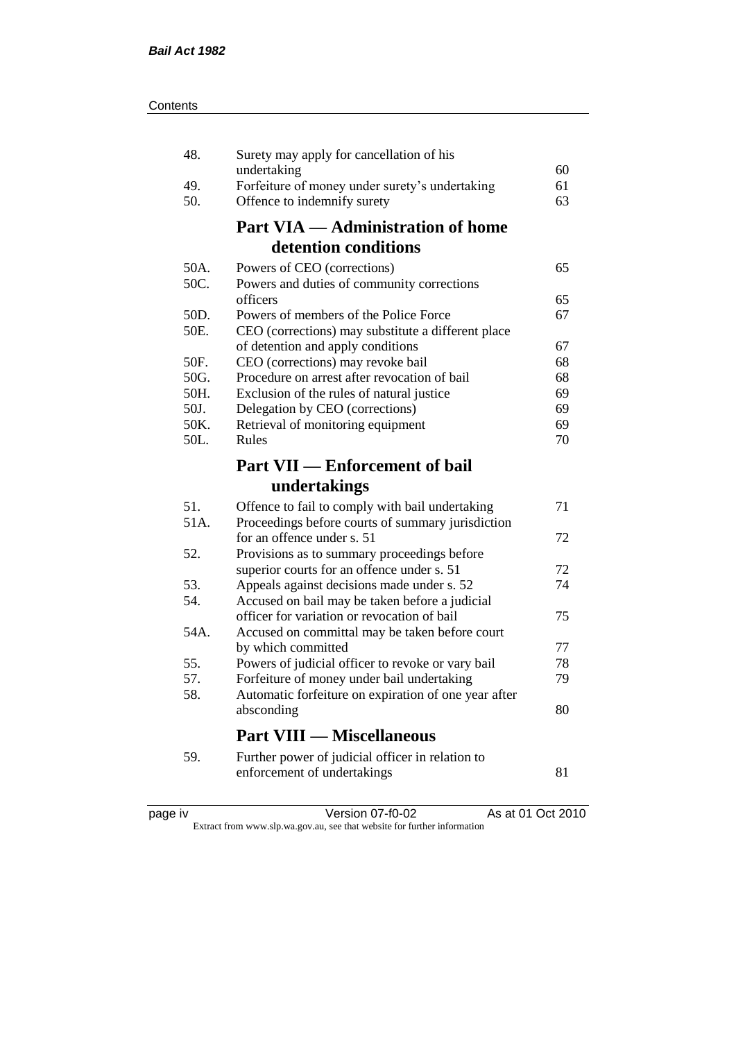| | | |
|---|---|---|
| 48. | Surety may apply for cancellation of his undertaking | 60 |
| 49. | Forfeiture of money under surety's undertaking | 61 |
| 50. | Offence to indemnify surety | 63 |

## Part VIA — Administration of home detention conditions

| | | |
|---|---|---|
| 50A. | Powers of CEO (corrections) | 65 |
| 50C. | Powers and duties of community corrections officers | 65 |
| 50D. | Powers of members of the Police Force | 67 |
| 50E. | CEO (corrections) may substitute a different place of detention and apply conditions | 67 |
| 50F. | CEO (corrections) may revoke bail | 68 |
| 50G. | Procedure on arrest after revocation of bail | 68 |
| 50H. | Exclusion of the rules of natural justice | 69 |
| 50J. | Delegation by CEO (corrections) | 69 |
| 50K. | Retrieval of monitoring equipment | 69 |
| 50L. | Rules | 70 |

## Part VII — Enforcement of bail undertakings

| | | |
|---|---|---|
| 51. | Offence to fail to comply with bail undertaking | 71 |
| 51A. | Proceedings before courts of summary jurisdiction for an offence under s. 51 | 72 |
| 52. | Provisions as to summary proceedings before superior courts for an offence under s. 51 | 72 |
| 53. | Appeals against decisions made under s. 52 | 74 |
| 54. | Accused on bail may be taken before a judicial officer for variation or revocation of bail | 75 |
| 54A. | Accused on committal may be taken before court by which committed | 77 |
| 55. | Powers of judicial officer to revoke or vary bail | 78 |
| 57. | Forfeiture of money under bail undertaking | 79 |
| 58. | Automatic forfeiture on expiration of one year after absconding | 80 |

## Part VIII — Miscellaneous

| | | |
|---|---|---|
| 59. | Further power of judicial officer in relation to enforcement of undertakings | 81 |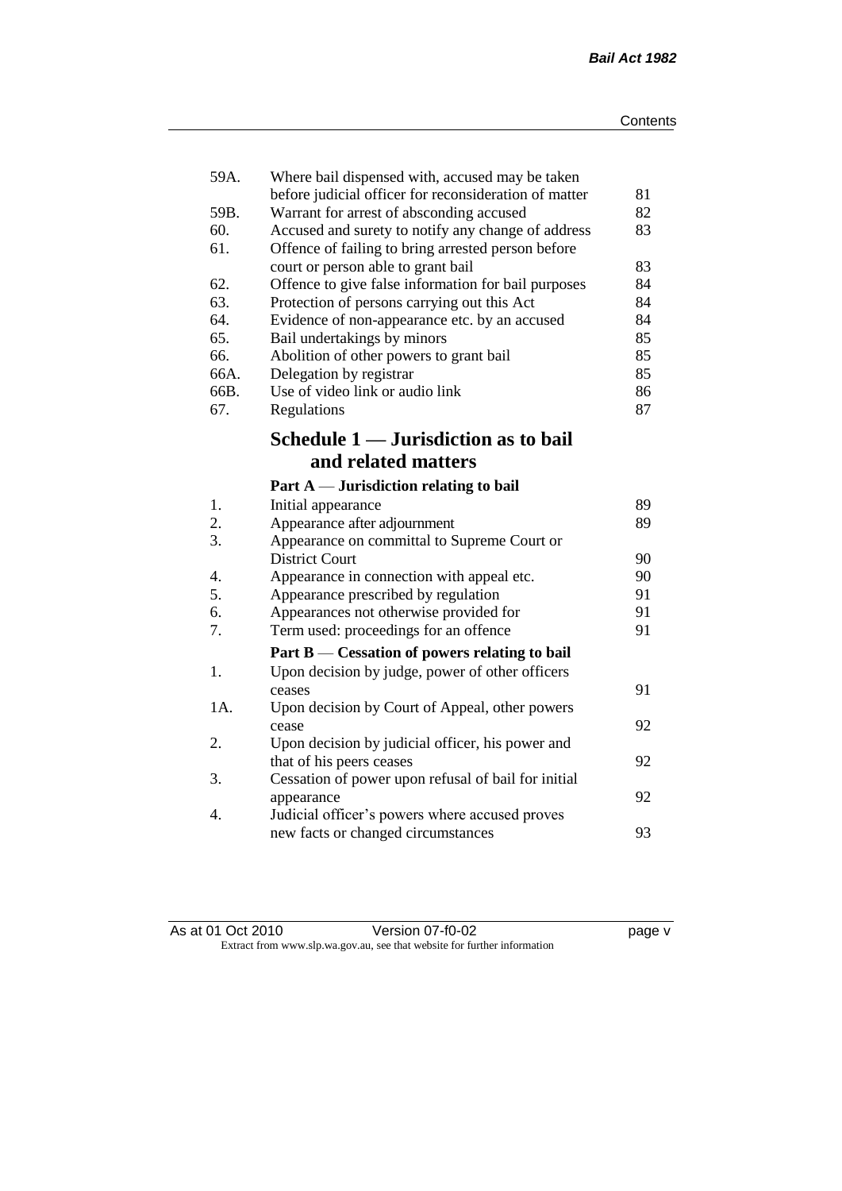| | | |
|---|---|---|
| 59A. | Where bail dispensed with, accused may be taken before judicial officer for reconsideration of matter | 81 |
| 59B. | Warrant for arrest of absconding accused | 82 |
| 60. | Accused and surety to notify any change of address | 83 |
| 61. | Offence of failing to bring arrested person before court or person able to grant bail | 83 |
| 62. | Offence to give false information for bail purposes | 84 |
| 63. | Protection of persons carrying out this Act | 84 |
| 64. | Evidence of non-appearance etc. by an accused | 84 |
| 65. | Bail undertakings by minors | 85 |
| 66. | Abolition of other powers to grant bail | 85 |
| 66A. | Delegation by registrar | 85 |
| 66B. | Use of video link or audio link | 86 |
| 67. | Regulations | 87 |

## Schedule 1 — Jurisdiction as to bail and related matters

### Part A — Jurisdiction relating to bail

| | | |
|---|---|---|
| 1. | Initial appearance | 89 |
| 2. | Appearance after adjournment | 89 |
| 3. | Appearance on committal to Supreme Court or District Court | 90 |
| 4. | Appearance in connection with appeal etc. | 90 |
| 5. | Appearance prescribed by regulation | 91 |
| 6. | Appearances not otherwise provided for | 91 |
| 7. | Term used: proceedings for an offence | 91 |

### Part B — Cessation of powers relating to bail

| | | |
|---|---|---|
| 1. | Upon decision by judge, power of other officers ceases | 91 |
| 1A. | Upon decision by Court of Appeal, other powers cease | 92 |
| 2. | Upon decision by judicial officer, his power and that of his peers ceases | 92 |
| 3. | Cessation of power upon refusal of bail for initial appearance | 92 |
| 4. | Judicial officer's powers where accused proves new facts or changed circumstances | 93 |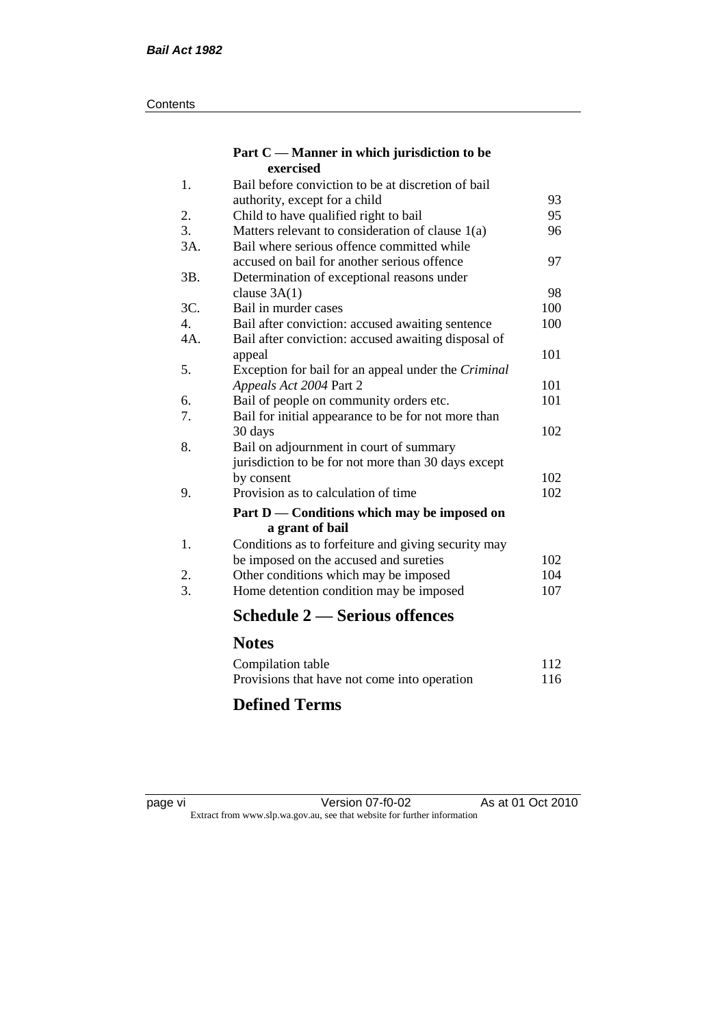### Part C — Manner in which jurisdiction to be exercised

| | | |
|---|---|---|
| 1. | Bail before conviction to be at discretion of bail authority, except for a child | 93 |
| 2. | Child to have qualified right to bail | 95 |
| 3. | Matters relevant to consideration of clause 1(a) | 96 |
| 3A. | Bail where serious offence committed while accused on bail for another serious offence | 97 |
| 3B. | Determination of exceptional reasons under clause 3A(1) | 98 |
| 3C. | Bail in murder cases | 100 |
| 4. | Bail after conviction: accused awaiting sentence | 100 |
| 4A. | Bail after conviction: accused awaiting disposal of appeal | 101 |
| 5. | Exception for bail for an appeal under the *Criminal Appeals Act 2004* Part 2 | 101 |
| 6. | Bail of people on community orders etc. | 101 |
| 7. | Bail for initial appearance to be for not more than 30 days | 102 |
| 8. | Bail on adjournment in court of summary jurisdiction to be for not more than 30 days except by consent | 102 |
| 9. | Provision as to calculation of time | 102 |

### Part D — Conditions which may be imposed on a grant of bail

| | | |
|---|---|---|
| 1. | Conditions as to forfeiture and giving security may be imposed on the accused and sureties | 102 |
| 2. | Other conditions which may be imposed | 104 |
| 3. | Home detention condition may be imposed | 107 |

## Schedule 2 — Serious offences

## Notes

| | |
|---|---|
| Compilation table | 112 |
| Provisions that have not come into operation | 116 |

## Defined Terms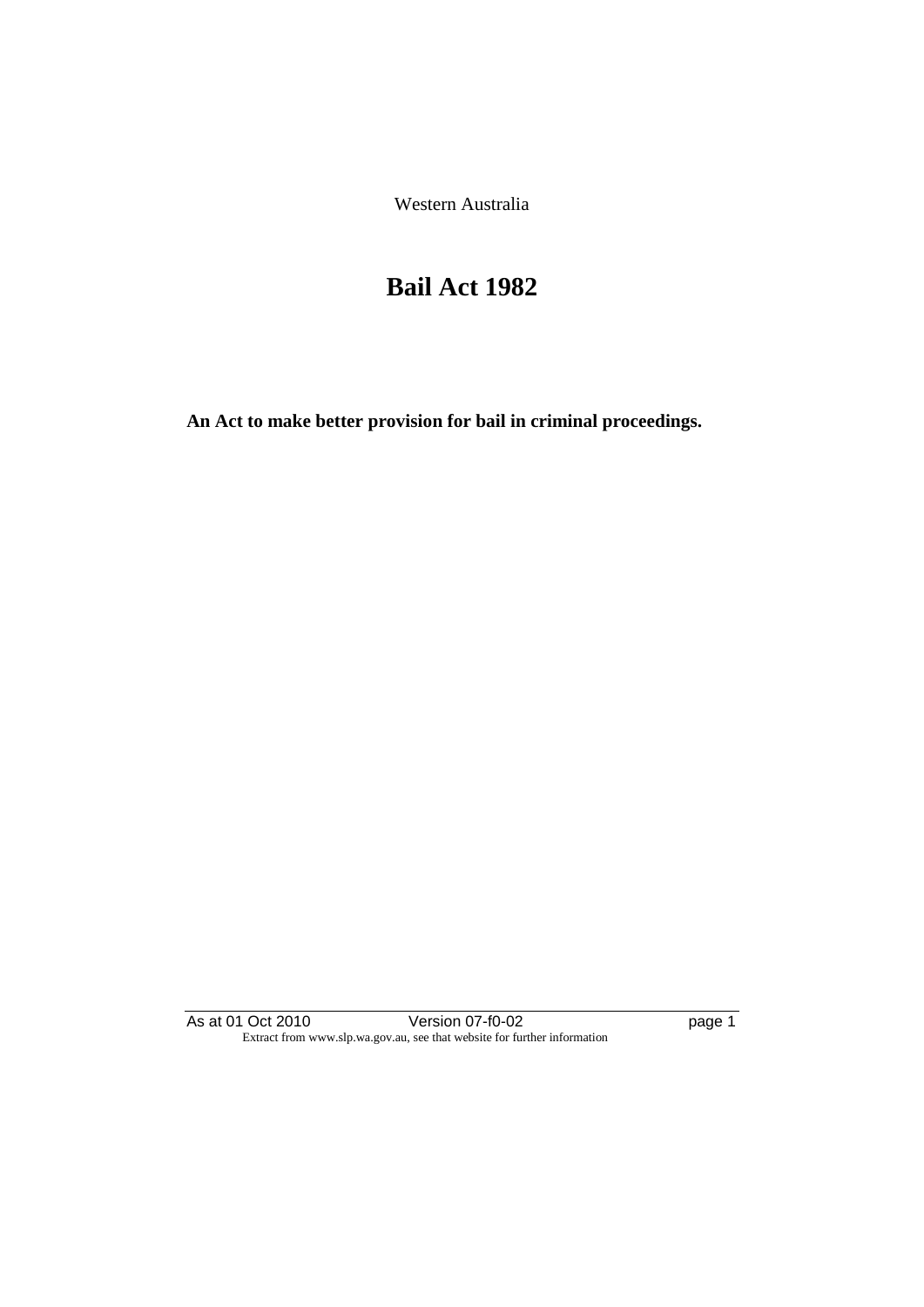Western Australia

# Bail Act 1982

**An Act to make better provision for bail in criminal proceedings.**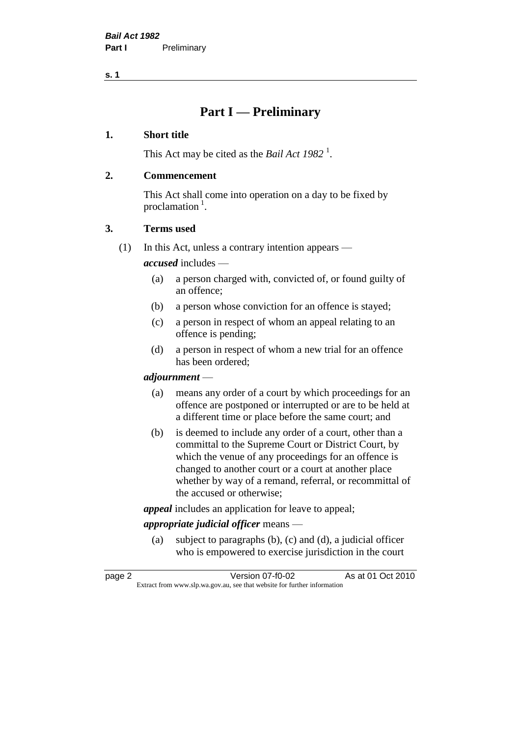# Part I — Preliminary

## 1. Short title

This Act may be cited as the *Bail Act 1982* [1].

## 2. Commencement

This Act shall come into operation on a day to be fixed by proclamation [1].

## 3. Terms used

(1) In this Act, unless a contrary intention appears —

***accused*** includes —

- (a) a person charged with, convicted of, or found guilty of an offence;
- (b) a person whose conviction for an offence is stayed;
- (c) a person in respect of whom an appeal relating to an offence is pending;
- (d) a person in respect of whom a new trial for an offence has been ordered;

***adjournment*** —

- (a) means any order of a court by which proceedings for an offence are postponed or interrupted or are to be held at a different time or place before the same court; and
- (b) is deemed to include any order of a court, other than a committal to the Supreme Court or District Court, by which the venue of any proceedings for an offence is changed to another court or a court at another place whether by way of a remand, referral, or recommittal of the accused or otherwise;

***appeal*** includes an application for leave to appeal;

***appropriate judicial officer*** means —

- (a) subject to paragraphs (b), (c) and (d), a judicial officer who is empowered to exercise jurisdiction in the court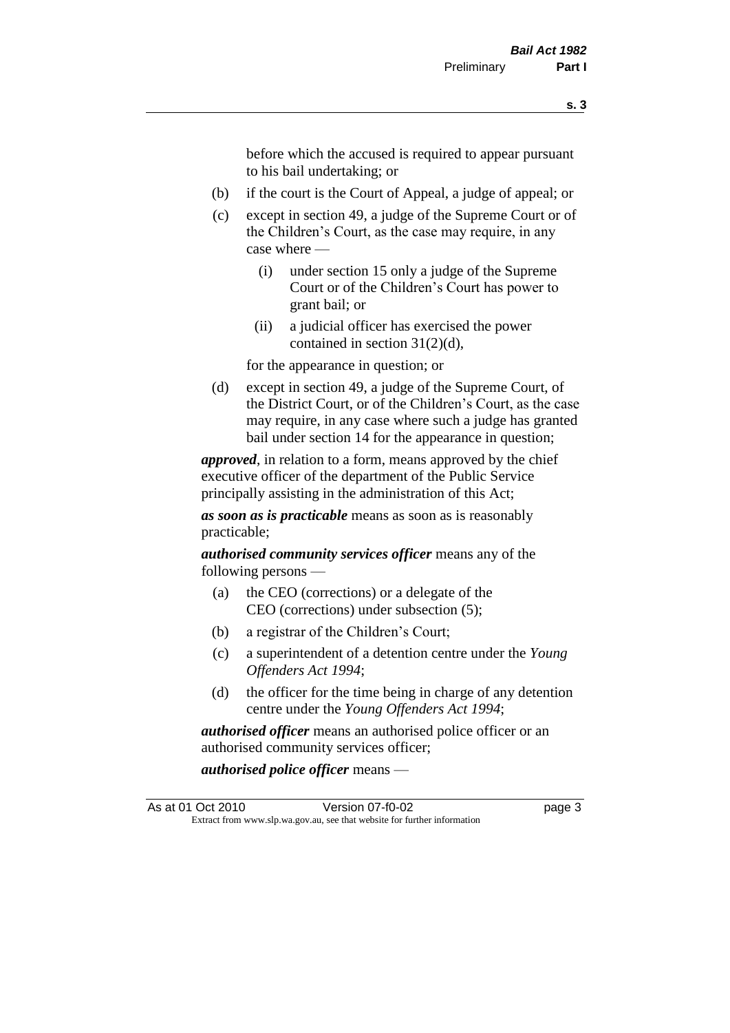before which the accused is required to appear pursuant to his bail undertaking; or

(b) if the court is the Court of Appeal, a judge of appeal; or

(c) except in section 49, a judge of the Supreme Court or of the Children's Court, as the case may require, in any case where —

   (i) under section 15 only a judge of the Supreme Court or of the Children's Court has power to grant bail; or

   (ii) a judicial officer has exercised the power contained in section 31(2)(d),

for the appearance in question; or

(d) except in section 49, a judge of the Supreme Court, of the District Court, or of the Children's Court, as the case may require, in any case where such a judge has granted bail under section 14 for the appearance in question;

***approved***, in relation to a form, means approved by the chief executive officer of the department of the Public Service principally assisting in the administration of this Act;

***as soon as is practicable*** means as soon as is reasonably practicable;

***authorised community services officer*** means any of the following persons —

(a) the CEO (corrections) or a delegate of the CEO (corrections) under subsection (5);

(b) a registrar of the Children's Court;

(c) a superintendent of a detention centre under the *Young Offenders Act 1994*;

(d) the officer for the time being in charge of any detention centre under the *Young Offenders Act 1994*;

***authorised officer*** means an authorised police officer or an authorised community services officer;

***authorised police officer*** means —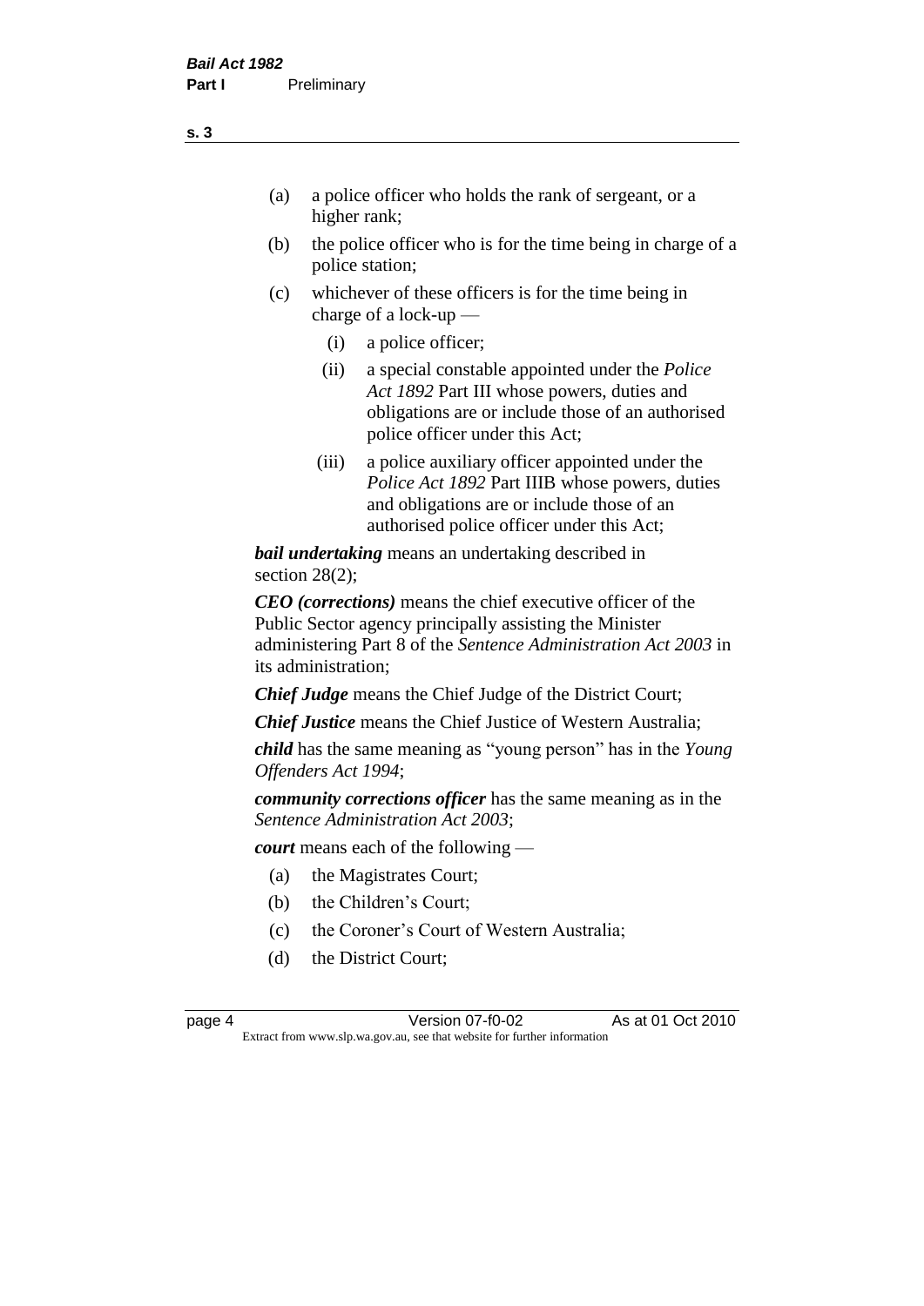(a) a police officer who holds the rank of sergeant, or a higher rank;

(b) the police officer who is for the time being in charge of a police station;

(c) whichever of these officers is for the time being in charge of a lock-up —

  (i) a police officer;

  (ii) a special constable appointed under the *Police Act 1892* Part III whose powers, duties and obligations are or include those of an authorised police officer under this Act;

  (iii) a police auxiliary officer appointed under the *Police Act 1892* Part IIIB whose powers, duties and obligations are or include those of an authorised police officer under this Act;

***bail undertaking*** means an undertaking described in section 28(2);

***CEO (corrections)*** means the chief executive officer of the Public Sector agency principally assisting the Minister administering Part 8 of the *Sentence Administration Act 2003* in its administration;

***Chief Judge*** means the Chief Judge of the District Court;

***Chief Justice*** means the Chief Justice of Western Australia;

***child*** has the same meaning as "young person" has in the *Young Offenders Act 1994*;

***community corrections officer*** has the same meaning as in the *Sentence Administration Act 2003*;

***court*** means each of the following —

(a) the Magistrates Court;

(b) the Children's Court;

(c) the Coroner's Court of Western Australia;

(d) the District Court;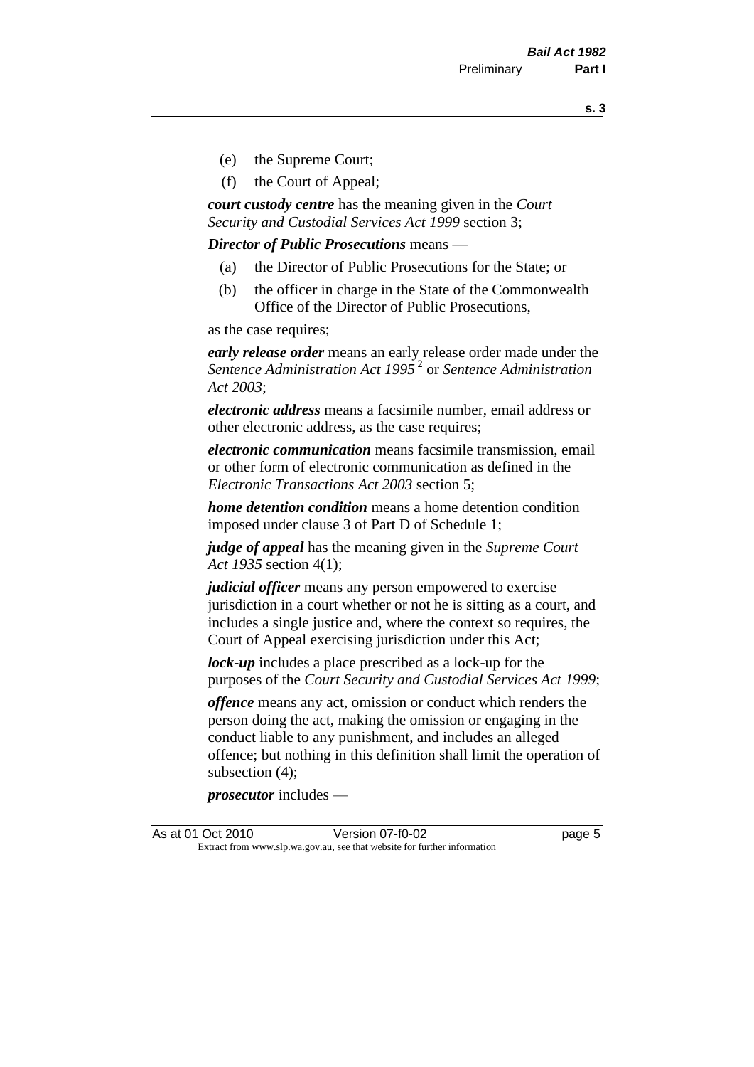- (e) the Supreme Court;
- (f) the Court of Appeal;

***court custody centre*** has the meaning given in the *Court Security and Custodial Services Act 1999* section 3;

***Director of Public Prosecutions*** means —

- (a) the Director of Public Prosecutions for the State; or
- (b) the officer in charge in the State of the Commonwealth Office of the Director of Public Prosecutions,

as the case requires;

***early release order*** means an early release order made under the *Sentence Administration Act 1995* [2] or *Sentence Administration Act 2003*;

***electronic address*** means a facsimile number, email address or other electronic address, as the case requires;

***electronic communication*** means facsimile transmission, email or other form of electronic communication as defined in the *Electronic Transactions Act 2003* section 5;

***home detention condition*** means a home detention condition imposed under clause 3 of Part D of Schedule 1;

***judge of appeal*** has the meaning given in the *Supreme Court Act 1935* section 4(1);

***judicial officer*** means any person empowered to exercise jurisdiction in a court whether or not he is sitting as a court, and includes a single justice and, where the context so requires, the Court of Appeal exercising jurisdiction under this Act;

***lock-up*** includes a place prescribed as a lock-up for the purposes of the *Court Security and Custodial Services Act 1999*;

***offence*** means any act, omission or conduct which renders the person doing the act, making the omission or engaging in the conduct liable to any punishment, and includes an alleged offence; but nothing in this definition shall limit the operation of subsection (4);

***prosecutor*** includes —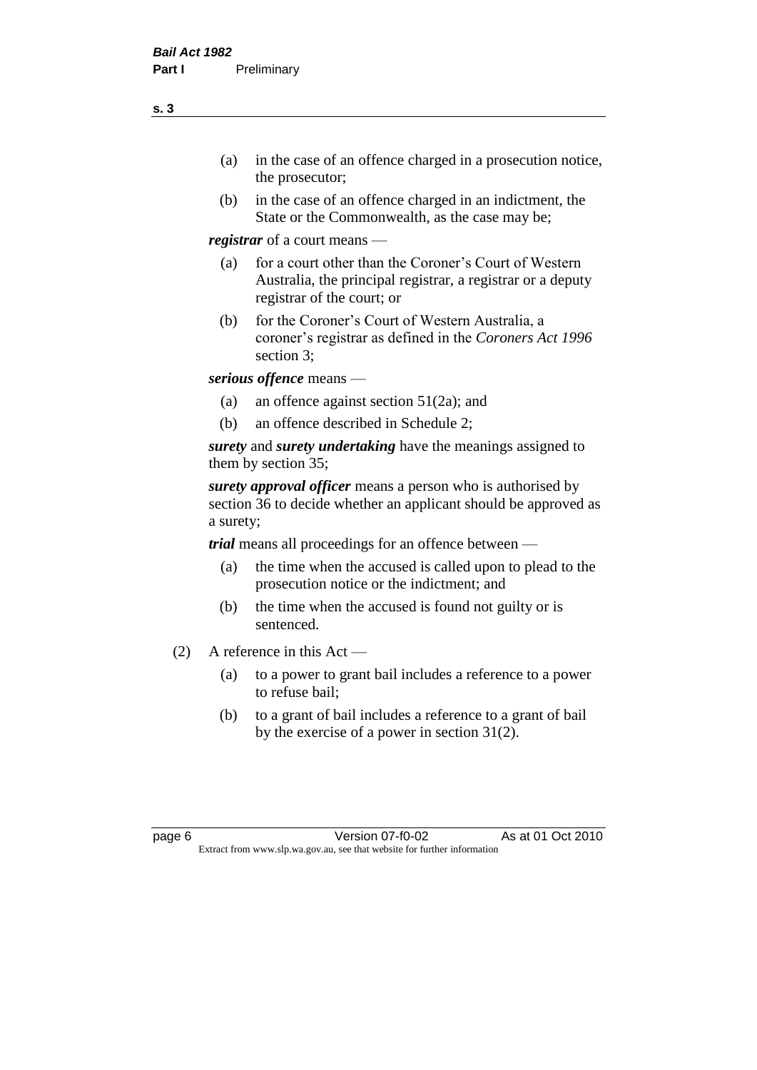- (a) in the case of an offence charged in a prosecution notice, the prosecutor;
- (b) in the case of an offence charged in an indictment, the State or the Commonwealth, as the case may be;

***registrar*** of a court means —

- (a) for a court other than the Coroner's Court of Western Australia, the principal registrar, a registrar or a deputy registrar of the court; or
- (b) for the Coroner's Court of Western Australia, a coroner's registrar as defined in the *Coroners Act 1996* section 3;

***serious offence*** means —

- (a) an offence against section 51(2a); and
- (b) an offence described in Schedule 2;

***surety*** and ***surety undertaking*** have the meanings assigned to them by section 35;

***surety approval officer*** means a person who is authorised by section 36 to decide whether an applicant should be approved as a surety;

***trial*** means all proceedings for an offence between —

- (a) the time when the accused is called upon to plead to the prosecution notice or the indictment; and
- (b) the time when the accused is found not guilty or is sentenced.

(2) A reference in this Act —

- (a) to a power to grant bail includes a reference to a power to refuse bail;
- (b) to a grant of bail includes a reference to a grant of bail by the exercise of a power in section 31(2).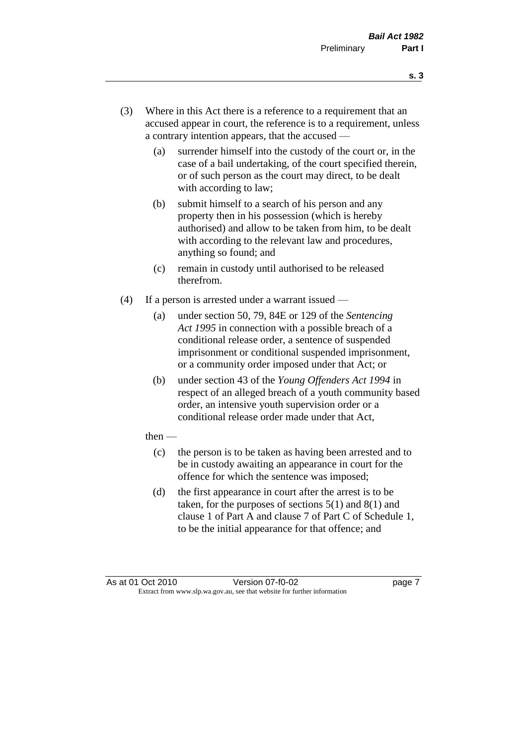(3) Where in this Act there is a reference to a requirement that an accused appear in court, the reference is to a requirement, unless a contrary intention appears, that the accused —

  (a) surrender himself into the custody of the court or, in the case of a bail undertaking, of the court specified therein, or of such person as the court may direct, to be dealt with according to law;

  (b) submit himself to a search of his person and any property then in his possession (which is hereby authorised) and allow to be taken from him, to be dealt with according to the relevant law and procedures, anything so found; and

  (c) remain in custody until authorised to be released therefrom.

(4) If a person is arrested under a warrant issued —

  (a) under section 50, 79, 84E or 129 of the *Sentencing Act 1995* in connection with a possible breach of a conditional release order, a sentence of suspended imprisonment or conditional suspended imprisonment, or a community order imposed under that Act; or

  (b) under section 43 of the *Young Offenders Act 1994* in respect of an alleged breach of a youth community based order, an intensive youth supervision order or a conditional release order made under that Act,

then —

  (c) the person is to be taken as having been arrested and to be in custody awaiting an appearance in court for the offence for which the sentence was imposed;

  (d) the first appearance in court after the arrest is to be taken, for the purposes of sections 5(1) and 8(1) and clause 1 of Part A and clause 7 of Part C of Schedule 1, to be the initial appearance for that offence; and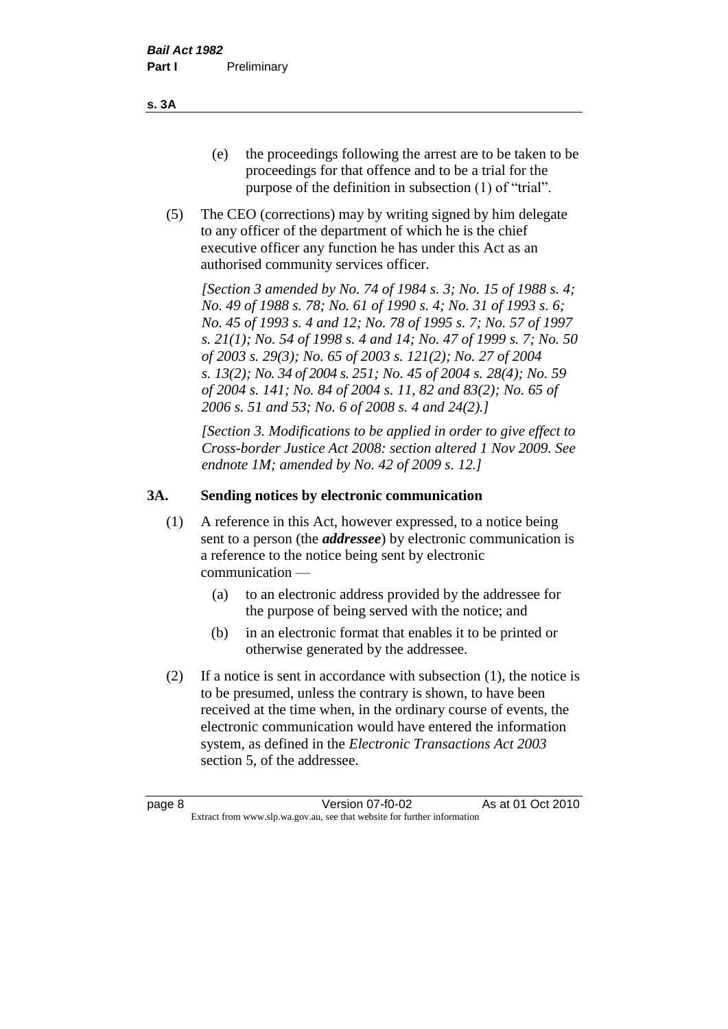(e) the proceedings following the arrest are to be taken to be proceedings for that offence and to be a trial for the purpose of the definition in subsection (1) of "trial".

(5) The CEO (corrections) may by writing signed by him delegate to any officer of the department of which he is the chief executive officer any function he has under this Act as an authorised community services officer.

*[Section 3 amended by No. 74 of 1984 s. 3; No. 15 of 1988 s. 4; No. 49 of 1988 s. 78; No. 61 of 1990 s. 4; No. 31 of 1993 s. 6; No. 45 of 1993 s. 4 and 12; No. 78 of 1995 s. 7; No. 57 of 1997 s. 21(1); No. 54 of 1998 s. 4 and 14; No. 47 of 1999 s. 7; No. 50 of 2003 s. 29(3); No. 65 of 2003 s. 121(2); No. 27 of 2004 s. 13(2); No. 34 of 2004 s. 251; No. 45 of 2004 s. 28(4); No. 59 of 2004 s. 141; No. 84 of 2004 s. 11, 82 and 83(2); No. 65 of 2006 s. 51 and 53; No. 6 of 2008 s. 4 and 24(2).]*

*[Section 3. Modifications to be applied in order to give effect to Cross-border Justice Act 2008: section altered 1 Nov 2009. See endnote 1M; amended by No. 42 of 2009 s. 12.]*

## 3A. Sending notices by electronic communication

(1) A reference in this Act, however expressed, to a notice being sent to a person (the ***addressee***) by electronic communication is a reference to the notice being sent by electronic communication —

(a) to an electronic address provided by the addressee for the purpose of being served with the notice; and

(b) in an electronic format that enables it to be printed or otherwise generated by the addressee.

(2) If a notice is sent in accordance with subsection (1), the notice is to be presumed, unless the contrary is shown, to have been received at the time when, in the ordinary course of events, the electronic communication would have entered the information system, as defined in the *Electronic Transactions Act 2003* section 5, of the addressee.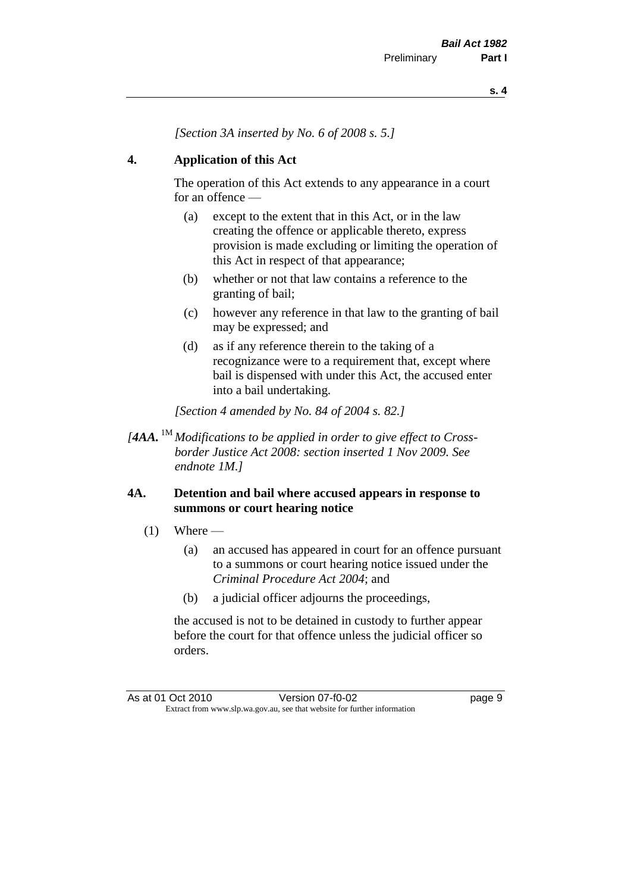*[Section 3A inserted by No. 6 of 2008 s. 5.]*

## 4. Application of this Act

The operation of this Act extends to any appearance in a court for an offence —

- (a) except to the extent that in this Act, or in the law creating the offence or applicable thereto, express provision is made excluding or limiting the operation of this Act in respect of that appearance;
- (b) whether or not that law contains a reference to the granting of bail;
- (c) however any reference in that law to the granting of bail may be expressed; and
- (d) as if any reference therein to the taking of a recognizance were to a requirement that, except where bail is dispensed with under this Act, the accused enter into a bail undertaking.

*[Section 4 amended by No. 84 of 2004 s. 82.]*

*[**4AA.** [1M] Modifications to be applied in order to give effect to Cross-border Justice Act 2008: section inserted 1 Nov 2009. See endnote 1M.]*

## 4A. Detention and bail where accused appears in response to summons or court hearing notice

(1) Where —

- (a) an accused has appeared in court for an offence pursuant to a summons or court hearing notice issued under the *Criminal Procedure Act 2004*; and
- (b) a judicial officer adjourns the proceedings,

the accused is not to be detained in custody to further appear before the court for that offence unless the judicial officer so orders.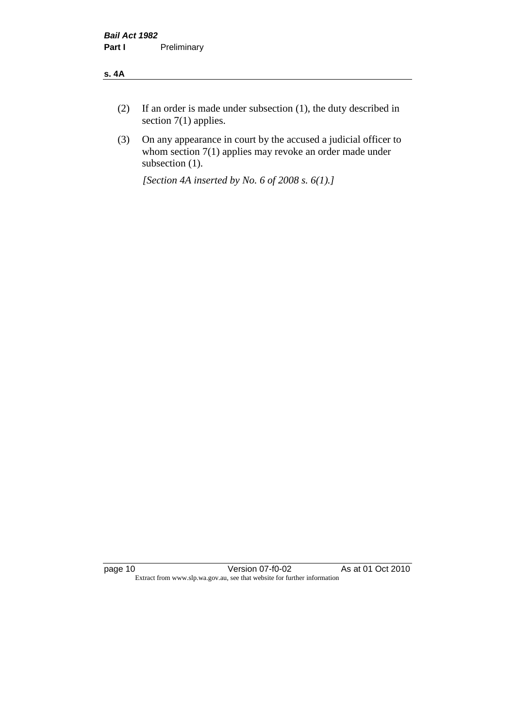(2) If an order is made under subsection (1), the duty described in section 7(1) applies.

(3) On any appearance in court by the accused a judicial officer to whom section 7(1) applies may revoke an order made under subsection (1).

*[Section 4A inserted by No. 6 of 2008 s. 6(1).]*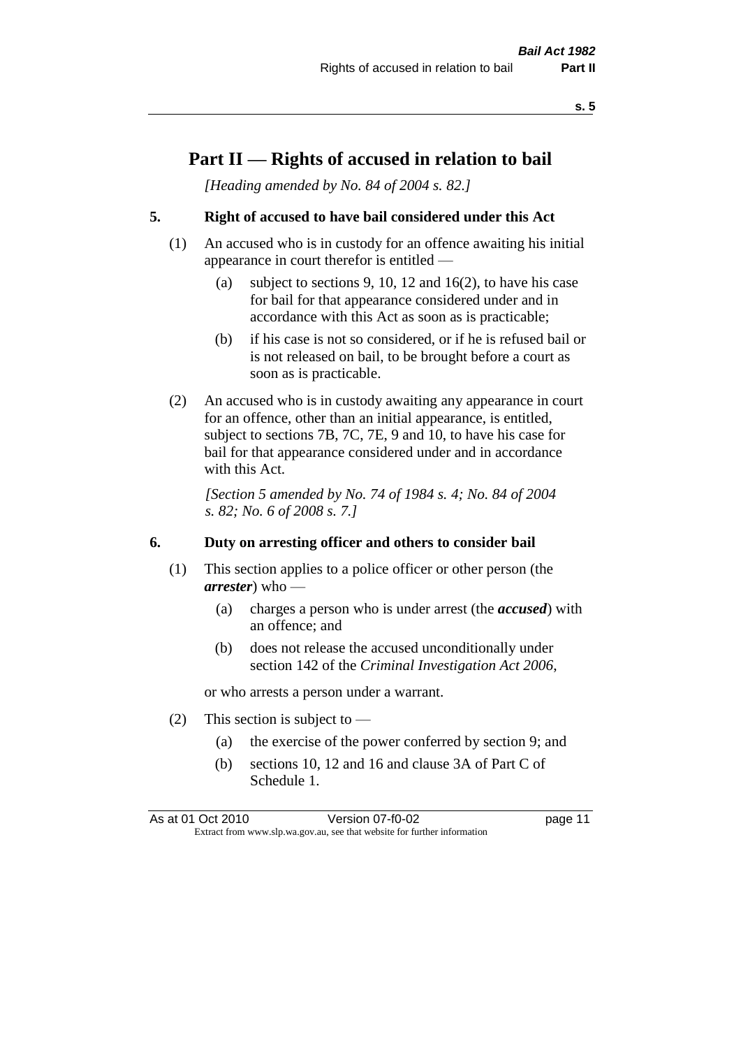# Part II — Rights of accused in relation to bail

*[Heading amended by No. 84 of 2004 s. 82.]*

## 5. Right of accused to have bail considered under this Act

(1) An accused who is in custody for an offence awaiting his initial appearance in court therefor is entitled —

(a) subject to sections 9, 10, 12 and 16(2), to have his case for bail for that appearance considered under and in accordance with this Act as soon as is practicable;

(b) if his case is not so considered, or if he is refused bail or is not released on bail, to be brought before a court as soon as is practicable.

(2) An accused who is in custody awaiting any appearance in court for an offence, other than an initial appearance, is entitled, subject to sections 7B, 7C, 7E, 9 and 10, to have his case for bail for that appearance considered under and in accordance with this Act.

*[Section 5 amended by No. 74 of 1984 s. 4; No. 84 of 2004 s. 82; No. 6 of 2008 s. 7.]*

## 6. Duty on arresting officer and others to consider bail

(1) This section applies to a police officer or other person (the ***arrester***) who —

(a) charges a person who is under arrest (the ***accused***) with an offence; and

(b) does not release the accused unconditionally under section 142 of the *Criminal Investigation Act 2006*,

or who arrests a person under a warrant.

(2) This section is subject to —

(a) the exercise of the power conferred by section 9; and

(b) sections 10, 12 and 16 and clause 3A of Part C of Schedule 1.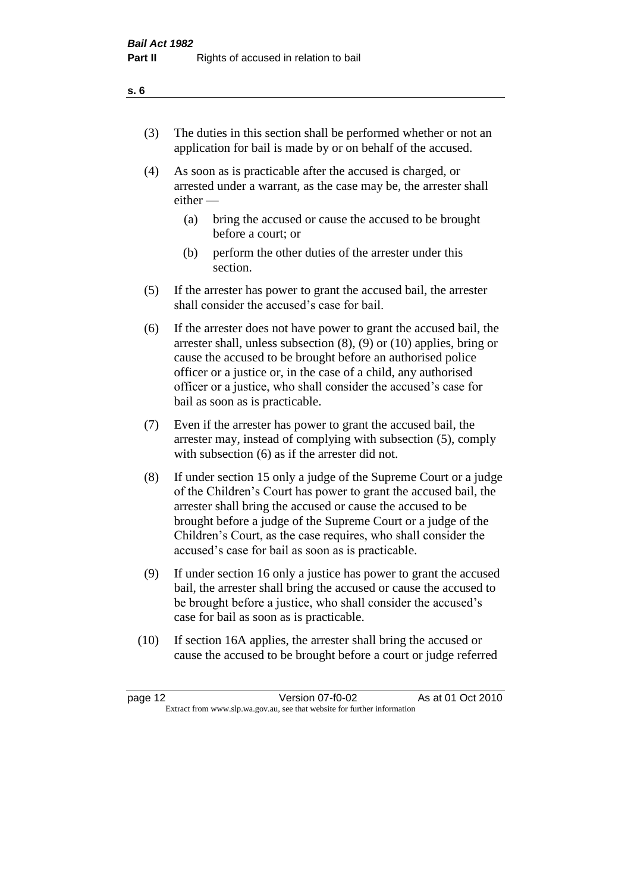(3) The duties in this section shall be performed whether or not an application for bail is made by or on behalf of the accused.

(4) As soon as is practicable after the accused is charged, or arrested under a warrant, as the case may be, the arrester shall either —

(a) bring the accused or cause the accused to be brought before a court; or

(b) perform the other duties of the arrester under this section.

(5) If the arrester has power to grant the accused bail, the arrester shall consider the accused's case for bail.

(6) If the arrester does not have power to grant the accused bail, the arrester shall, unless subsection (8), (9) or (10) applies, bring or cause the accused to be brought before an authorised police officer or a justice or, in the case of a child, any authorised officer or a justice, who shall consider the accused's case for bail as soon as is practicable.

(7) Even if the arrester has power to grant the accused bail, the arrester may, instead of complying with subsection (5), comply with subsection (6) as if the arrester did not.

(8) If under section 15 only a judge of the Supreme Court or a judge of the Children's Court has power to grant the accused bail, the arrester shall bring the accused or cause the accused to be brought before a judge of the Supreme Court or a judge of the Children's Court, as the case requires, who shall consider the accused's case for bail as soon as is practicable.

(9) If under section 16 only a justice has power to grant the accused bail, the arrester shall bring the accused or cause the accused to be brought before a justice, who shall consider the accused's case for bail as soon as is practicable.

(10) If section 16A applies, the arrester shall bring the accused or cause the accused to be brought before a court or judge referred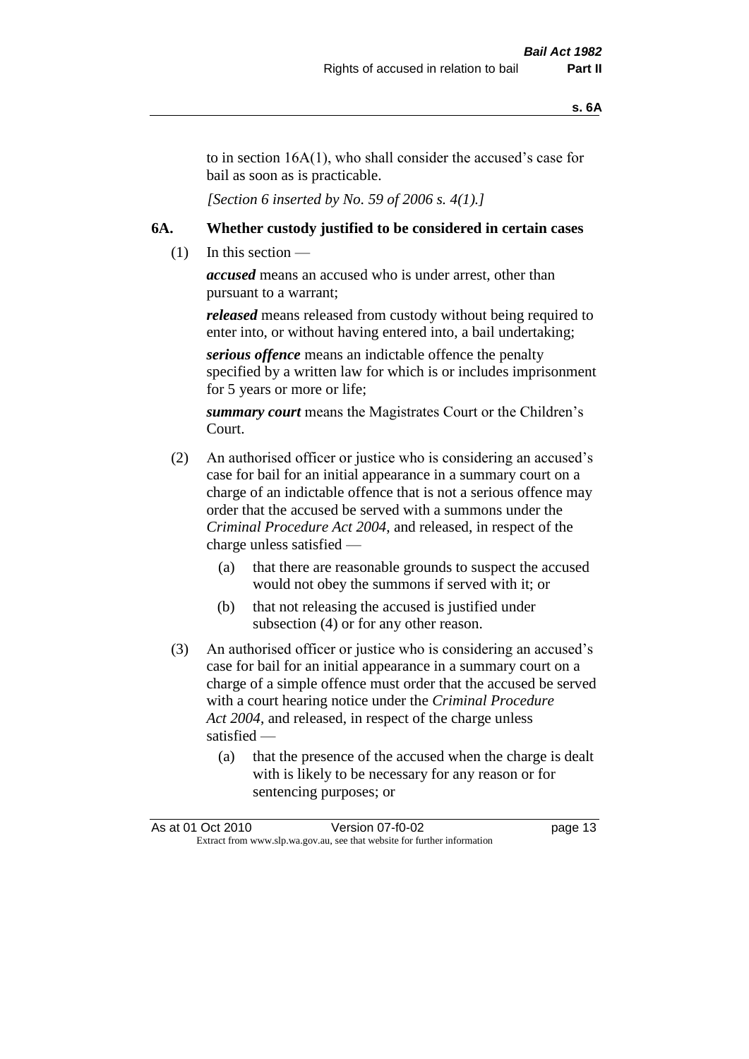to in section 16A(1), who shall consider the accused's case for bail as soon as is practicable.

*[Section 6 inserted by No. 59 of 2006 s. 4(1).]*

## 6A. Whether custody justified to be considered in certain cases

(1) In this section —

***accused*** means an accused who is under arrest, other than pursuant to a warrant;

***released*** means released from custody without being required to enter into, or without having entered into, a bail undertaking;

***serious offence*** means an indictable offence the penalty specified by a written law for which is or includes imprisonment for 5 years or more or life;

***summary court*** means the Magistrates Court or the Children's Court.

(2) An authorised officer or justice who is considering an accused's case for bail for an initial appearance in a summary court on a charge of an indictable offence that is not a serious offence may order that the accused be served with a summons under the *Criminal Procedure Act 2004*, and released, in respect of the charge unless satisfied —

- (a) that there are reasonable grounds to suspect the accused would not obey the summons if served with it; or
- (b) that not releasing the accused is justified under subsection (4) or for any other reason.

(3) An authorised officer or justice who is considering an accused's case for bail for an initial appearance in a summary court on a charge of a simple offence must order that the accused be served with a court hearing notice under the *Criminal Procedure Act 2004*, and released, in respect of the charge unless satisfied —

- (a) that the presence of the accused when the charge is dealt with is likely to be necessary for any reason or for sentencing purposes; or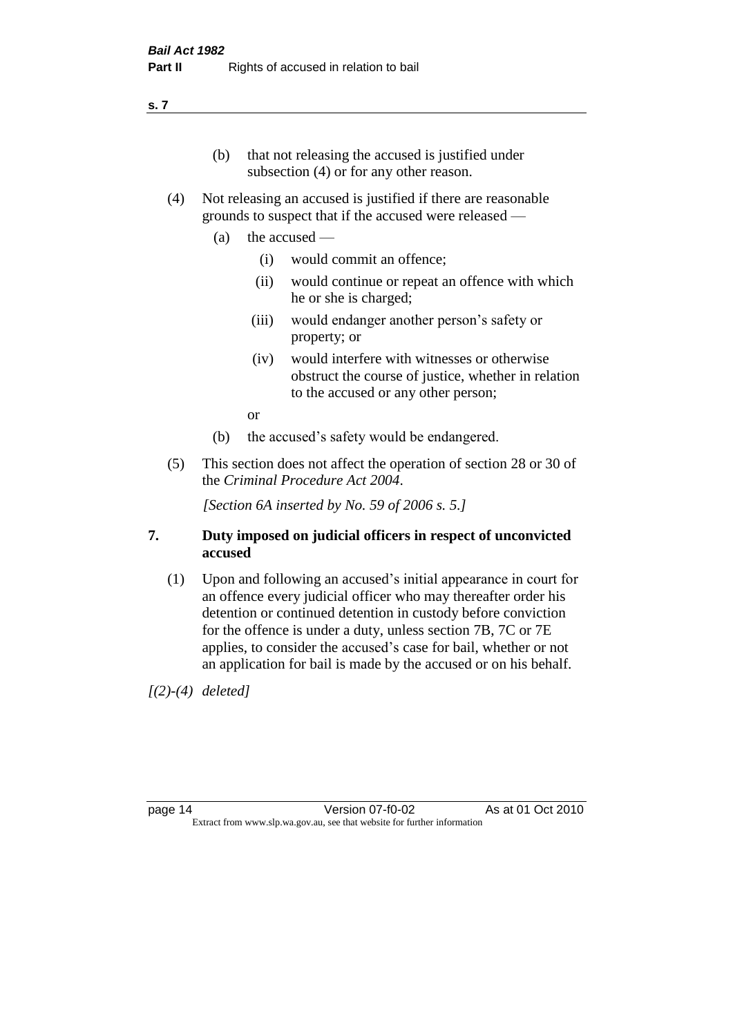(b) that not releasing the accused is justified under subsection (4) or for any other reason.

(4) Not releasing an accused is justified if there are reasonable grounds to suspect that if the accused were released —

(a) the accused —

(i) would commit an offence;

(ii) would continue or repeat an offence with which he or she is charged;

(iii) would endanger another person's safety or property; or

(iv) would interfere with witnesses or otherwise obstruct the course of justice, whether in relation to the accused or any other person;

or

(b) the accused's safety would be endangered.

(5) This section does not affect the operation of section 28 or 30 of the *Criminal Procedure Act 2004*.

*[Section 6A inserted by No. 59 of 2006 s. 5.]*

## 7. Duty imposed on judicial officers in respect of unconvicted accused

(1) Upon and following an accused's initial appearance in court for an offence every judicial officer who may thereafter order his detention or continued detention in custody before conviction for the offence is under a duty, unless section 7B, 7C or 7E applies, to consider the accused's case for bail, whether or not an application for bail is made by the accused or on his behalf.

*[(2)-(4) deleted]*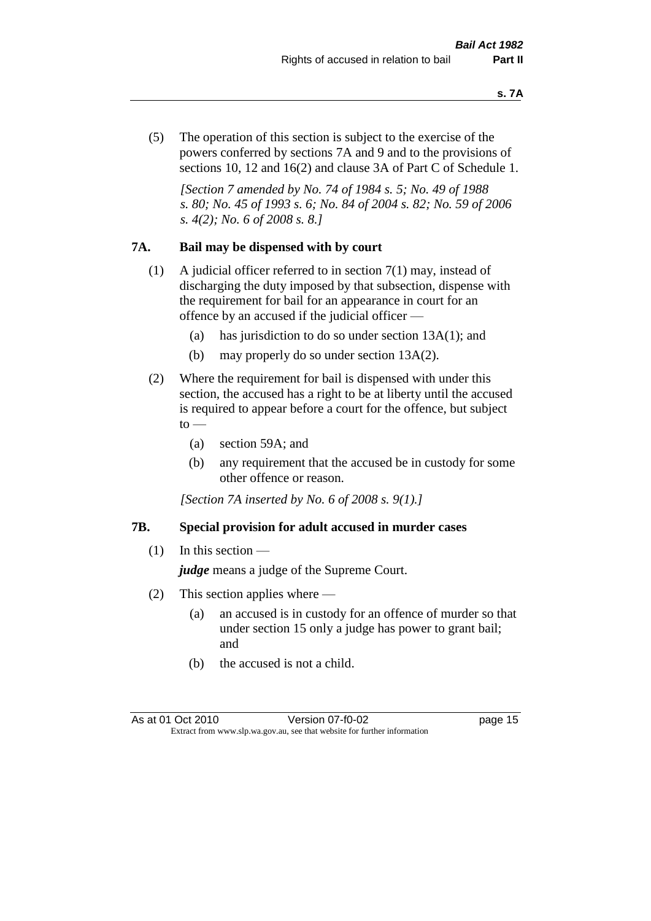(5) The operation of this section is subject to the exercise of the powers conferred by sections 7A and 9 and to the provisions of sections 10, 12 and 16(2) and clause 3A of Part C of Schedule 1.

*[Section 7 amended by No. 74 of 1984 s. 5; No. 49 of 1988 s. 80; No. 45 of 1993 s. 6; No. 84 of 2004 s. 82; No. 59 of 2006 s. 4(2); No. 6 of 2008 s. 8.]*

## 7A. Bail may be dispensed with by court

(1) A judicial officer referred to in section 7(1) may, instead of discharging the duty imposed by that subsection, dispense with the requirement for bail for an appearance in court for an offence by an accused if the judicial officer —

- (a) has jurisdiction to do so under section 13A(1); and
- (b) may properly do so under section 13A(2).

(2) Where the requirement for bail is dispensed with under this section, the accused has a right to be at liberty until the accused is required to appear before a court for the offence, but subject to —

- (a) section 59A; and
- (b) any requirement that the accused be in custody for some other offence or reason.

*[Section 7A inserted by No. 6 of 2008 s. 9(1).]*

## 7B. Special provision for adult accused in murder cases

(1) In this section —

***judge*** means a judge of the Supreme Court.

(2) This section applies where —

- (a) an accused is in custody for an offence of murder so that under section 15 only a judge has power to grant bail; and
- (b) the accused is not a child.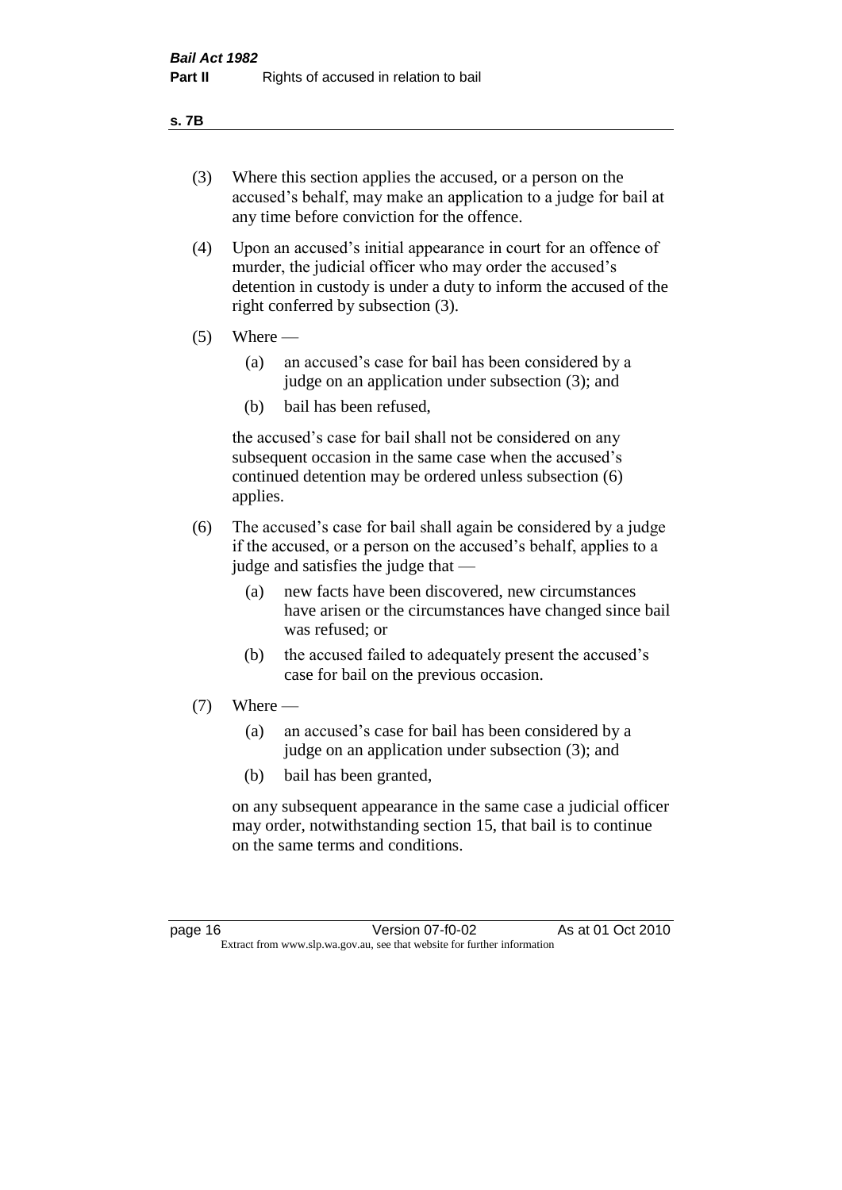**s. 7B**

(3) Where this section applies the accused, or a person on the accused's behalf, may make an application to a judge for bail at any time before conviction for the offence.

(4) Upon an accused's initial appearance in court for an offence of murder, the judicial officer who may order the accused's detention in custody is under a duty to inform the accused of the right conferred by subsection (3).

(5) Where —

(a) an accused's case for bail has been considered by a judge on an application under subsection (3); and

(b) bail has been refused,

the accused's case for bail shall not be considered on any subsequent occasion in the same case when the accused's continued detention may be ordered unless subsection (6) applies.

(6) The accused's case for bail shall again be considered by a judge if the accused, or a person on the accused's behalf, applies to a judge and satisfies the judge that —

(a) new facts have been discovered, new circumstances have arisen or the circumstances have changed since bail was refused; or

(b) the accused failed to adequately present the accused's case for bail on the previous occasion.

(7) Where —

(a) an accused's case for bail has been considered by a judge on an application under subsection (3); and

(b) bail has been granted,

on any subsequent appearance in the same case a judicial officer may order, notwithstanding section 15, that bail is to continue on the same terms and conditions.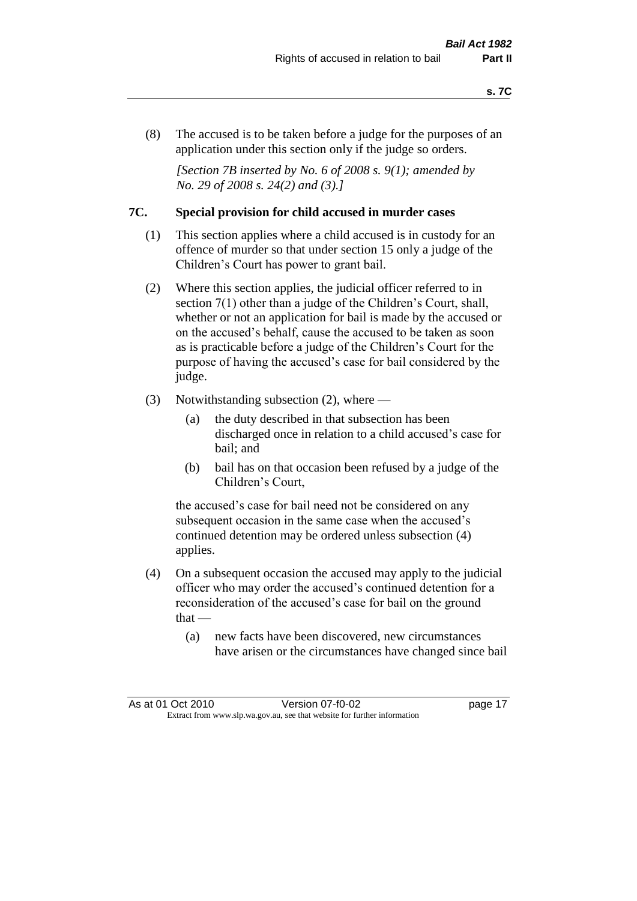(8) The accused is to be taken before a judge for the purposes of an application under this section only if the judge so orders.

*[Section 7B inserted by No. 6 of 2008 s. 9(1); amended by No. 29 of 2008 s. 24(2) and (3).]*

## 7C. Special provision for child accused in murder cases

(1) This section applies where a child accused is in custody for an offence of murder so that under section 15 only a judge of the Children's Court has power to grant bail.

(2) Where this section applies, the judicial officer referred to in section 7(1) other than a judge of the Children's Court, shall, whether or not an application for bail is made by the accused or on the accused's behalf, cause the accused to be taken as soon as is practicable before a judge of the Children's Court for the purpose of having the accused's case for bail considered by the judge.

(3) Notwithstanding subsection (2), where —

- (a) the duty described in that subsection has been discharged once in relation to a child accused's case for bail; and
- (b) bail has on that occasion been refused by a judge of the Children's Court,

the accused's case for bail need not be considered on any subsequent occasion in the same case when the accused's continued detention may be ordered unless subsection (4) applies.

(4) On a subsequent occasion the accused may apply to the judicial officer who may order the accused's continued detention for a reconsideration of the accused's case for bail on the ground that —

- (a) new facts have been discovered, new circumstances have arisen or the circumstances have changed since bail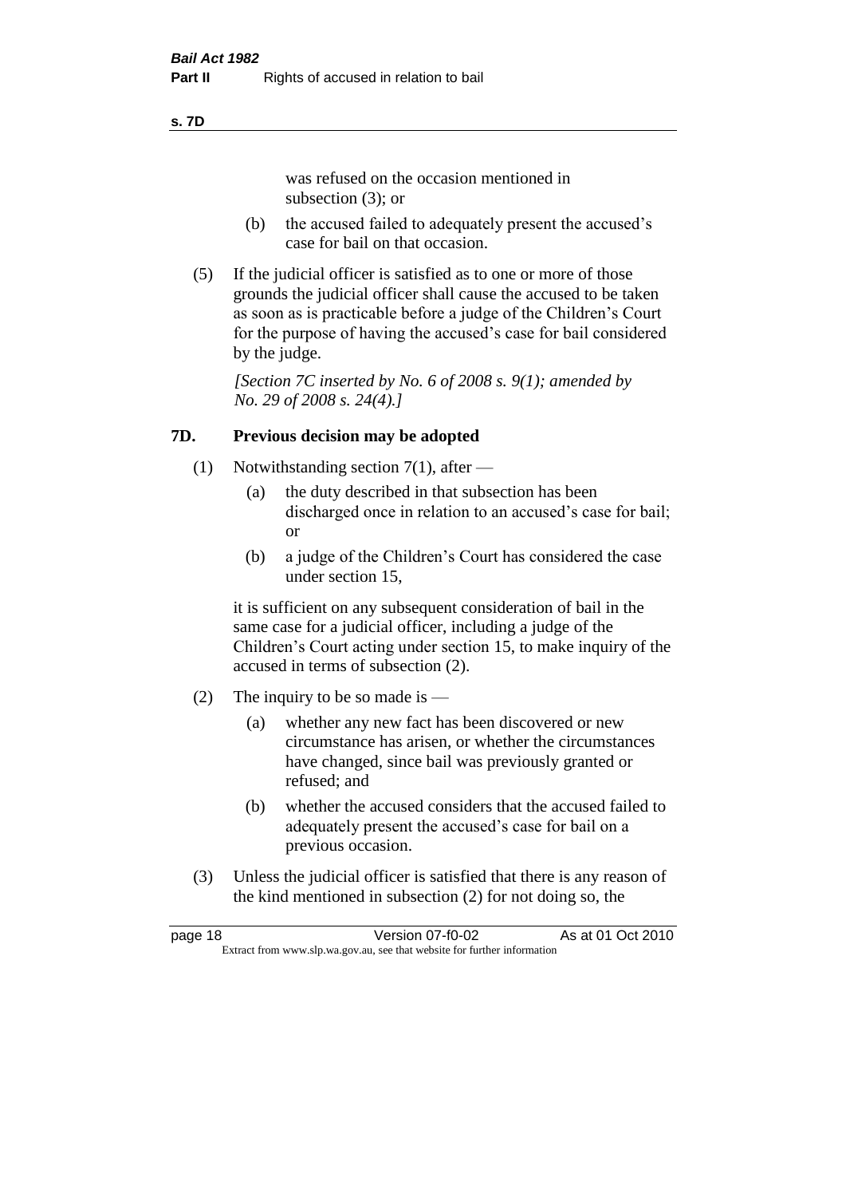was refused on the occasion mentioned in subsection (3); or

(b) the accused failed to adequately present the accused's case for bail on that occasion.

(5) If the judicial officer is satisfied as to one or more of those grounds the judicial officer shall cause the accused to be taken as soon as is practicable before a judge of the Children's Court for the purpose of having the accused's case for bail considered by the judge.

*[Section 7C inserted by No. 6 of 2008 s. 9(1); amended by No. 29 of 2008 s. 24(4).]*

## 7D. Previous decision may be adopted

(1) Notwithstanding section 7(1), after —

(a) the duty described in that subsection has been discharged once in relation to an accused's case for bail; or

(b) a judge of the Children's Court has considered the case under section 15,

it is sufficient on any subsequent consideration of bail in the same case for a judicial officer, including a judge of the Children's Court acting under section 15, to make inquiry of the accused in terms of subsection (2).

(2) The inquiry to be so made is —

(a) whether any new fact has been discovered or new circumstance has arisen, or whether the circumstances have changed, since bail was previously granted or refused; and

(b) whether the accused considers that the accused failed to adequately present the accused's case for bail on a previous occasion.

(3) Unless the judicial officer is satisfied that there is any reason of the kind mentioned in subsection (2) for not doing so, the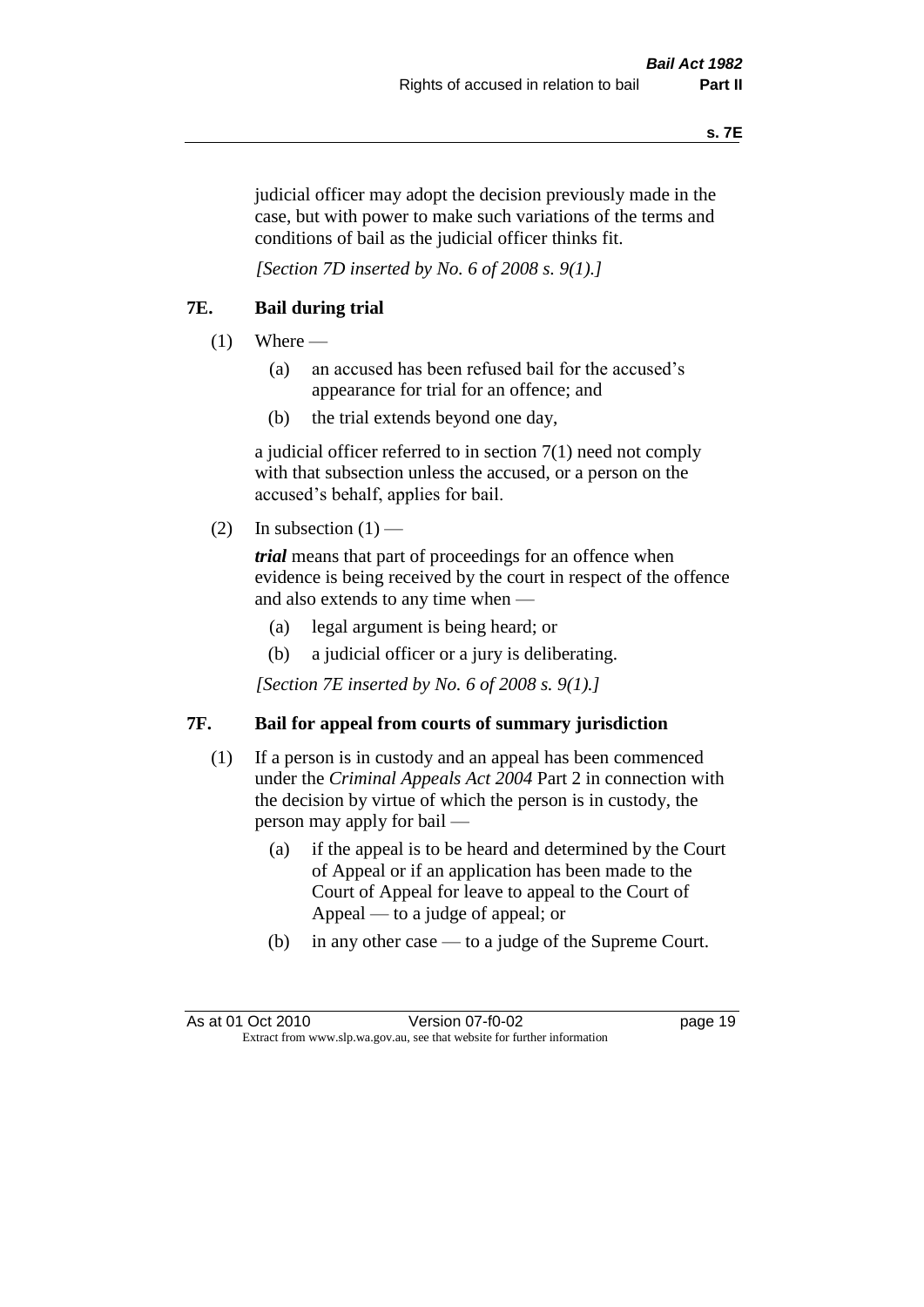judicial officer may adopt the decision previously made in the case, but with power to make such variations of the terms and conditions of bail as the judicial officer thinks fit.

*[Section 7D inserted by No. 6 of 2008 s. 9(1).]*

## 7E. Bail during trial

(1) Where —

(a) an accused has been refused bail for the accused's appearance for trial for an offence; and

(b) the trial extends beyond one day,

a judicial officer referred to in section 7(1) need not comply with that subsection unless the accused, or a person on the accused's behalf, applies for bail.

(2) In subsection (1) —

***trial*** means that part of proceedings for an offence when evidence is being received by the court in respect of the offence and also extends to any time when —

(a) legal argument is being heard; or

(b) a judicial officer or a jury is deliberating.

*[Section 7E inserted by No. 6 of 2008 s. 9(1).]*

## 7F. Bail for appeal from courts of summary jurisdiction

(1) If a person is in custody and an appeal has been commenced under the *Criminal Appeals Act 2004* Part 2 in connection with the decision by virtue of which the person is in custody, the person may apply for bail —

(a) if the appeal is to be heard and determined by the Court of Appeal or if an application has been made to the Court of Appeal for leave to appeal to the Court of Appeal — to a judge of appeal; or

(b) in any other case — to a judge of the Supreme Court.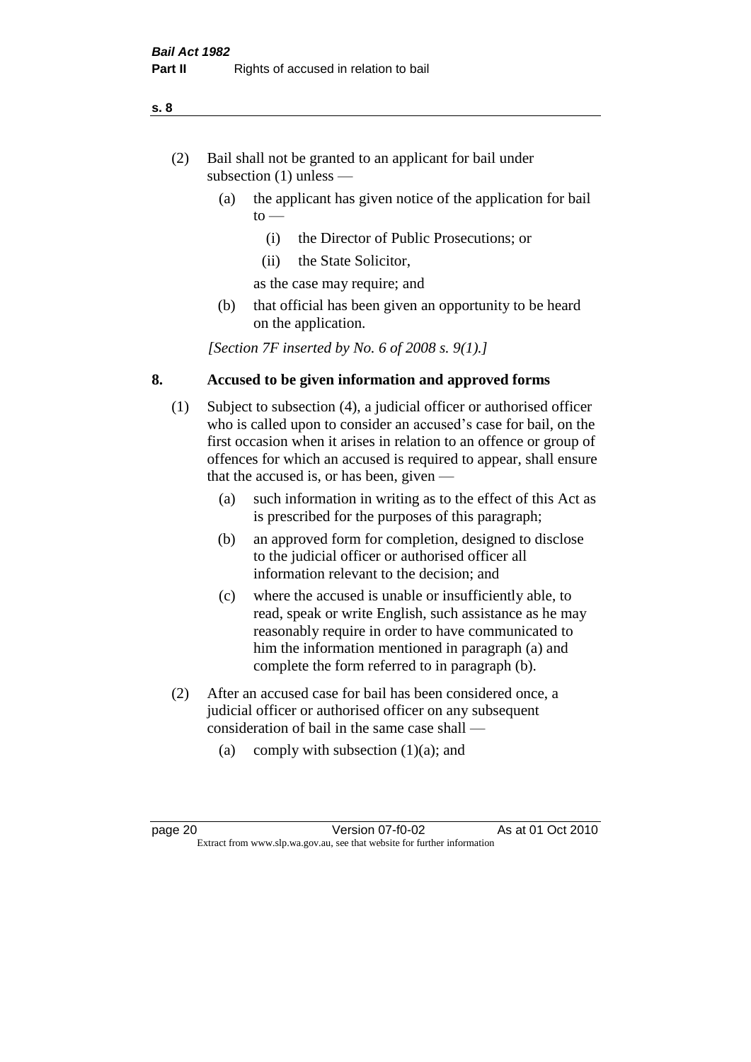(2) Bail shall not be granted to an applicant for bail under subsection (1) unless —

  (a) the applicant has given notice of the application for bail to —

    (i) the Director of Public Prosecutions; or

    (ii) the State Solicitor,

  as the case may require; and

  (b) that official has been given an opportunity to be heard on the application.

*[Section 7F inserted by No. 6 of 2008 s. 9(1).]*

## 8. Accused to be given information and approved forms

(1) Subject to subsection (4), a judicial officer or authorised officer who is called upon to consider an accused's case for bail, on the first occasion when it arises in relation to an offence or group of offences for which an accused is required to appear, shall ensure that the accused is, or has been, given —

  (a) such information in writing as to the effect of this Act as is prescribed for the purposes of this paragraph;

  (b) an approved form for completion, designed to disclose to the judicial officer or authorised officer all information relevant to the decision; and

  (c) where the accused is unable or insufficiently able, to read, speak or write English, such assistance as he may reasonably require in order to have communicated to him the information mentioned in paragraph (a) and complete the form referred to in paragraph (b).

(2) After an accused case for bail has been considered once, a judicial officer or authorised officer on any subsequent consideration of bail in the same case shall —

  (a) comply with subsection (1)(a); and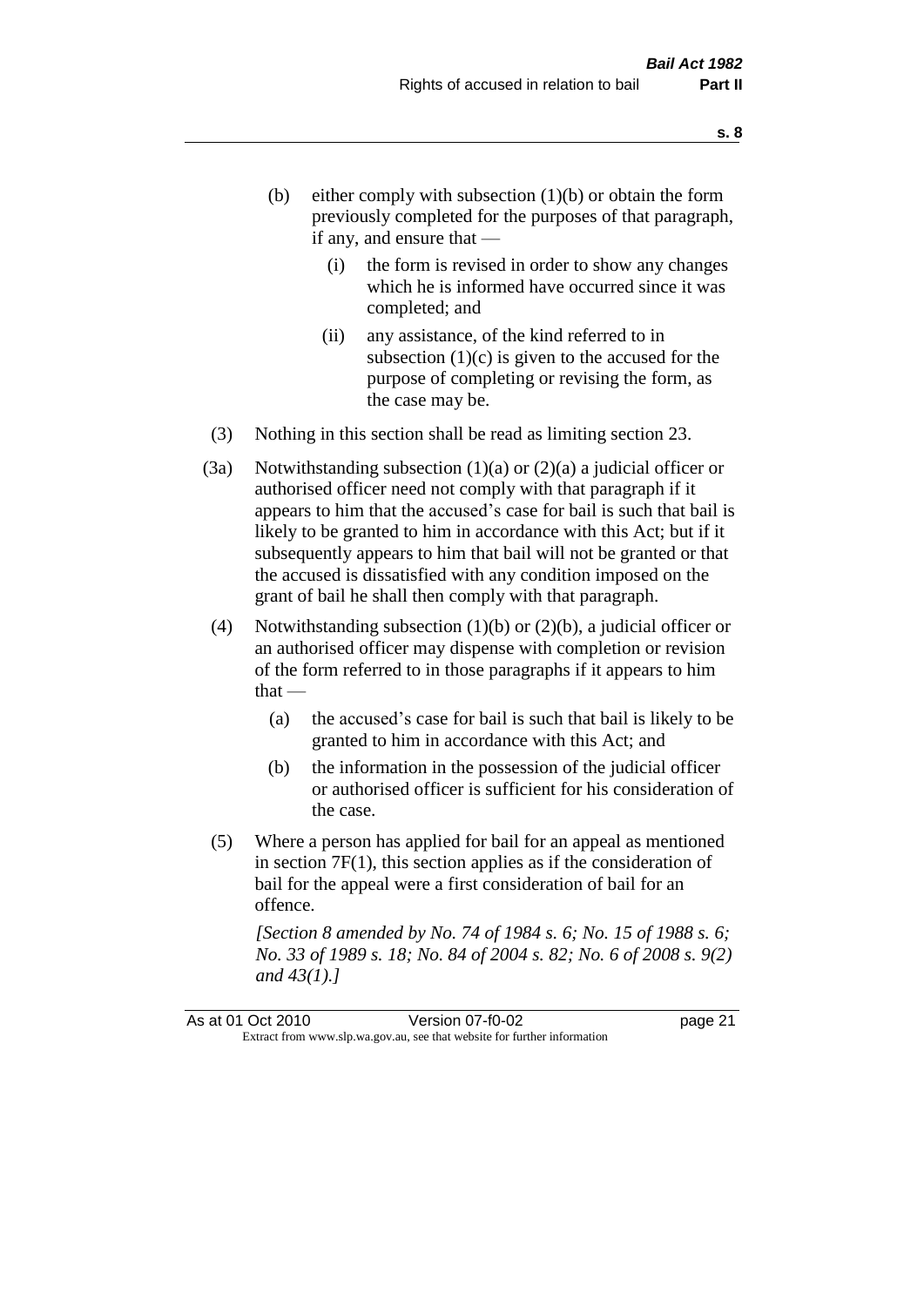(b) either comply with subsection (1)(b) or obtain the form previously completed for the purposes of that paragraph, if any, and ensure that —

   (i) the form is revised in order to show any changes which he is informed have occurred since it was completed; and

   (ii) any assistance, of the kind referred to in subsection (1)(c) is given to the accused for the purpose of completing or revising the form, as the case may be.

(3) Nothing in this section shall be read as limiting section 23.

(3a) Notwithstanding subsection (1)(a) or (2)(a) a judicial officer or authorised officer need not comply with that paragraph if it appears to him that the accused's case for bail is such that bail is likely to be granted to him in accordance with this Act; but if it subsequently appears to him that bail will not be granted or that the accused is dissatisfied with any condition imposed on the grant of bail he shall then comply with that paragraph.

(4) Notwithstanding subsection (1)(b) or (2)(b), a judicial officer or an authorised officer may dispense with completion or revision of the form referred to in those paragraphs if it appears to him that —

   (a) the accused's case for bail is such that bail is likely to be granted to him in accordance with this Act; and

   (b) the information in the possession of the judicial officer or authorised officer is sufficient for his consideration of the case.

(5) Where a person has applied for bail for an appeal as mentioned in section 7F(1), this section applies as if the consideration of bail for the appeal were a first consideration of bail for an offence.

*[Section 8 amended by No. 74 of 1984 s. 6; No. 15 of 1988 s. 6; No. 33 of 1989 s. 18; No. 84 of 2004 s. 82; No. 6 of 2008 s. 9(2) and 43(1).]*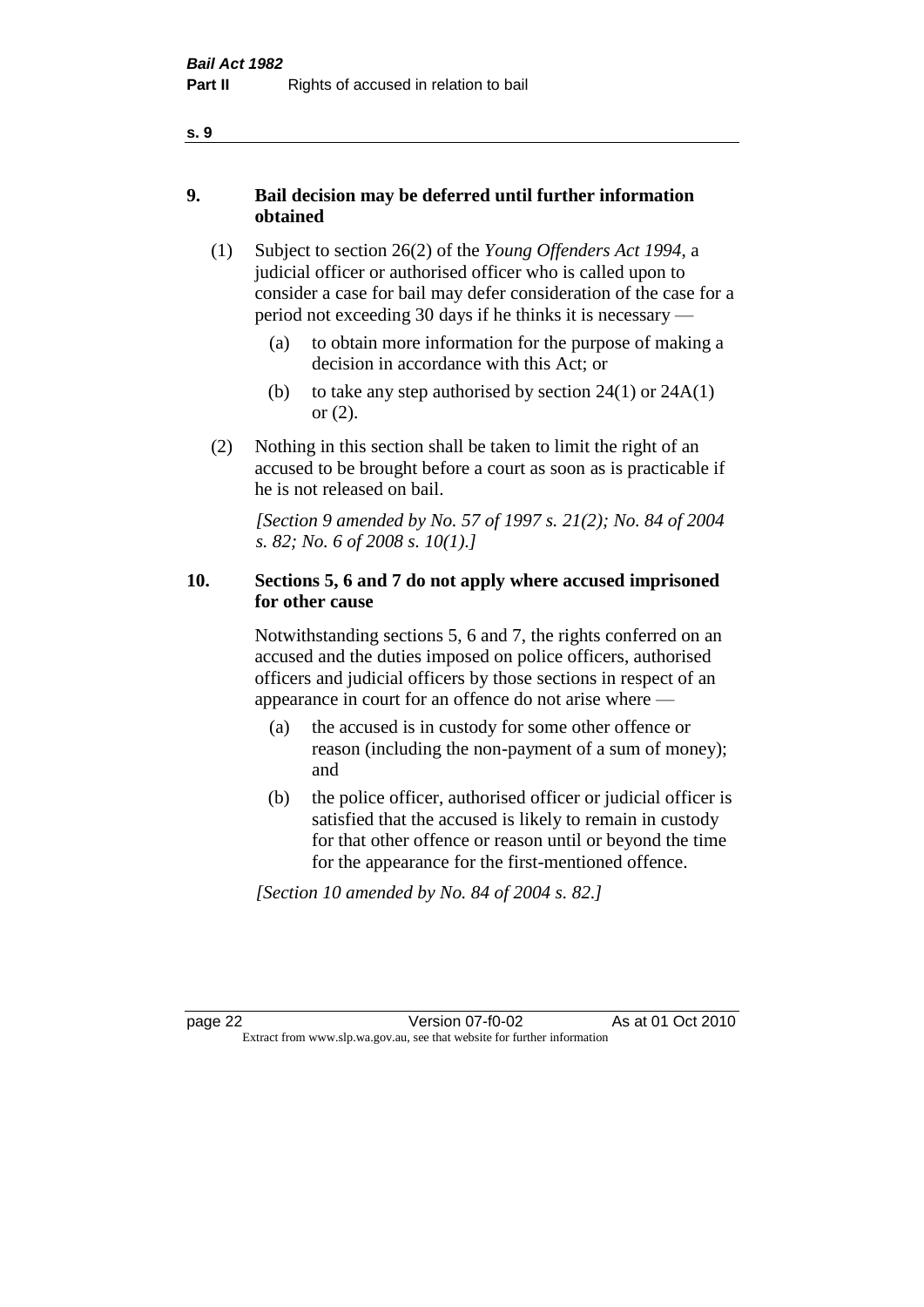## 9. Bail decision may be deferred until further information obtained

(1) Subject to section 26(2) of the *Young Offenders Act 1994*, a judicial officer or authorised officer who is called upon to consider a case for bail may defer consideration of the case for a period not exceeding 30 days if he thinks it is necessary —

- (a) to obtain more information for the purpose of making a decision in accordance with this Act; or
- (b) to take any step authorised by section 24(1) or 24A(1) or (2).

(2) Nothing in this section shall be taken to limit the right of an accused to be brought before a court as soon as is practicable if he is not released on bail.

*[Section 9 amended by No. 57 of 1997 s. 21(2); No. 84 of 2004 s. 82; No. 6 of 2008 s. 10(1).]*

## 10. Sections 5, 6 and 7 do not apply where accused imprisoned for other cause

Notwithstanding sections 5, 6 and 7, the rights conferred on an accused and the duties imposed on police officers, authorised officers and judicial officers by those sections in respect of an appearance in court for an offence do not arise where —

- (a) the accused is in custody for some other offence or reason (including the non-payment of a sum of money); and
- (b) the police officer, authorised officer or judicial officer is satisfied that the accused is likely to remain in custody for that other offence or reason until or beyond the time for the appearance for the first-mentioned offence.

*[Section 10 amended by No. 84 of 2004 s. 82.]*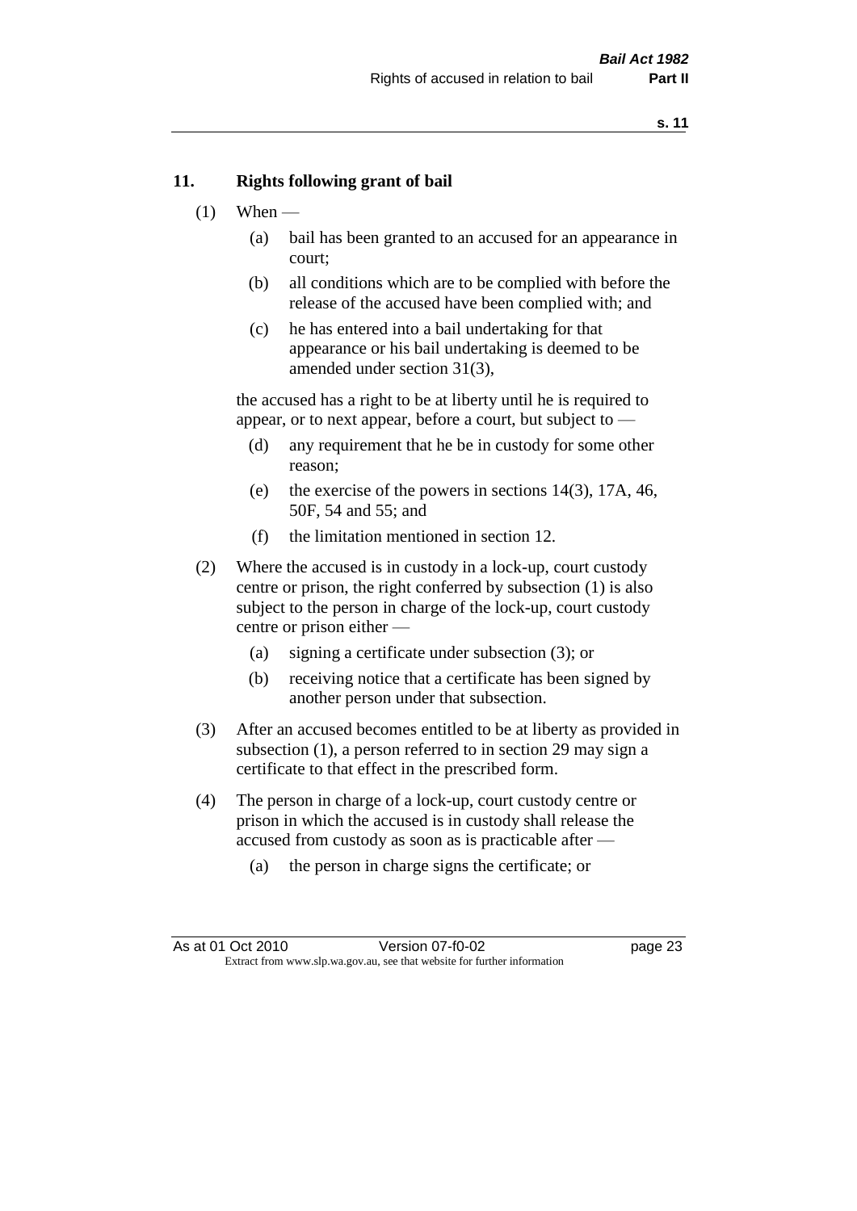## 11. Rights following grant of bail

(1) When —

  (a) bail has been granted to an accused for an appearance in court;

  (b) all conditions which are to be complied with before the release of the accused have been complied with; and

  (c) he has entered into a bail undertaking for that appearance or his bail undertaking is deemed to be amended under section 31(3),

the accused has a right to be at liberty until he is required to appear, or to next appear, before a court, but subject to —

  (d) any requirement that he be in custody for some other reason;

  (e) the exercise of the powers in sections 14(3), 17A, 46, 50F, 54 and 55; and

  (f) the limitation mentioned in section 12.

(2) Where the accused is in custody in a lock-up, court custody centre or prison, the right conferred by subsection (1) is also subject to the person in charge of the lock-up, court custody centre or prison either —

  (a) signing a certificate under subsection (3); or

  (b) receiving notice that a certificate has been signed by another person under that subsection.

(3) After an accused becomes entitled to be at liberty as provided in subsection (1), a person referred to in section 29 may sign a certificate to that effect in the prescribed form.

(4) The person in charge of a lock-up, court custody centre or prison in which the accused is in custody shall release the accused from custody as soon as is practicable after —

  (a) the person in charge signs the certificate; or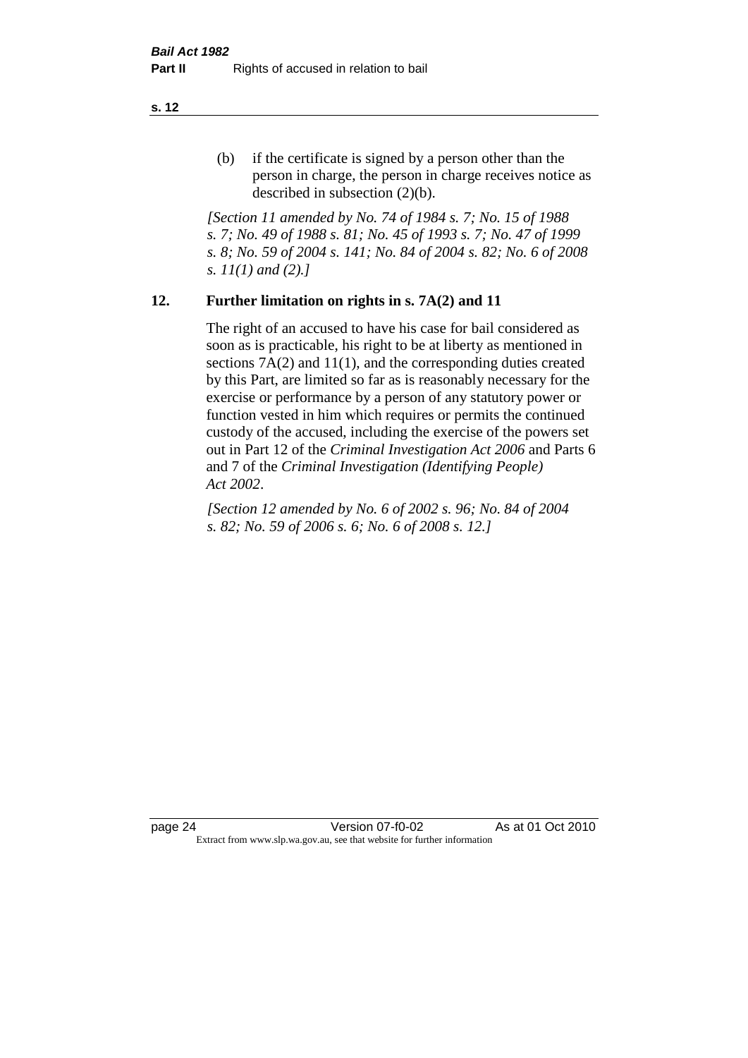(b) if the certificate is signed by a person other than the person in charge, the person in charge receives notice as described in subsection (2)(b).

*[Section 11 amended by No. 74 of 1984 s. 7; No. 15 of 1988 s. 7; No. 49 of 1988 s. 81; No. 45 of 1993 s. 7; No. 47 of 1999 s. 8; No. 59 of 2004 s. 141; No. 84 of 2004 s. 82; No. 6 of 2008 s. 11(1) and (2).]*

## 12. Further limitation on rights in s. 7A(2) and 11

The right of an accused to have his case for bail considered as soon as is practicable, his right to be at liberty as mentioned in sections 7A(2) and 11(1), and the corresponding duties created by this Part, are limited so far as is reasonably necessary for the exercise or performance by a person of any statutory power or function vested in him which requires or permits the continued custody of the accused, including the exercise of the powers set out in Part 12 of the *Criminal Investigation Act 2006* and Parts 6 and 7 of the *Criminal Investigation (Identifying People) Act 2002*.

*[Section 12 amended by No. 6 of 2002 s. 96; No. 84 of 2004 s. 82; No. 59 of 2006 s. 6; No. 6 of 2008 s. 12.]*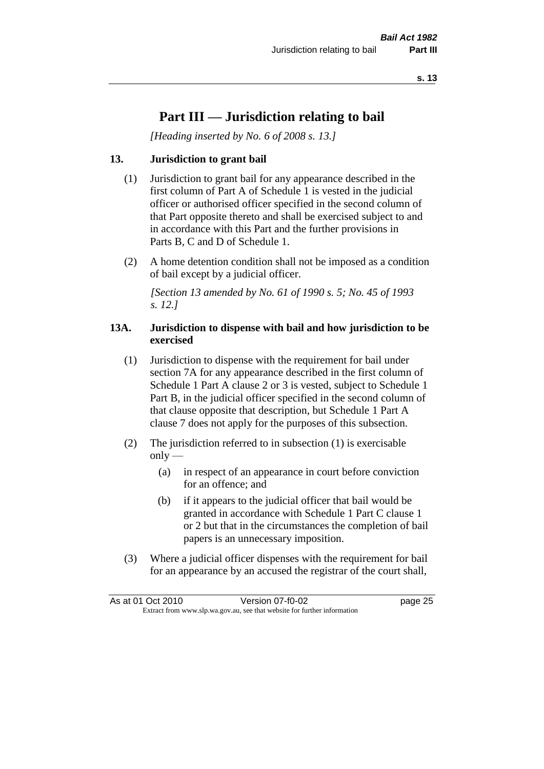# Part III — Jurisdiction relating to bail

*[Heading inserted by No. 6 of 2008 s. 13.]*

### 13. Jurisdiction to grant bail

(1) Jurisdiction to grant bail for any appearance described in the first column of Part A of Schedule 1 is vested in the judicial officer or authorised officer specified in the second column of that Part opposite thereto and shall be exercised subject to and in accordance with this Part and the further provisions in Parts B, C and D of Schedule 1.

(2) A home detention condition shall not be imposed as a condition of bail except by a judicial officer.

*[Section 13 amended by No. 61 of 1990 s. 5; No. 45 of 1993 s. 12.]*

### 13A. Jurisdiction to dispense with bail and how jurisdiction to be exercised

(1) Jurisdiction to dispense with the requirement for bail under section 7A for any appearance described in the first column of Schedule 1 Part A clause 2 or 3 is vested, subject to Schedule 1 Part B, in the judicial officer specified in the second column of that clause opposite that description, but Schedule 1 Part A clause 7 does not apply for the purposes of this subsection.

(2) The jurisdiction referred to in subsection (1) is exercisable only —

  (a) in respect of an appearance in court before conviction for an offence; and

  (b) if it appears to the judicial officer that bail would be granted in accordance with Schedule 1 Part C clause 1 or 2 but that in the circumstances the completion of bail papers is an unnecessary imposition.

(3) Where a judicial officer dispenses with the requirement for bail for an appearance by an accused the registrar of the court shall,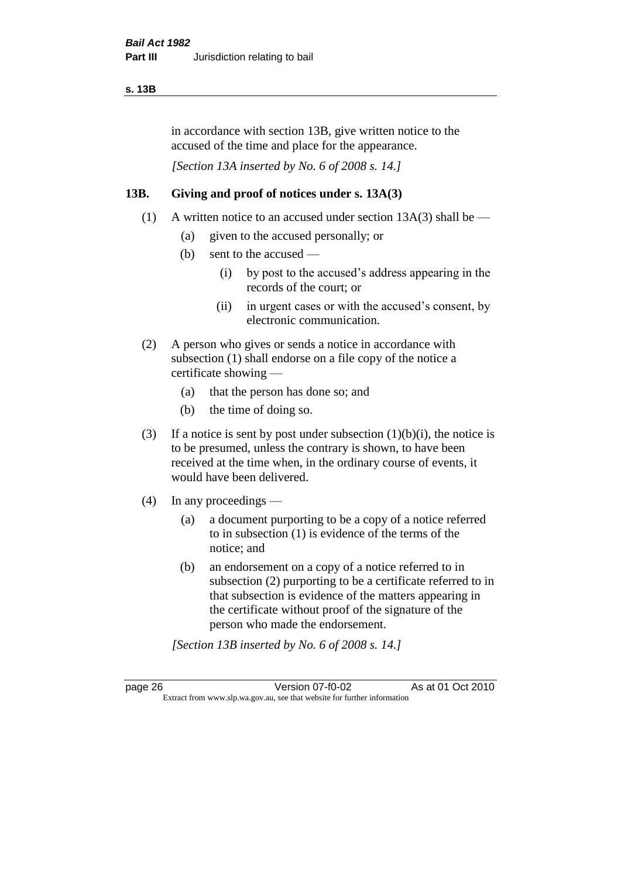in accordance with section 13B, give written notice to the accused of the time and place for the appearance.

*[Section 13A inserted by No. 6 of 2008 s. 14.]*

## 13B. Giving and proof of notices under s. 13A(3)

(1) A written notice to an accused under section 13A(3) shall be —

- (a) given to the accused personally; or
- (b) sent to the accused —
  - (i) by post to the accused's address appearing in the records of the court; or
  - (ii) in urgent cases or with the accused's consent, by electronic communication.

(2) A person who gives or sends a notice in accordance with subsection (1) shall endorse on a file copy of the notice a certificate showing —

- (a) that the person has done so; and
- (b) the time of doing so.

(3) If a notice is sent by post under subsection (1)(b)(i), the notice is to be presumed, unless the contrary is shown, to have been received at the time when, in the ordinary course of events, it would have been delivered.

(4) In any proceedings —

- (a) a document purporting to be a copy of a notice referred to in subsection (1) is evidence of the terms of the notice; and
- (b) an endorsement on a copy of a notice referred to in subsection (2) purporting to be a certificate referred to in that subsection is evidence of the matters appearing in the certificate without proof of the signature of the person who made the endorsement.

*[Section 13B inserted by No. 6 of 2008 s. 14.]*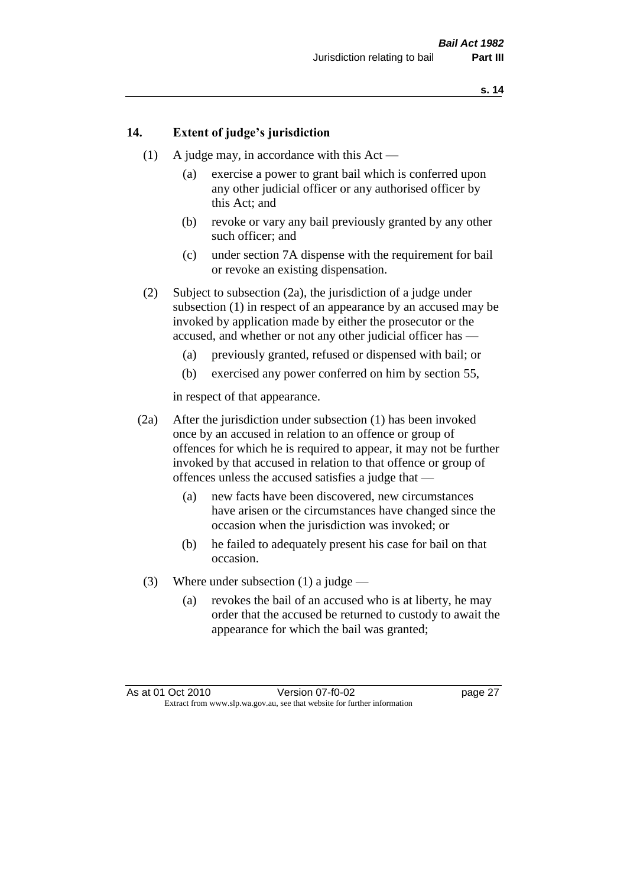## 14. Extent of judge's jurisdiction

(1) A judge may, in accordance with this Act —

(a) exercise a power to grant bail which is conferred upon any other judicial officer or any authorised officer by this Act; and

(b) revoke or vary any bail previously granted by any other such officer; and

(c) under section 7A dispense with the requirement for bail or revoke an existing dispensation.

(2) Subject to subsection (2a), the jurisdiction of a judge under subsection (1) in respect of an appearance by an accused may be invoked by application made by either the prosecutor or the accused, and whether or not any other judicial officer has —

(a) previously granted, refused or dispensed with bail; or

(b) exercised any power conferred on him by section 55,

in respect of that appearance.

(2a) After the jurisdiction under subsection (1) has been invoked once by an accused in relation to an offence or group of offences for which he is required to appear, it may not be further invoked by that accused in relation to that offence or group of offences unless the accused satisfies a judge that —

(a) new facts have been discovered, new circumstances have arisen or the circumstances have changed since the occasion when the jurisdiction was invoked; or

(b) he failed to adequately present his case for bail on that occasion.

(3) Where under subsection (1) a judge —

(a) revokes the bail of an accused who is at liberty, he may order that the accused be returned to custody to await the appearance for which the bail was granted;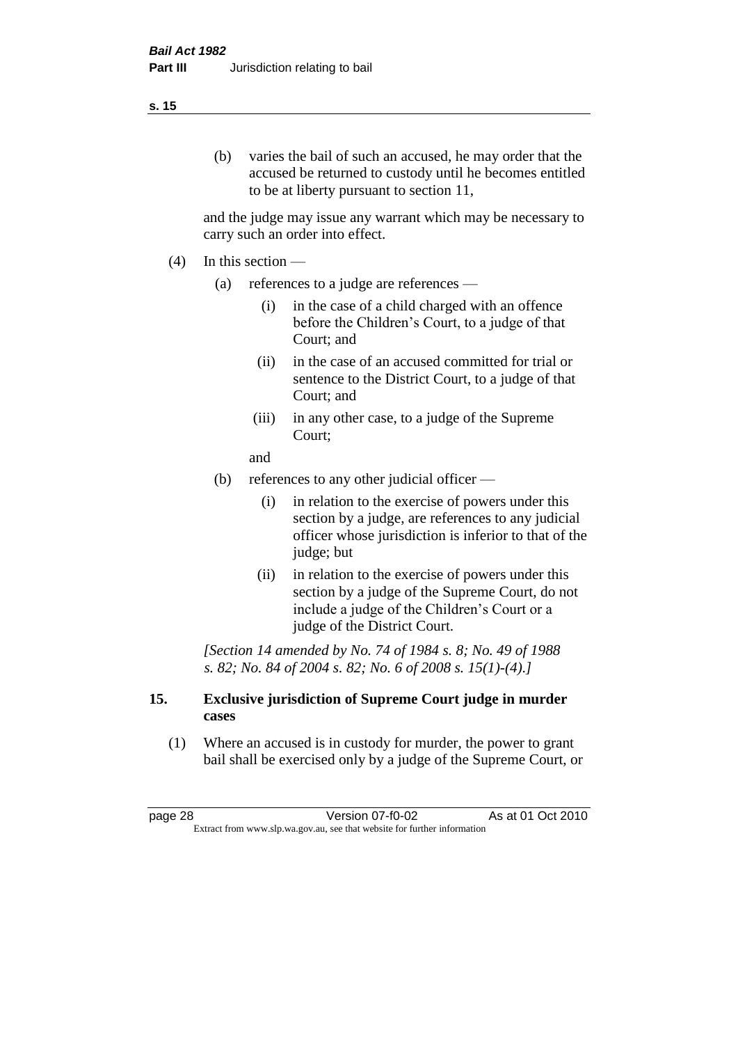(b) varies the bail of such an accused, he may order that the accused be returned to custody until he becomes entitled to be at liberty pursuant to section 11,

and the judge may issue any warrant which may be necessary to carry such an order into effect.

(4) In this section —

(a) references to a judge are references —

(i) in the case of a child charged with an offence before the Children's Court, to a judge of that Court; and

(ii) in the case of an accused committed for trial or sentence to the District Court, to a judge of that Court; and

(iii) in any other case, to a judge of the Supreme Court;

and

(b) references to any other judicial officer —

(i) in relation to the exercise of powers under this section by a judge, are references to any judicial officer whose jurisdiction is inferior to that of the judge; but

(ii) in relation to the exercise of powers under this section by a judge of the Supreme Court, do not include a judge of the Children's Court or a judge of the District Court.

*[Section 14 amended by No. 74 of 1984 s. 8; No. 49 of 1988 s. 82; No. 84 of 2004 s. 82; No. 6 of 2008 s. 15(1)-(4).]*

## 15. Exclusive jurisdiction of Supreme Court judge in murder cases

(1) Where an accused is in custody for murder, the power to grant bail shall be exercised only by a judge of the Supreme Court, or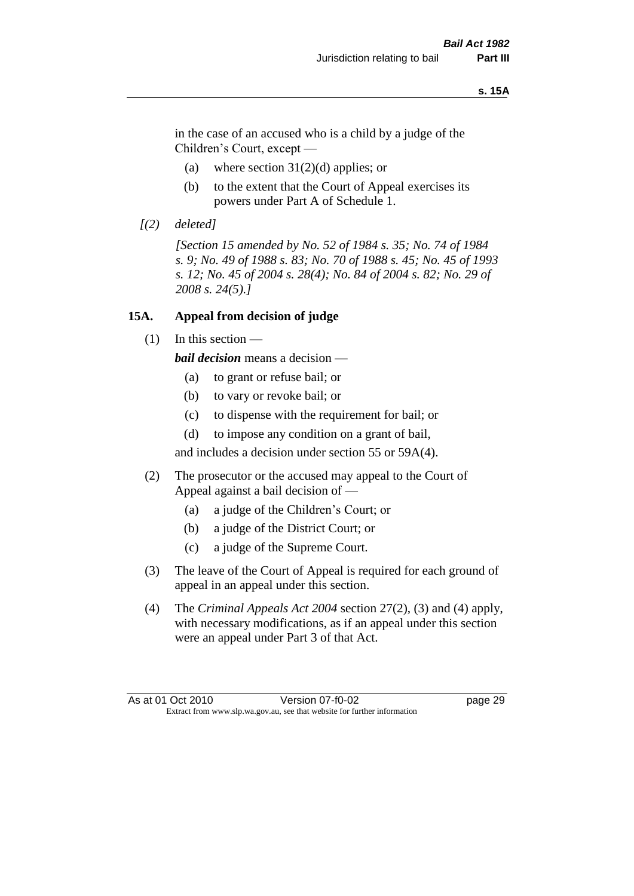in the case of an accused who is a child by a judge of the Children's Court, except —

(a) where section 31(2)(d) applies; or

(b) to the extent that the Court of Appeal exercises its powers under Part A of Schedule 1.

*[(2) deleted]*

*[Section 15 amended by No. 52 of 1984 s. 35; No. 74 of 1984 s. 9; No. 49 of 1988 s. 83; No. 70 of 1988 s. 45; No. 45 of 1993 s. 12; No. 45 of 2004 s. 28(4); No. 84 of 2004 s. 82; No. 29 of 2008 s. 24(5).]*

### 15A. Appeal from decision of judge

(1) In this section —

***bail decision*** means a decision —

(a) to grant or refuse bail; or

(b) to vary or revoke bail; or

(c) to dispense with the requirement for bail; or

(d) to impose any condition on a grant of bail,

and includes a decision under section 55 or 59A(4).

(2) The prosecutor or the accused may appeal to the Court of Appeal against a bail decision of —

(a) a judge of the Children's Court; or

(b) a judge of the District Court; or

(c) a judge of the Supreme Court.

(3) The leave of the Court of Appeal is required for each ground of appeal in an appeal under this section.

(4) The *Criminal Appeals Act 2004* section 27(2), (3) and (4) apply, with necessary modifications, as if an appeal under this section were an appeal under Part 3 of that Act.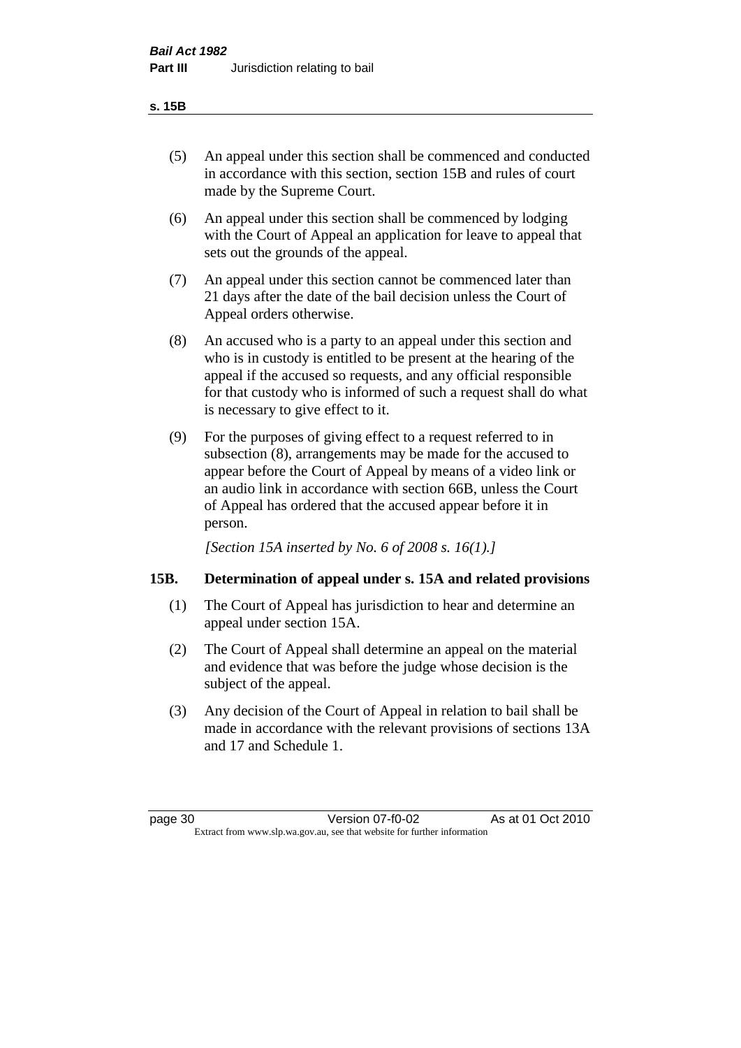(5) An appeal under this section shall be commenced and conducted in accordance with this section, section 15B and rules of court made by the Supreme Court.

(6) An appeal under this section shall be commenced by lodging with the Court of Appeal an application for leave to appeal that sets out the grounds of the appeal.

(7) An appeal under this section cannot be commenced later than 21 days after the date of the bail decision unless the Court of Appeal orders otherwise.

(8) An accused who is a party to an appeal under this section and who is in custody is entitled to be present at the hearing of the appeal if the accused so requests, and any official responsible for that custody who is informed of such a request shall do what is necessary to give effect to it.

(9) For the purposes of giving effect to a request referred to in subsection (8), arrangements may be made for the accused to appear before the Court of Appeal by means of a video link or an audio link in accordance with section 66B, unless the Court of Appeal has ordered that the accused appear before it in person.

*[Section 15A inserted by No. 6 of 2008 s. 16(1).]*

## 15B. Determination of appeal under s. 15A and related provisions

(1) The Court of Appeal has jurisdiction to hear and determine an appeal under section 15A.

(2) The Court of Appeal shall determine an appeal on the material and evidence that was before the judge whose decision is the subject of the appeal.

(3) Any decision of the Court of Appeal in relation to bail shall be made in accordance with the relevant provisions of sections 13A and 17 and Schedule 1.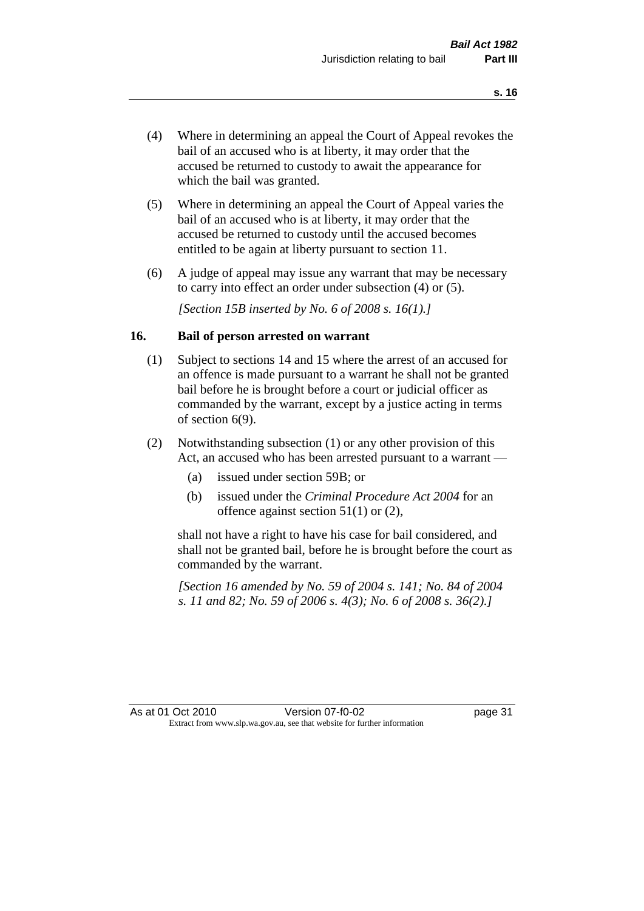(4) Where in determining an appeal the Court of Appeal revokes the bail of an accused who is at liberty, it may order that the accused be returned to custody to await the appearance for which the bail was granted.

(5) Where in determining an appeal the Court of Appeal varies the bail of an accused who is at liberty, it may order that the accused be returned to custody until the accused becomes entitled to be again at liberty pursuant to section 11.

(6) A judge of appeal may issue any warrant that may be necessary to carry into effect an order under subsection (4) or (5).

*[Section 15B inserted by No. 6 of 2008 s. 16(1).]*

## 16. Bail of person arrested on warrant

(1) Subject to sections 14 and 15 where the arrest of an accused for an offence is made pursuant to a warrant he shall not be granted bail before he is brought before a court or judicial officer as commanded by the warrant, except by a justice acting in terms of section 6(9).

(2) Notwithstanding subsection (1) or any other provision of this Act, an accused who has been arrested pursuant to a warrant —

- (a) issued under section 59B; or
- (b) issued under the *Criminal Procedure Act 2004* for an offence against section 51(1) or (2),

shall not have a right to have his case for bail considered, and shall not be granted bail, before he is brought before the court as commanded by the warrant.

*[Section 16 amended by No. 59 of 2004 s. 141; No. 84 of 2004 s. 11 and 82; No. 59 of 2006 s. 4(3); No. 6 of 2008 s. 36(2).]*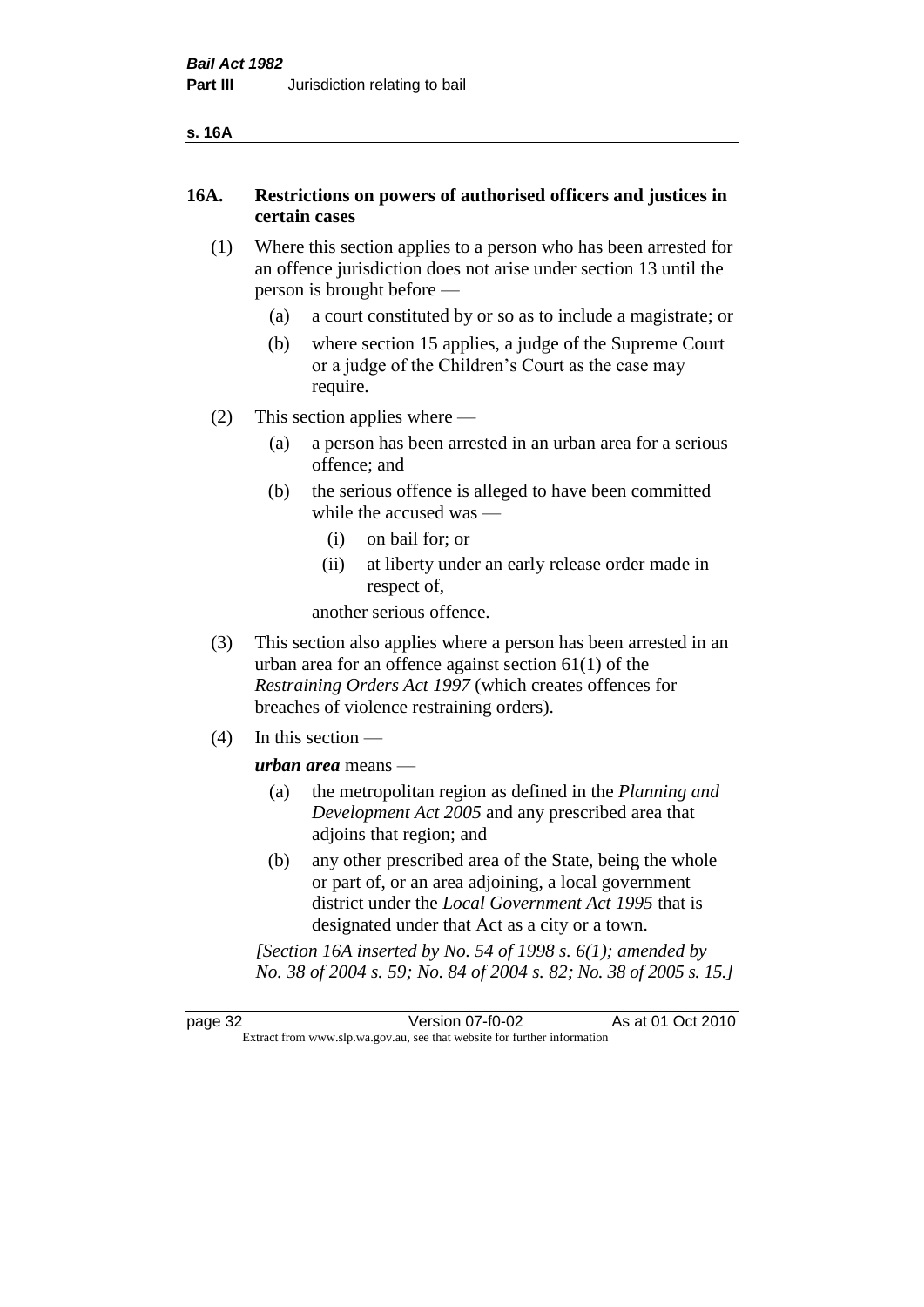## 16A. Restrictions on powers of authorised officers and justices in certain cases

(1) Where this section applies to a person who has been arrested for an offence jurisdiction does not arise under section 13 until the person is brought before —

(a) a court constituted by or so as to include a magistrate; or

(b) where section 15 applies, a judge of the Supreme Court or a judge of the Children's Court as the case may require.

(2) This section applies where —

(a) a person has been arrested in an urban area for a serious offence; and

(b) the serious offence is alleged to have been committed while the accused was —

(i) on bail for; or

(ii) at liberty under an early release order made in respect of,

another serious offence.

(3) This section also applies where a person has been arrested in an urban area for an offence against section 61(1) of the *Restraining Orders Act 1997* (which creates offences for breaches of violence restraining orders).

(4) In this section —

***urban area*** means —

(a) the metropolitan region as defined in the *Planning and Development Act 2005* and any prescribed area that adjoins that region; and

(b) any other prescribed area of the State, being the whole or part of, or an area adjoining, a local government district under the *Local Government Act 1995* that is designated under that Act as a city or a town.

*[Section 16A inserted by No. 54 of 1998 s. 6(1); amended by No. 38 of 2004 s. 59; No. 84 of 2004 s. 82; No. 38 of 2005 s. 15.]*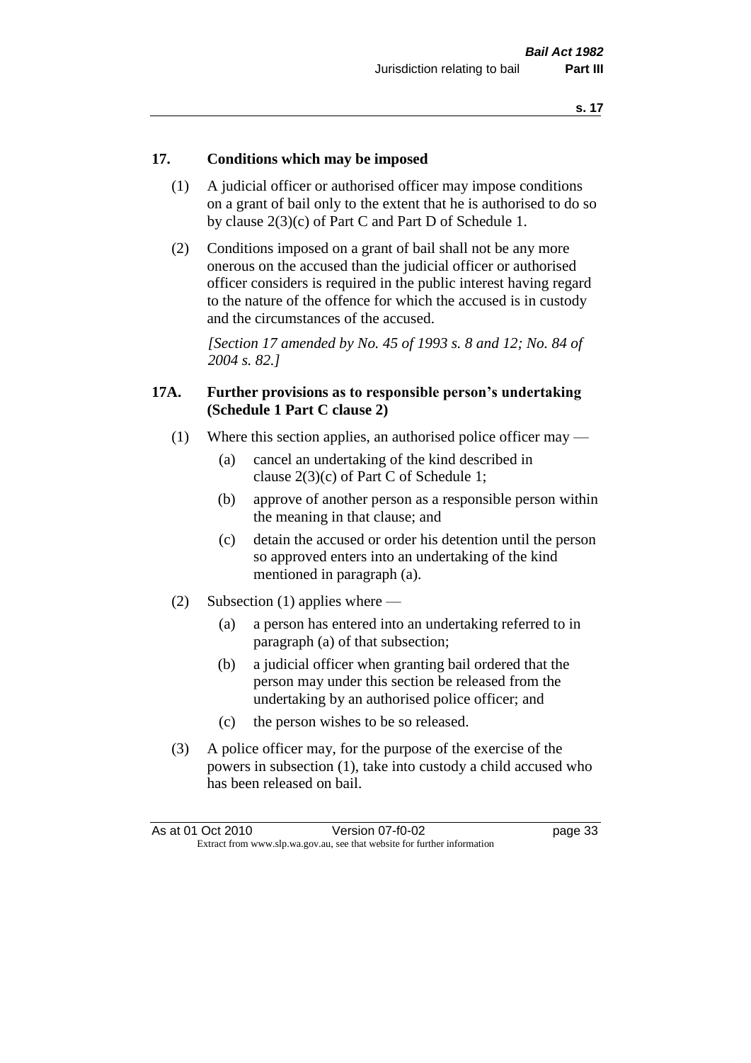## 17. Conditions which may be imposed

(1) A judicial officer or authorised officer may impose conditions on a grant of bail only to the extent that he is authorised to do so by clause 2(3)(c) of Part C and Part D of Schedule 1.

(2) Conditions imposed on a grant of bail shall not be any more onerous on the accused than the judicial officer or authorised officer considers is required in the public interest having regard to the nature of the offence for which the accused is in custody and the circumstances of the accused.

*[Section 17 amended by No. 45 of 1993 s. 8 and 12; No. 84 of 2004 s. 82.]*

## 17A. Further provisions as to responsible person's undertaking (Schedule 1 Part C clause 2)

(1) Where this section applies, an authorised police officer may —

- (a) cancel an undertaking of the kind described in clause 2(3)(c) of Part C of Schedule 1;
- (b) approve of another person as a responsible person within the meaning in that clause; and
- (c) detain the accused or order his detention until the person so approved enters into an undertaking of the kind mentioned in paragraph (a).

(2) Subsection (1) applies where —

- (a) a person has entered into an undertaking referred to in paragraph (a) of that subsection;
- (b) a judicial officer when granting bail ordered that the person may under this section be released from the undertaking by an authorised police officer; and
- (c) the person wishes to be so released.

(3) A police officer may, for the purpose of the exercise of the powers in subsection (1), take into custody a child accused who has been released on bail.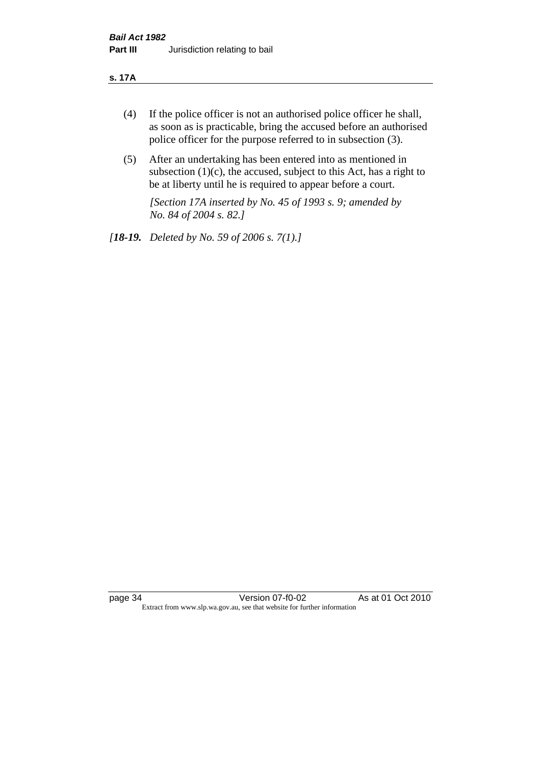(4) If the police officer is not an authorised police officer he shall, as soon as is practicable, bring the accused before an authorised police officer for the purpose referred to in subsection (3).

(5) After an undertaking has been entered into as mentioned in subsection (1)(c), the accused, subject to this Act, has a right to be at liberty until he is required to appear before a court.

*[Section 17A inserted by No. 45 of 1993 s. 9; amended by No. 84 of 2004 s. 82.]*

*[**18-19.** Deleted by No. 59 of 2006 s. 7(1).]*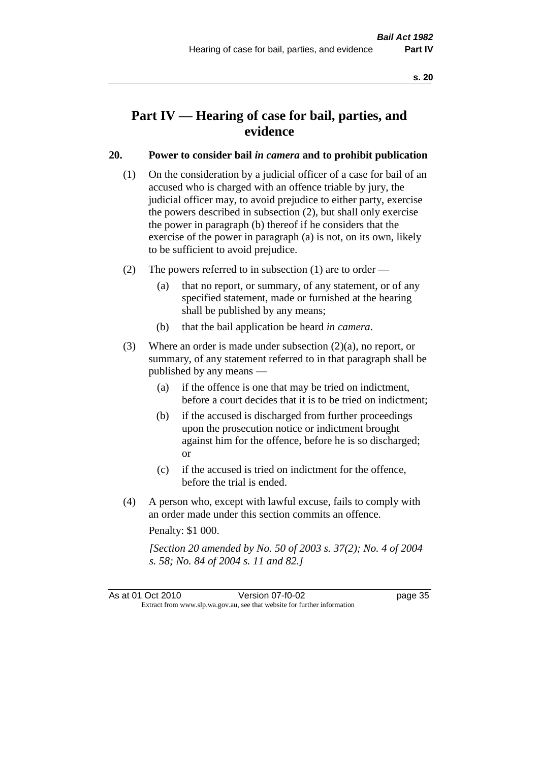# Part IV — Hearing of case for bail, parties, and evidence

## 20. Power to consider bail *in camera* and to prohibit publication

(1) On the consideration by a judicial officer of a case for bail of an accused who is charged with an offence triable by jury, the judicial officer may, to avoid prejudice to either party, exercise the powers described in subsection (2), but shall only exercise the power in paragraph (b) thereof if he considers that the exercise of the power in paragraph (a) is not, on its own, likely to be sufficient to avoid prejudice.

(2) The powers referred to in subsection (1) are to order —

- (a) that no report, or summary, of any statement, or of any specified statement, made or furnished at the hearing shall be published by any means;
- (b) that the bail application be heard *in camera*.

(3) Where an order is made under subsection (2)(a), no report, or summary, of any statement referred to in that paragraph shall be published by any means —

- (a) if the offence is one that may be tried on indictment, before a court decides that it is to be tried on indictment;
- (b) if the accused is discharged from further proceedings upon the prosecution notice or indictment brought against him for the offence, before he is so discharged; or
- (c) if the accused is tried on indictment for the offence, before the trial is ended.

(4) A person who, except with lawful excuse, fails to comply with an order made under this section commits an offence.

Penalty: $1 000.

*[Section 20 amended by No. 50 of 2003 s. 37(2); No. 4 of 2004 s. 58; No. 84 of 2004 s. 11 and 82.]*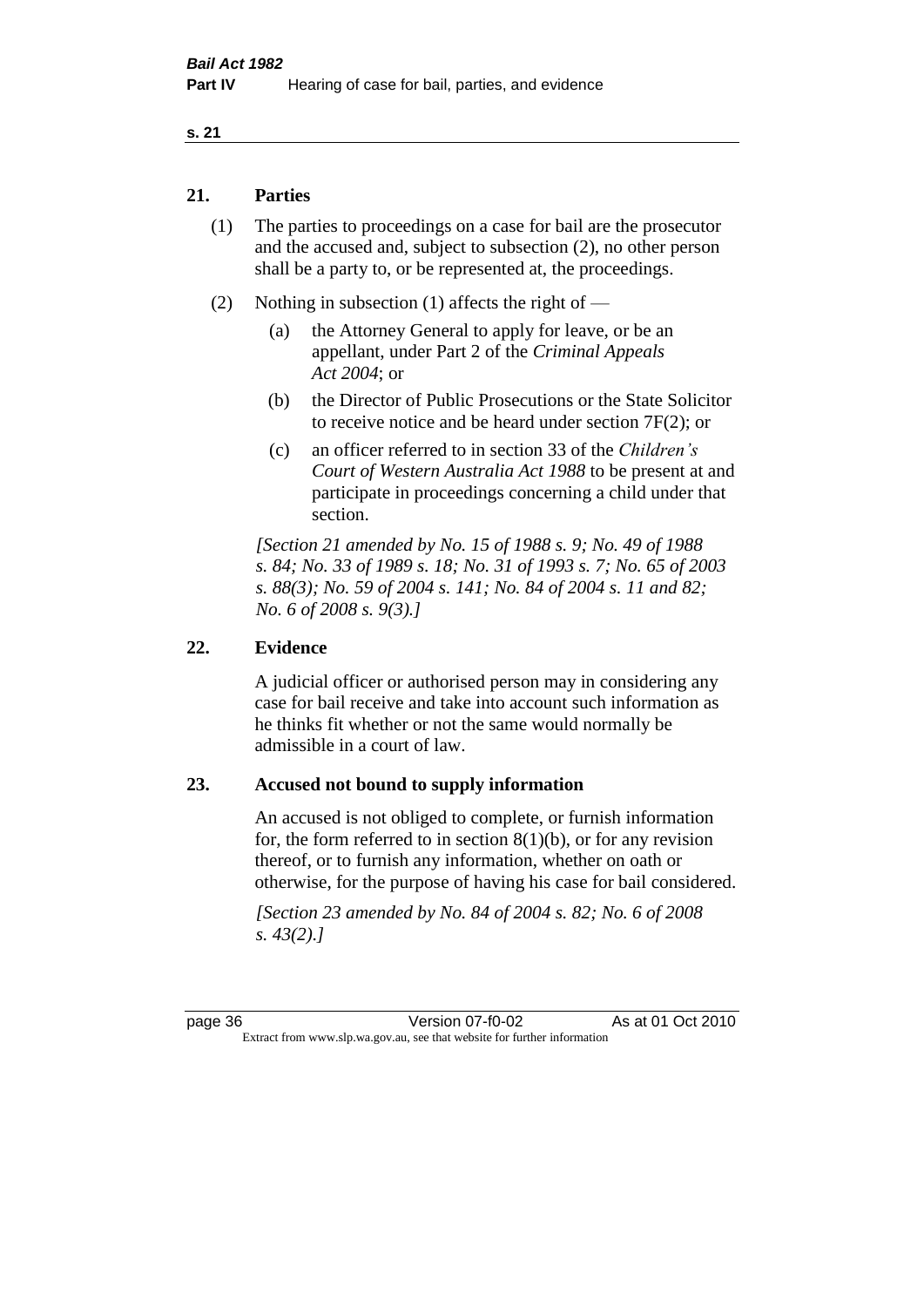## 21. Parties

(1) The parties to proceedings on a case for bail are the prosecutor and the accused and, subject to subsection (2), no other person shall be a party to, or be represented at, the proceedings.

(2) Nothing in subsection (1) affects the right of —

  (a) the Attorney General to apply for leave, or be an appellant, under Part 2 of the *Criminal Appeals Act 2004*; or

  (b) the Director of Public Prosecutions or the State Solicitor to receive notice and be heard under section 7F(2); or

  (c) an officer referred to in section 33 of the *Children's Court of Western Australia Act 1988* to be present at and participate in proceedings concerning a child under that section.

*[Section 21 amended by No. 15 of 1988 s. 9; No. 49 of 1988 s. 84; No. 33 of 1989 s. 18; No. 31 of 1993 s. 7; No. 65 of 2003 s. 88(3); No. 59 of 2004 s. 141; No. 84 of 2004 s. 11 and 82; No. 6 of 2008 s. 9(3).]*

## 22. Evidence

A judicial officer or authorised person may in considering any case for bail receive and take into account such information as he thinks fit whether or not the same would normally be admissible in a court of law.

## 23. Accused not bound to supply information

An accused is not obliged to complete, or furnish information for, the form referred to in section 8(1)(b), or for any revision thereof, or to furnish any information, whether on oath or otherwise, for the purpose of having his case for bail considered.

*[Section 23 amended by No. 84 of 2004 s. 82; No. 6 of 2008 s. 43(2).]*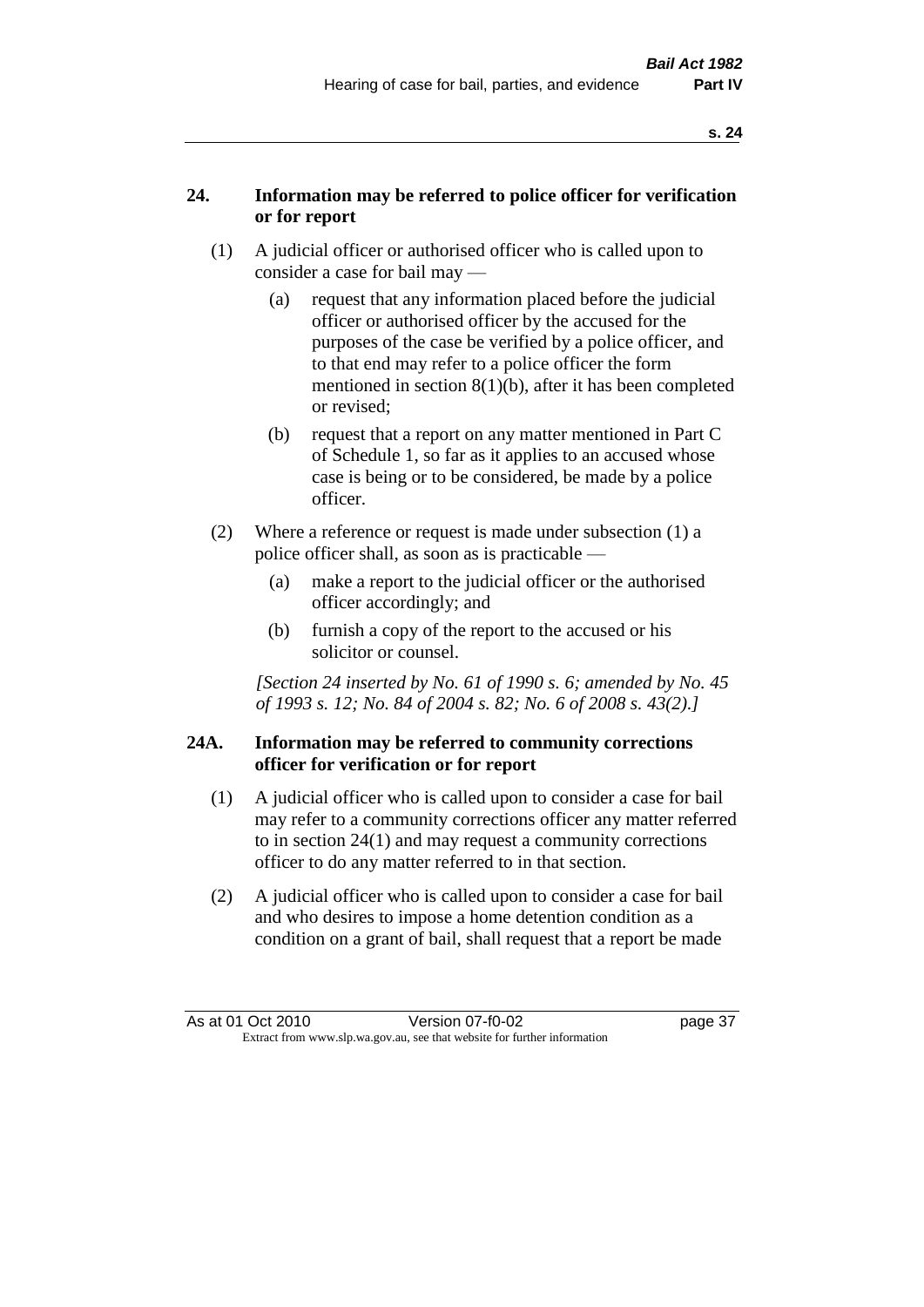## 24. Information may be referred to police officer for verification or for report

(1) A judicial officer or authorised officer who is called upon to consider a case for bail may —

(a) request that any information placed before the judicial officer or authorised officer by the accused for the purposes of the case be verified by a police officer, and to that end may refer to a police officer the form mentioned in section 8(1)(b), after it has been completed or revised;

(b) request that a report on any matter mentioned in Part C of Schedule 1, so far as it applies to an accused whose case is being or to be considered, be made by a police officer.

(2) Where a reference or request is made under subsection (1) a police officer shall, as soon as is practicable —

(a) make a report to the judicial officer or the authorised officer accordingly; and

(b) furnish a copy of the report to the accused or his solicitor or counsel.

*[Section 24 inserted by No. 61 of 1990 s. 6; amended by No. 45 of 1993 s. 12; No. 84 of 2004 s. 82; No. 6 of 2008 s. 43(2).]*

## 24A. Information may be referred to community corrections officer for verification or for report

(1) A judicial officer who is called upon to consider a case for bail may refer to a community corrections officer any matter referred to in section 24(1) and may request a community corrections officer to do any matter referred to in that section.

(2) A judicial officer who is called upon to consider a case for bail and who desires to impose a home detention condition as a condition on a grant of bail, shall request that a report be made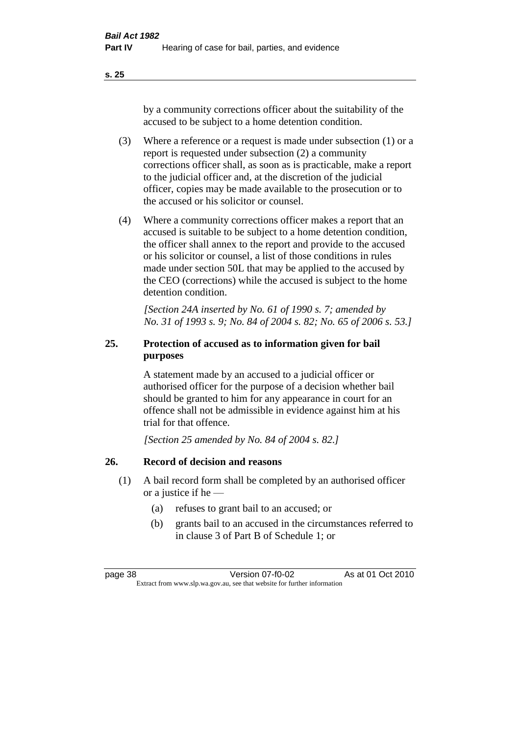by a community corrections officer about the suitability of the accused to be subject to a home detention condition.

(3) Where a reference or a request is made under subsection (1) or a report is requested under subsection (2) a community corrections officer shall, as soon as is practicable, make a report to the judicial officer and, at the discretion of the judicial officer, copies may be made available to the prosecution or to the accused or his solicitor or counsel.

(4) Where a community corrections officer makes a report that an accused is suitable to be subject to a home detention condition, the officer shall annex to the report and provide to the accused or his solicitor or counsel, a list of those conditions in rules made under section 50L that may be applied to the accused by the CEO (corrections) while the accused is subject to the home detention condition.

*[Section 24A inserted by No. 61 of 1990 s. 7; amended by No. 31 of 1993 s. 9; No. 84 of 2004 s. 82; No. 65 of 2006 s. 53.]*

## 25. Protection of accused as to information given for bail purposes

A statement made by an accused to a judicial officer or authorised officer for the purpose of a decision whether bail should be granted to him for any appearance in court for an offence shall not be admissible in evidence against him at his trial for that offence.

*[Section 25 amended by No. 84 of 2004 s. 82.]*

## 26. Record of decision and reasons

(1) A bail record form shall be completed by an authorised officer or a justice if he —

(a) refuses to grant bail to an accused; or

(b) grants bail to an accused in the circumstances referred to in clause 3 of Part B of Schedule 1; or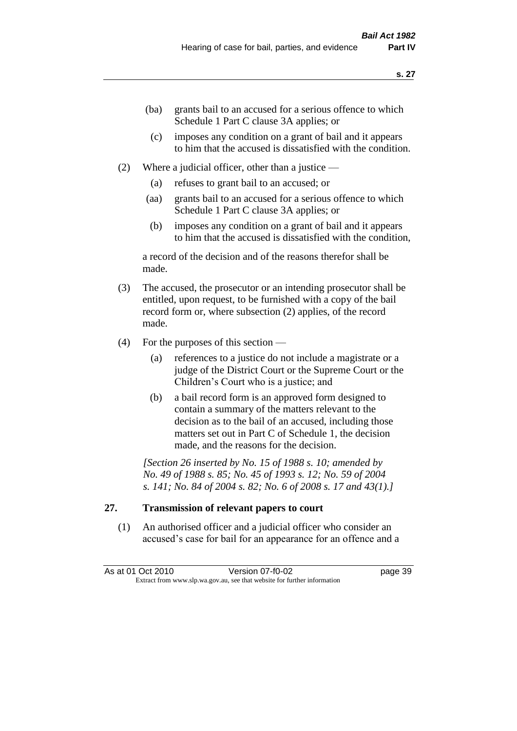(ba) grants bail to an accused for a serious offence to which Schedule 1 Part C clause 3A applies; or

(c) imposes any condition on a grant of bail and it appears to him that the accused is dissatisfied with the condition.

(2) Where a judicial officer, other than a justice —

(a) refuses to grant bail to an accused; or

(aa) grants bail to an accused for a serious offence to which Schedule 1 Part C clause 3A applies; or

(b) imposes any condition on a grant of bail and it appears to him that the accused is dissatisfied with the condition,

a record of the decision and of the reasons therefor shall be made.

(3) The accused, the prosecutor or an intending prosecutor shall be entitled, upon request, to be furnished with a copy of the bail record form or, where subsection (2) applies, of the record made.

(4) For the purposes of this section —

(a) references to a justice do not include a magistrate or a judge of the District Court or the Supreme Court or the Children's Court who is a justice; and

(b) a bail record form is an approved form designed to contain a summary of the matters relevant to the decision as to the bail of an accused, including those matters set out in Part C of Schedule 1, the decision made, and the reasons for the decision.

*[Section 26 inserted by No. 15 of 1988 s. 10; amended by No. 49 of 1988 s. 85; No. 45 of 1993 s. 12; No. 59 of 2004 s. 141; No. 84 of 2004 s. 82; No. 6 of 2008 s. 17 and 43(1).]*

### 27. Transmission of relevant papers to court

(1) An authorised officer and a judicial officer who consider an accused's case for bail for an appearance for an offence and a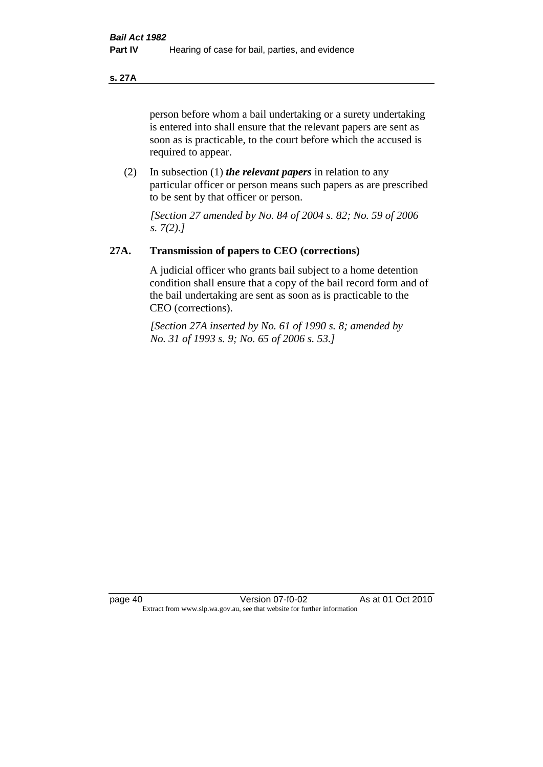person before whom a bail undertaking or a surety undertaking is entered into shall ensure that the relevant papers are sent as soon as is practicable, to the court before which the accused is required to appear.

(2) In subsection (1) ***the relevant papers*** in relation to any particular officer or person means such papers as are prescribed to be sent by that officer or person.

*[Section 27 amended by No. 84 of 2004 s. 82; No. 59 of 2006 s. 7(2).]*

## 27A. Transmission of papers to CEO (corrections)

A judicial officer who grants bail subject to a home detention condition shall ensure that a copy of the bail record form and of the bail undertaking are sent as soon as is practicable to the CEO (corrections).

*[Section 27A inserted by No. 61 of 1990 s. 8; amended by No. 31 of 1993 s. 9; No. 65 of 2006 s. 53.]*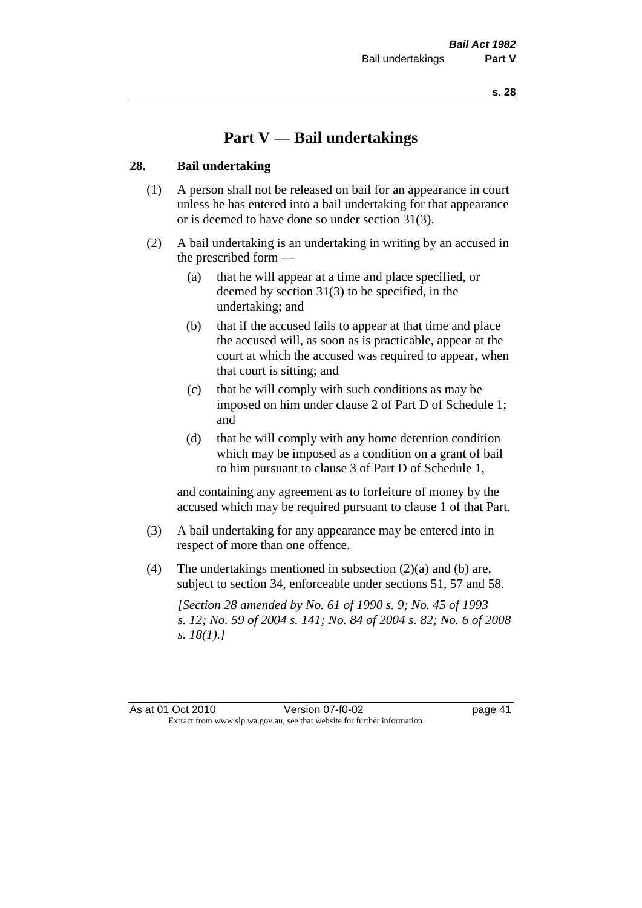# Part V — Bail undertakings

## 28. Bail undertaking

(1) A person shall not be released on bail for an appearance in court unless he has entered into a bail undertaking for that appearance or is deemed to have done so under section 31(3).

(2) A bail undertaking is an undertaking in writing by an accused in the prescribed form —

(a) that he will appear at a time and place specified, or deemed by section 31(3) to be specified, in the undertaking; and

(b) that if the accused fails to appear at that time and place the accused will, as soon as is practicable, appear at the court at which the accused was required to appear, when that court is sitting; and

(c) that he will comply with such conditions as may be imposed on him under clause 2 of Part D of Schedule 1; and

(d) that he will comply with any home detention condition which may be imposed as a condition on a grant of bail to him pursuant to clause 3 of Part D of Schedule 1,

and containing any agreement as to forfeiture of money by the accused which may be required pursuant to clause 1 of that Part.

(3) A bail undertaking for any appearance may be entered into in respect of more than one offence.

(4) The undertakings mentioned in subsection (2)(a) and (b) are, subject to section 34, enforceable under sections 51, 57 and 58.

*[Section 28 amended by No. 61 of 1990 s. 9; No. 45 of 1993 s. 12; No. 59 of 2004 s. 141; No. 84 of 2004 s. 82; No. 6 of 2008 s. 18(1).]*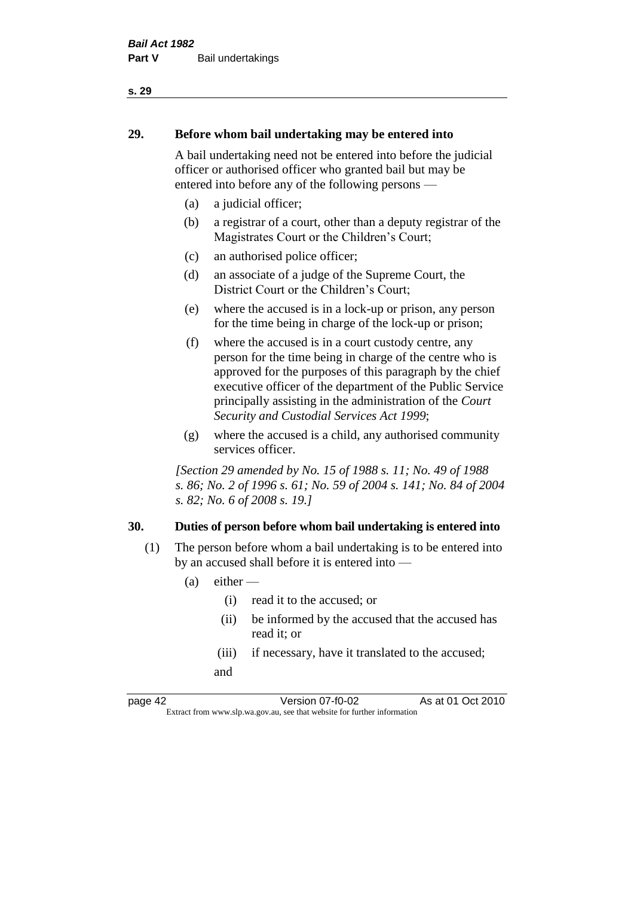## 29. Before whom bail undertaking may be entered into

A bail undertaking need not be entered into before the judicial officer or authorised officer who granted bail but may be entered into before any of the following persons —

(a) a judicial officer;

(b) a registrar of a court, other than a deputy registrar of the Magistrates Court or the Children's Court;

(c) an authorised police officer;

(d) an associate of a judge of the Supreme Court, the District Court or the Children's Court;

(e) where the accused is in a lock-up or prison, any person for the time being in charge of the lock-up or prison;

(f) where the accused is in a court custody centre, any person for the time being in charge of the centre who is approved for the purposes of this paragraph by the chief executive officer of the department of the Public Service principally assisting in the administration of the *Court Security and Custodial Services Act 1999*;

(g) where the accused is a child, any authorised community services officer.

*[Section 29 amended by No. 15 of 1988 s. 11; No. 49 of 1988 s. 86; No. 2 of 1996 s. 61; No. 59 of 2004 s. 141; No. 84 of 2004 s. 82; No. 6 of 2008 s. 19.]*

## 30. Duties of person before whom bail undertaking is entered into

(1) The person before whom a bail undertaking is to be entered into by an accused shall before it is entered into —

(a) either —

(i) read it to the accused; or

(ii) be informed by the accused that the accused has read it; or

(iii) if necessary, have it translated to the accused;

and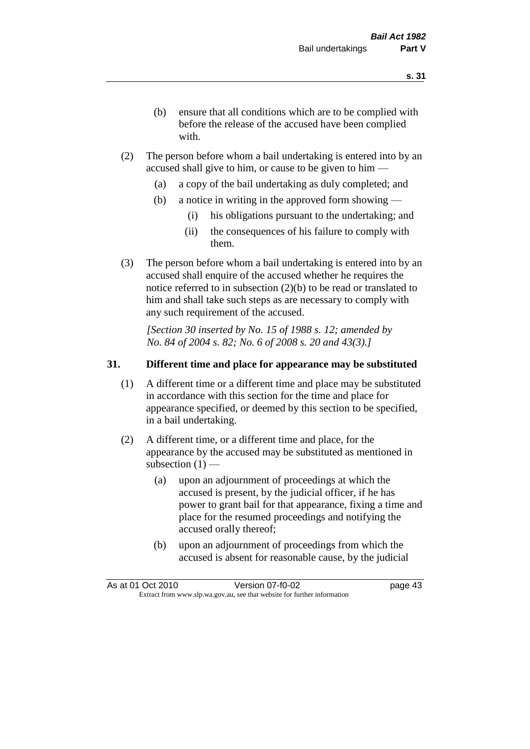(b) ensure that all conditions which are to be complied with before the release of the accused have been complied with.

(2) The person before whom a bail undertaking is entered into by an accused shall give to him, or cause to be given to him —

(a) a copy of the bail undertaking as duly completed; and

(b) a notice in writing in the approved form showing —

(i) his obligations pursuant to the undertaking; and

(ii) the consequences of his failure to comply with them.

(3) The person before whom a bail undertaking is entered into by an accused shall enquire of the accused whether he requires the notice referred to in subsection (2)(b) to be read or translated to him and shall take such steps as are necessary to comply with any such requirement of the accused.

*[Section 30 inserted by No. 15 of 1988 s. 12; amended by No. 84 of 2004 s. 82; No. 6 of 2008 s. 20 and 43(3).]*

## 31. Different time and place for appearance may be substituted

(1) A different time or a different time and place may be substituted in accordance with this section for the time and place for appearance specified, or deemed by this section to be specified, in a bail undertaking.

(2) A different time, or a different time and place, for the appearance by the accused may be substituted as mentioned in subsection (1) —

(a) upon an adjournment of proceedings at which the accused is present, by the judicial officer, if he has power to grant bail for that appearance, fixing a time and place for the resumed proceedings and notifying the accused orally thereof;

(b) upon an adjournment of proceedings from which the accused is absent for reasonable cause, by the judicial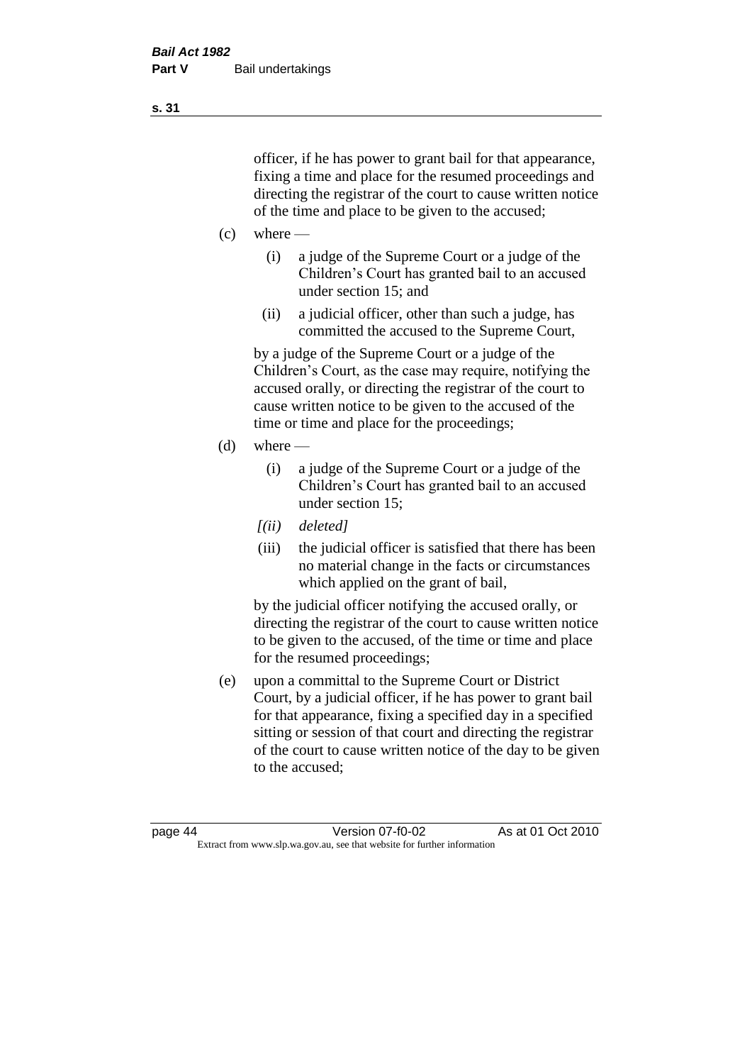officer, if he has power to grant bail for that appearance, fixing a time and place for the resumed proceedings and directing the registrar of the court to cause written notice of the time and place to be given to the accused;

(c) where —

  (i) a judge of the Supreme Court or a judge of the Children's Court has granted bail to an accused under section 15; and

  (ii) a judicial officer, other than such a judge, has committed the accused to the Supreme Court,

 by a judge of the Supreme Court or a judge of the Children's Court, as the case may require, notifying the accused orally, or directing the registrar of the court to cause written notice to be given to the accused of the time or time and place for the proceedings;

(d) where —

  (i) a judge of the Supreme Court or a judge of the Children's Court has granted bail to an accused under section 15;

  *[(ii) deleted]*

  (iii) the judicial officer is satisfied that there has been no material change in the facts or circumstances which applied on the grant of bail,

 by the judicial officer notifying the accused orally, or directing the registrar of the court to cause written notice to be given to the accused, of the time or time and place for the resumed proceedings;

(e) upon a committal to the Supreme Court or District Court, by a judicial officer, if he has power to grant bail for that appearance, fixing a specified day in a specified sitting or session of that court and directing the registrar of the court to cause written notice of the day to be given to the accused;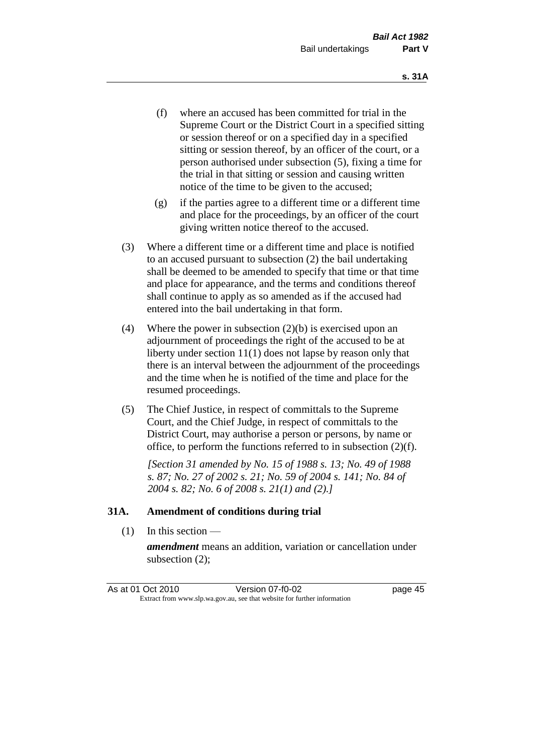(f) where an accused has been committed for trial in the Supreme Court or the District Court in a specified sitting or session thereof or on a specified day in a specified sitting or session thereof, by an officer of the court, or a person authorised under subsection (5), fixing a time for the trial in that sitting or session and causing written notice of the time to be given to the accused;

(g) if the parties agree to a different time or a different time and place for the proceedings, by an officer of the court giving written notice thereof to the accused.

(3) Where a different time or a different time and place is notified to an accused pursuant to subsection (2) the bail undertaking shall be deemed to be amended to specify that time or that time and place for appearance, and the terms and conditions thereof shall continue to apply as so amended as if the accused had entered into the bail undertaking in that form.

(4) Where the power in subsection (2)(b) is exercised upon an adjournment of proceedings the right of the accused to be at liberty under section 11(1) does not lapse by reason only that there is an interval between the adjournment of the proceedings and the time when he is notified of the time and place for the resumed proceedings.

(5) The Chief Justice, in respect of committals to the Supreme Court, and the Chief Judge, in respect of committals to the District Court, may authorise a person or persons, by name or office, to perform the functions referred to in subsection (2)(f).

*[Section 31 amended by No. 15 of 1988 s. 13; No. 49 of 1988 s. 87; No. 27 of 2002 s. 21; No. 59 of 2004 s. 141; No. 84 of 2004 s. 82; No. 6 of 2008 s. 21(1) and (2).]*

### 31A. Amendment of conditions during trial

(1) In this section —

***amendment*** means an addition, variation or cancellation under subsection (2);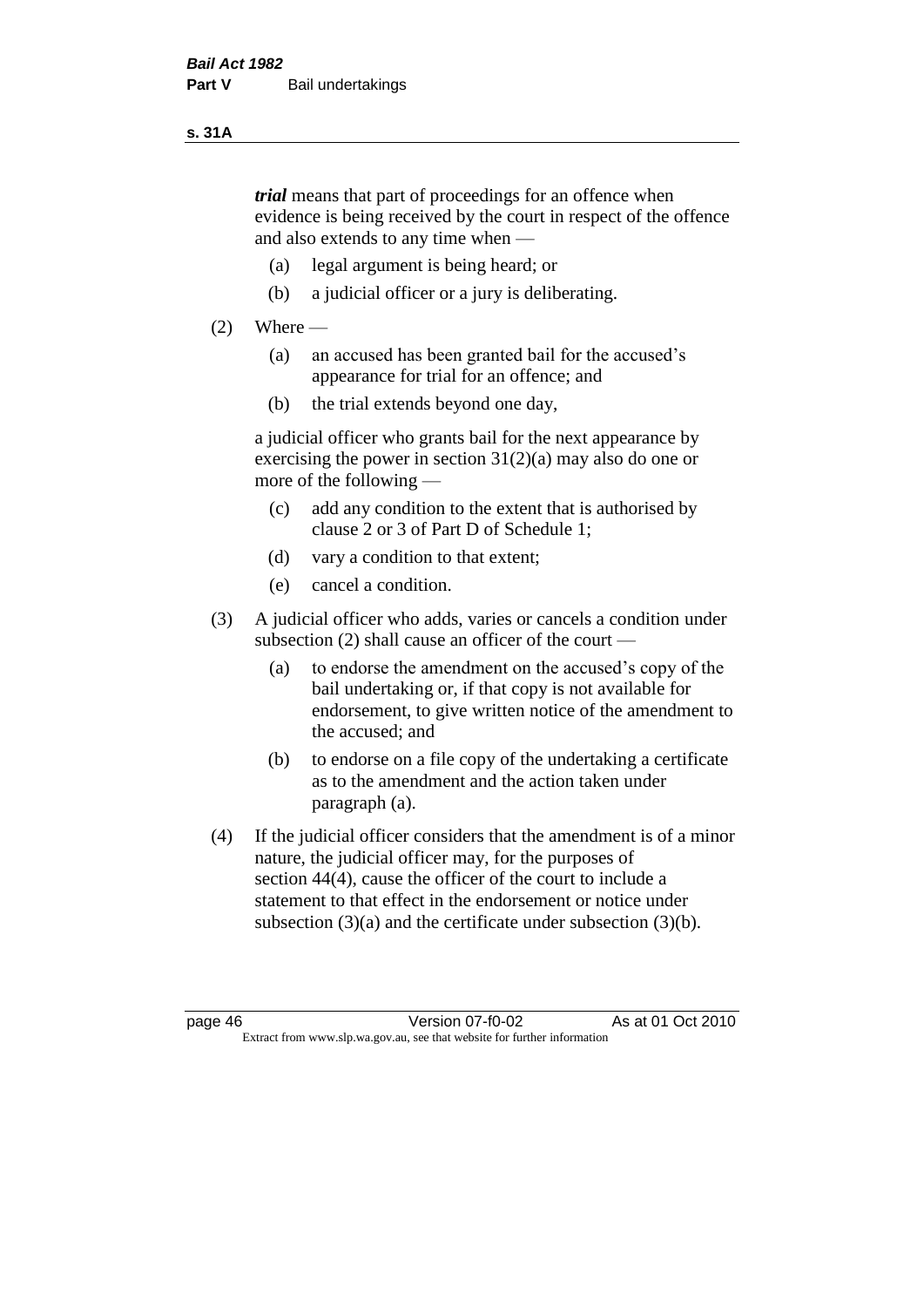***trial*** means that part of proceedings for an offence when evidence is being received by the court in respect of the offence and also extends to any time when —

(a) legal argument is being heard; or

(b) a judicial officer or a jury is deliberating.

(2) Where —

(a) an accused has been granted bail for the accused's appearance for trial for an offence; and

(b) the trial extends beyond one day,

a judicial officer who grants bail for the next appearance by exercising the power in section 31(2)(a) may also do one or more of the following —

(c) add any condition to the extent that is authorised by clause 2 or 3 of Part D of Schedule 1;

(d) vary a condition to that extent;

(e) cancel a condition.

(3) A judicial officer who adds, varies or cancels a condition under subsection (2) shall cause an officer of the court —

(a) to endorse the amendment on the accused's copy of the bail undertaking or, if that copy is not available for endorsement, to give written notice of the amendment to the accused; and

(b) to endorse on a file copy of the undertaking a certificate as to the amendment and the action taken under paragraph (a).

(4) If the judicial officer considers that the amendment is of a minor nature, the judicial officer may, for the purposes of section 44(4), cause the officer of the court to include a statement to that effect in the endorsement or notice under subsection (3)(a) and the certificate under subsection (3)(b).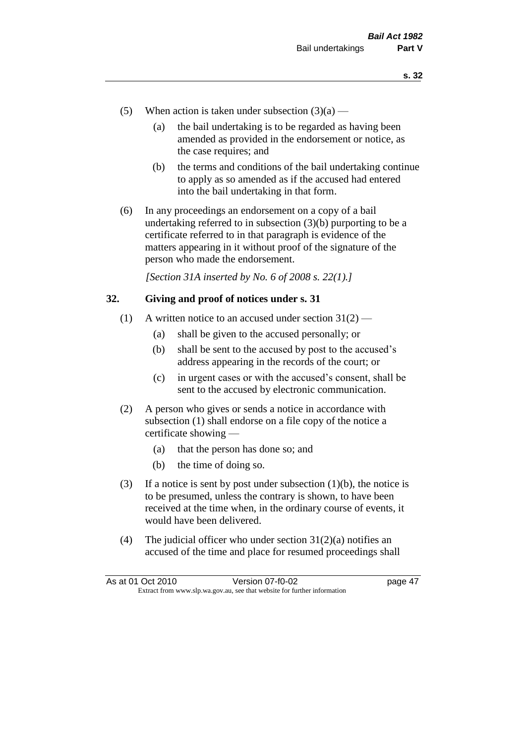(5) When action is taken under subsection (3)(a) —

(a) the bail undertaking is to be regarded as having been amended as provided in the endorsement or notice, as the case requires; and

(b) the terms and conditions of the bail undertaking continue to apply as so amended as if the accused had entered into the bail undertaking in that form.

(6) In any proceedings an endorsement on a copy of a bail undertaking referred to in subsection (3)(b) purporting to be a certificate referred to in that paragraph is evidence of the matters appearing in it without proof of the signature of the person who made the endorsement.

*[Section 31A inserted by No. 6 of 2008 s. 22(1).]*

## 32. Giving and proof of notices under s. 31

(1) A written notice to an accused under section 31(2) —

(a) shall be given to the accused personally; or

(b) shall be sent to the accused by post to the accused's address appearing in the records of the court; or

(c) in urgent cases or with the accused's consent, shall be sent to the accused by electronic communication.

(2) A person who gives or sends a notice in accordance with subsection (1) shall endorse on a file copy of the notice a certificate showing —

(a) that the person has done so; and

(b) the time of doing so.

(3) If a notice is sent by post under subsection (1)(b), the notice is to be presumed, unless the contrary is shown, to have been received at the time when, in the ordinary course of events, it would have been delivered.

(4) The judicial officer who under section 31(2)(a) notifies an accused of the time and place for resumed proceedings shall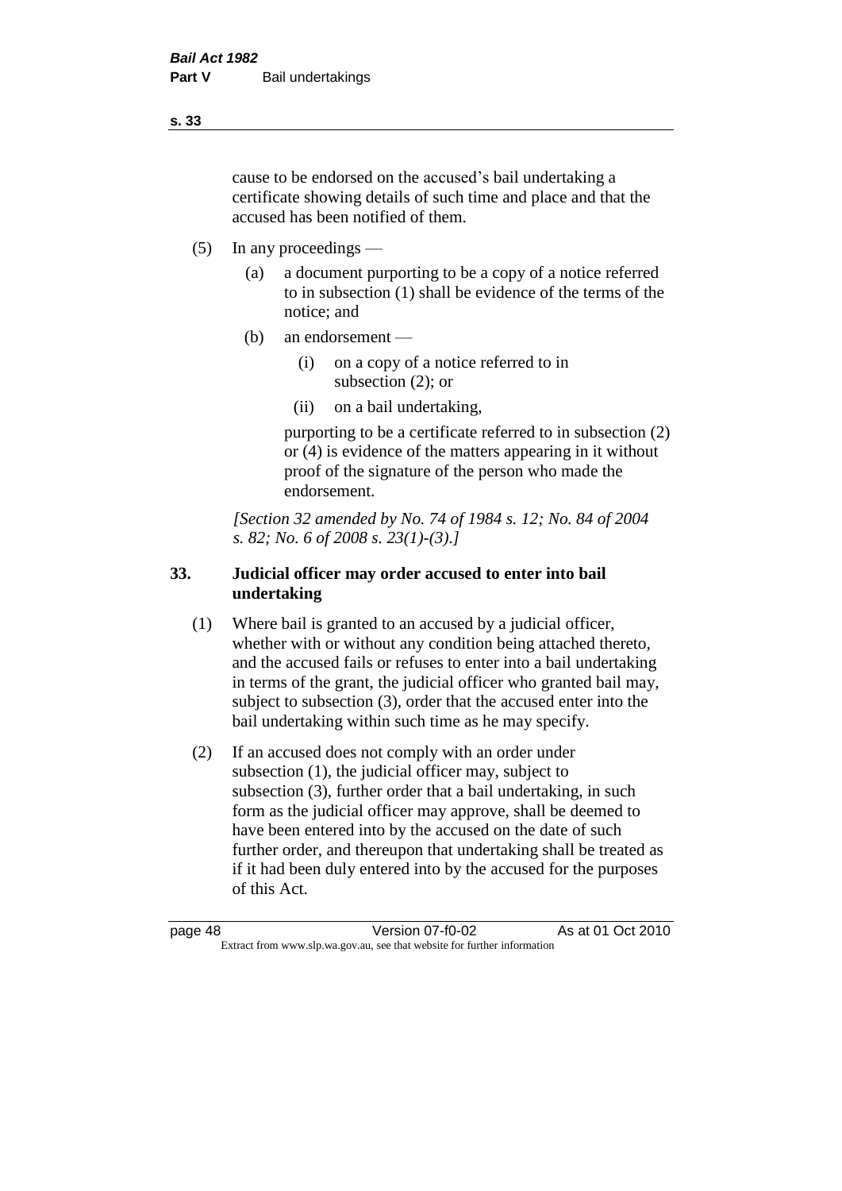cause to be endorsed on the accused's bail undertaking a certificate showing details of such time and place and that the accused has been notified of them.

(5) In any proceedings —

(a) a document purporting to be a copy of a notice referred to in subsection (1) shall be evidence of the terms of the notice; and

(b) an endorsement —

(i) on a copy of a notice referred to in subsection (2); or

(ii) on a bail undertaking,

purporting to be a certificate referred to in subsection (2) or (4) is evidence of the matters appearing in it without proof of the signature of the person who made the endorsement.

*[Section 32 amended by No. 74 of 1984 s. 12; No. 84 of 2004 s. 82; No. 6 of 2008 s. 23(1)-(3).]*

## 33. Judicial officer may order accused to enter into bail undertaking

(1) Where bail is granted to an accused by a judicial officer, whether with or without any condition being attached thereto, and the accused fails or refuses to enter into a bail undertaking in terms of the grant, the judicial officer who granted bail may, subject to subsection (3), order that the accused enter into the bail undertaking within such time as he may specify.

(2) If an accused does not comply with an order under subsection (1), the judicial officer may, subject to subsection (3), further order that a bail undertaking, in such form as the judicial officer may approve, shall be deemed to have been entered into by the accused on the date of such further order, and thereupon that undertaking shall be treated as if it had been duly entered into by the accused for the purposes of this Act.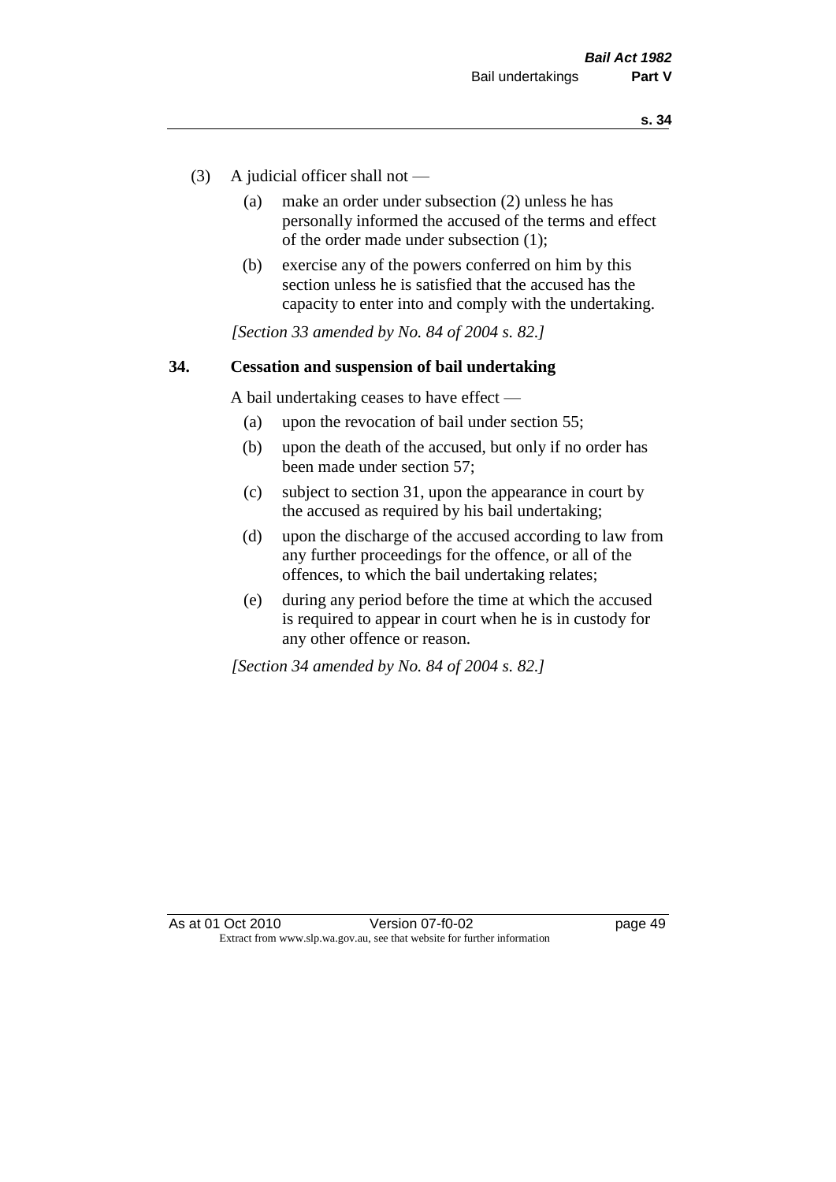(3) A judicial officer shall not —

(a) make an order under subsection (2) unless he has personally informed the accused of the terms and effect of the order made under subsection (1);

(b) exercise any of the powers conferred on him by this section unless he is satisfied that the accused has the capacity to enter into and comply with the undertaking.

*[Section 33 amended by No. 84 of 2004 s. 82.]*

## 34. Cessation and suspension of bail undertaking

A bail undertaking ceases to have effect —

(a) upon the revocation of bail under section 55;

(b) upon the death of the accused, but only if no order has been made under section 57;

(c) subject to section 31, upon the appearance in court by the accused as required by his bail undertaking;

(d) upon the discharge of the accused according to law from any further proceedings for the offence, or all of the offences, to which the bail undertaking relates;

(e) during any period before the time at which the accused is required to appear in court when he is in custody for any other offence or reason.

*[Section 34 amended by No. 84 of 2004 s. 82.]*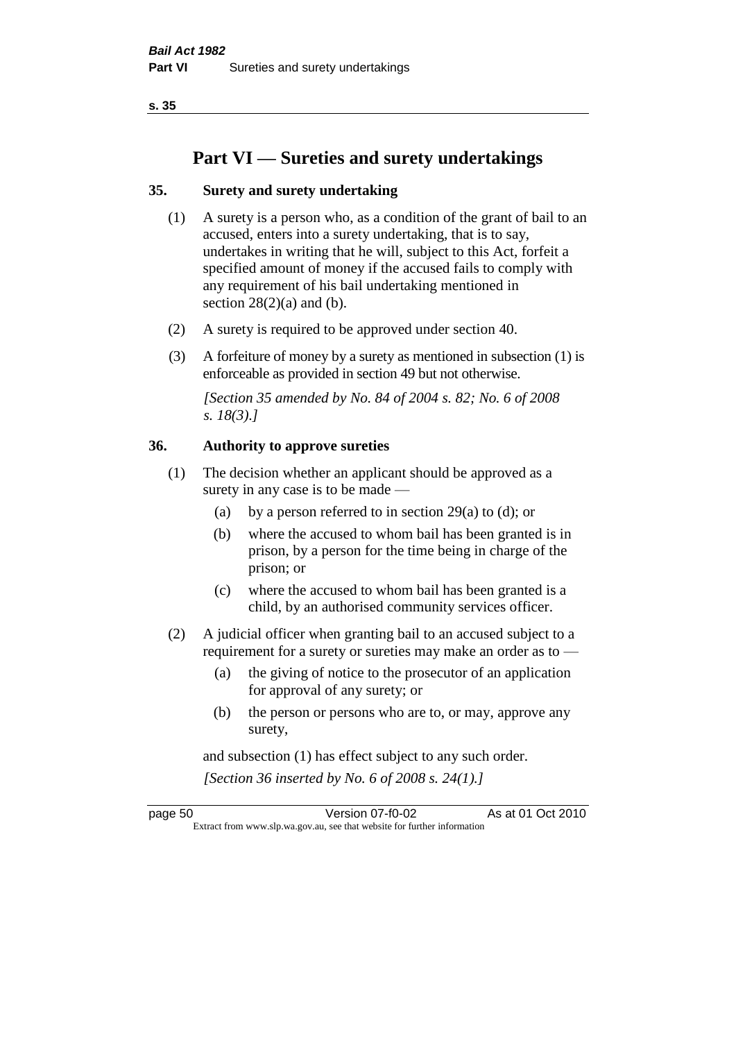# Part VI — Sureties and surety undertakings

### 35. Surety and surety undertaking

(1) A surety is a person who, as a condition of the grant of bail to an accused, enters into a surety undertaking, that is to say, undertakes in writing that he will, subject to this Act, forfeit a specified amount of money if the accused fails to comply with any requirement of his bail undertaking mentioned in section 28(2)(a) and (b).

(2) A surety is required to be approved under section 40.

(3) A forfeiture of money by a surety as mentioned in subsection (1) is enforceable as provided in section 49 but not otherwise.

*[Section 35 amended by No. 84 of 2004 s. 82; No. 6 of 2008 s. 18(3).]*

### 36. Authority to approve sureties

(1) The decision whether an applicant should be approved as a surety in any case is to be made —

- (a) by a person referred to in section 29(a) to (d); or
- (b) where the accused to whom bail has been granted is in prison, by a person for the time being in charge of the prison; or
- (c) where the accused to whom bail has been granted is a child, by an authorised community services officer.

(2) A judicial officer when granting bail to an accused subject to a requirement for a surety or sureties may make an order as to —

- (a) the giving of notice to the prosecutor of an application for approval of any surety; or
- (b) the person or persons who are to, or may, approve any surety,

and subsection (1) has effect subject to any such order.

*[Section 36 inserted by No. 6 of 2008 s. 24(1).]*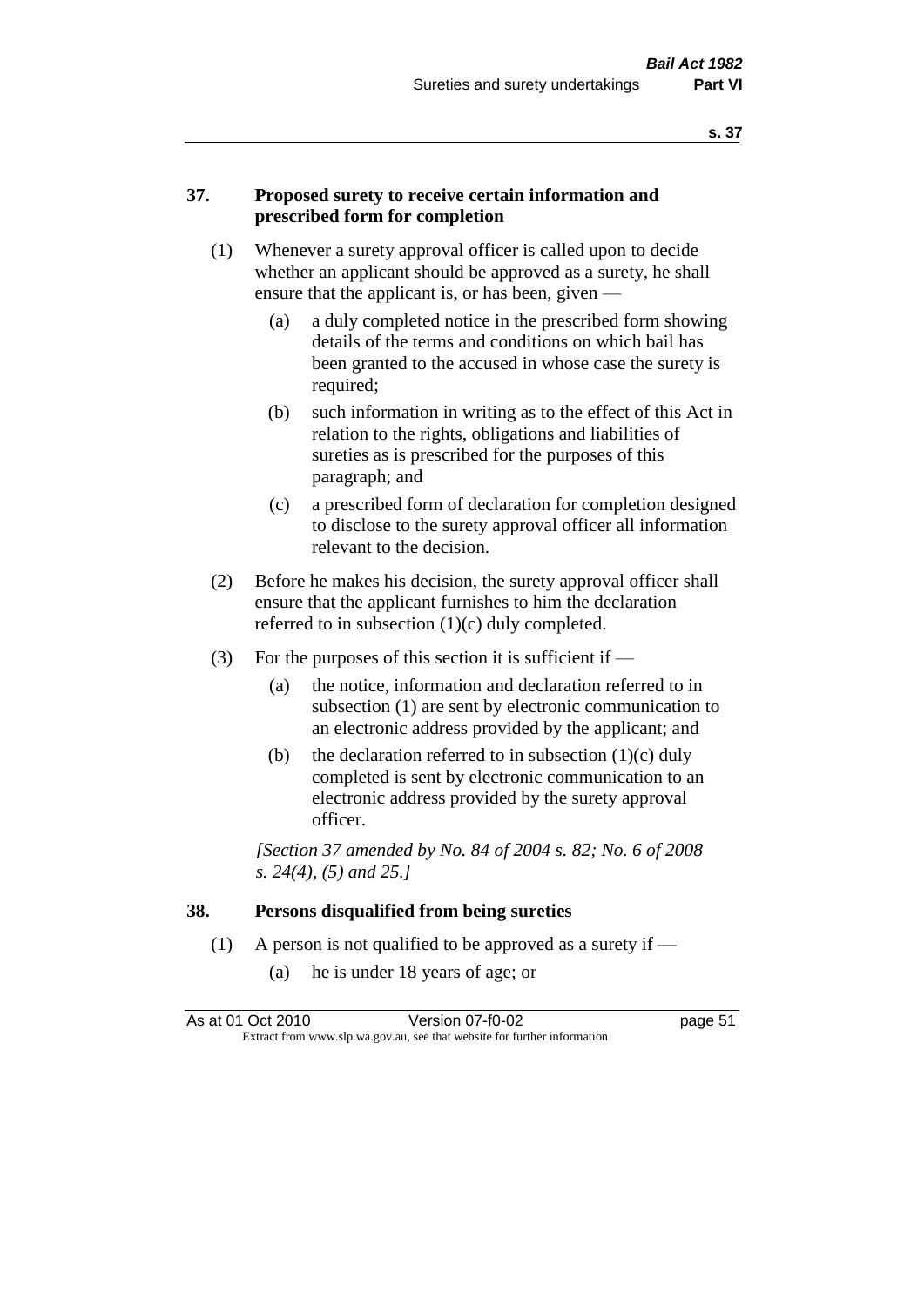### 37. Proposed surety to receive certain information and prescribed form for completion

(1) Whenever a surety approval officer is called upon to decide whether an applicant should be approved as a surety, he shall ensure that the applicant is, or has been, given —

(a) a duly completed notice in the prescribed form showing details of the terms and conditions on which bail has been granted to the accused in whose case the surety is required;

(b) such information in writing as to the effect of this Act in relation to the rights, obligations and liabilities of sureties as is prescribed for the purposes of this paragraph; and

(c) a prescribed form of declaration for completion designed to disclose to the surety approval officer all information relevant to the decision.

(2) Before he makes his decision, the surety approval officer shall ensure that the applicant furnishes to him the declaration referred to in subsection (1)(c) duly completed.

(3) For the purposes of this section it is sufficient if —

(a) the notice, information and declaration referred to in subsection (1) are sent by electronic communication to an electronic address provided by the applicant; and

(b) the declaration referred to in subsection (1)(c) duly completed is sent by electronic communication to an electronic address provided by the surety approval officer.

*[Section 37 amended by No. 84 of 2004 s. 82; No. 6 of 2008 s. 24(4), (5) and 25.]*

### 38. Persons disqualified from being sureties

(1) A person is not qualified to be approved as a surety if —

(a) he is under 18 years of age; or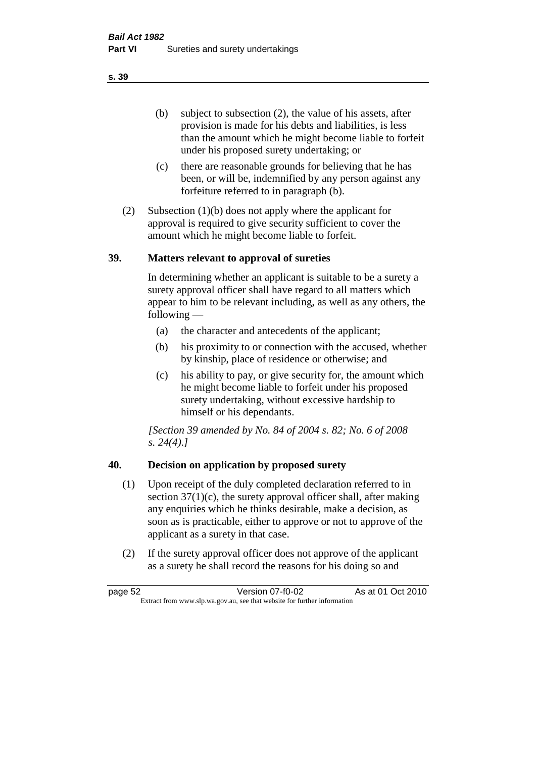(b) subject to subsection (2), the value of his assets, after provision is made for his debts and liabilities, is less than the amount which he might become liable to forfeit under his proposed surety undertaking; or

(c) there are reasonable grounds for believing that he has been, or will be, indemnified by any person against any forfeiture referred to in paragraph (b).

(2) Subsection (1)(b) does not apply where the applicant for approval is required to give security sufficient to cover the amount which he might become liable to forfeit.

## 39. Matters relevant to approval of sureties

In determining whether an applicant is suitable to be a surety a surety approval officer shall have regard to all matters which appear to him to be relevant including, as well as any others, the following —

(a) the character and antecedents of the applicant;

(b) his proximity to or connection with the accused, whether by kinship, place of residence or otherwise; and

(c) his ability to pay, or give security for, the amount which he might become liable to forfeit under his proposed surety undertaking, without excessive hardship to himself or his dependants.

*[Section 39 amended by No. 84 of 2004 s. 82; No. 6 of 2008 s. 24(4).]*

## 40. Decision on application by proposed surety

(1) Upon receipt of the duly completed declaration referred to in section 37(1)(c), the surety approval officer shall, after making any enquiries which he thinks desirable, make a decision, as soon as is practicable, either to approve or not to approve of the applicant as a surety in that case.

(2) If the surety approval officer does not approve of the applicant as a surety he shall record the reasons for his doing so and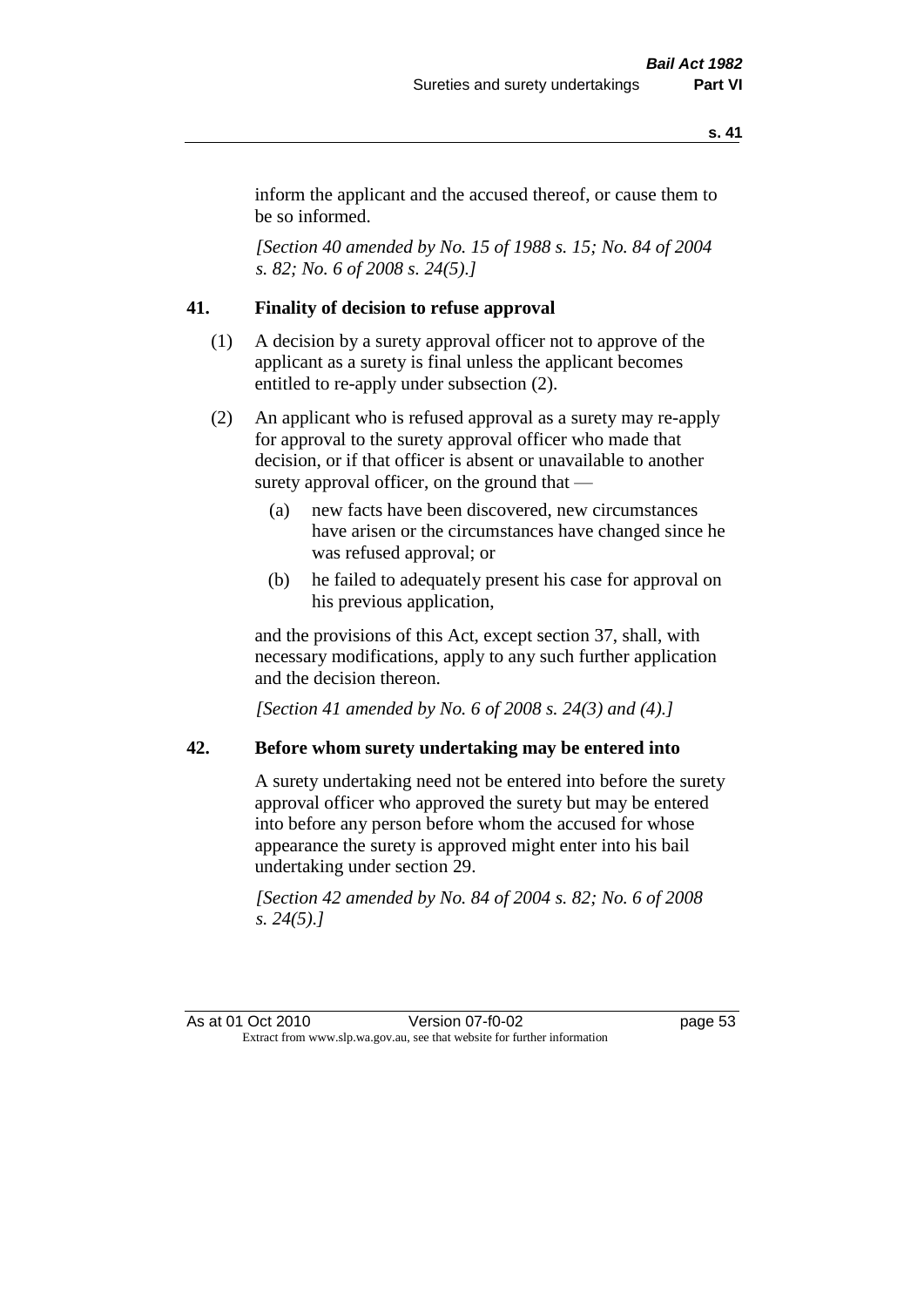inform the applicant and the accused thereof, or cause them to be so informed.

*[Section 40 amended by No. 15 of 1988 s. 15; No. 84 of 2004 s. 82; No. 6 of 2008 s. 24(5).]*

## 41. Finality of decision to refuse approval

(1) A decision by a surety approval officer not to approve of the applicant as a surety is final unless the applicant becomes entitled to re-apply under subsection (2).

(2) An applicant who is refused approval as a surety may re-apply for approval to the surety approval officer who made that decision, or if that officer is absent or unavailable to another surety approval officer, on the ground that —

(a) new facts have been discovered, new circumstances have arisen or the circumstances have changed since he was refused approval; or

(b) he failed to adequately present his case for approval on his previous application,

and the provisions of this Act, except section 37, shall, with necessary modifications, apply to any such further application and the decision thereon.

*[Section 41 amended by No. 6 of 2008 s. 24(3) and (4).]*

## 42. Before whom surety undertaking may be entered into

A surety undertaking need not be entered into before the surety approval officer who approved the surety but may be entered into before any person before whom the accused for whose appearance the surety is approved might enter into his bail undertaking under section 29.

*[Section 42 amended by No. 84 of 2004 s. 82; No. 6 of 2008 s. 24(5).]*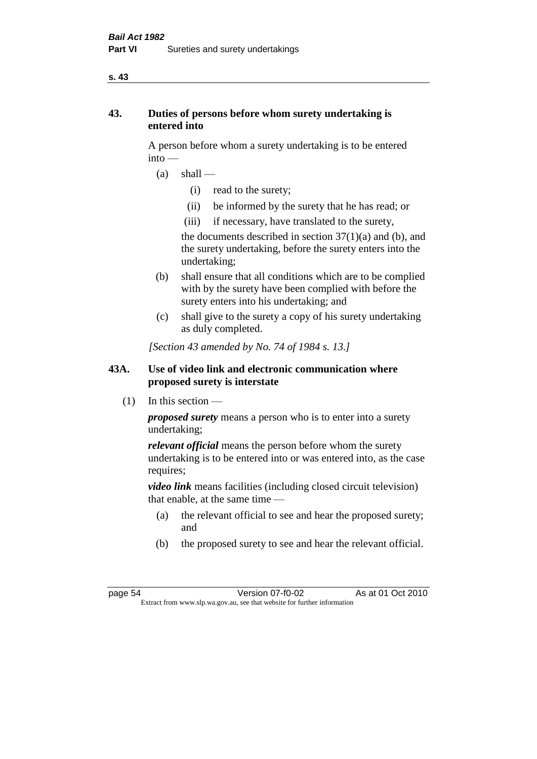## 43. Duties of persons before whom surety undertaking is entered into

A person before whom a surety undertaking is to be entered into —

(a) shall —

  (i) read to the surety;

  (ii) be informed by the surety that he has read; or

  (iii) if necessary, have translated to the surety,

  the documents described in section 37(1)(a) and (b), and the surety undertaking, before the surety enters into the undertaking;

(b) shall ensure that all conditions which are to be complied with by the surety have been complied with before the surety enters into his undertaking; and

(c) shall give to the surety a copy of his surety undertaking as duly completed.

*[Section 43 amended by No. 74 of 1984 s. 13.]*

## 43A. Use of video link and electronic communication where proposed surety is interstate

(1) In this section —

***proposed surety*** means a person who is to enter into a surety undertaking;

***relevant official*** means the person before whom the surety undertaking is to be entered into or was entered into, as the case requires;

***video link*** means facilities (including closed circuit television) that enable, at the same time —

(a) the relevant official to see and hear the proposed surety; and

(b) the proposed surety to see and hear the relevant official.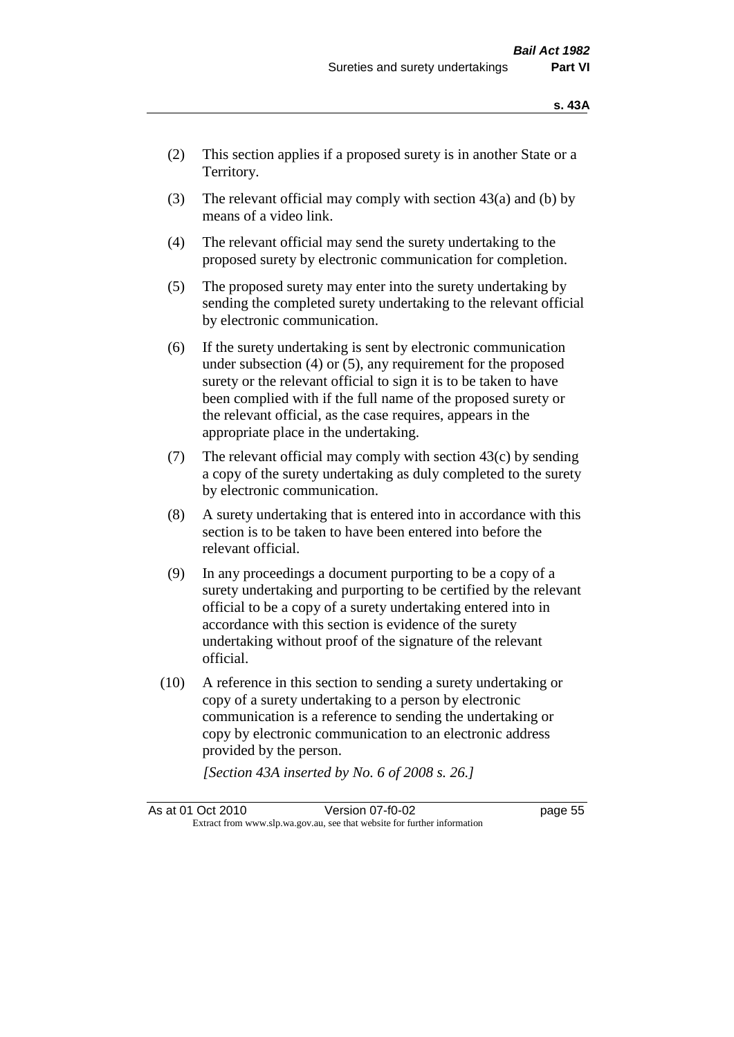(2) This section applies if a proposed surety is in another State or a Territory.

(3) The relevant official may comply with section 43(a) and (b) by means of a video link.

(4) The relevant official may send the surety undertaking to the proposed surety by electronic communication for completion.

(5) The proposed surety may enter into the surety undertaking by sending the completed surety undertaking to the relevant official by electronic communication.

(6) If the surety undertaking is sent by electronic communication under subsection (4) or (5), any requirement for the proposed surety or the relevant official to sign it is to be taken to have been complied with if the full name of the proposed surety or the relevant official, as the case requires, appears in the appropriate place in the undertaking.

(7) The relevant official may comply with section 43(c) by sending a copy of the surety undertaking as duly completed to the surety by electronic communication.

(8) A surety undertaking that is entered into in accordance with this section is to be taken to have been entered into before the relevant official.

(9) In any proceedings a document purporting to be a copy of a surety undertaking and purporting to be certified by the relevant official to be a copy of a surety undertaking entered into in accordance with this section is evidence of the surety undertaking without proof of the signature of the relevant official.

(10) A reference in this section to sending a surety undertaking or copy of a surety undertaking to a person by electronic communication is a reference to sending the undertaking or copy by electronic communication to an electronic address provided by the person.

*[Section 43A inserted by No. 6 of 2008 s. 26.]*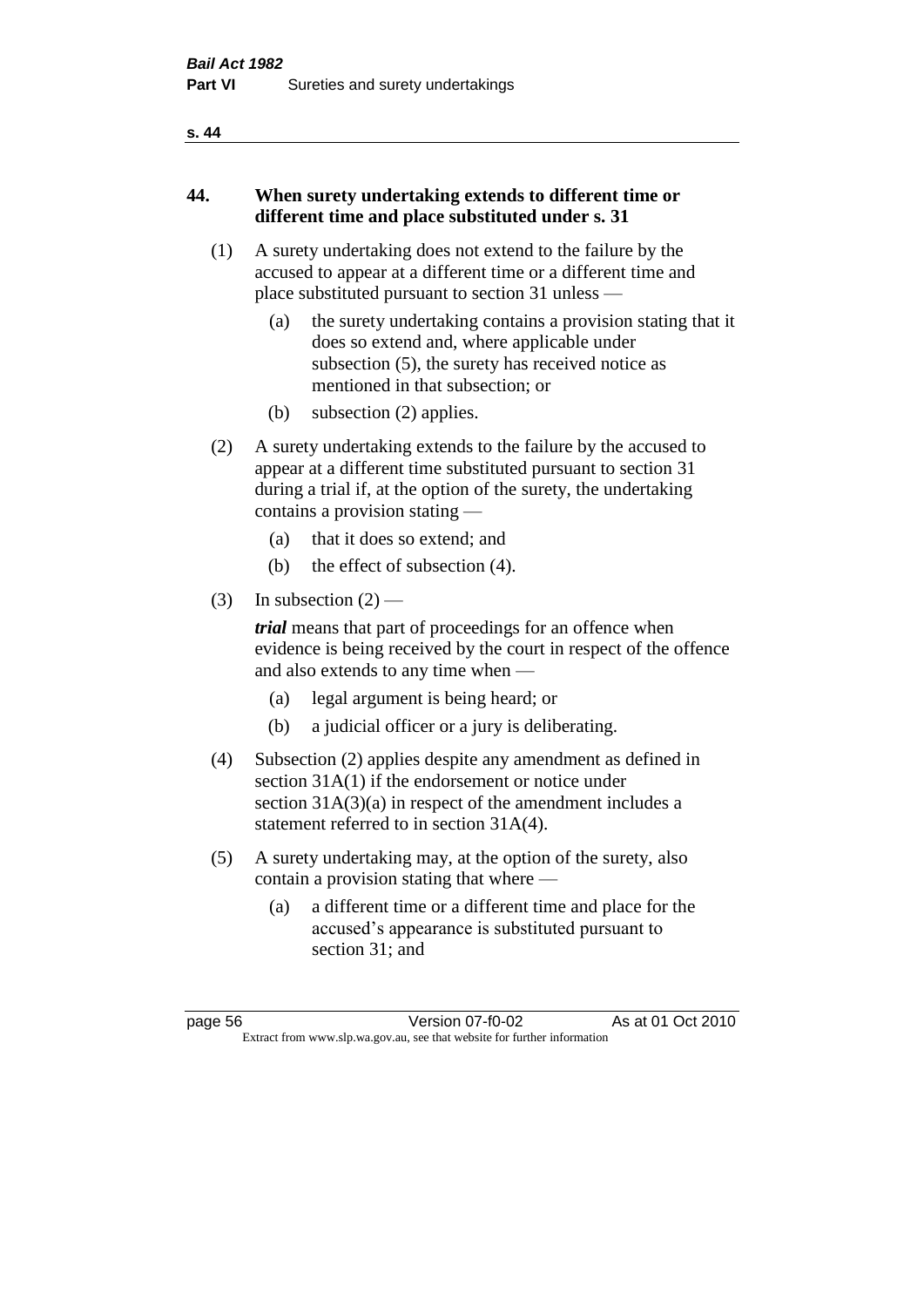## 44. When surety undertaking extends to different time or different time and place substituted under s. 31

(1) A surety undertaking does not extend to the failure by the accused to appear at a different time or a different time and place substituted pursuant to section 31 unless —

(a) the surety undertaking contains a provision stating that it does so extend and, where applicable under subsection (5), the surety has received notice as mentioned in that subsection; or

(b) subsection (2) applies.

(2) A surety undertaking extends to the failure by the accused to appear at a different time substituted pursuant to section 31 during a trial if, at the option of the surety, the undertaking contains a provision stating —

(a) that it does so extend; and

(b) the effect of subsection (4).

(3) In subsection (2) —

***trial*** means that part of proceedings for an offence when evidence is being received by the court in respect of the offence and also extends to any time when —

(a) legal argument is being heard; or

(b) a judicial officer or a jury is deliberating.

(4) Subsection (2) applies despite any amendment as defined in section 31A(1) if the endorsement or notice under section 31A(3)(a) in respect of the amendment includes a statement referred to in section 31A(4).

(5) A surety undertaking may, at the option of the surety, also contain a provision stating that where —

(a) a different time or a different time and place for the accused's appearance is substituted pursuant to section 31; and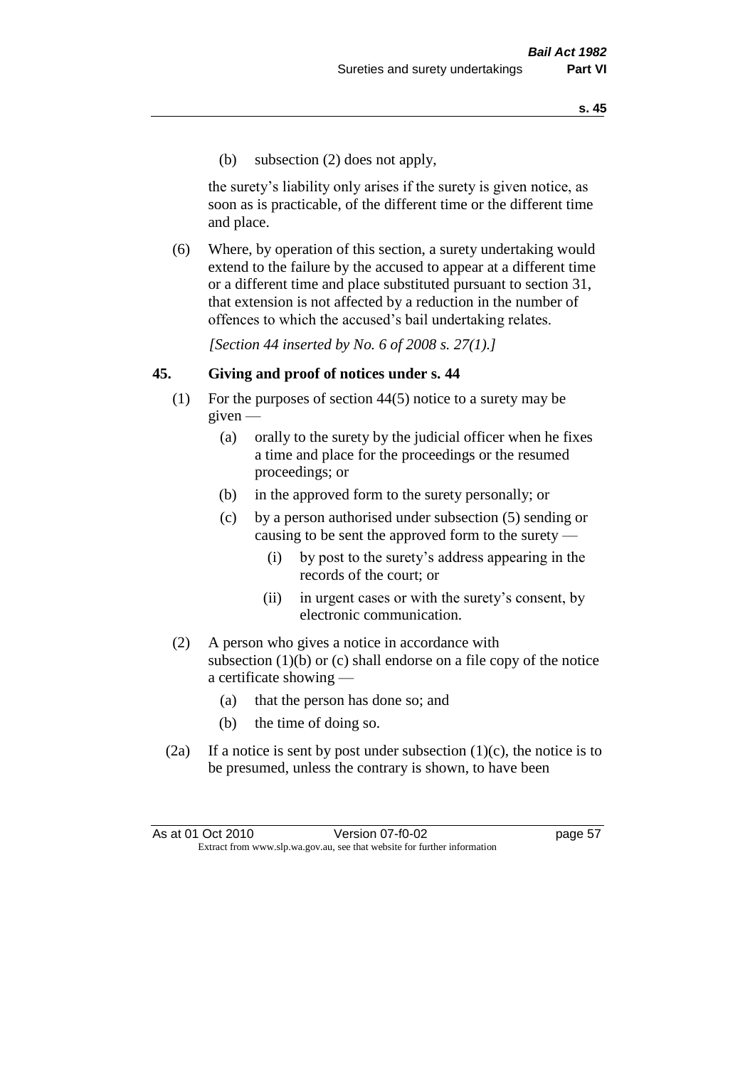(b) subsection (2) does not apply,

the surety's liability only arises if the surety is given notice, as soon as is practicable, of the different time or the different time and place.

(6) Where, by operation of this section, a surety undertaking would extend to the failure by the accused to appear at a different time or a different time and place substituted pursuant to section 31, that extension is not affected by a reduction in the number of offences to which the accused's bail undertaking relates.

*[Section 44 inserted by No. 6 of 2008 s. 27(1).]*

## 45. Giving and proof of notices under s. 44

(1) For the purposes of section 44(5) notice to a surety may be given —

- (a) orally to the surety by the judicial officer when he fixes a time and place for the proceedings or the resumed proceedings; or
- (b) in the approved form to the surety personally; or
- (c) by a person authorised under subsection (5) sending or causing to be sent the approved form to the surety —
  - (i) by post to the surety's address appearing in the records of the court; or
  - (ii) in urgent cases or with the surety's consent, by electronic communication.

(2) A person who gives a notice in accordance with subsection (1)(b) or (c) shall endorse on a file copy of the notice a certificate showing —

- (a) that the person has done so; and
- (b) the time of doing so.

(2a) If a notice is sent by post under subsection (1)(c), the notice is to be presumed, unless the contrary is shown, to have been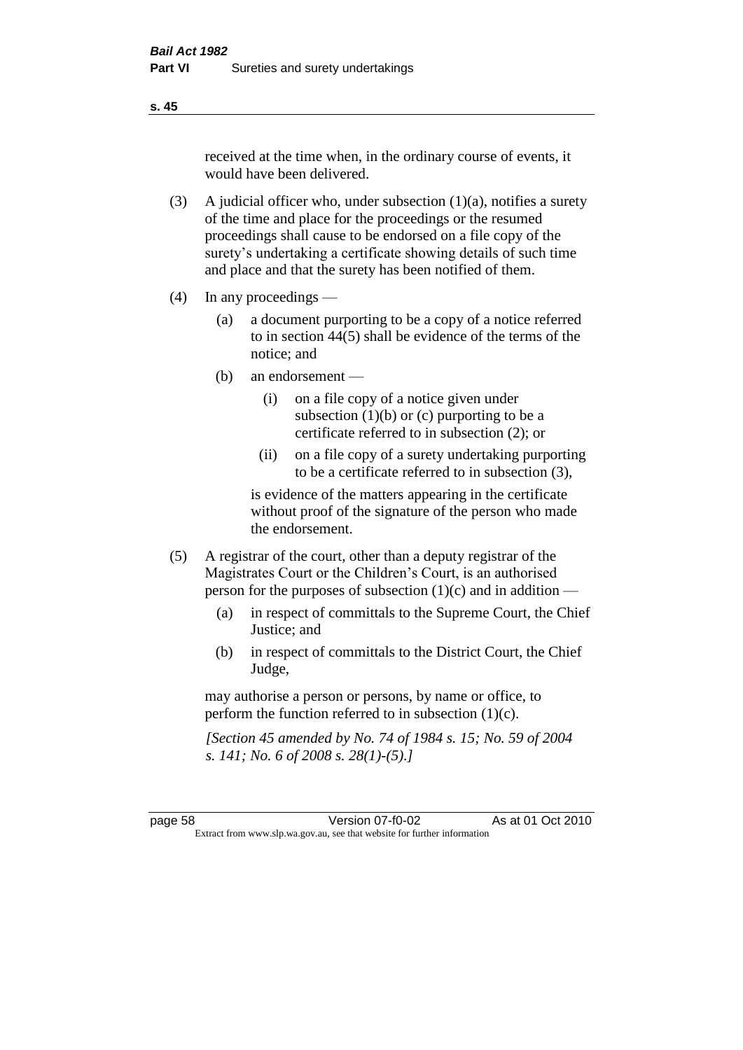received at the time when, in the ordinary course of events, it would have been delivered.

(3) A judicial officer who, under subsection (1)(a), notifies a surety of the time and place for the proceedings or the resumed proceedings shall cause to be endorsed on a file copy of the surety's undertaking a certificate showing details of such time and place and that the surety has been notified of them.

(4) In any proceedings —

(a) a document purporting to be a copy of a notice referred to in section 44(5) shall be evidence of the terms of the notice; and

(b) an endorsement —

(i) on a file copy of a notice given under subsection (1)(b) or (c) purporting to be a certificate referred to in subsection (2); or

(ii) on a file copy of a surety undertaking purporting to be a certificate referred to in subsection (3),

is evidence of the matters appearing in the certificate without proof of the signature of the person who made the endorsement.

(5) A registrar of the court, other than a deputy registrar of the Magistrates Court or the Children's Court, is an authorised person for the purposes of subsection (1)(c) and in addition —

(a) in respect of committals to the Supreme Court, the Chief Justice; and

(b) in respect of committals to the District Court, the Chief Judge,

may authorise a person or persons, by name or office, to perform the function referred to in subsection (1)(c).

*[Section 45 amended by No. 74 of 1984 s. 15; No. 59 of 2004 s. 141; No. 6 of 2008 s. 28(1)-(5).]*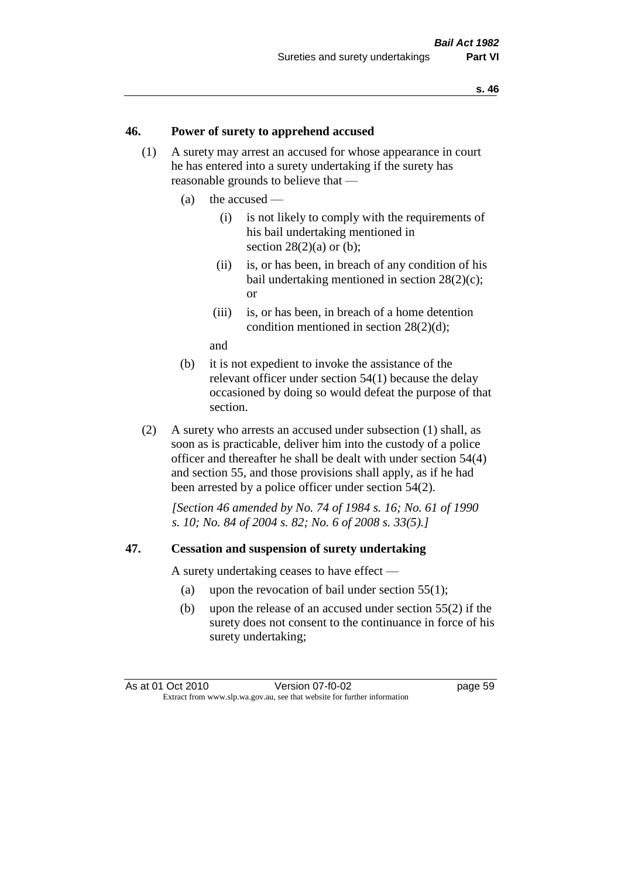## 46. Power of surety to apprehend accused

(1) A surety may arrest an accused for whose appearance in court he has entered into a surety undertaking if the surety has reasonable grounds to believe that —

- (a) the accused —
  - (i) is not likely to comply with the requirements of his bail undertaking mentioned in section 28(2)(a) or (b);
  - (ii) is, or has been, in breach of any condition of his bail undertaking mentioned in section 28(2)(c); or
  - (iii) is, or has been, in breach of a home detention condition mentioned in section 28(2)(d);

  and
- (b) it is not expedient to invoke the assistance of the relevant officer under section 54(1) because the delay occasioned by doing so would defeat the purpose of that section.

(2) A surety who arrests an accused under subsection (1) shall, as soon as is practicable, deliver him into the custody of a police officer and thereafter he shall be dealt with under section 54(4) and section 55, and those provisions shall apply, as if he had been arrested by a police officer under section 54(2).

*[Section 46 amended by No. 74 of 1984 s. 16; No. 61 of 1990 s. 10; No. 84 of 2004 s. 82; No. 6 of 2008 s. 33(5).]*

## 47. Cessation and suspension of surety undertaking

A surety undertaking ceases to have effect —

- (a) upon the revocation of bail under section 55(1);
- (b) upon the release of an accused under section 55(2) if the surety does not consent to the continuance in force of his surety undertaking;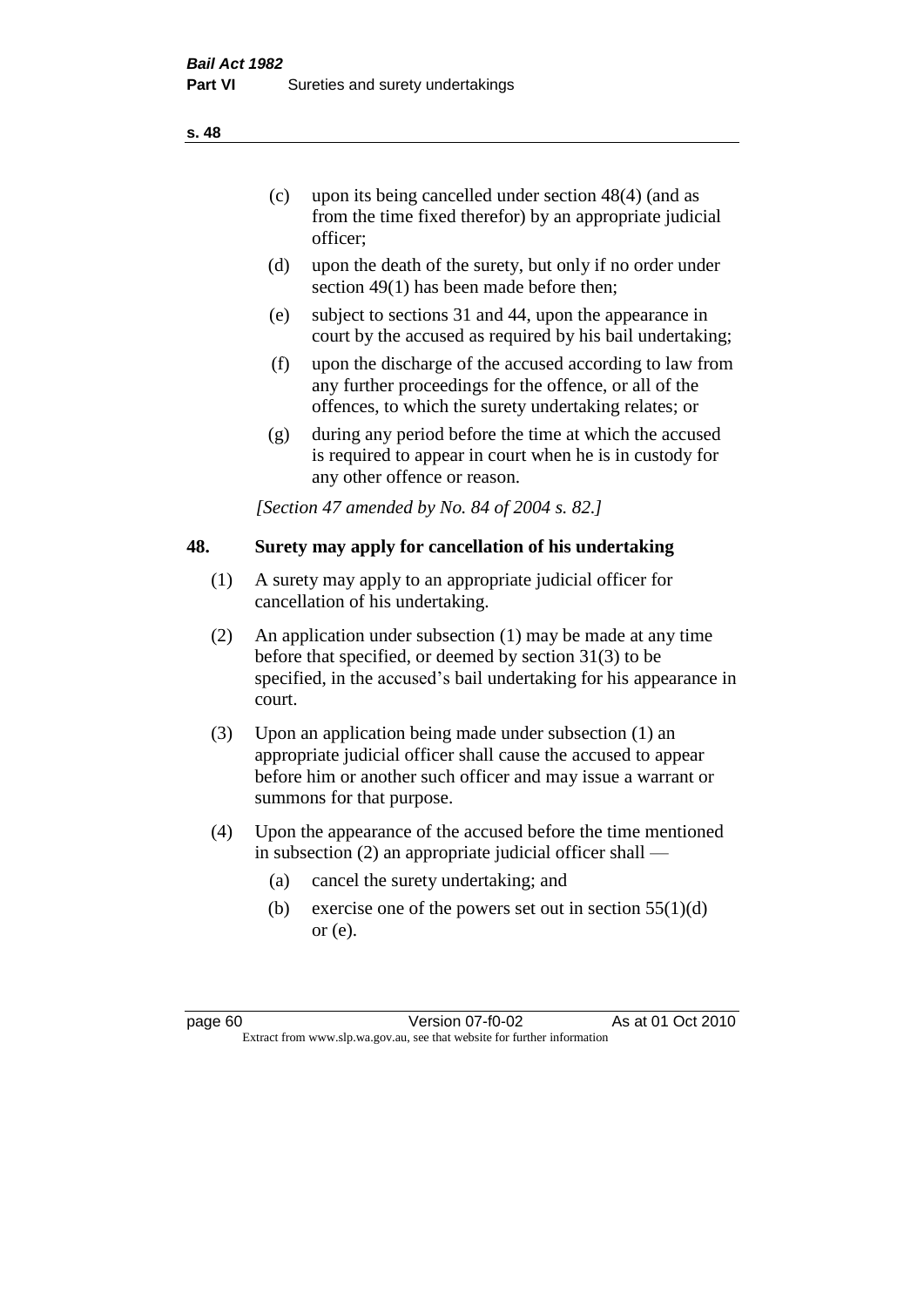(c) upon its being cancelled under section 48(4) (and as from the time fixed therefor) by an appropriate judicial officer;

(d) upon the death of the surety, but only if no order under section 49(1) has been made before then;

(e) subject to sections 31 and 44, upon the appearance in court by the accused as required by his bail undertaking;

(f) upon the discharge of the accused according to law from any further proceedings for the offence, or all of the offences, to which the surety undertaking relates; or

(g) during any period before the time at which the accused is required to appear in court when he is in custody for any other offence or reason.

*[Section 47 amended by No. 84 of 2004 s. 82.]*

## 48. Surety may apply for cancellation of his undertaking

(1) A surety may apply to an appropriate judicial officer for cancellation of his undertaking.

(2) An application under subsection (1) may be made at any time before that specified, or deemed by section 31(3) to be specified, in the accused's bail undertaking for his appearance in court.

(3) Upon an application being made under subsection (1) an appropriate judicial officer shall cause the accused to appear before him or another such officer and may issue a warrant or summons for that purpose.

(4) Upon the appearance of the accused before the time mentioned in subsection (2) an appropriate judicial officer shall —

(a) cancel the surety undertaking; and

(b) exercise one of the powers set out in section 55(1)(d) or (e).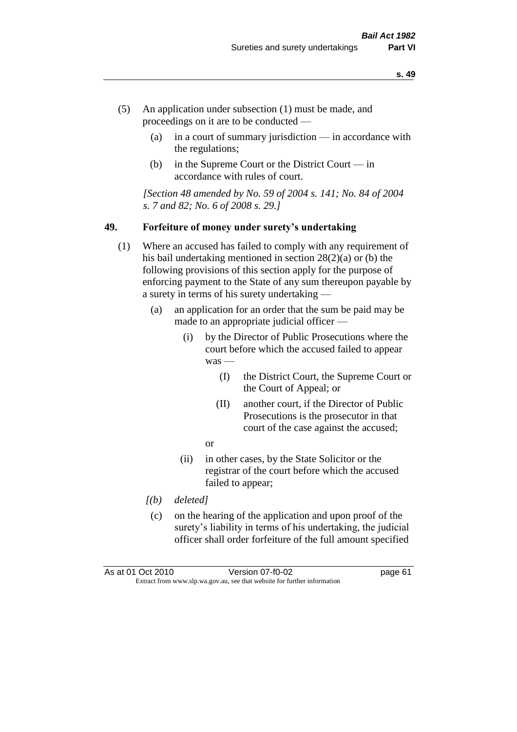(5) An application under subsection (1) must be made, and proceedings on it are to be conducted —

  (a) in a court of summary jurisdiction — in accordance with the regulations;

  (b) in the Supreme Court or the District Court — in accordance with rules of court.

*[Section 48 amended by No. 59 of 2004 s. 141; No. 84 of 2004 s. 7 and 82; No. 6 of 2008 s. 29.]*

### 49. Forfeiture of money under surety's undertaking

(1) Where an accused has failed to comply with any requirement of his bail undertaking mentioned in section 28(2)(a) or (b) the following provisions of this section apply for the purpose of enforcing payment to the State of any sum thereupon payable by a surety in terms of his surety undertaking —

  (a) an application for an order that the sum be paid may be made to an appropriate judicial officer —

    (i) by the Director of Public Prosecutions where the court before which the accused failed to appear was —

      (I) the District Court, the Supreme Court or the Court of Appeal; or

      (II) another court, if the Director of Public Prosecutions is the prosecutor in that court of the case against the accused;

    or

    (ii) in other cases, by the State Solicitor or the registrar of the court before which the accused failed to appear;

  *[(b) deleted]*

  (c) on the hearing of the application and upon proof of the surety's liability in terms of his undertaking, the judicial officer shall order forfeiture of the full amount specified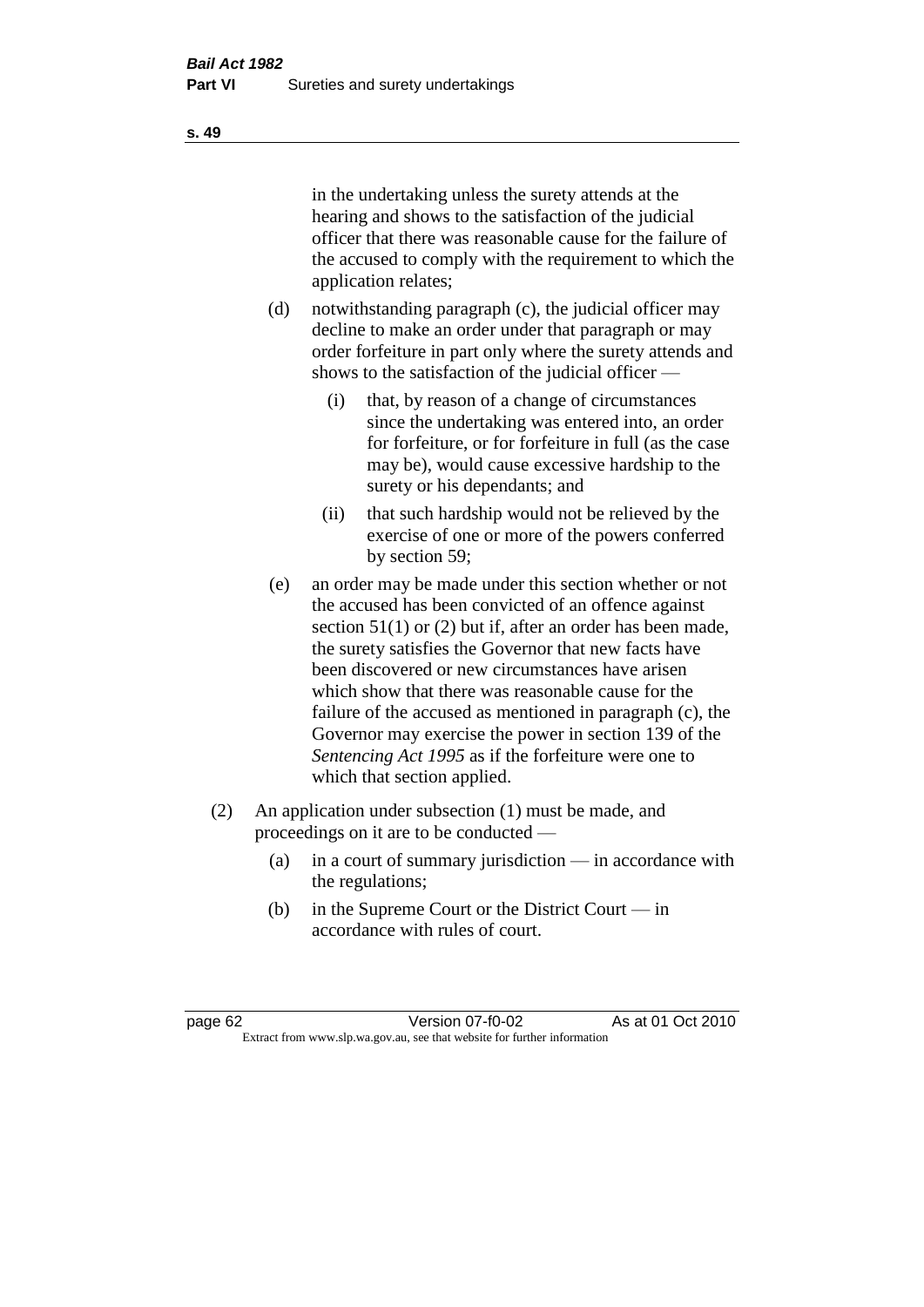in the undertaking unless the surety attends at the hearing and shows to the satisfaction of the judicial officer that there was reasonable cause for the failure of the accused to comply with the requirement to which the application relates;

(d) notwithstanding paragraph (c), the judicial officer may decline to make an order under that paragraph or may order forfeiture in part only where the surety attends and shows to the satisfaction of the judicial officer —

  (i) that, by reason of a change of circumstances since the undertaking was entered into, an order for forfeiture, or for forfeiture in full (as the case may be), would cause excessive hardship to the surety or his dependants; and

  (ii) that such hardship would not be relieved by the exercise of one or more of the powers conferred by section 59;

(e) an order may be made under this section whether or not the accused has been convicted of an offence against section 51(1) or (2) but if, after an order has been made, the surety satisfies the Governor that new facts have been discovered or new circumstances have arisen which show that there was reasonable cause for the failure of the accused as mentioned in paragraph (c), the Governor may exercise the power in section 139 of the *Sentencing Act 1995* as if the forfeiture were one to which that section applied.

(2) An application under subsection (1) must be made, and proceedings on it are to be conducted —

  (a) in a court of summary jurisdiction — in accordance with the regulations;

  (b) in the Supreme Court or the District Court — in accordance with rules of court.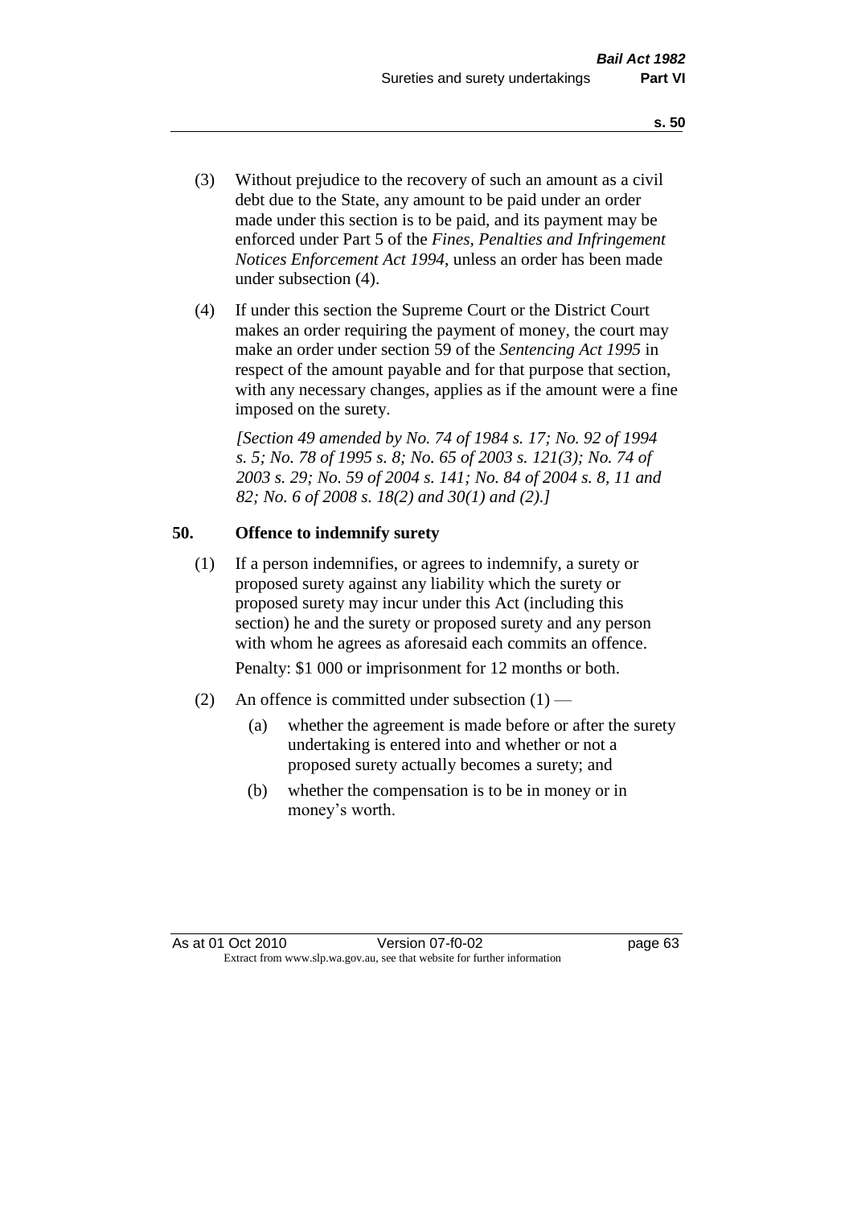(3) Without prejudice to the recovery of such an amount as a civil debt due to the State, any amount to be paid under an order made under this section is to be paid, and its payment may be enforced under Part 5 of the *Fines, Penalties and Infringement Notices Enforcement Act 1994*, unless an order has been made under subsection (4).

(4) If under this section the Supreme Court or the District Court makes an order requiring the payment of money, the court may make an order under section 59 of the *Sentencing Act 1995* in respect of the amount payable and for that purpose that section, with any necessary changes, applies as if the amount were a fine imposed on the surety.

*[Section 49 amended by No. 74 of 1984 s. 17; No. 92 of 1994 s. 5; No. 78 of 1995 s. 8; No. 65 of 2003 s. 121(3); No. 74 of 2003 s. 29; No. 59 of 2004 s. 141; No. 84 of 2004 s. 8, 11 and 82; No. 6 of 2008 s. 18(2) and 30(1) and (2).]*

## 50. Offence to indemnify surety

(1) If a person indemnifies, or agrees to indemnify, a surety or proposed surety against any liability which the surety or proposed surety may incur under this Act (including this section) he and the surety or proposed surety and any person with whom he agrees as aforesaid each commits an offence.

Penalty: $1 000 or imprisonment for 12 months or both.

(2) An offence is committed under subsection (1) —

(a) whether the agreement is made before or after the surety undertaking is entered into and whether or not a proposed surety actually becomes a surety; and

(b) whether the compensation is to be in money or in money's worth.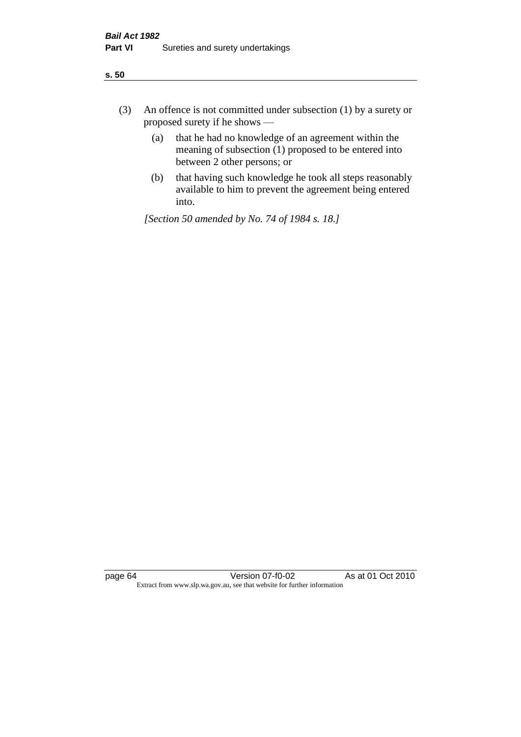(3) An offence is not committed under subsection (1) by a surety or proposed surety if he shows —

(a) that he had no knowledge of an agreement within the meaning of subsection (1) proposed to be entered into between 2 other persons; or

(b) that having such knowledge he took all steps reasonably available to him to prevent the agreement being entered into.

*[Section 50 amended by No. 74 of 1984 s. 18.]*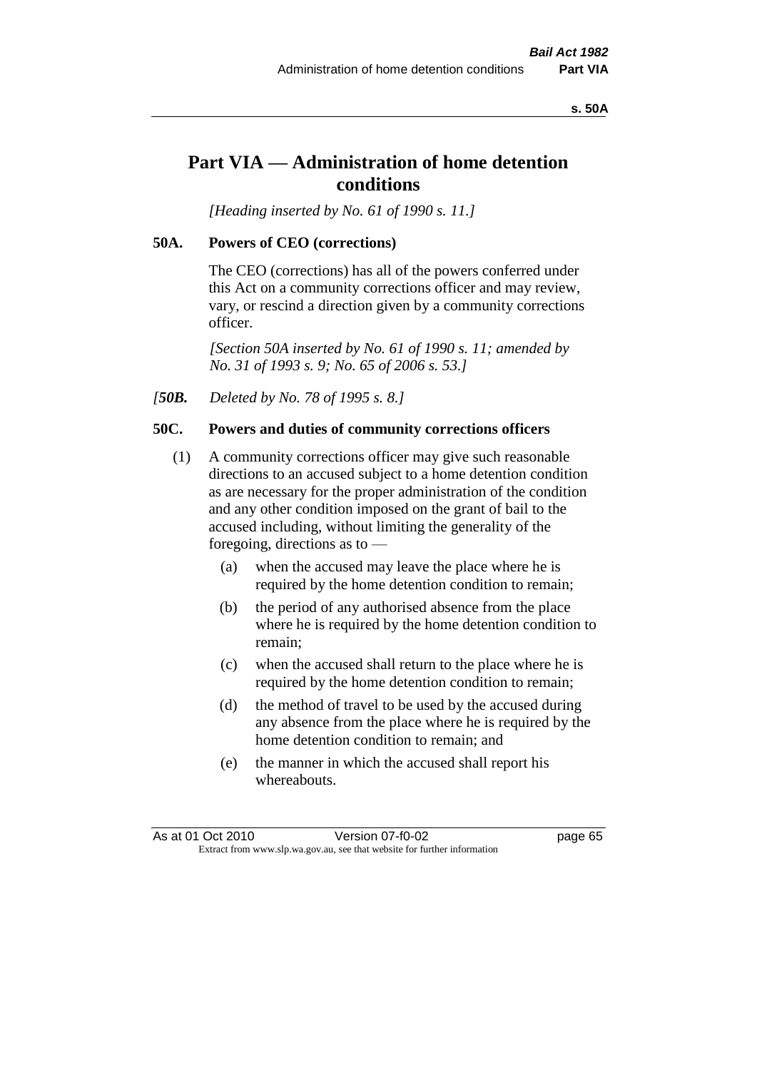# Part VIA — Administration of home detention conditions

*[Heading inserted by No. 61 of 1990 s. 11.]*

## 50A. Powers of CEO (corrections)

The CEO (corrections) has all of the powers conferred under this Act on a community corrections officer and may review, vary, or rescind a direction given by a community corrections officer.

*[Section 50A inserted by No. 61 of 1990 s. 11; amended by No. 31 of 1993 s. 9; No. 65 of 2006 s. 53.]*

*[**50B.** Deleted by No. 78 of 1995 s. 8.]*

## 50C. Powers and duties of community corrections officers

(1) A community corrections officer may give such reasonable directions to an accused subject to a home detention condition as are necessary for the proper administration of the condition and any other condition imposed on the grant of bail to the accused including, without limiting the generality of the foregoing, directions as to —

(a) when the accused may leave the place where he is required by the home detention condition to remain;

(b) the period of any authorised absence from the place where he is required by the home detention condition to remain;

(c) when the accused shall return to the place where he is required by the home detention condition to remain;

(d) the method of travel to be used by the accused during any absence from the place where he is required by the home detention condition to remain; and

(e) the manner in which the accused shall report his whereabouts.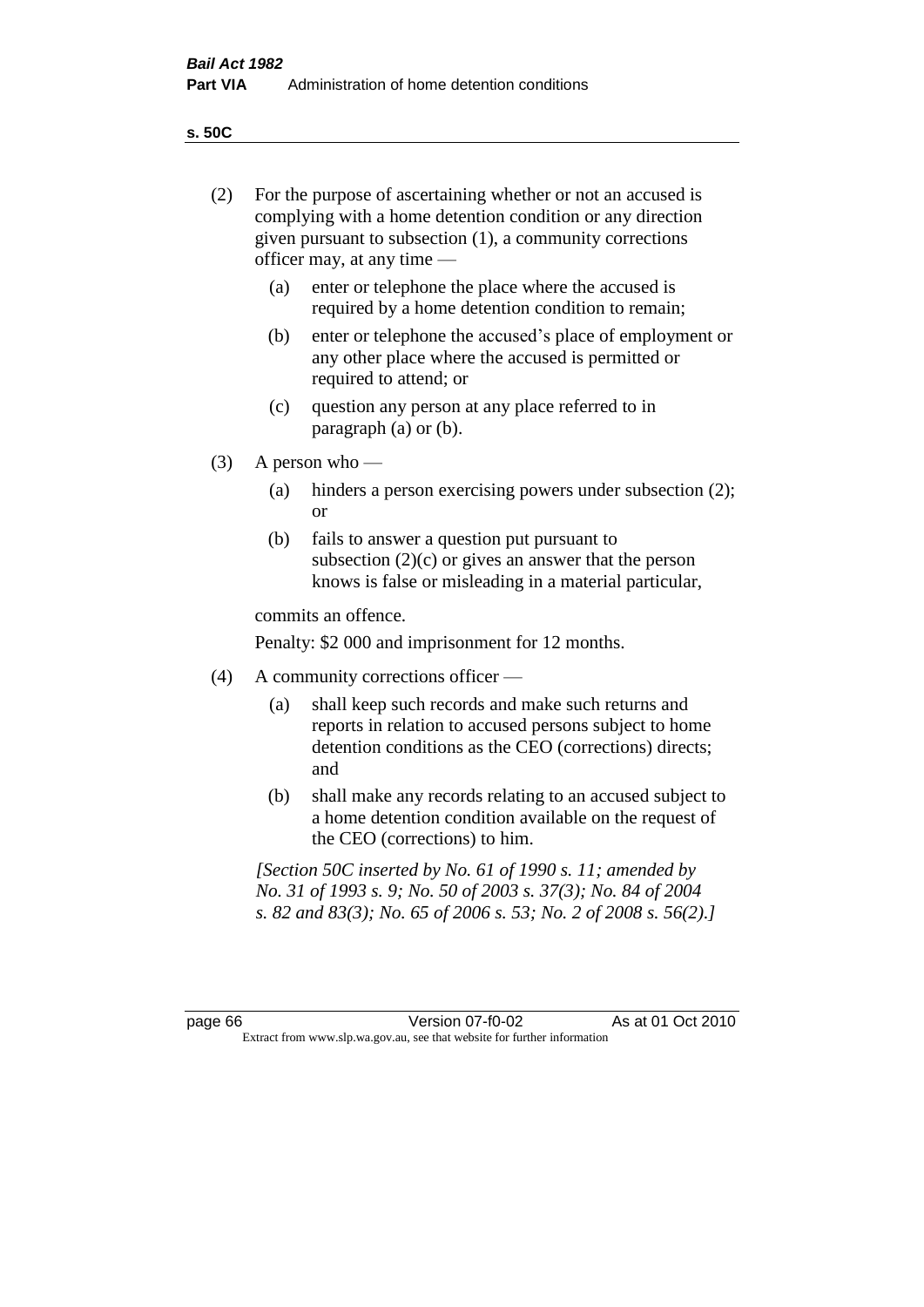**s. 50C**

(2) For the purpose of ascertaining whether or not an accused is complying with a home detention condition or any direction given pursuant to subsection (1), a community corrections officer may, at any time —

  (a) enter or telephone the place where the accused is required by a home detention condition to remain;

  (b) enter or telephone the accused's place of employment or any other place where the accused is permitted or required to attend; or

  (c) question any person at any place referred to in paragraph (a) or (b).

(3) A person who —

  (a) hinders a person exercising powers under subsection (2); or

  (b) fails to answer a question put pursuant to subsection (2)(c) or gives an answer that the person knows is false or misleading in a material particular,

commits an offence.

Penalty: $2 000 and imprisonment for 12 months.

(4) A community corrections officer —

  (a) shall keep such records and make such returns and reports in relation to accused persons subject to home detention conditions as the CEO (corrections) directs; and

  (b) shall make any records relating to an accused subject to a home detention condition available on the request of the CEO (corrections) to him.

*[Section 50C inserted by No. 61 of 1990 s. 11; amended by No. 31 of 1993 s. 9; No. 50 of 2003 s. 37(3); No. 84 of 2004 s. 82 and 83(3); No. 65 of 2006 s. 53; No. 2 of 2008 s. 56(2).]*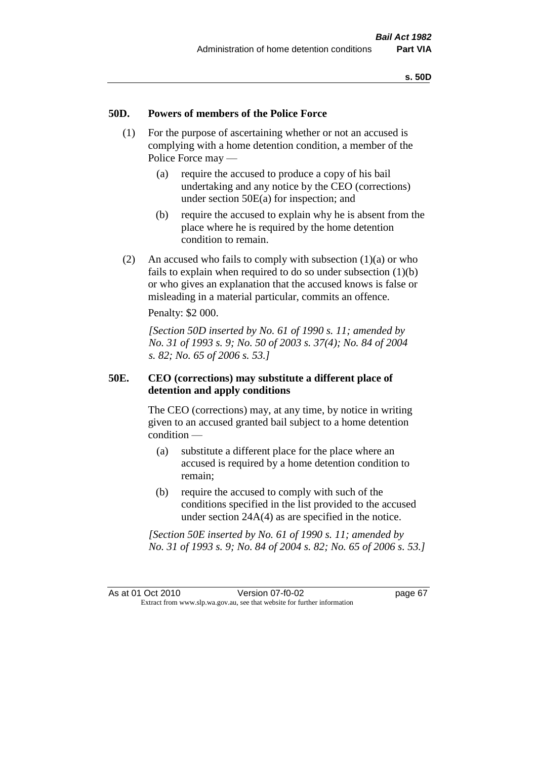## 50D. Powers of members of the Police Force

(1) For the purpose of ascertaining whether or not an accused is complying with a home detention condition, a member of the Police Force may —

   (a) require the accused to produce a copy of his bail undertaking and any notice by the CEO (corrections) under section 50E(a) for inspection; and

   (b) require the accused to explain why he is absent from the place where he is required by the home detention condition to remain.

(2) An accused who fails to comply with subsection (1)(a) or who fails to explain when required to do so under subsection (1)(b) or who gives an explanation that the accused knows is false or misleading in a material particular, commits an offence.

Penalty: $2 000.

*[Section 50D inserted by No. 61 of 1990 s. 11; amended by No. 31 of 1993 s. 9; No. 50 of 2003 s. 37(4); No. 84 of 2004 s. 82; No. 65 of 2006 s. 53.]*

## 50E. CEO (corrections) may substitute a different place of detention and apply conditions

The CEO (corrections) may, at any time, by notice in writing given to an accused granted bail subject to a home detention condition —

   (a) substitute a different place for the place where an accused is required by a home detention condition to remain;

   (b) require the accused to comply with such of the conditions specified in the list provided to the accused under section 24A(4) as are specified in the notice.

*[Section 50E inserted by No. 61 of 1990 s. 11; amended by No. 31 of 1993 s. 9; No. 84 of 2004 s. 82; No. 65 of 2006 s. 53.]*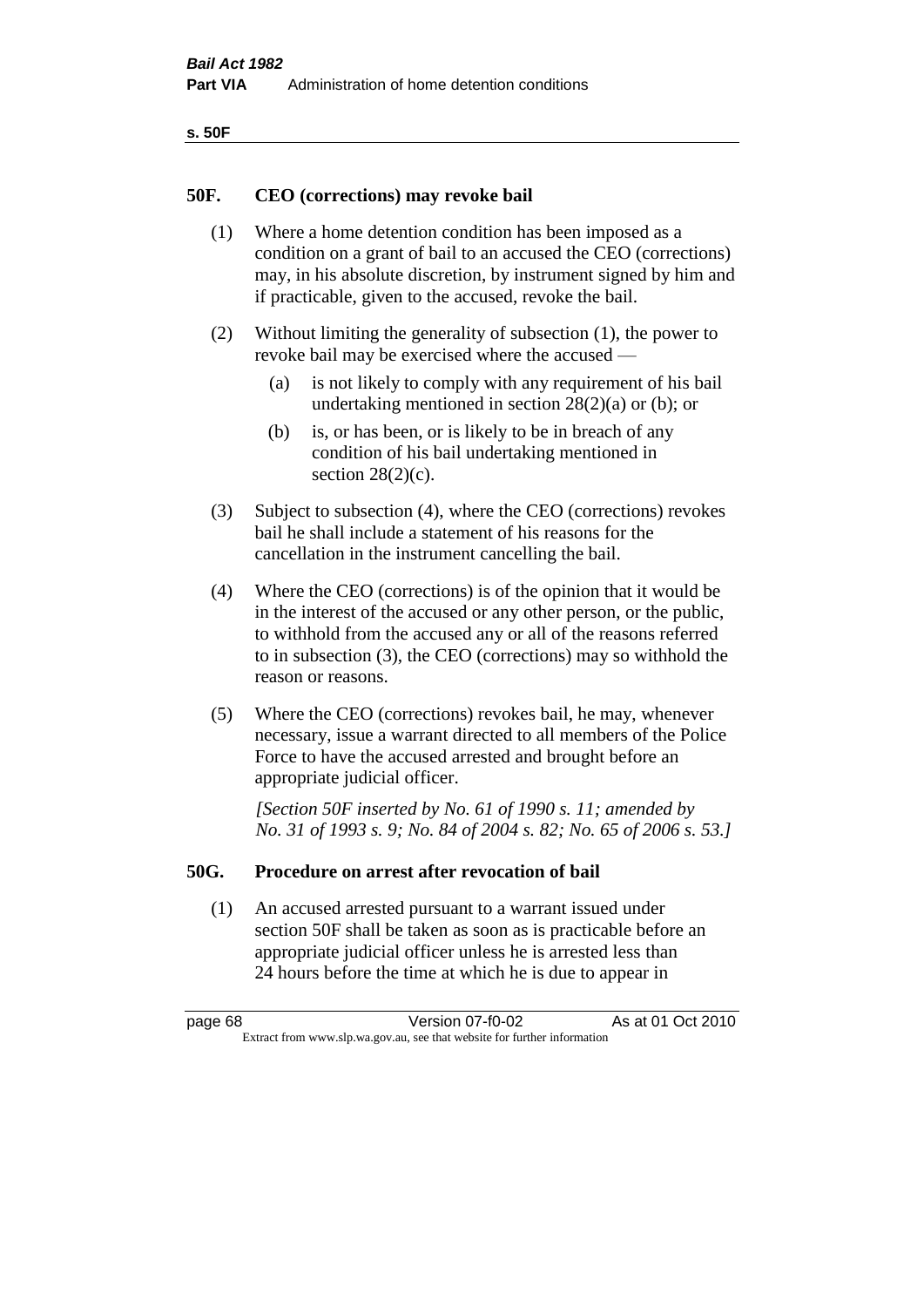## 50F. CEO (corrections) may revoke bail

(1) Where a home detention condition has been imposed as a condition on a grant of bail to an accused the CEO (corrections) may, in his absolute discretion, by instrument signed by him and if practicable, given to the accused, revoke the bail.

(2) Without limiting the generality of subsection (1), the power to revoke bail may be exercised where the accused —

(a) is not likely to comply with any requirement of his bail undertaking mentioned in section 28(2)(a) or (b); or

(b) is, or has been, or is likely to be in breach of any condition of his bail undertaking mentioned in section 28(2)(c).

(3) Subject to subsection (4), where the CEO (corrections) revokes bail he shall include a statement of his reasons for the cancellation in the instrument cancelling the bail.

(4) Where the CEO (corrections) is of the opinion that it would be in the interest of the accused or any other person, or the public, to withhold from the accused any or all of the reasons referred to in subsection (3), the CEO (corrections) may so withhold the reason or reasons.

(5) Where the CEO (corrections) revokes bail, he may, whenever necessary, issue a warrant directed to all members of the Police Force to have the accused arrested and brought before an appropriate judicial officer.

*[Section 50F inserted by No. 61 of 1990 s. 11; amended by No. 31 of 1993 s. 9; No. 84 of 2004 s. 82; No. 65 of 2006 s. 53.]*

## 50G. Procedure on arrest after revocation of bail

(1) An accused arrested pursuant to a warrant issued under section 50F shall be taken as soon as is practicable before an appropriate judicial officer unless he is arrested less than 24 hours before the time at which he is due to appear in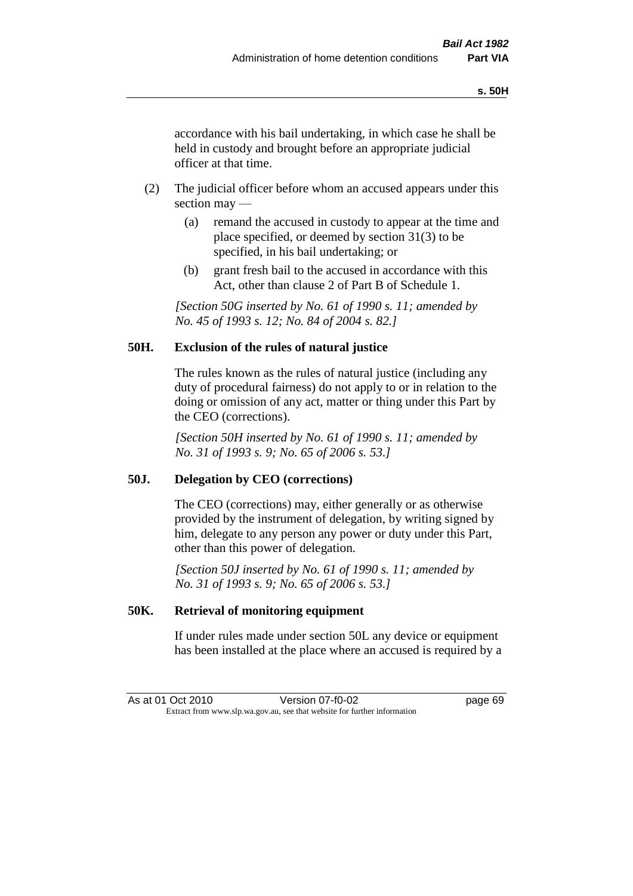accordance with his bail undertaking, in which case he shall be held in custody and brought before an appropriate judicial officer at that time.

(2) The judicial officer before whom an accused appears under this section may —

(a) remand the accused in custody to appear at the time and place specified, or deemed by section 31(3) to be specified, in his bail undertaking; or

(b) grant fresh bail to the accused in accordance with this Act, other than clause 2 of Part B of Schedule 1.

*[Section 50G inserted by No. 61 of 1990 s. 11; amended by No. 45 of 1993 s. 12; No. 84 of 2004 s. 82.]*

### 50H. Exclusion of the rules of natural justice

The rules known as the rules of natural justice (including any duty of procedural fairness) do not apply to or in relation to the doing or omission of any act, matter or thing under this Part by the CEO (corrections).

*[Section 50H inserted by No. 61 of 1990 s. 11; amended by No. 31 of 1993 s. 9; No. 65 of 2006 s. 53.]*

### 50J. Delegation by CEO (corrections)

The CEO (corrections) may, either generally or as otherwise provided by the instrument of delegation, by writing signed by him, delegate to any person any power or duty under this Part, other than this power of delegation.

*[Section 50J inserted by No. 61 of 1990 s. 11; amended by No. 31 of 1993 s. 9; No. 65 of 2006 s. 53.]*

### 50K. Retrieval of monitoring equipment

If under rules made under section 50L any device or equipment has been installed at the place where an accused is required by a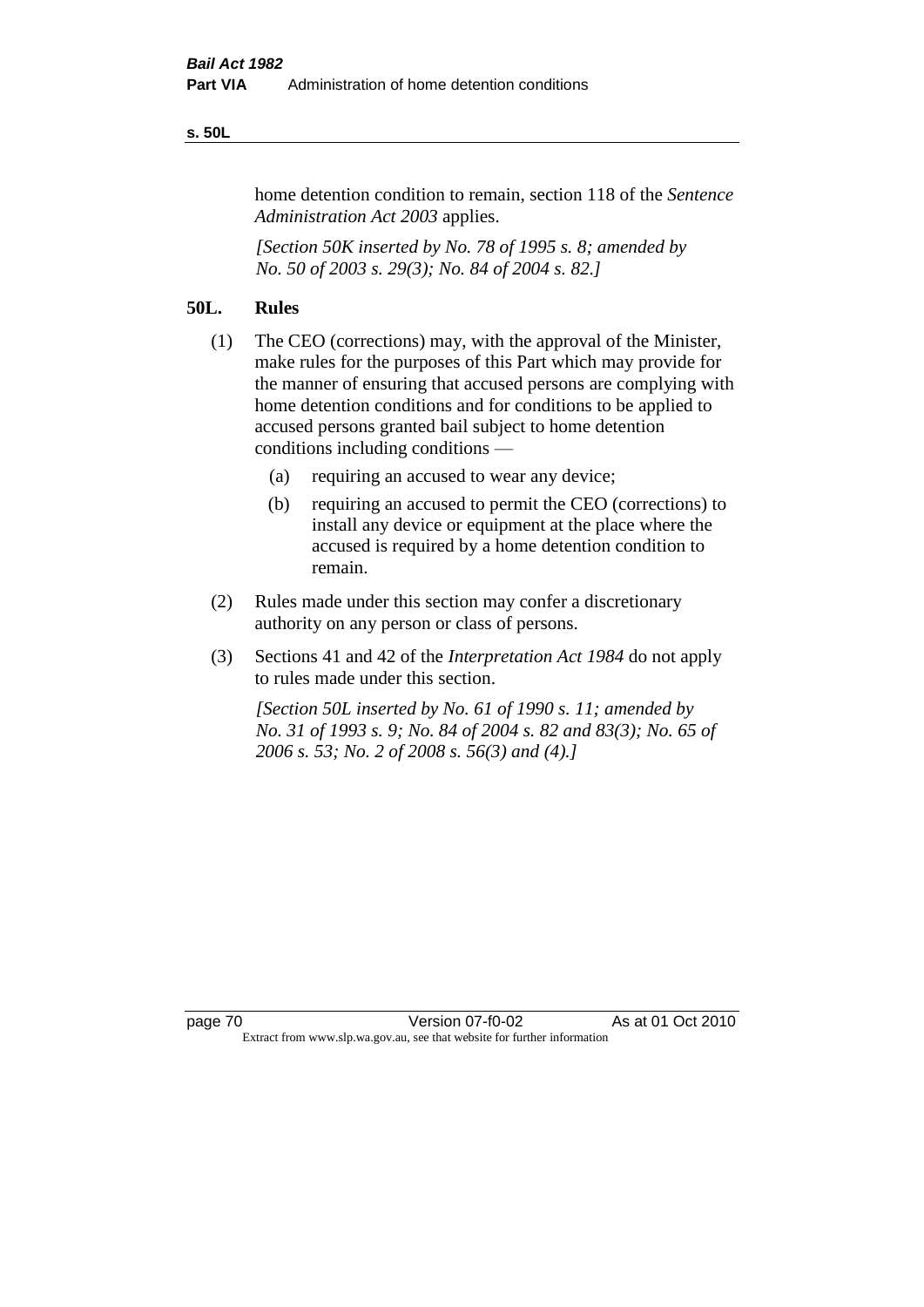home detention condition to remain, section 118 of the *Sentence Administration Act 2003* applies.

*[Section 50K inserted by No. 78 of 1995 s. 8; amended by No. 50 of 2003 s. 29(3); No. 84 of 2004 s. 82.]*

## 50L. Rules

(1) The CEO (corrections) may, with the approval of the Minister, make rules for the purposes of this Part which may provide for the manner of ensuring that accused persons are complying with home detention conditions and for conditions to be applied to accused persons granted bail subject to home detention conditions including conditions —

  (a) requiring an accused to wear any device;

  (b) requiring an accused to permit the CEO (corrections) to install any device or equipment at the place where the accused is required by a home detention condition to remain.

(2) Rules made under this section may confer a discretionary authority on any person or class of persons.

(3) Sections 41 and 42 of the *Interpretation Act 1984* do not apply to rules made under this section.

*[Section 50L inserted by No. 61 of 1990 s. 11; amended by No. 31 of 1993 s. 9; No. 84 of 2004 s. 82 and 83(3); No. 65 of 2006 s. 53; No. 2 of 2008 s. 56(3) and (4).]*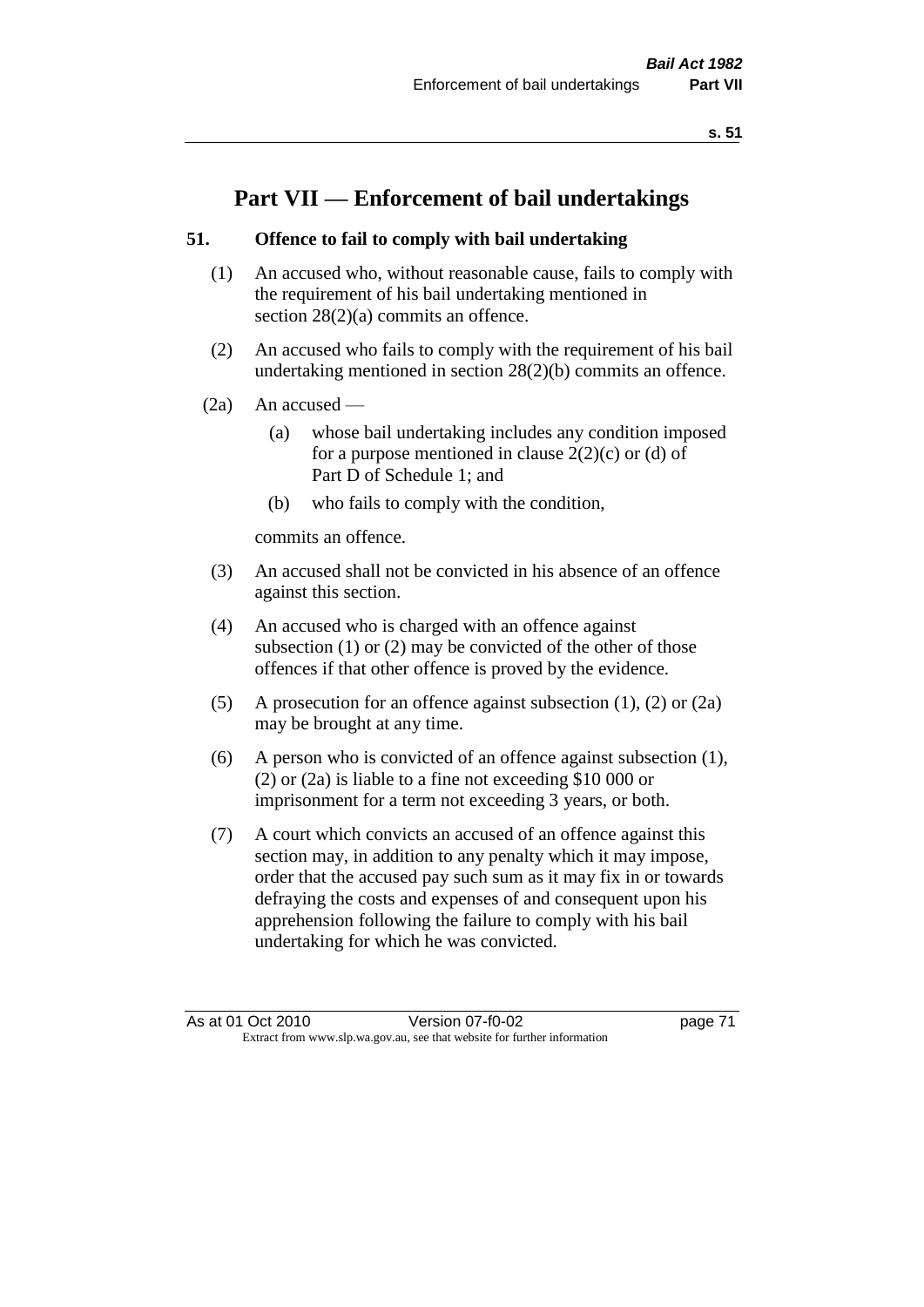# Part VII — Enforcement of bail undertakings

## 51. Offence to fail to comply with bail undertaking

(1) An accused who, without reasonable cause, fails to comply with the requirement of his bail undertaking mentioned in section 28(2)(a) commits an offence.

(2) An accused who fails to comply with the requirement of his bail undertaking mentioned in section 28(2)(b) commits an offence.

(2a) An accused —

- (a) whose bail undertaking includes any condition imposed for a purpose mentioned in clause 2(2)(c) or (d) of Part D of Schedule 1; and
- (b) who fails to comply with the condition,

commits an offence.

(3) An accused shall not be convicted in his absence of an offence against this section.

(4) An accused who is charged with an offence against subsection (1) or (2) may be convicted of the other of those offences if that other offence is proved by the evidence.

(5) A prosecution for an offence against subsection (1), (2) or (2a) may be brought at any time.

(6) A person who is convicted of an offence against subsection (1), (2) or (2a) is liable to a fine not exceeding $10 000 or imprisonment for a term not exceeding 3 years, or both.

(7) A court which convicts an accused of an offence against this section may, in addition to any penalty which it may impose, order that the accused pay such sum as it may fix in or towards defraying the costs and expenses of and consequent upon his apprehension following the failure to comply with his bail undertaking for which he was convicted.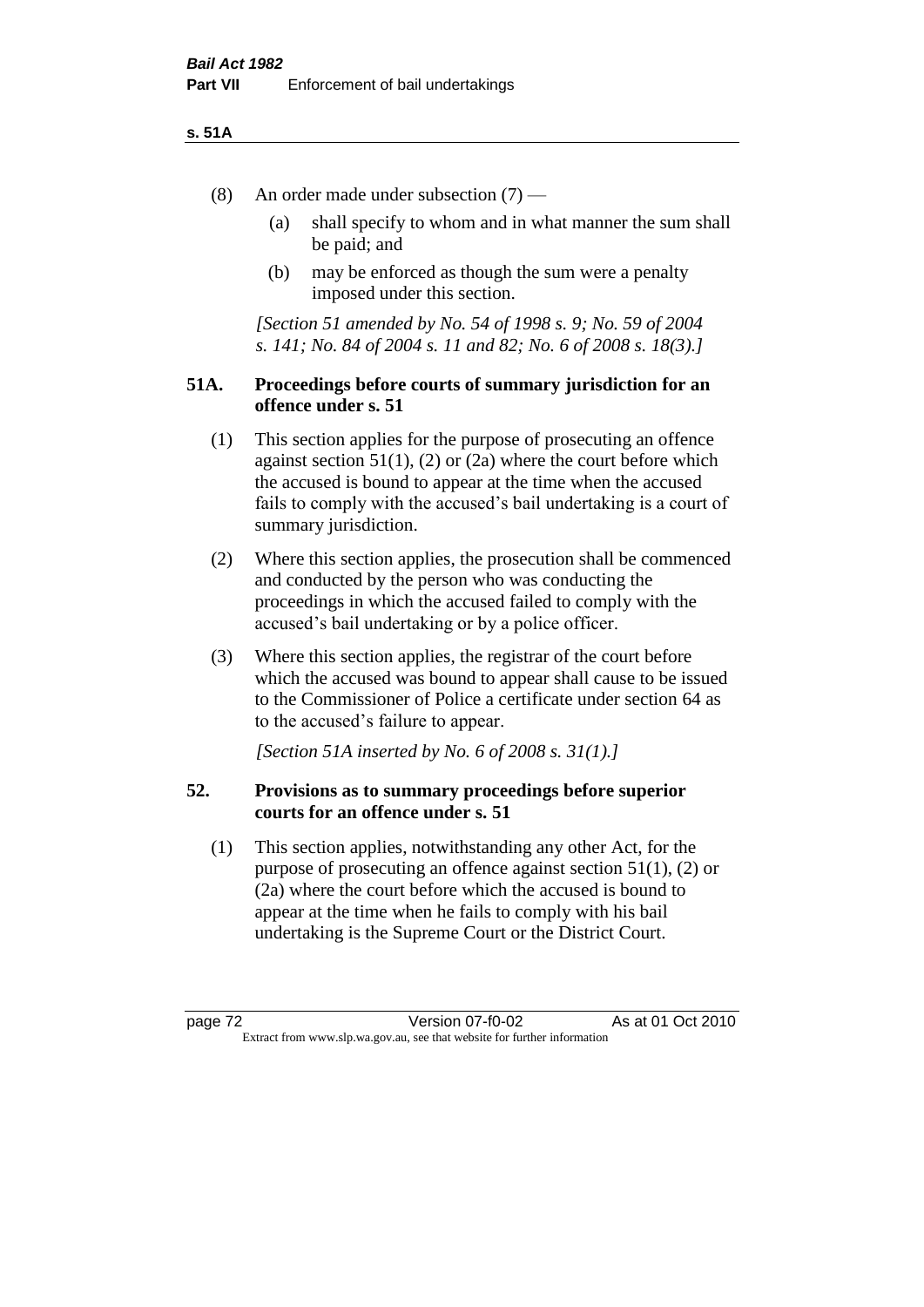(8) An order made under subsection (7) —

(a) shall specify to whom and in what manner the sum shall be paid; and

(b) may be enforced as though the sum were a penalty imposed under this section.

*[Section 51 amended by No. 54 of 1998 s. 9; No. 59 of 2004 s. 141; No. 84 of 2004 s. 11 and 82; No. 6 of 2008 s. 18(3).]*

### 51A. Proceedings before courts of summary jurisdiction for an offence under s. 51

(1) This section applies for the purpose of prosecuting an offence against section 51(1), (2) or (2a) where the court before which the accused is bound to appear at the time when the accused fails to comply with the accused's bail undertaking is a court of summary jurisdiction.

(2) Where this section applies, the prosecution shall be commenced and conducted by the person who was conducting the proceedings in which the accused failed to comply with the accused's bail undertaking or by a police officer.

(3) Where this section applies, the registrar of the court before which the accused was bound to appear shall cause to be issued to the Commissioner of Police a certificate under section 64 as to the accused's failure to appear.

*[Section 51A inserted by No. 6 of 2008 s. 31(1).]*

### 52. Provisions as to summary proceedings before superior courts for an offence under s. 51

(1) This section applies, notwithstanding any other Act, for the purpose of prosecuting an offence against section 51(1), (2) or (2a) where the court before which the accused is bound to appear at the time when he fails to comply with his bail undertaking is the Supreme Court or the District Court.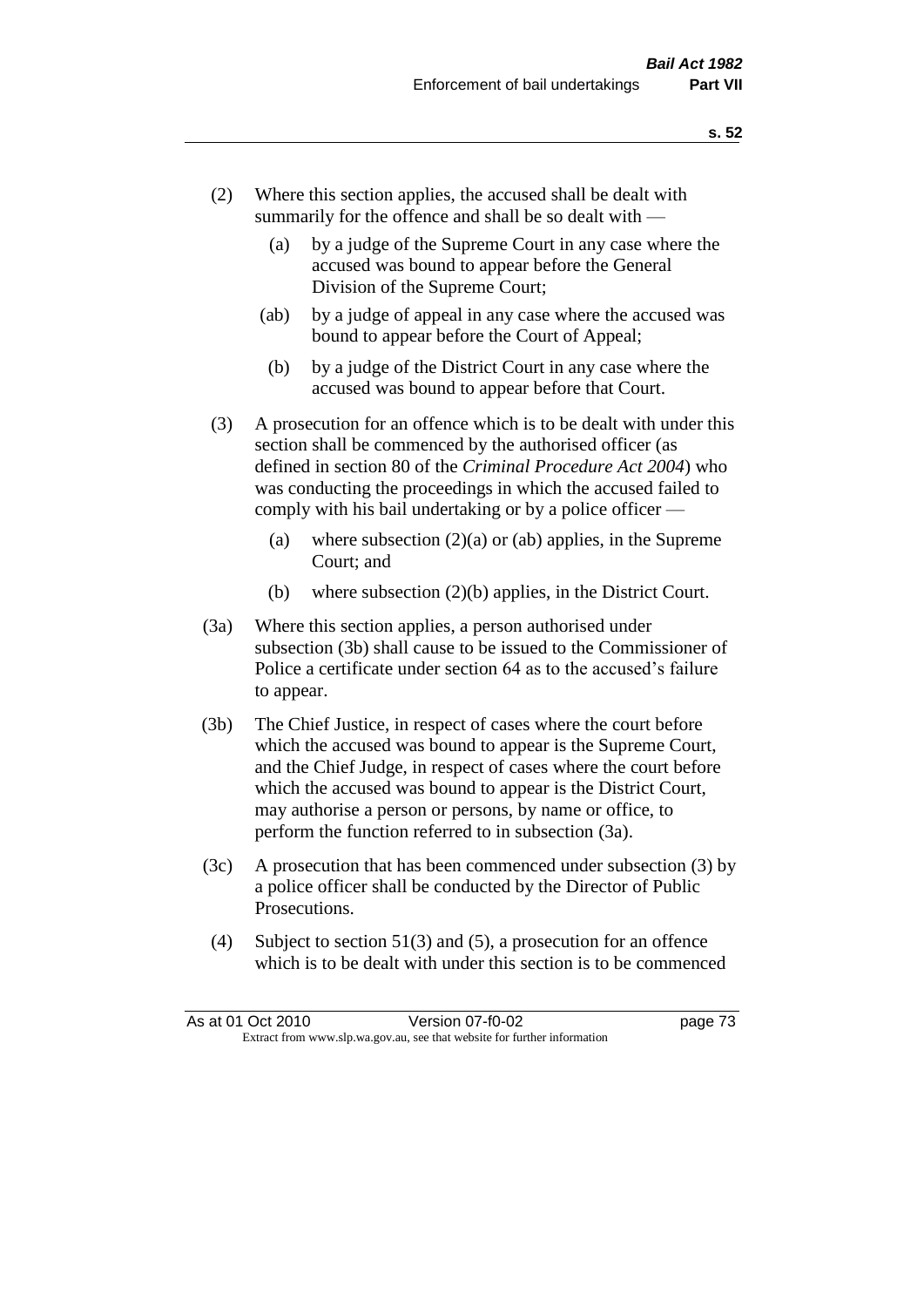(2) Where this section applies, the accused shall be dealt with summarily for the offence and shall be so dealt with —

  (a) by a judge of the Supreme Court in any case where the accused was bound to appear before the General Division of the Supreme Court;

  (ab) by a judge of appeal in any case where the accused was bound to appear before the Court of Appeal;

  (b) by a judge of the District Court in any case where the accused was bound to appear before that Court.

(3) A prosecution for an offence which is to be dealt with under this section shall be commenced by the authorised officer (as defined in section 80 of the *Criminal Procedure Act 2004*) who was conducting the proceedings in which the accused failed to comply with his bail undertaking or by a police officer —

  (a) where subsection (2)(a) or (ab) applies, in the Supreme Court; and

  (b) where subsection (2)(b) applies, in the District Court.

(3a) Where this section applies, a person authorised under subsection (3b) shall cause to be issued to the Commissioner of Police a certificate under section 64 as to the accused's failure to appear.

(3b) The Chief Justice, in respect of cases where the court before which the accused was bound to appear is the Supreme Court, and the Chief Judge, in respect of cases where the court before which the accused was bound to appear is the District Court, may authorise a person or persons, by name or office, to perform the function referred to in subsection (3a).

(3c) A prosecution that has been commenced under subsection (3) by a police officer shall be conducted by the Director of Public Prosecutions.

(4) Subject to section 51(3) and (5), a prosecution for an offence which is to be dealt with under this section is to be commenced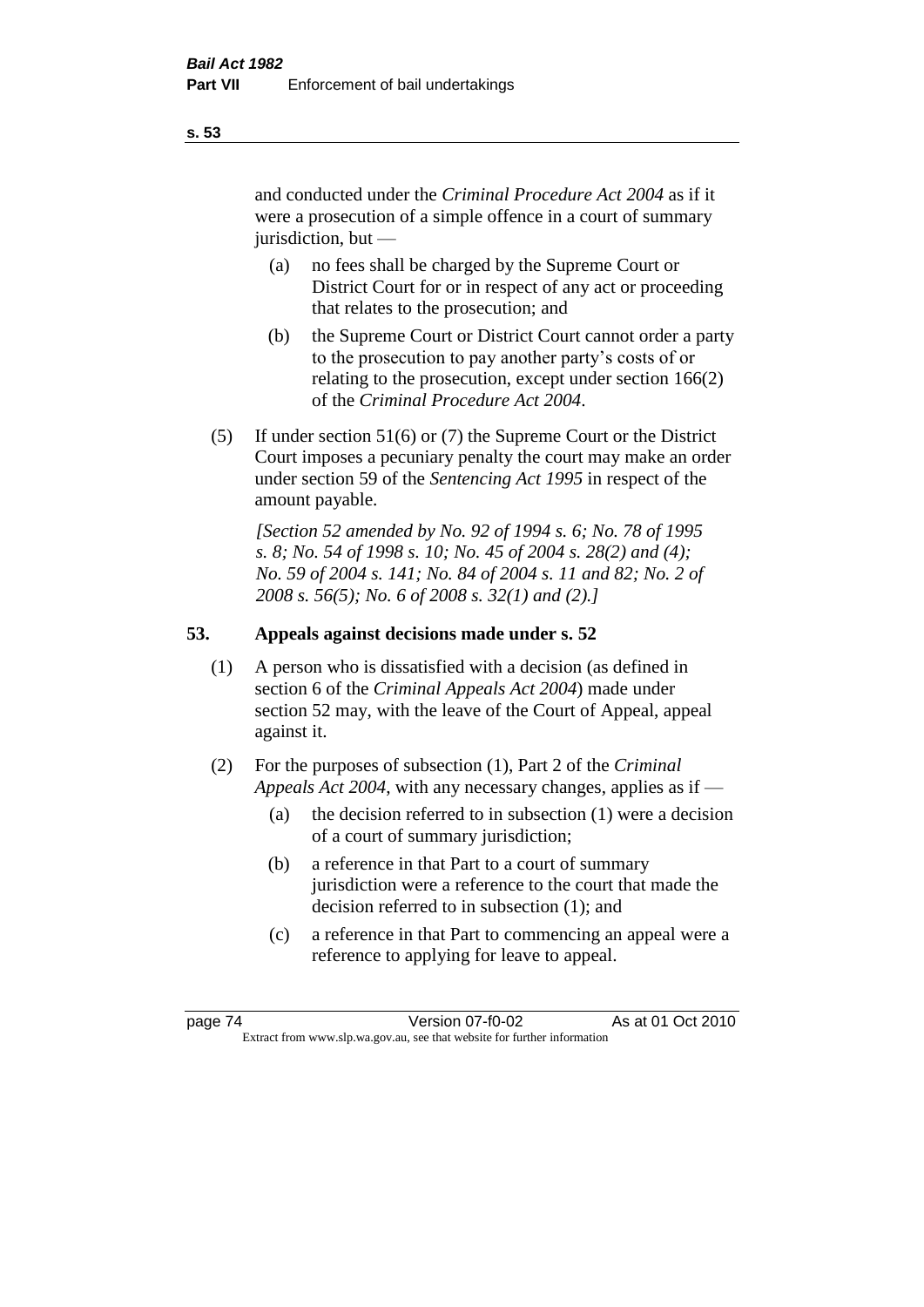and conducted under the *Criminal Procedure Act 2004* as if it were a prosecution of a simple offence in a court of summary jurisdiction, but —

(a) no fees shall be charged by the Supreme Court or District Court for or in respect of any act or proceeding that relates to the prosecution; and

(b) the Supreme Court or District Court cannot order a party to the prosecution to pay another party's costs of or relating to the prosecution, except under section 166(2) of the *Criminal Procedure Act 2004*.

(5) If under section 51(6) or (7) the Supreme Court or the District Court imposes a pecuniary penalty the court may make an order under section 59 of the *Sentencing Act 1995* in respect of the amount payable.

*[Section 52 amended by No. 92 of 1994 s. 6; No. 78 of 1995 s. 8; No. 54 of 1998 s. 10; No. 45 of 2004 s. 28(2) and (4); No. 59 of 2004 s. 141; No. 84 of 2004 s. 11 and 82; No. 2 of 2008 s. 56(5); No. 6 of 2008 s. 32(1) and (2).]*

## 53. Appeals against decisions made under s. 52

(1) A person who is dissatisfied with a decision (as defined in section 6 of the *Criminal Appeals Act 2004*) made under section 52 may, with the leave of the Court of Appeal, appeal against it.

(2) For the purposes of subsection (1), Part 2 of the *Criminal Appeals Act 2004*, with any necessary changes, applies as if —

(a) the decision referred to in subsection (1) were a decision of a court of summary jurisdiction;

(b) a reference in that Part to a court of summary jurisdiction were a reference to the court that made the decision referred to in subsection (1); and

(c) a reference in that Part to commencing an appeal were a reference to applying for leave to appeal.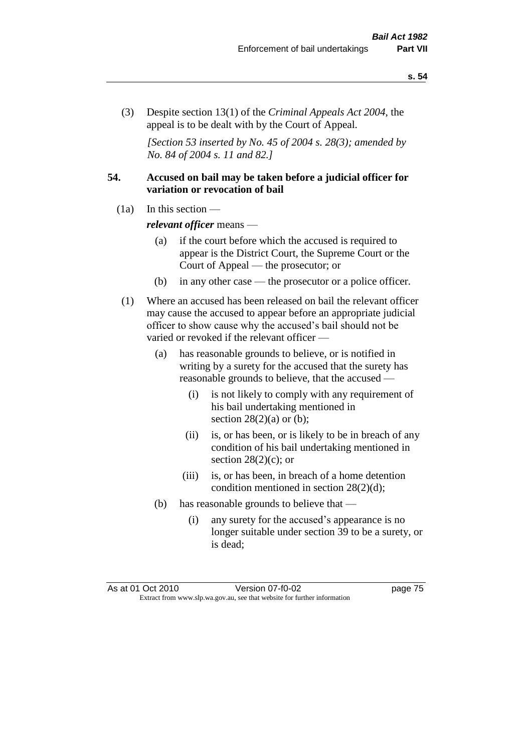(3) Despite section 13(1) of the *Criminal Appeals Act 2004*, the appeal is to be dealt with by the Court of Appeal.

*[Section 53 inserted by No. 45 of 2004 s. 28(3); amended by No. 84 of 2004 s. 11 and 82.]*

**54. Accused on bail may be taken before a judicial officer for variation or revocation of bail**

(1a) In this section —

***relevant officer*** means —

(a) if the court before which the accused is required to appear is the District Court, the Supreme Court or the Court of Appeal — the prosecutor; or

(b) in any other case — the prosecutor or a police officer.

(1) Where an accused has been released on bail the relevant officer may cause the accused to appear before an appropriate judicial officer to show cause why the accused's bail should not be varied or revoked if the relevant officer —

(a) has reasonable grounds to believe, or is notified in writing by a surety for the accused that the surety has reasonable grounds to believe, that the accused —

(i) is not likely to comply with any requirement of his bail undertaking mentioned in section 28(2)(a) or (b);

(ii) is, or has been, or is likely to be in breach of any condition of his bail undertaking mentioned in section 28(2)(c); or

(iii) is, or has been, in breach of a home detention condition mentioned in section 28(2)(d);

(b) has reasonable grounds to believe that —

(i) any surety for the accused's appearance is no longer suitable under section 39 to be a surety, or is dead;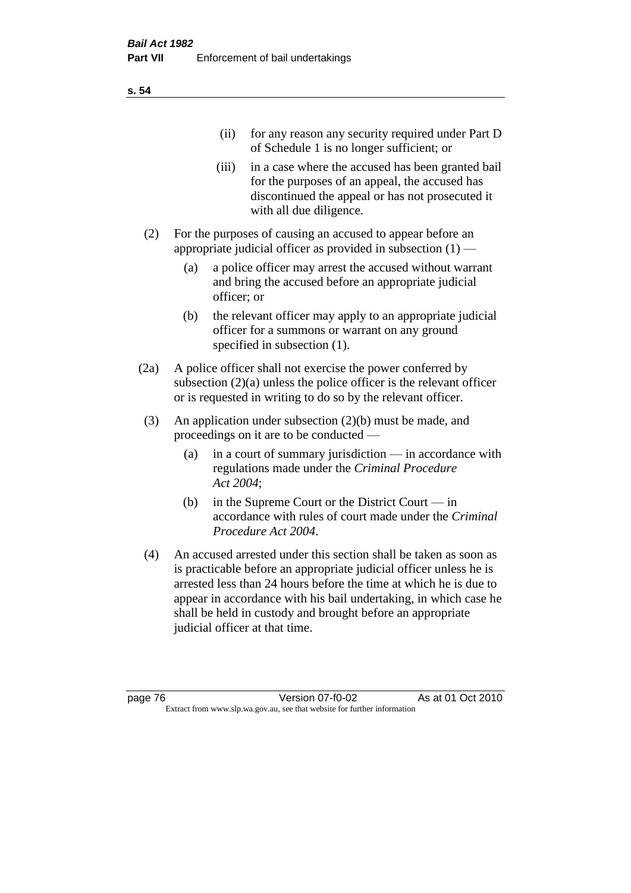(ii) for any reason any security required under Part D of Schedule 1 is no longer sufficient; or

(iii) in a case where the accused has been granted bail for the purposes of an appeal, the accused has discontinued the appeal or has not prosecuted it with all due diligence.

(2) For the purposes of causing an accused to appear before an appropriate judicial officer as provided in subsection (1) —

(a) a police officer may arrest the accused without warrant and bring the accused before an appropriate judicial officer; or

(b) the relevant officer may apply to an appropriate judicial officer for a summons or warrant on any ground specified in subsection (1).

(2a) A police officer shall not exercise the power conferred by subsection (2)(a) unless the police officer is the relevant officer or is requested in writing to do so by the relevant officer.

(3) An application under subsection (2)(b) must be made, and proceedings on it are to be conducted —

(a) in a court of summary jurisdiction — in accordance with regulations made under the *Criminal Procedure Act 2004*;

(b) in the Supreme Court or the District Court — in accordance with rules of court made under the *Criminal Procedure Act 2004*.

(4) An accused arrested under this section shall be taken as soon as is practicable before an appropriate judicial officer unless he is arrested less than 24 hours before the time at which he is due to appear in accordance with his bail undertaking, in which case he shall be held in custody and brought before an appropriate judicial officer at that time.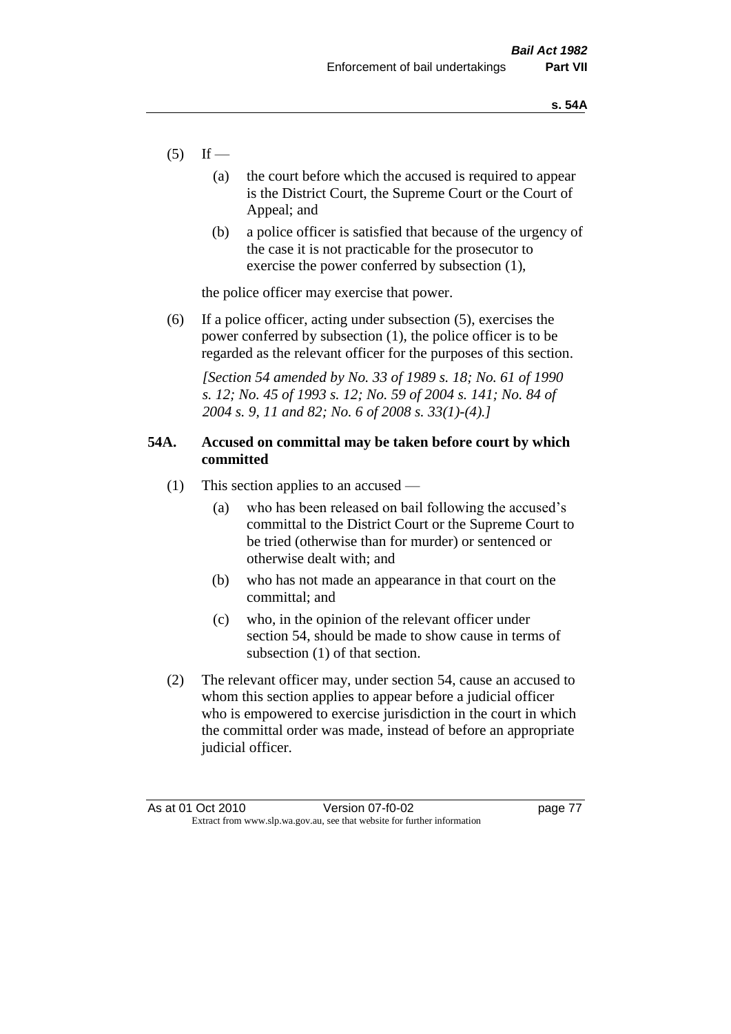(5) If —

   (a) the court before which the accused is required to appear is the District Court, the Supreme Court or the Court of Appeal; and

   (b) a police officer is satisfied that because of the urgency of the case it is not practicable for the prosecutor to exercise the power conferred by subsection (1),

   the police officer may exercise that power.

(6) If a police officer, acting under subsection (5), exercises the power conferred by subsection (1), the police officer is to be regarded as the relevant officer for the purposes of this section.

*[Section 54 amended by No. 33 of 1989 s. 18; No. 61 of 1990 s. 12; No. 45 of 1993 s. 12; No. 59 of 2004 s. 141; No. 84 of 2004 s. 9, 11 and 82; No. 6 of 2008 s. 33(1)-(4).]*

**54A. Accused on committal may be taken before court by which committed**

(1) This section applies to an accused —

   (a) who has been released on bail following the accused's committal to the District Court or the Supreme Court to be tried (otherwise than for murder) or sentenced or otherwise dealt with; and

   (b) who has not made an appearance in that court on the committal; and

   (c) who, in the opinion of the relevant officer under section 54, should be made to show cause in terms of subsection (1) of that section.

(2) The relevant officer may, under section 54, cause an accused to whom this section applies to appear before a judicial officer who is empowered to exercise jurisdiction in the court in which the committal order was made, instead of before an appropriate judicial officer.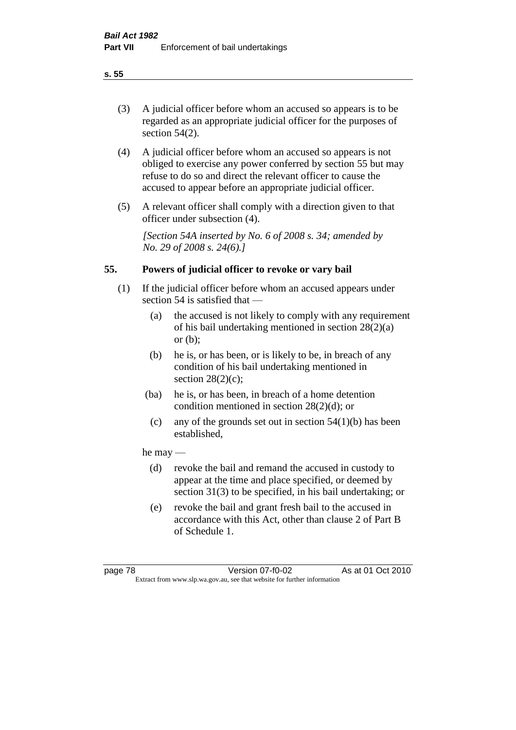(3) A judicial officer before whom an accused so appears is to be regarded as an appropriate judicial officer for the purposes of section 54(2).

(4) A judicial officer before whom an accused so appears is not obliged to exercise any power conferred by section 55 but may refuse to do so and direct the relevant officer to cause the accused to appear before an appropriate judicial officer.

(5) A relevant officer shall comply with a direction given to that officer under subsection (4).

*[Section 54A inserted by No. 6 of 2008 s. 34; amended by No. 29 of 2008 s. 24(6).]*

## 55. Powers of judicial officer to revoke or vary bail

(1) If the judicial officer before whom an accused appears under section 54 is satisfied that —

- (a) the accused is not likely to comply with any requirement of his bail undertaking mentioned in section 28(2)(a) or (b);
- (b) he is, or has been, or is likely to be, in breach of any condition of his bail undertaking mentioned in section 28(2)(c);
- (ba) he is, or has been, in breach of a home detention condition mentioned in section 28(2)(d); or
- (c) any of the grounds set out in section 54(1)(b) has been established,

he may —

- (d) revoke the bail and remand the accused in custody to appear at the time and place specified, or deemed by section 31(3) to be specified, in his bail undertaking; or
- (e) revoke the bail and grant fresh bail to the accused in accordance with this Act, other than clause 2 of Part B of Schedule 1.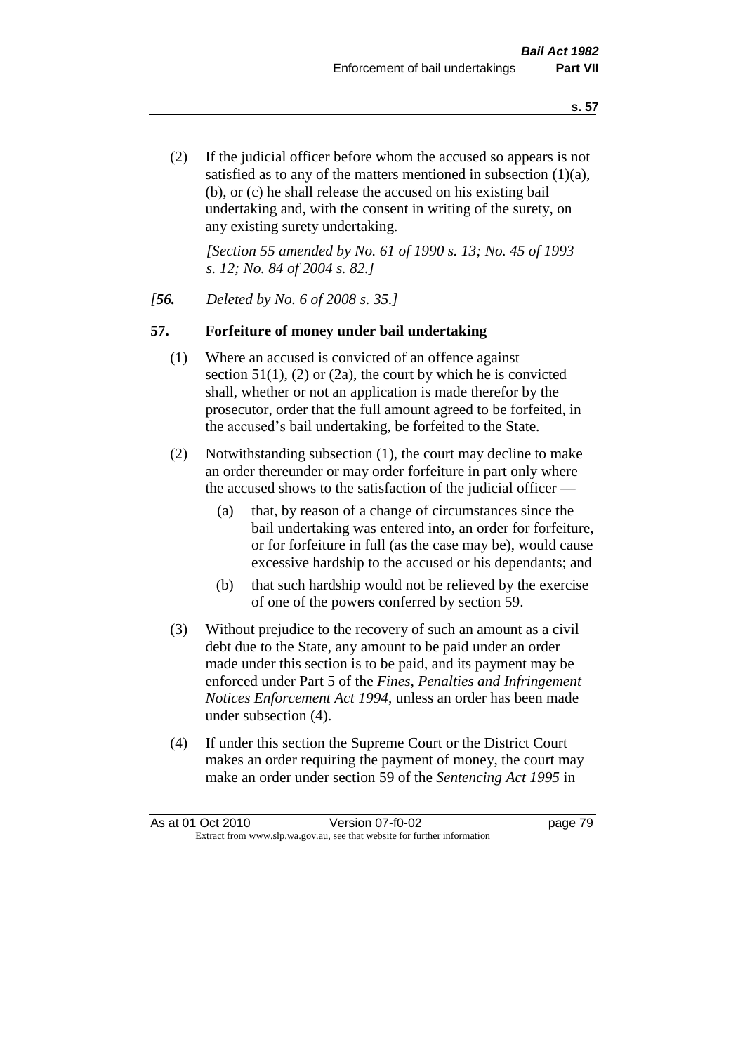(2) If the judicial officer before whom the accused so appears is not satisfied as to any of the matters mentioned in subsection (1)(a), (b), or (c) he shall release the accused on his existing bail undertaking and, with the consent in writing of the surety, on any existing surety undertaking.

*[Section 55 amended by No. 61 of 1990 s. 13; No. 45 of 1993 s. 12; No. 84 of 2004 s. 82.]*

*[**56.** Deleted by No. 6 of 2008 s. 35.]*

## 57. Forfeiture of money under bail undertaking

(1) Where an accused is convicted of an offence against section 51(1), (2) or (2a), the court by which he is convicted shall, whether or not an application is made therefor by the prosecutor, order that the full amount agreed to be forfeited, in the accused's bail undertaking, be forfeited to the State.

(2) Notwithstanding subsection (1), the court may decline to make an order thereunder or may order forfeiture in part only where the accused shows to the satisfaction of the judicial officer —

- (a) that, by reason of a change of circumstances since the bail undertaking was entered into, an order for forfeiture, or for forfeiture in full (as the case may be), would cause excessive hardship to the accused or his dependants; and
- (b) that such hardship would not be relieved by the exercise of one of the powers conferred by section 59.

(3) Without prejudice to the recovery of such an amount as a civil debt due to the State, any amount to be paid under an order made under this section is to be paid, and its payment may be enforced under Part 5 of the *Fines, Penalties and Infringement Notices Enforcement Act 1994*, unless an order has been made under subsection (4).

(4) If under this section the Supreme Court or the District Court makes an order requiring the payment of money, the court may make an order under section 59 of the *Sentencing Act 1995* in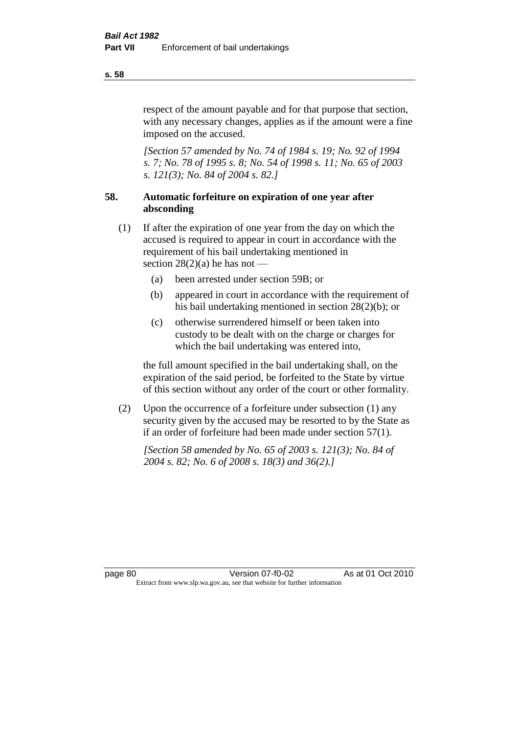respect of the amount payable and for that purpose that section, with any necessary changes, applies as if the amount were a fine imposed on the accused.

*[Section 57 amended by No. 74 of 1984 s. 19; No. 92 of 1994 s. 7; No. 78 of 1995 s. 8; No. 54 of 1998 s. 11; No. 65 of 2003 s. 121(3); No. 84 of 2004 s. 82.]*

## 58. Automatic forfeiture on expiration of one year after absconding

(1) If after the expiration of one year from the day on which the accused is required to appear in court in accordance with the requirement of his bail undertaking mentioned in section 28(2)(a) he has not —

- (a) been arrested under section 59B; or
- (b) appeared in court in accordance with the requirement of his bail undertaking mentioned in section 28(2)(b); or
- (c) otherwise surrendered himself or been taken into custody to be dealt with on the charge or charges for which the bail undertaking was entered into,

the full amount specified in the bail undertaking shall, on the expiration of the said period, be forfeited to the State by virtue of this section without any order of the court or other formality.

(2) Upon the occurrence of a forfeiture under subsection (1) any security given by the accused may be resorted to by the State as if an order of forfeiture had been made under section 57(1).

*[Section 58 amended by No. 65 of 2003 s. 121(3); No. 84 of 2004 s. 82; No. 6 of 2008 s. 18(3) and 36(2).]*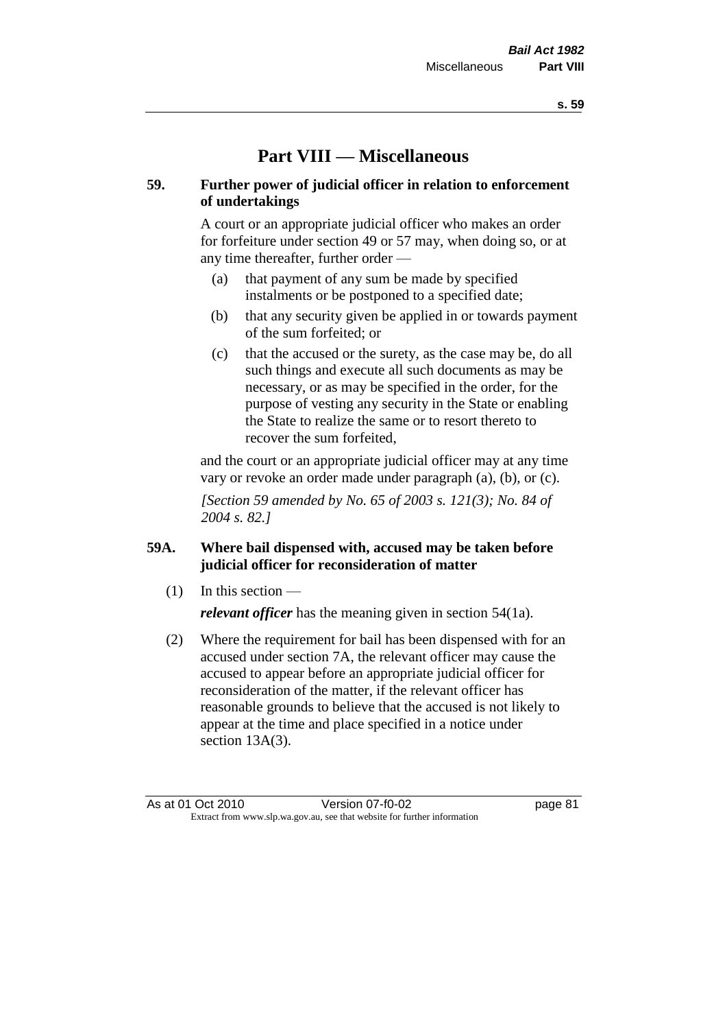# Part VIII — Miscellaneous

## 59. Further power of judicial officer in relation to enforcement of undertakings

A court or an appropriate judicial officer who makes an order for forfeiture under section 49 or 57 may, when doing so, or at any time thereafter, further order —

- (a) that payment of any sum be made by specified instalments or be postponed to a specified date;
- (b) that any security given be applied in or towards payment of the sum forfeited; or
- (c) that the accused or the surety, as the case may be, do all such things and execute all such documents as may be necessary, or as may be specified in the order, for the purpose of vesting any security in the State or enabling the State to realize the same or to resort thereto to recover the sum forfeited,

and the court or an appropriate judicial officer may at any time vary or revoke an order made under paragraph (a), (b), or (c).

*[Section 59 amended by No. 65 of 2003 s. 121(3); No. 84 of 2004 s. 82.]*

## 59A. Where bail dispensed with, accused may be taken before judicial officer for reconsideration of matter

(1) In this section —

***relevant officer*** has the meaning given in section 54(1a).

(2) Where the requirement for bail has been dispensed with for an accused under section 7A, the relevant officer may cause the accused to appear before an appropriate judicial officer for reconsideration of the matter, if the relevant officer has reasonable grounds to believe that the accused is not likely to appear at the time and place specified in a notice under section 13A(3).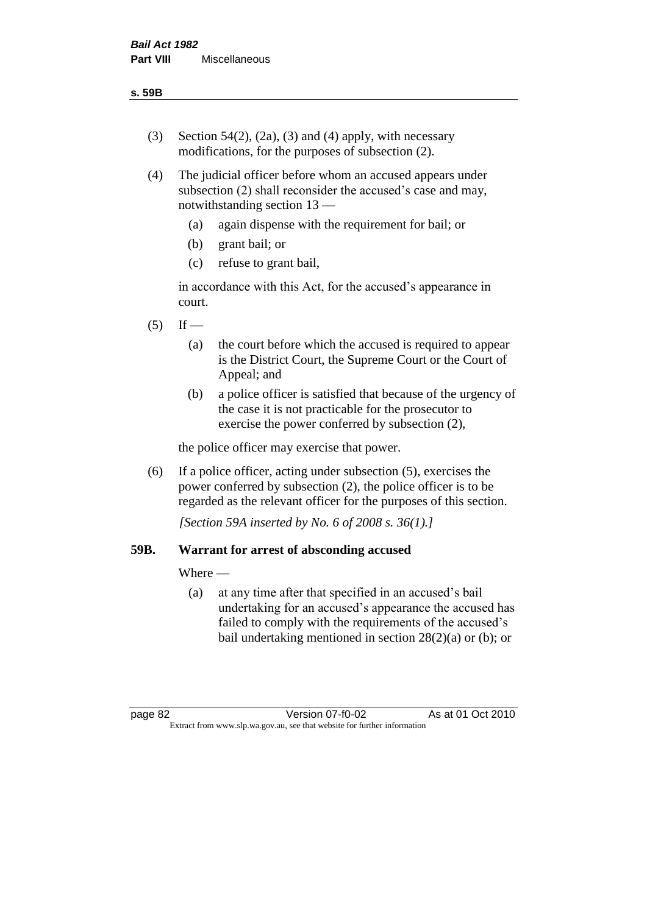(3) Section 54(2), (2a), (3) and (4) apply, with necessary modifications, for the purposes of subsection (2).

(4) The judicial officer before whom an accused appears under subsection (2) shall reconsider the accused's case and may, notwithstanding section 13 —

   (a) again dispense with the requirement for bail; or

   (b) grant bail; or

   (c) refuse to grant bail,

   in accordance with this Act, for the accused's appearance in court.

(5) If —

   (a) the court before which the accused is required to appear is the District Court, the Supreme Court or the Court of Appeal; and

   (b) a police officer is satisfied that because of the urgency of the case it is not practicable for the prosecutor to exercise the power conferred by subsection (2),

   the police officer may exercise that power.

(6) If a police officer, acting under subsection (5), exercises the power conferred by subsection (2), the police officer is to be regarded as the relevant officer for the purposes of this section.

*[Section 59A inserted by No. 6 of 2008 s. 36(1).]*

## 59B. Warrant for arrest of absconding accused

Where —

   (a) at any time after that specified in an accused's bail undertaking for an accused's appearance the accused has failed to comply with the requirements of the accused's bail undertaking mentioned in section 28(2)(a) or (b); or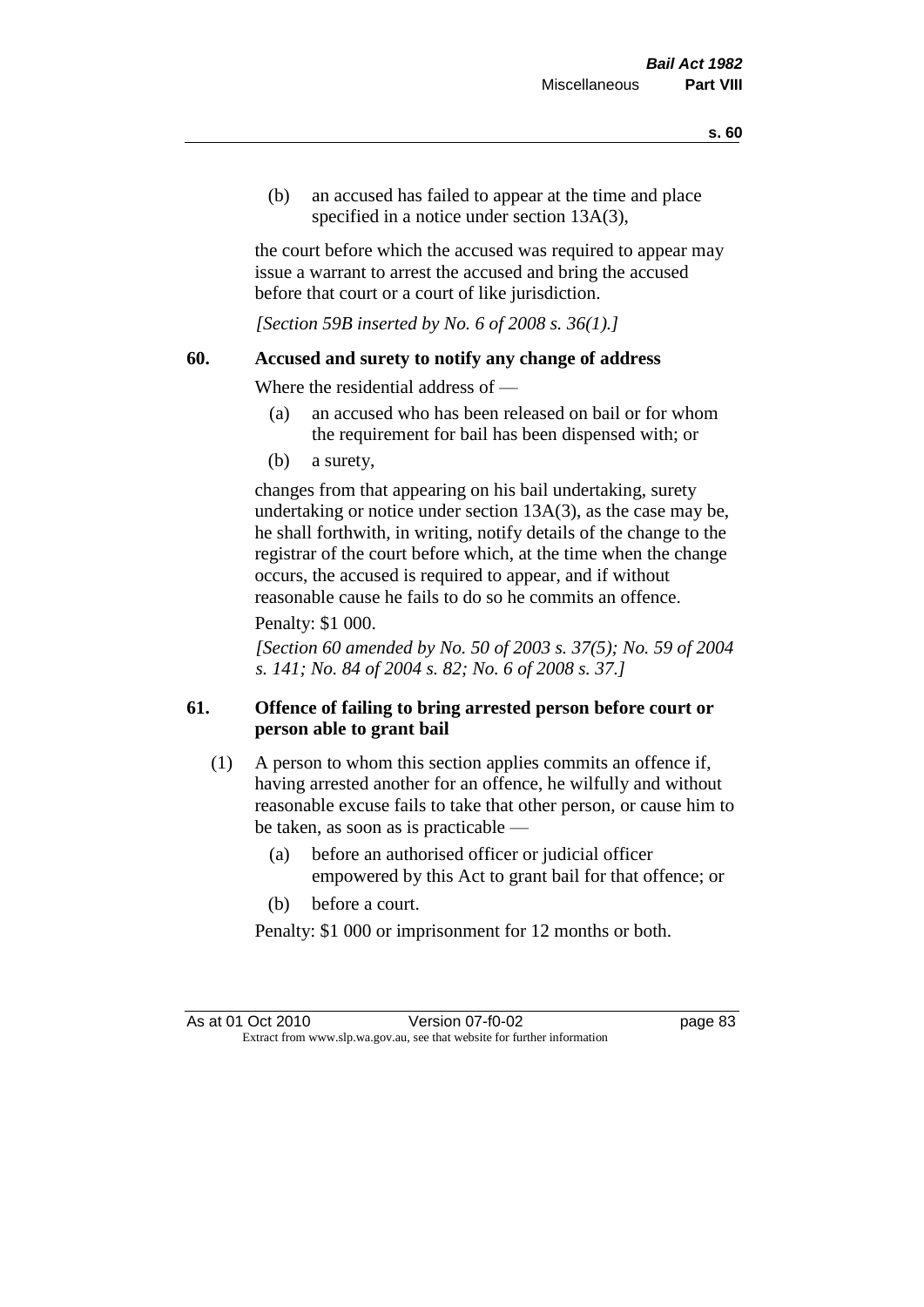(b) an accused has failed to appear at the time and place specified in a notice under section 13A(3),

the court before which the accused was required to appear may issue a warrant to arrest the accused and bring the accused before that court or a court of like jurisdiction.

*[Section 59B inserted by No. 6 of 2008 s. 36(1).]*

## 60. Accused and surety to notify any change of address

Where the residential address of —

(a) an accused who has been released on bail or for whom the requirement for bail has been dispensed with; or

(b) a surety,

changes from that appearing on his bail undertaking, surety undertaking or notice under section 13A(3), as the case may be, he shall forthwith, in writing, notify details of the change to the registrar of the court before which, at the time when the change occurs, the accused is required to appear, and if without reasonable cause he fails to do so he commits an offence.

Penalty: $1 000.

*[Section 60 amended by No. 50 of 2003 s. 37(5); No. 59 of 2004 s. 141; No. 84 of 2004 s. 82; No. 6 of 2008 s. 37.]*

## 61. Offence of failing to bring arrested person before court or person able to grant bail

(1) A person to whom this section applies commits an offence if, having arrested another for an offence, he wilfully and without reasonable excuse fails to take that other person, or cause him to be taken, as soon as is practicable —

(a) before an authorised officer or judicial officer empowered by this Act to grant bail for that offence; or

(b) before a court.

Penalty: $1 000 or imprisonment for 12 months or both.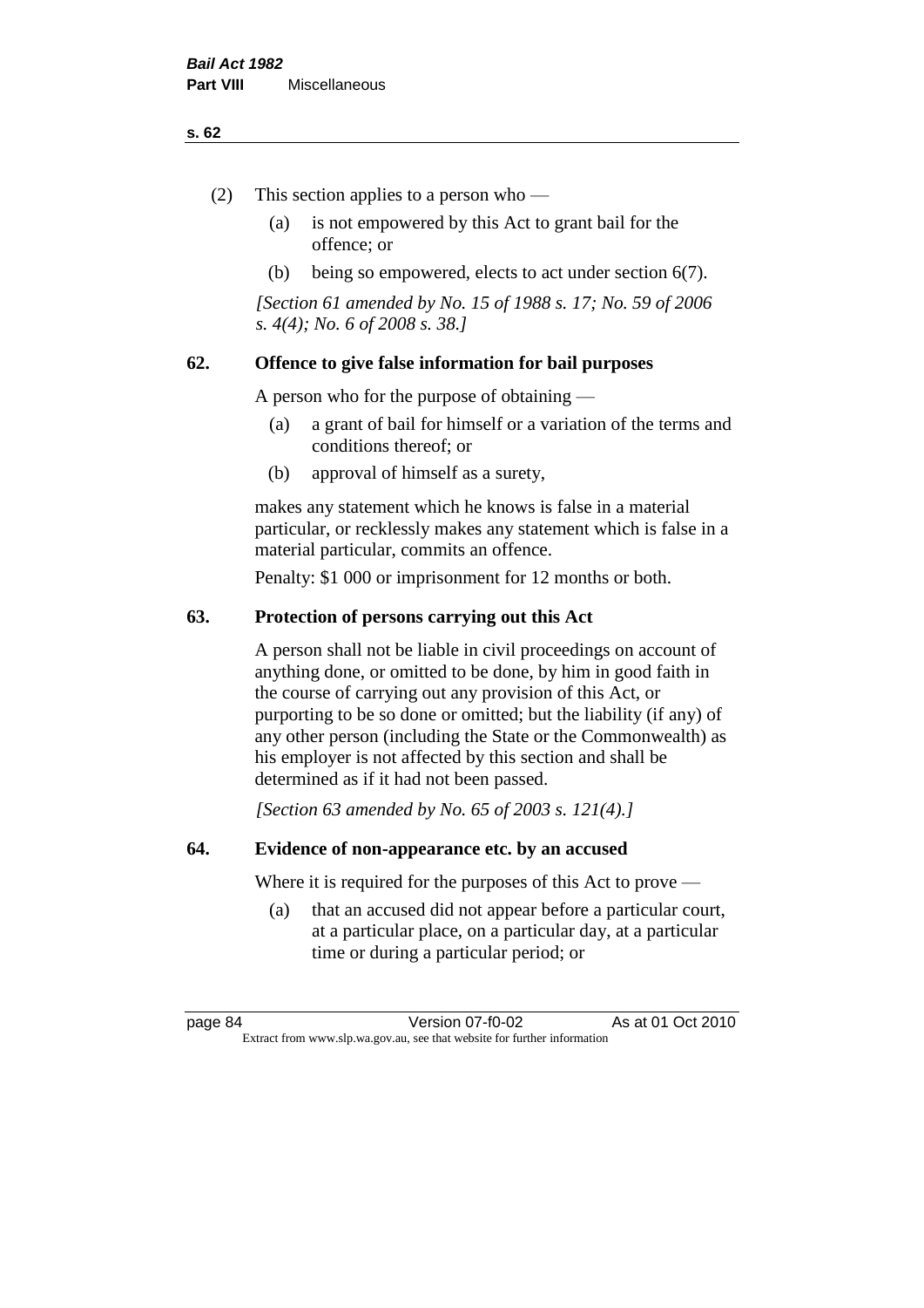(2) This section applies to a person who —

(a) is not empowered by this Act to grant bail for the offence; or

(b) being so empowered, elects to act under section 6(7).

*[Section 61 amended by No. 15 of 1988 s. 17; No. 59 of 2006 s. 4(4); No. 6 of 2008 s. 38.]*

### 62. Offence to give false information for bail purposes

A person who for the purpose of obtaining —

(a) a grant of bail for himself or a variation of the terms and conditions thereof; or

(b) approval of himself as a surety,

makes any statement which he knows is false in a material particular, or recklessly makes any statement which is false in a material particular, commits an offence.

Penalty: $1 000 or imprisonment for 12 months or both.

### 63. Protection of persons carrying out this Act

A person shall not be liable in civil proceedings on account of anything done, or omitted to be done, by him in good faith in the course of carrying out any provision of this Act, or purporting to be so done or omitted; but the liability (if any) of any other person (including the State or the Commonwealth) as his employer is not affected by this section and shall be determined as if it had not been passed.

*[Section 63 amended by No. 65 of 2003 s. 121(4).]*

### 64. Evidence of non-appearance etc. by an accused

Where it is required for the purposes of this Act to prove —

(a) that an accused did not appear before a particular court, at a particular place, on a particular day, at a particular time or during a particular period; or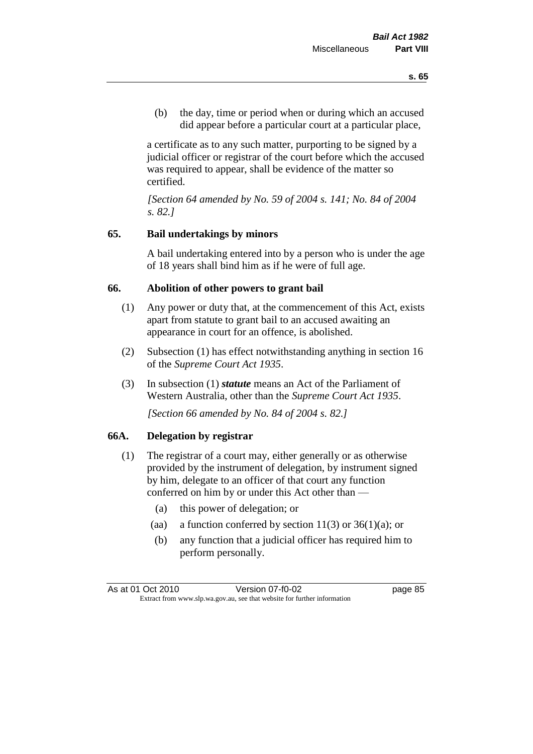(b) the day, time or period when or during which an accused did appear before a particular court at a particular place,

a certificate as to any such matter, purporting to be signed by a judicial officer or registrar of the court before which the accused was required to appear, shall be evidence of the matter so certified.

*[Section 64 amended by No. 59 of 2004 s. 141; No. 84 of 2004 s. 82.]*

## 65. Bail undertakings by minors

A bail undertaking entered into by a person who is under the age of 18 years shall bind him as if he were of full age.

## 66. Abolition of other powers to grant bail

(1) Any power or duty that, at the commencement of this Act, exists apart from statute to grant bail to an accused awaiting an appearance in court for an offence, is abolished.

(2) Subsection (1) has effect notwithstanding anything in section 16 of the *Supreme Court Act 1935*.

(3) In subsection (1) ***statute*** means an Act of the Parliament of Western Australia, other than the *Supreme Court Act 1935*.

*[Section 66 amended by No. 84 of 2004 s. 82.]*

## 66A. Delegation by registrar

(1) The registrar of a court may, either generally or as otherwise provided by the instrument of delegation, by instrument signed by him, delegate to an officer of that court any function conferred on him by or under this Act other than —

  (a) this power of delegation; or

  (aa) a function conferred by section 11(3) or 36(1)(a); or

  (b) any function that a judicial officer has required him to perform personally.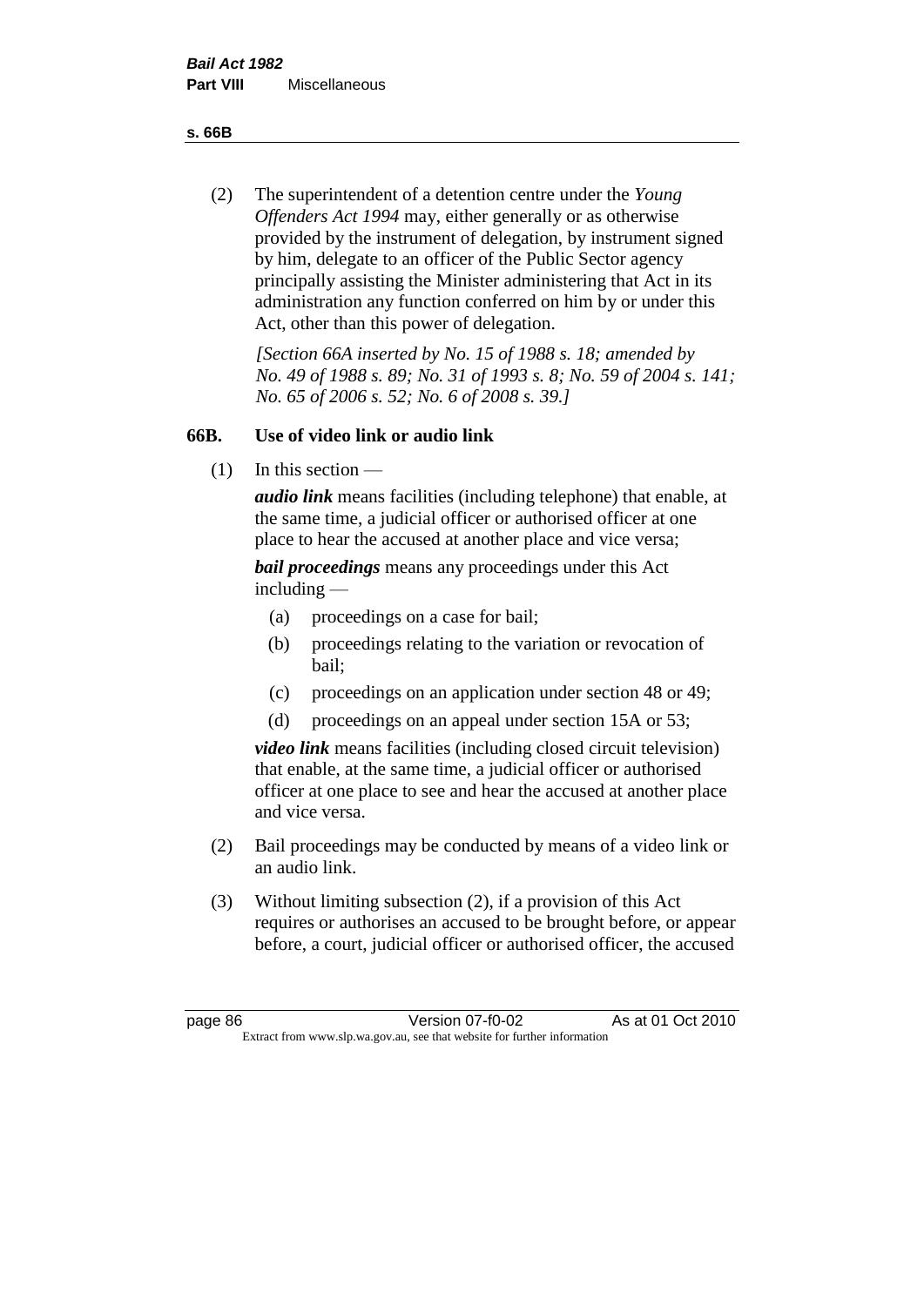(2) The superintendent of a detention centre under the *Young Offenders Act 1994* may, either generally or as otherwise provided by the instrument of delegation, by instrument signed by him, delegate to an officer of the Public Sector agency principally assisting the Minister administering that Act in its administration any function conferred on him by or under this Act, other than this power of delegation.

*[Section 66A inserted by No. 15 of 1988 s. 18; amended by No. 49 of 1988 s. 89; No. 31 of 1993 s. 8; No. 59 of 2004 s. 141; No. 65 of 2006 s. 52; No. 6 of 2008 s. 39.]*

### 66B. Use of video link or audio link

(1) In this section —

***audio link*** means facilities (including telephone) that enable, at the same time, a judicial officer or authorised officer at one place to hear the accused at another place and vice versa;

***bail proceedings*** means any proceedings under this Act including —

- (a) proceedings on a case for bail;
- (b) proceedings relating to the variation or revocation of bail;
- (c) proceedings on an application under section 48 or 49;
- (d) proceedings on an appeal under section 15A or 53;

***video link*** means facilities (including closed circuit television) that enable, at the same time, a judicial officer or authorised officer at one place to see and hear the accused at another place and vice versa.

(2) Bail proceedings may be conducted by means of a video link or an audio link.

(3) Without limiting subsection (2), if a provision of this Act requires or authorises an accused to be brought before, or appear before, a court, judicial officer or authorised officer, the accused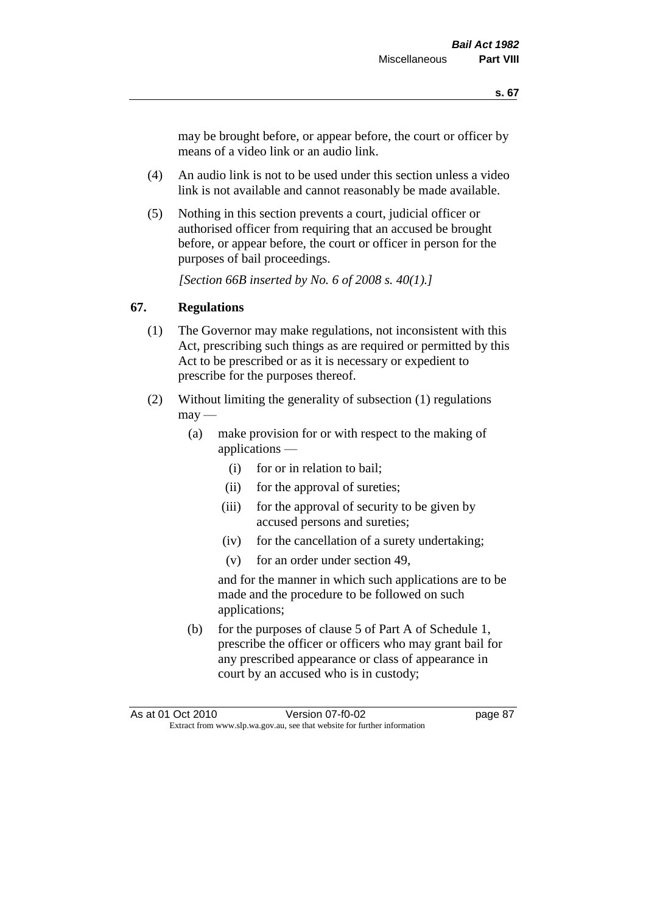may be brought before, or appear before, the court or officer by means of a video link or an audio link.

(4) An audio link is not to be used under this section unless a video link is not available and cannot reasonably be made available.

(5) Nothing in this section prevents a court, judicial officer or authorised officer from requiring that an accused be brought before, or appear before, the court or officer in person for the purposes of bail proceedings.

*[Section 66B inserted by No. 6 of 2008 s. 40(1).]*

## 67. Regulations

(1) The Governor may make regulations, not inconsistent with this Act, prescribing such things as are required or permitted by this Act to be prescribed or as it is necessary or expedient to prescribe for the purposes thereof.

(2) Without limiting the generality of subsection (1) regulations may —

(a) make provision for or with respect to the making of applications —

(i) for or in relation to bail;

(ii) for the approval of sureties;

(iii) for the approval of security to be given by accused persons and sureties;

(iv) for the cancellation of a surety undertaking;

(v) for an order under section 49,

and for the manner in which such applications are to be made and the procedure to be followed on such applications;

(b) for the purposes of clause 5 of Part A of Schedule 1, prescribe the officer or officers who may grant bail for any prescribed appearance or class of appearance in court by an accused who is in custody;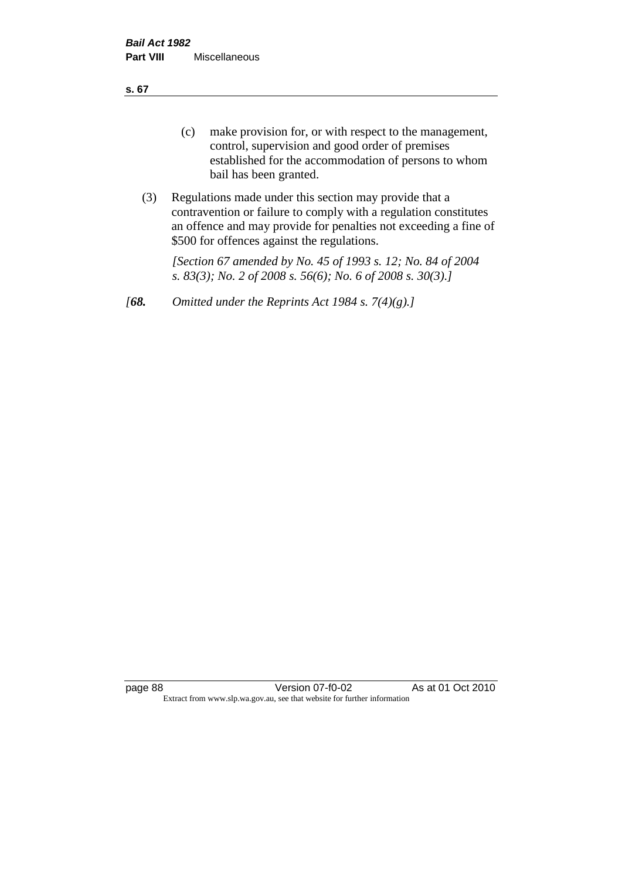(c) make provision for, or with respect to the management, control, supervision and good order of premises established for the accommodation of persons to whom bail has been granted.

(3) Regulations made under this section may provide that a contravention or failure to comply with a regulation constitutes an offence and may provide for penalties not exceeding a fine of $500 for offences against the regulations.

*[Section 67 amended by No. 45 of 1993 s. 12; No. 84 of 2004 s. 83(3); No. 2 of 2008 s. 56(6); No. 6 of 2008 s. 30(3).]*

*[**68.** Omitted under the Reprints Act 1984 s. 7(4)(g).]*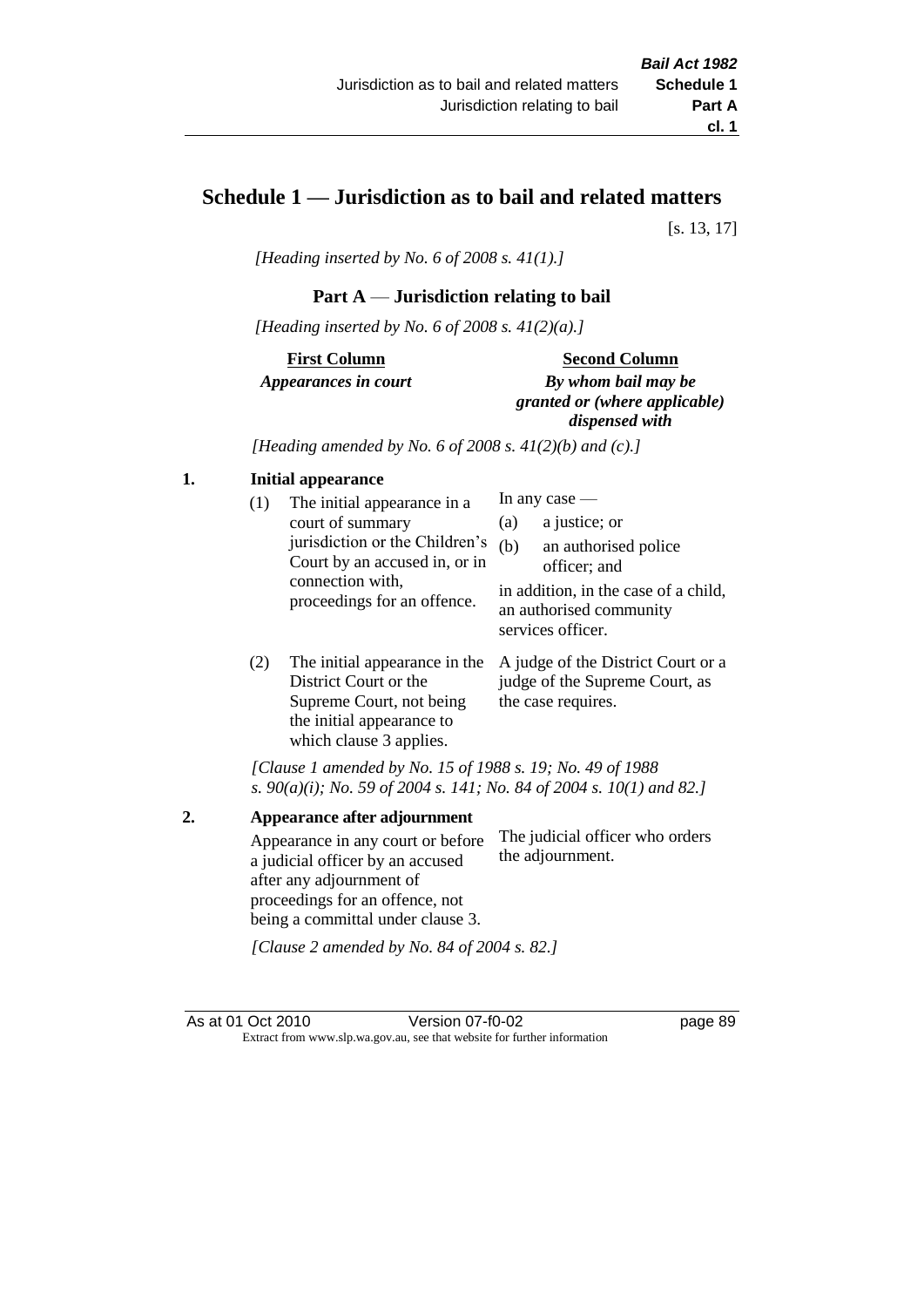# Schedule 1 — Jurisdiction as to bail and related matters

[s. 13, 17]

*[Heading inserted by No. 6 of 2008 s. 41(1).]*

## Part A — Jurisdiction relating to bail

*[Heading inserted by No. 6 of 2008 s. 41(2)(a).]*

| First Column *Appearances in court* | Second Column *By whom bail may be granted or (where applicable) dispensed with* |
|---|---|

*[Heading amended by No. 6 of 2008 s. 41(2)(b) and (c).]*

**1. Initial appearance**

| | |
|---|---|
| (1) The initial appearance in a court of summary jurisdiction or the Children's Court by an accused in, or in connection with, proceedings for an offence. | In any case — (a) a justice; or (b) an authorised police officer; and in addition, in the case of a child, an authorised community services officer. |
| (2) The initial appearance in the District Court or the Supreme Court, not being the initial appearance to which clause 3 applies. | A judge of the District Court or a judge of the Supreme Court, as the case requires. |

*[Clause 1 amended by No. 15 of 1988 s. 19; No. 49 of 1988 s. 90(a)(i); No. 59 of 2004 s. 141; No. 84 of 2004 s. 10(1) and 82.]*

**2. Appearance after adjournment**

| | |
|---|---|
| Appearance in any court or before a judicial officer by an accused after any adjournment of proceedings for an offence, not being a committal under clause 3. | The judicial officer who orders the adjournment. |

*[Clause 2 amended by No. 84 of 2004 s. 82.]*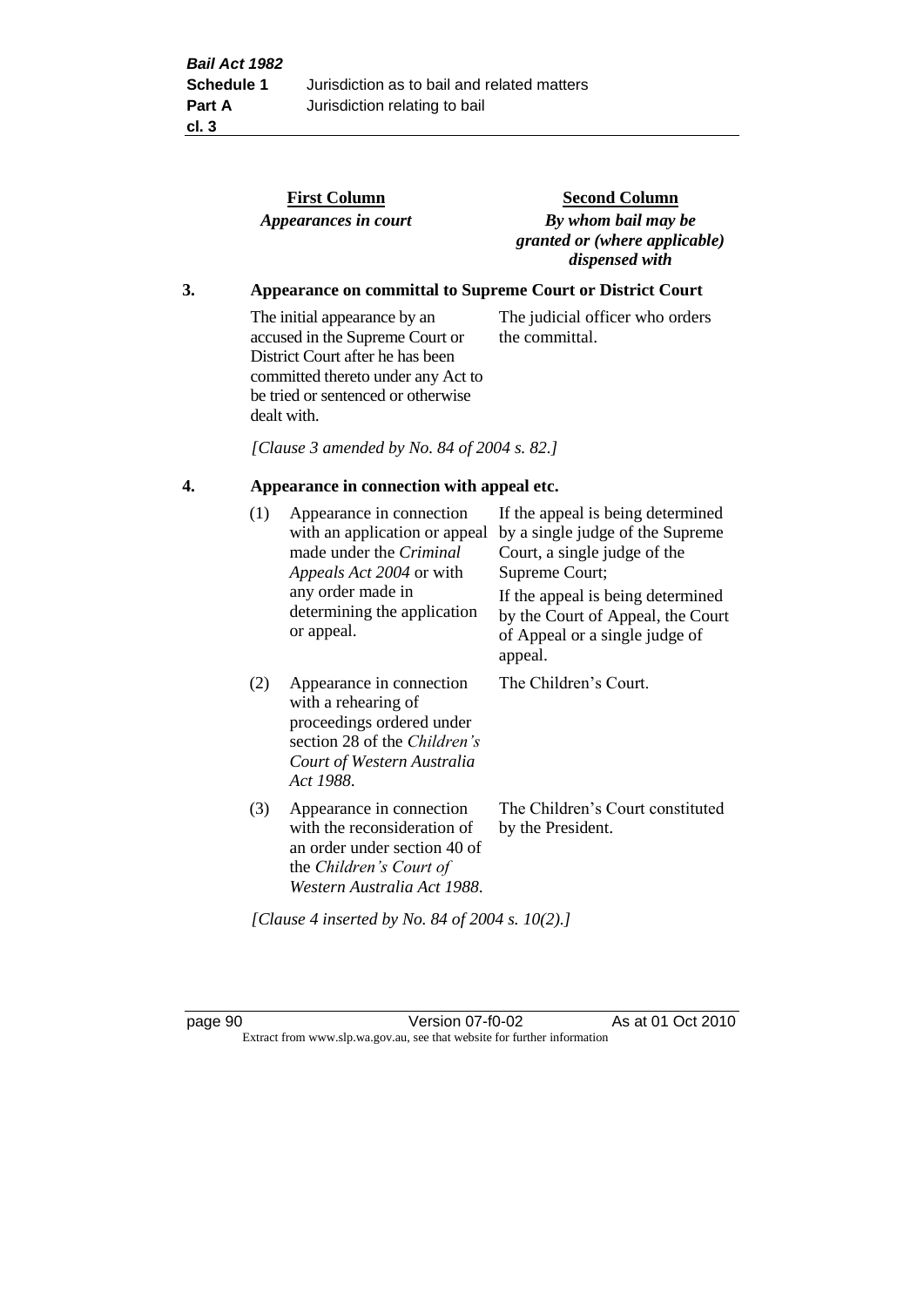| | First Column *Appearances in court* | Second Column *By whom bail may be granted or (where applicable) dispensed with* |
|---|---|---|

**3. Appearance on committal to Supreme Court or District Court**

| | |
|---|---|
| The initial appearance by an accused in the Supreme Court or District Court after he has been committed thereto under any Act to be tried or sentenced or otherwise dealt with. | The judicial officer who orders the committal. |

*[Clause 3 amended by No. 84 of 2004 s. 82.]*

**4. Appearance in connection with appeal etc.**

| | | |
|---|---|---|
| (1) | Appearance in connection with an application or appeal made under the *Criminal Appeals Act 2004* or with any order made in determining the application or appeal. | If the appeal is being determined by a single judge of the Supreme Court, a single judge of the Supreme Court; If the appeal is being determined by the Court of Appeal, the Court of Appeal or a single judge of appeal. |
| (2) | Appearance in connection with a rehearing of proceedings ordered under section 28 of the *Children's Court of Western Australia Act 1988*. | The Children's Court. |
| (3) | Appearance in connection with the reconsideration of an order under section 40 of the *Children's Court of Western Australia Act 1988*. | The Children's Court constituted by the President. |

*[Clause 4 inserted by No. 84 of 2004 s. 10(2).]*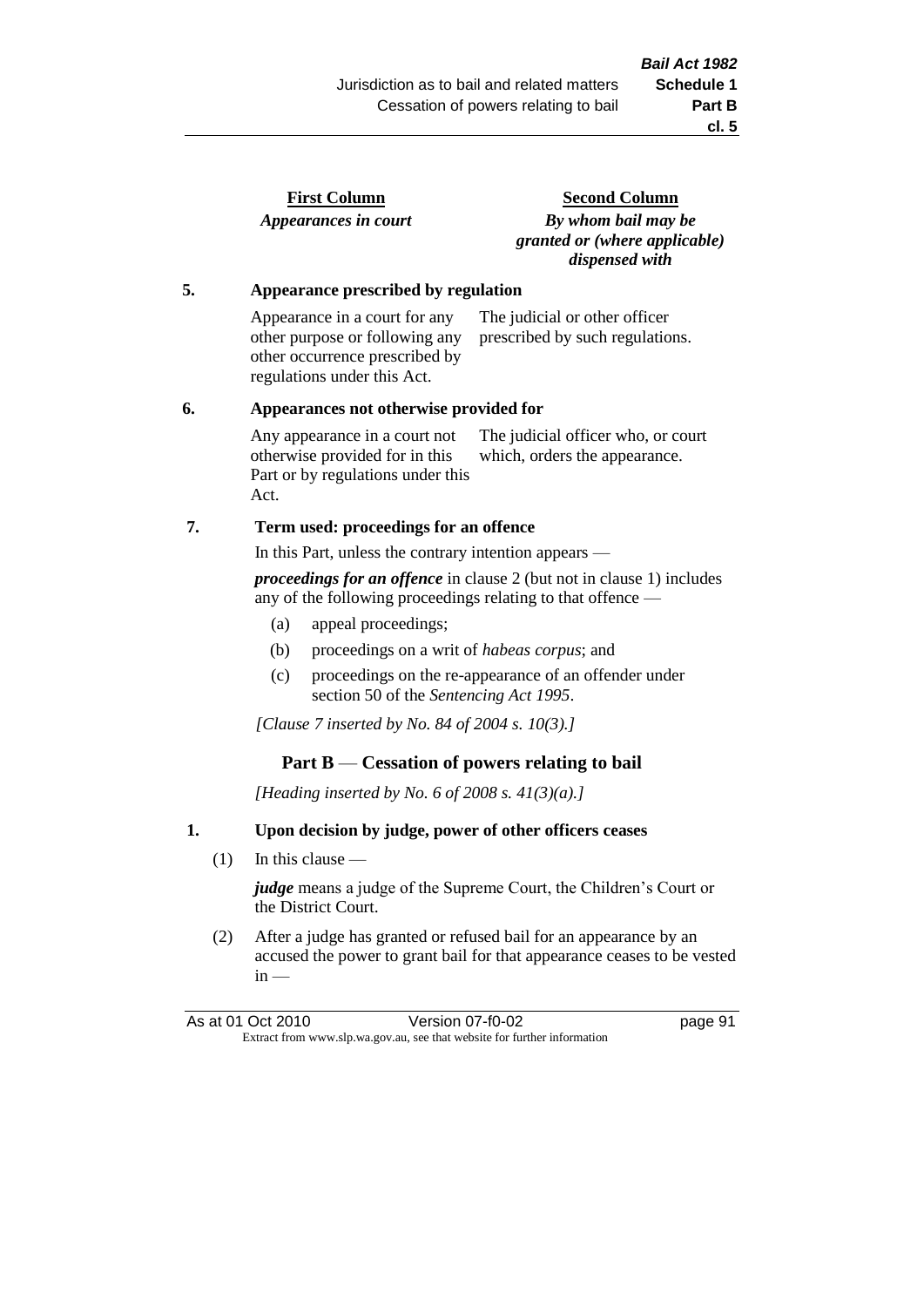| First Column | Second Column |
|---|---|
| *Appearances in court* | *By whom bail may be granted or (where applicable) dispensed with* |

**5. Appearance prescribed by regulation**

| | |
|---|---|
| Appearance in a court for any other purpose or following any other occurrence prescribed by regulations under this Act. | The judicial or other officer prescribed by such regulations. |

**6. Appearances not otherwise provided for**

| | |
|---|---|
| Any appearance in a court not otherwise provided for in this Part or by regulations under this Act. | The judicial officer who, or court which, orders the appearance. |

**7. Term used: proceedings for an offence**

In this Part, unless the contrary intention appears —

***proceedings for an offence*** in clause 2 (but not in clause 1) includes any of the following proceedings relating to that offence —

- (a) appeal proceedings;
- (b) proceedings on a writ of *habeas corpus*; and
- (c) proceedings on the re-appearance of an offender under section 50 of the *Sentencing Act 1995*.

*[Clause 7 inserted by No. 84 of 2004 s. 10(3).]*

## Part B — Cessation of powers relating to bail

*[Heading inserted by No. 6 of 2008 s. 41(3)(a).]*

**1. Upon decision by judge, power of other officers ceases**

(1) In this clause —

***judge*** means a judge of the Supreme Court, the Children's Court or the District Court.

(2) After a judge has granted or refused bail for an appearance by an accused the power to grant bail for that appearance ceases to be vested in —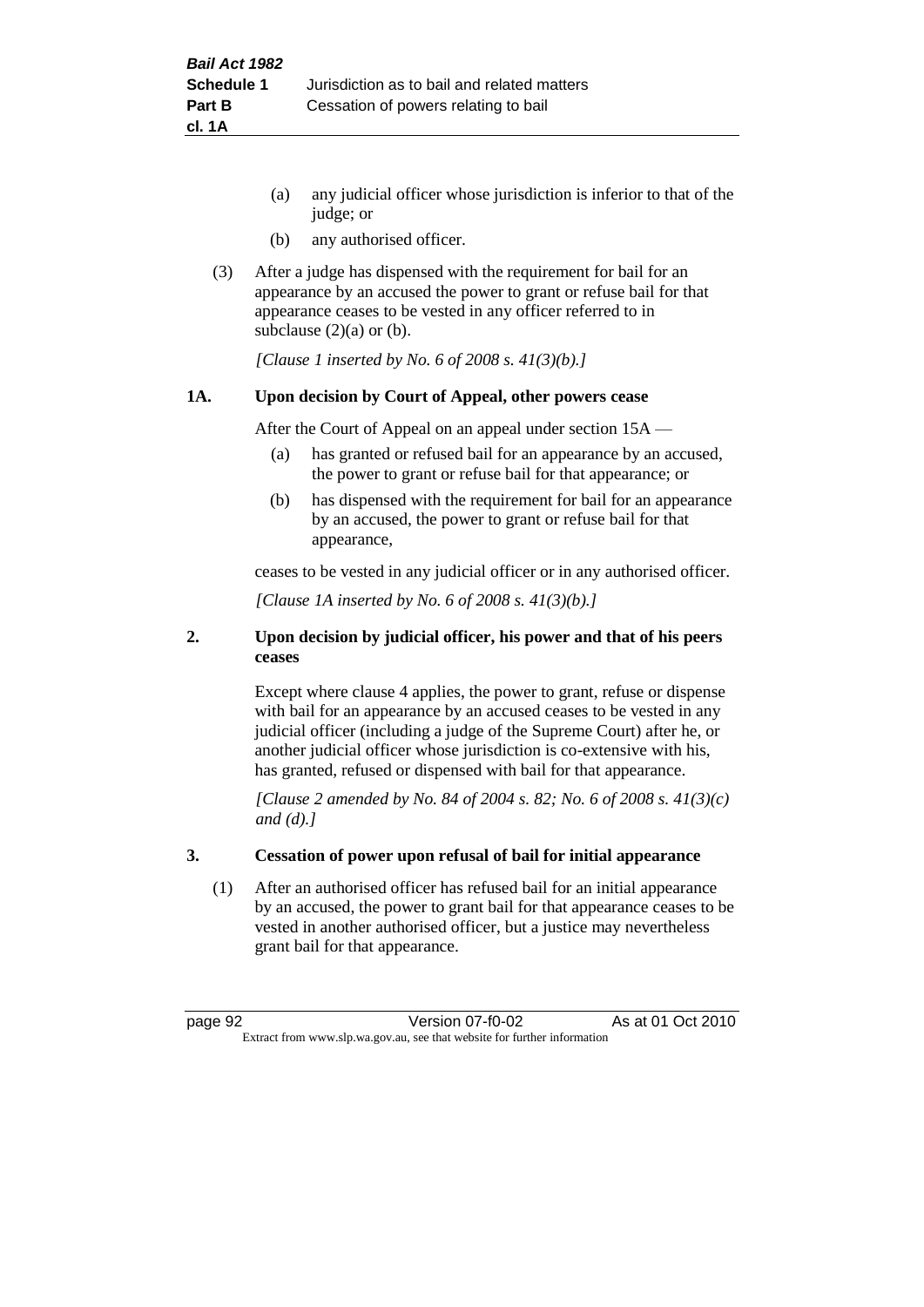(a) any judicial officer whose jurisdiction is inferior to that of the judge; or

(b) any authorised officer.

(3) After a judge has dispensed with the requirement for bail for an appearance by an accused the power to grant or refuse bail for that appearance ceases to be vested in any officer referred to in subclause (2)(a) or (b).

*[Clause 1 inserted by No. 6 of 2008 s. 41(3)(b).]*

### 1A. Upon decision by Court of Appeal, other powers cease

After the Court of Appeal on an appeal under section 15A —

(a) has granted or refused bail for an appearance by an accused, the power to grant or refuse bail for that appearance; or

(b) has dispensed with the requirement for bail for an appearance by an accused, the power to grant or refuse bail for that appearance,

ceases to be vested in any judicial officer or in any authorised officer.

*[Clause 1A inserted by No. 6 of 2008 s. 41(3)(b).]*

### 2. Upon decision by judicial officer, his power and that of his peers ceases

Except where clause 4 applies, the power to grant, refuse or dispense with bail for an appearance by an accused ceases to be vested in any judicial officer (including a judge of the Supreme Court) after he, or another judicial officer whose jurisdiction is co-extensive with his, has granted, refused or dispensed with bail for that appearance.

*[Clause 2 amended by No. 84 of 2004 s. 82; No. 6 of 2008 s. 41(3)(c) and (d).]*

### 3. Cessation of power upon refusal of bail for initial appearance

(1) After an authorised officer has refused bail for an initial appearance by an accused, the power to grant bail for that appearance ceases to be vested in another authorised officer, but a justice may nevertheless grant bail for that appearance.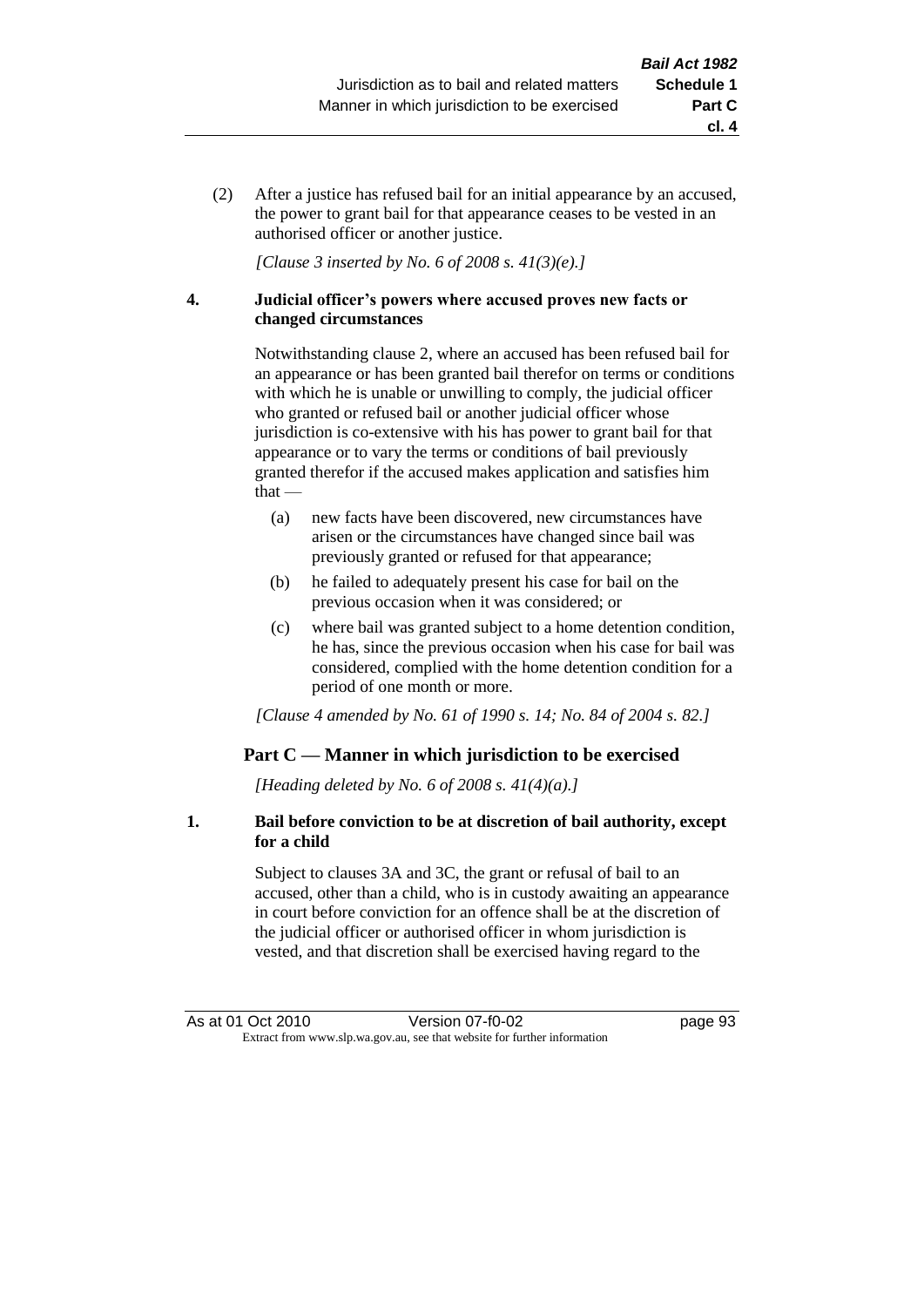(2) After a justice has refused bail for an initial appearance by an accused, the power to grant bail for that appearance ceases to be vested in an authorised officer or another justice.

*[Clause 3 inserted by No. 6 of 2008 s. 41(3)(e).]*

**4. Judicial officer's powers where accused proves new facts or changed circumstances**

Notwithstanding clause 2, where an accused has been refused bail for an appearance or has been granted bail therefor on terms or conditions with which he is unable or unwilling to comply, the judicial officer who granted or refused bail or another judicial officer whose jurisdiction is co-extensive with his has power to grant bail for that appearance or to vary the terms or conditions of bail previously granted therefor if the accused makes application and satisfies him that —

(a) new facts have been discovered, new circumstances have arisen or the circumstances have changed since bail was previously granted or refused for that appearance;

(b) he failed to adequately present his case for bail on the previous occasion when it was considered; or

(c) where bail was granted subject to a home detention condition, he has, since the previous occasion when his case for bail was considered, complied with the home detention condition for a period of one month or more.

*[Clause 4 amended by No. 61 of 1990 s. 14; No. 84 of 2004 s. 82.]*

## Part C — Manner in which jurisdiction to be exercised

*[Heading deleted by No. 6 of 2008 s. 41(4)(a).]*

**1. Bail before conviction to be at discretion of bail authority, except for a child**

Subject to clauses 3A and 3C, the grant or refusal of bail to an accused, other than a child, who is in custody awaiting an appearance in court before conviction for an offence shall be at the discretion of the judicial officer or authorised officer in whom jurisdiction is vested, and that discretion shall be exercised having regard to the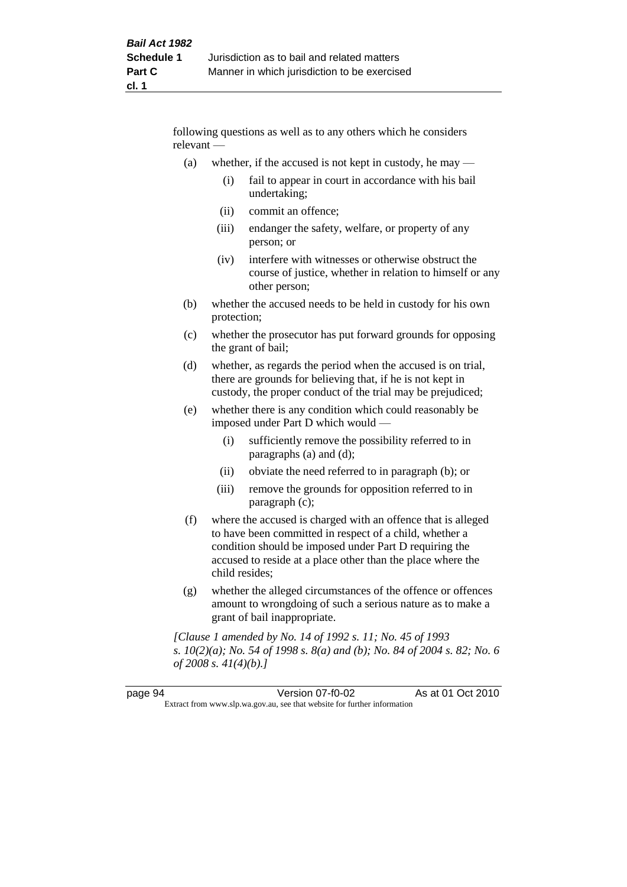following questions as well as to any others which he considers relevant —

(a) whether, if the accused is not kept in custody, he may —

  (i) fail to appear in court in accordance with his bail undertaking;

  (ii) commit an offence;

  (iii) endanger the safety, welfare, or property of any person; or

  (iv) interfere with witnesses or otherwise obstruct the course of justice, whether in relation to himself or any other person;

(b) whether the accused needs to be held in custody for his own protection;

(c) whether the prosecutor has put forward grounds for opposing the grant of bail;

(d) whether, as regards the period when the accused is on trial, there are grounds for believing that, if he is not kept in custody, the proper conduct of the trial may be prejudiced;

(e) whether there is any condition which could reasonably be imposed under Part D which would —

  (i) sufficiently remove the possibility referred to in paragraphs (a) and (d);

  (ii) obviate the need referred to in paragraph (b); or

  (iii) remove the grounds for opposition referred to in paragraph (c);

(f) where the accused is charged with an offence that is alleged to have been committed in respect of a child, whether a condition should be imposed under Part D requiring the accused to reside at a place other than the place where the child resides;

(g) whether the alleged circumstances of the offence or offences amount to wrongdoing of such a serious nature as to make a grant of bail inappropriate.

*[Clause 1 amended by No. 14 of 1992 s. 11; No. 45 of 1993 s. 10(2)(a); No. 54 of 1998 s. 8(a) and (b); No. 84 of 2004 s. 82; No. 6 of 2008 s. 41(4)(b).]*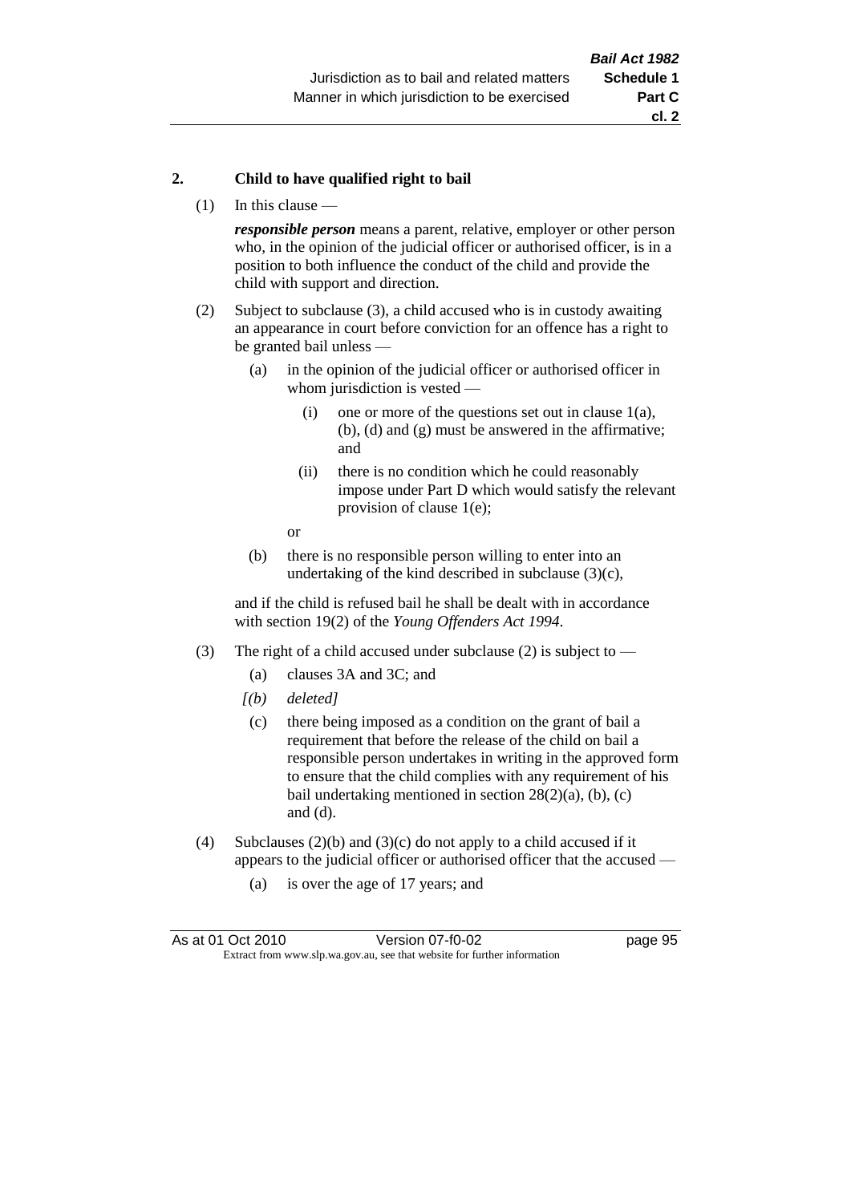## 2. Child to have qualified right to bail

(1) In this clause —

***responsible person*** means a parent, relative, employer or other person who, in the opinion of the judicial officer or authorised officer, is in a position to both influence the conduct of the child and provide the child with support and direction.

(2) Subject to subclause (3), a child accused who is in custody awaiting an appearance in court before conviction for an offence has a right to be granted bail unless —

- (a) in the opinion of the judicial officer or authorised officer in whom jurisdiction is vested —
  - (i) one or more of the questions set out in clause 1(a), (b), (d) and (g) must be answered in the affirmative; and
  - (ii) there is no condition which he could reasonably impose under Part D which would satisfy the relevant provision of clause 1(e);

  or
- (b) there is no responsible person willing to enter into an undertaking of the kind described in subclause (3)(c),

and if the child is refused bail he shall be dealt with in accordance with section 19(2) of the *Young Offenders Act 1994*.

(3) The right of a child accused under subclause (2) is subject to —

- (a) clauses 3A and 3C; and
- *[(b) deleted]*
- (c) there being imposed as a condition on the grant of bail a requirement that before the release of the child on bail a responsible person undertakes in writing in the approved form to ensure that the child complies with any requirement of his bail undertaking mentioned in section 28(2)(a), (b), (c) and (d).

(4) Subclauses (2)(b) and (3)(c) do not apply to a child accused if it appears to the judicial officer or authorised officer that the accused —

- (a) is over the age of 17 years; and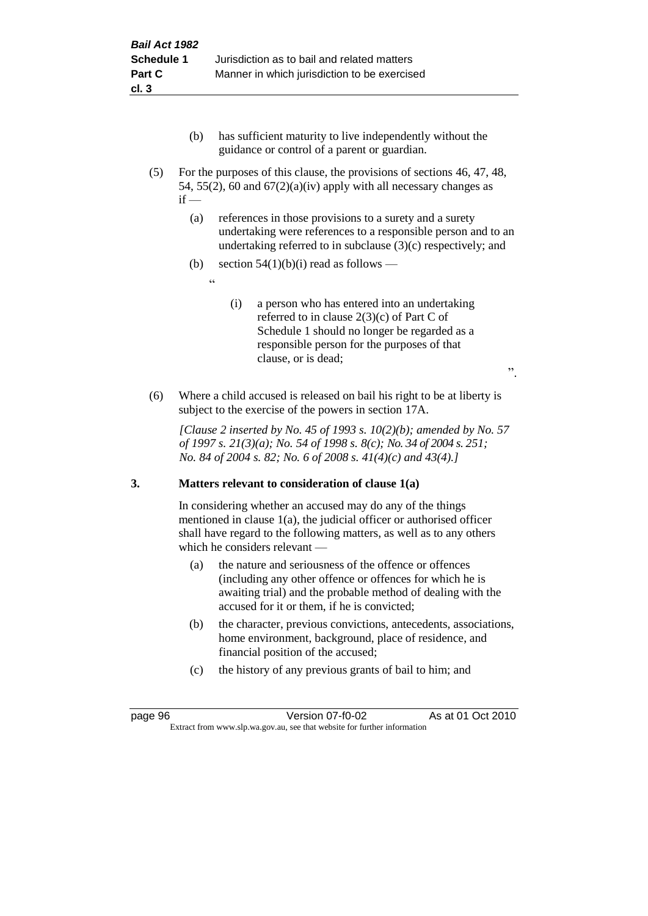(b) has sufficient maturity to live independently without the guidance or control of a parent or guardian.

(5) For the purposes of this clause, the provisions of sections 46, 47, 48, 54, 55(2), 60 and 67(2)(a)(iv) apply with all necessary changes as if —

(a) references in those provisions to a surety and a surety undertaking were references to a responsible person and to an undertaking referred to in subclause (3)(c) respectively; and

(b) section 54(1)(b)(i) read as follows —

"

(i) a person who has entered into an undertaking referred to in clause 2(3)(c) of Part C of Schedule 1 should no longer be regarded as a responsible person for the purposes of that clause, or is dead;

".

(6) Where a child accused is released on bail his right to be at liberty is subject to the exercise of the powers in section 17A.

*[Clause 2 inserted by No. 45 of 1993 s. 10(2)(b); amended by No. 57 of 1997 s. 21(3)(a); No. 54 of 1998 s. 8(c); No. 34 of 2004 s. 251; No. 84 of 2004 s. 82; No. 6 of 2008 s. 41(4)(c) and 43(4).]*

## 3. Matters relevant to consideration of clause 1(a)

In considering whether an accused may do any of the things mentioned in clause 1(a), the judicial officer or authorised officer shall have regard to the following matters, as well as to any others which he considers relevant —

(a) the nature and seriousness of the offence or offences (including any other offence or offences for which he is awaiting trial) and the probable method of dealing with the accused for it or them, if he is convicted;

(b) the character, previous convictions, antecedents, associations, home environment, background, place of residence, and financial position of the accused;

(c) the history of any previous grants of bail to him; and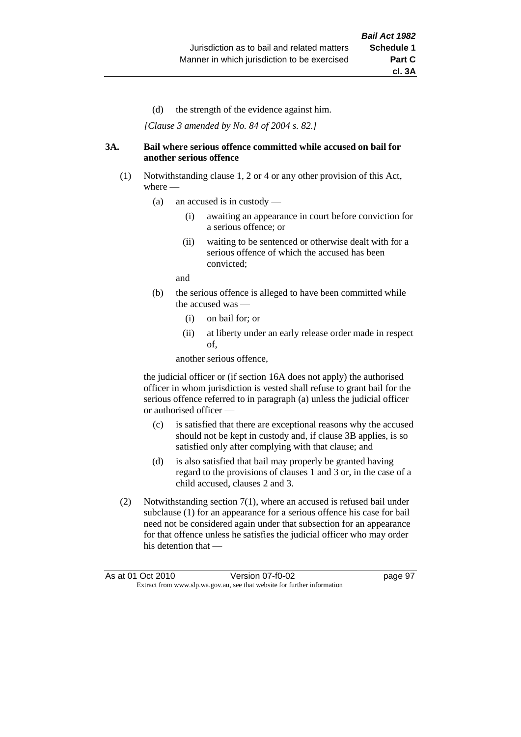(d) the strength of the evidence against him.

*[Clause 3 amended by No. 84 of 2004 s. 82.]*

**3A. Bail where serious offence committed while accused on bail for another serious offence**

(1) Notwithstanding clause 1, 2 or 4 or any other provision of this Act, where —

  (a) an accused is in custody —

    (i) awaiting an appearance in court before conviction for a serious offence; or

    (ii) waiting to be sentenced or otherwise dealt with for a serious offence of which the accused has been convicted;

  and

  (b) the serious offence is alleged to have been committed while the accused was —

    (i) on bail for; or

    (ii) at liberty under an early release order made in respect of,

  another serious offence,

the judicial officer or (if section 16A does not apply) the authorised officer in whom jurisdiction is vested shall refuse to grant bail for the serious offence referred to in paragraph (a) unless the judicial officer or authorised officer —

  (c) is satisfied that there are exceptional reasons why the accused should not be kept in custody and, if clause 3B applies, is so satisfied only after complying with that clause; and

  (d) is also satisfied that bail may properly be granted having regard to the provisions of clauses 1 and 3 or, in the case of a child accused, clauses 2 and 3.

(2) Notwithstanding section 7(1), where an accused is refused bail under subclause (1) for an appearance for a serious offence his case for bail need not be considered again under that subsection for an appearance for that offence unless he satisfies the judicial officer who may order his detention that —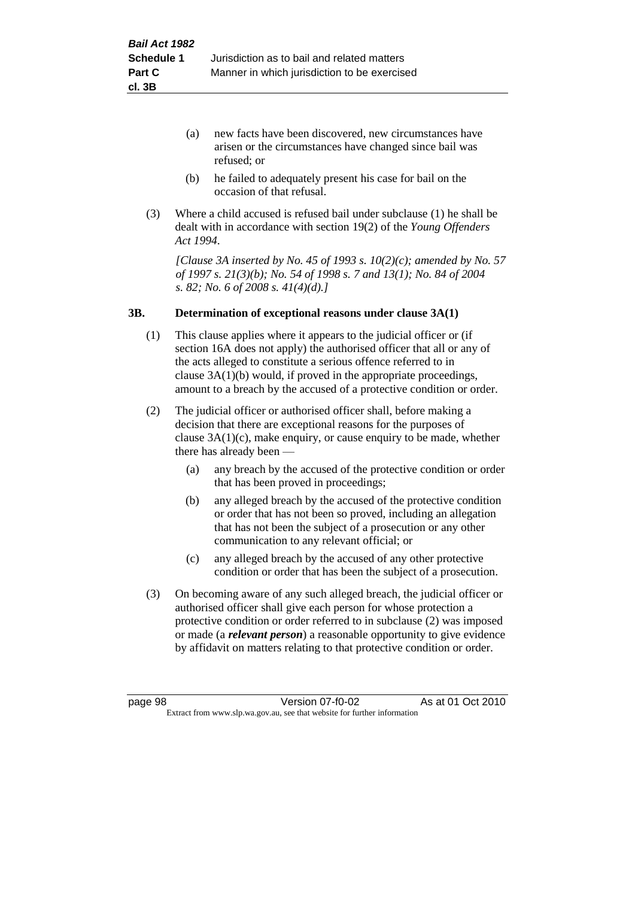(a) new facts have been discovered, new circumstances have arisen or the circumstances have changed since bail was refused; or

(b) he failed to adequately present his case for bail on the occasion of that refusal.

(3) Where a child accused is refused bail under subclause (1) he shall be dealt with in accordance with section 19(2) of the *Young Offenders Act 1994*.

*[Clause 3A inserted by No. 45 of 1993 s. 10(2)(c); amended by No. 57 of 1997 s. 21(3)(b); No. 54 of 1998 s. 7 and 13(1); No. 84 of 2004 s. 82; No. 6 of 2008 s. 41(4)(d).]*

### 3B. Determination of exceptional reasons under clause 3A(1)

(1) This clause applies where it appears to the judicial officer or (if section 16A does not apply) the authorised officer that all or any of the acts alleged to constitute a serious offence referred to in clause 3A(1)(b) would, if proved in the appropriate proceedings, amount to a breach by the accused of a protective condition or order.

(2) The judicial officer or authorised officer shall, before making a decision that there are exceptional reasons for the purposes of clause 3A(1)(c), make enquiry, or cause enquiry to be made, whether there has already been —

(a) any breach by the accused of the protective condition or order that has been proved in proceedings;

(b) any alleged breach by the accused of the protective condition or order that has not been so proved, including an allegation that has not been the subject of a prosecution or any other communication to any relevant official; or

(c) any alleged breach by the accused of any other protective condition or order that has been the subject of a prosecution.

(3) On becoming aware of any such alleged breach, the judicial officer or authorised officer shall give each person for whose protection a protective condition or order referred to in subclause (2) was imposed or made (a ***relevant person***) a reasonable opportunity to give evidence by affidavit on matters relating to that protective condition or order.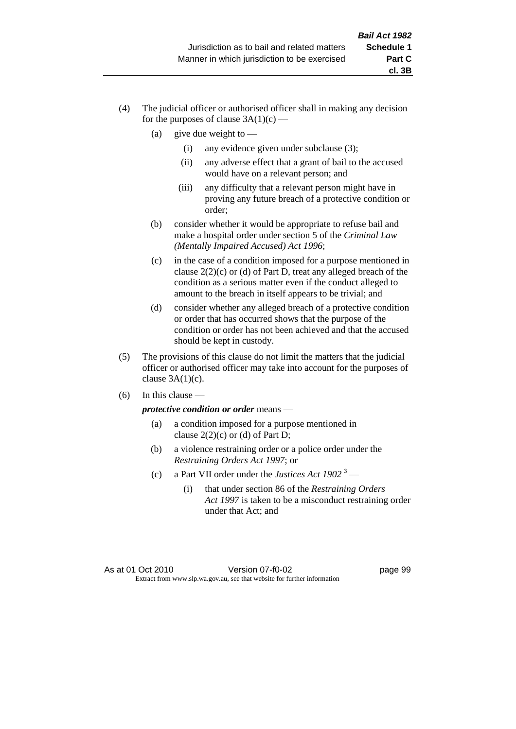(4) The judicial officer or authorised officer shall in making any decision for the purposes of clause 3A(1)(c) —

   (a) give due weight to —

      (i) any evidence given under subclause (3);

      (ii) any adverse effect that a grant of bail to the accused would have on a relevant person; and

      (iii) any difficulty that a relevant person might have in proving any future breach of a protective condition or order;

   (b) consider whether it would be appropriate to refuse bail and make a hospital order under section 5 of the *Criminal Law (Mentally Impaired Accused) Act 1996*;

   (c) in the case of a condition imposed for a purpose mentioned in clause 2(2)(c) or (d) of Part D, treat any alleged breach of the condition as a serious matter even if the conduct alleged to amount to the breach in itself appears to be trivial; and

   (d) consider whether any alleged breach of a protective condition or order that has occurred shows that the purpose of the condition or order has not been achieved and that the accused should be kept in custody.

(5) The provisions of this clause do not limit the matters that the judicial officer or authorised officer may take into account for the purposes of clause 3A(1)(c).

(6) In this clause —

   ***protective condition or order*** means —

   (a) a condition imposed for a purpose mentioned in clause 2(2)(c) or (d) of Part D;

   (b) a violence restraining order or a police order under the *Restraining Orders Act 1997*; or

   (c) a Part VII order under the *Justices Act 1902* [3] —

      (i) that under section 86 of the *Restraining Orders Act 1997* is taken to be a misconduct restraining order under that Act; and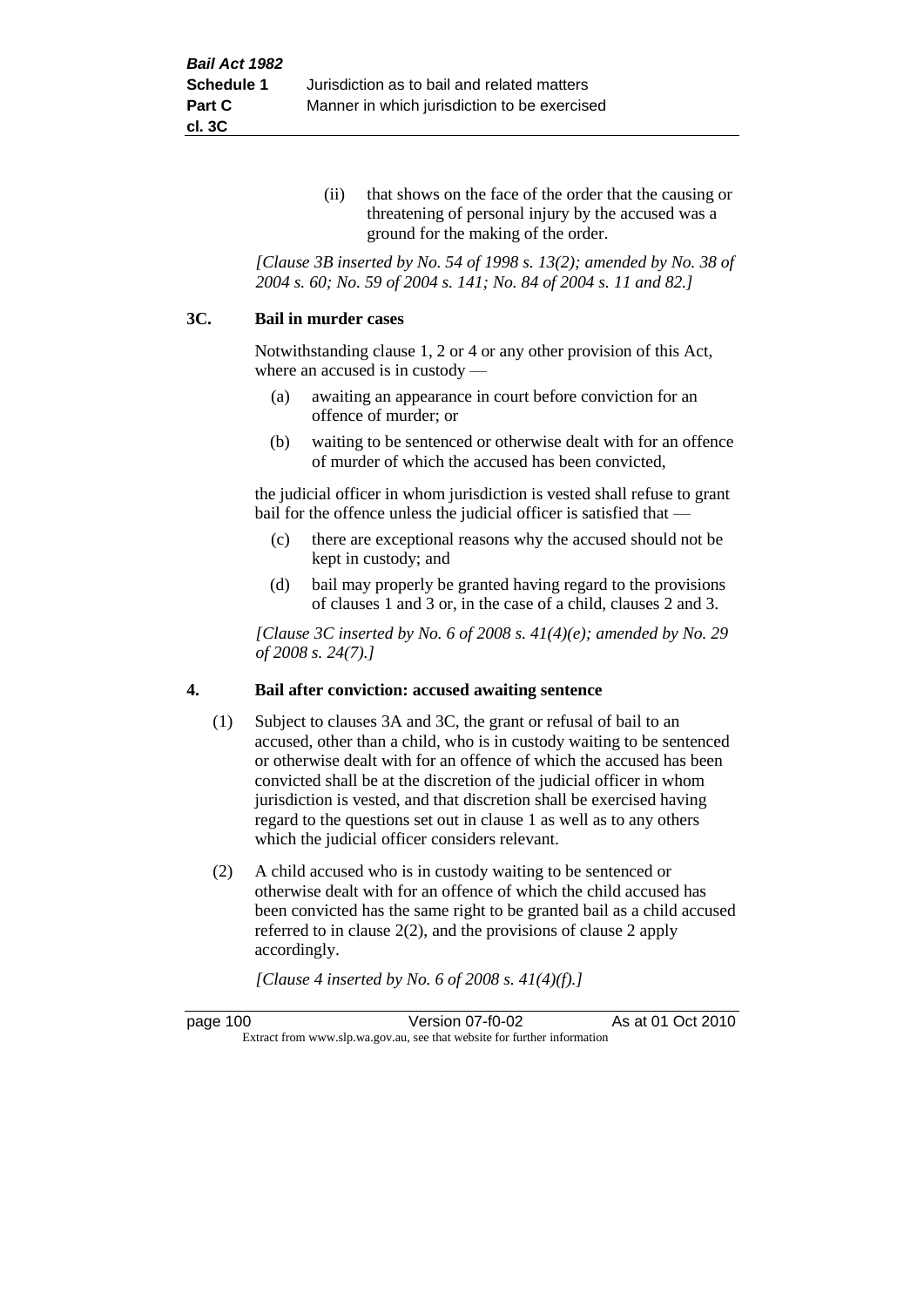(ii) that shows on the face of the order that the causing or threatening of personal injury by the accused was a ground for the making of the order.

*[Clause 3B inserted by No. 54 of 1998 s. 13(2); amended by No. 38 of 2004 s. 60; No. 59 of 2004 s. 141; No. 84 of 2004 s. 11 and 82.]*

### 3C. Bail in murder cases

Notwithstanding clause 1, 2 or 4 or any other provision of this Act, where an accused is in custody —

(a) awaiting an appearance in court before conviction for an offence of murder; or

(b) waiting to be sentenced or otherwise dealt with for an offence of murder of which the accused has been convicted,

the judicial officer in whom jurisdiction is vested shall refuse to grant bail for the offence unless the judicial officer is satisfied that —

(c) there are exceptional reasons why the accused should not be kept in custody; and

(d) bail may properly be granted having regard to the provisions of clauses 1 and 3 or, in the case of a child, clauses 2 and 3.

*[Clause 3C inserted by No. 6 of 2008 s. 41(4)(e); amended by No. 29 of 2008 s. 24(7).]*

### 4. Bail after conviction: accused awaiting sentence

(1) Subject to clauses 3A and 3C, the grant or refusal of bail to an accused, other than a child, who is in custody waiting to be sentenced or otherwise dealt with for an offence of which the accused has been convicted shall be at the discretion of the judicial officer in whom jurisdiction is vested, and that discretion shall be exercised having regard to the questions set out in clause 1 as well as to any others which the judicial officer considers relevant.

(2) A child accused who is in custody waiting to be sentenced or otherwise dealt with for an offence of which the child accused has been convicted has the same right to be granted bail as a child accused referred to in clause 2(2), and the provisions of clause 2 apply accordingly.

*[Clause 4 inserted by No. 6 of 2008 s. 41(4)(f).]*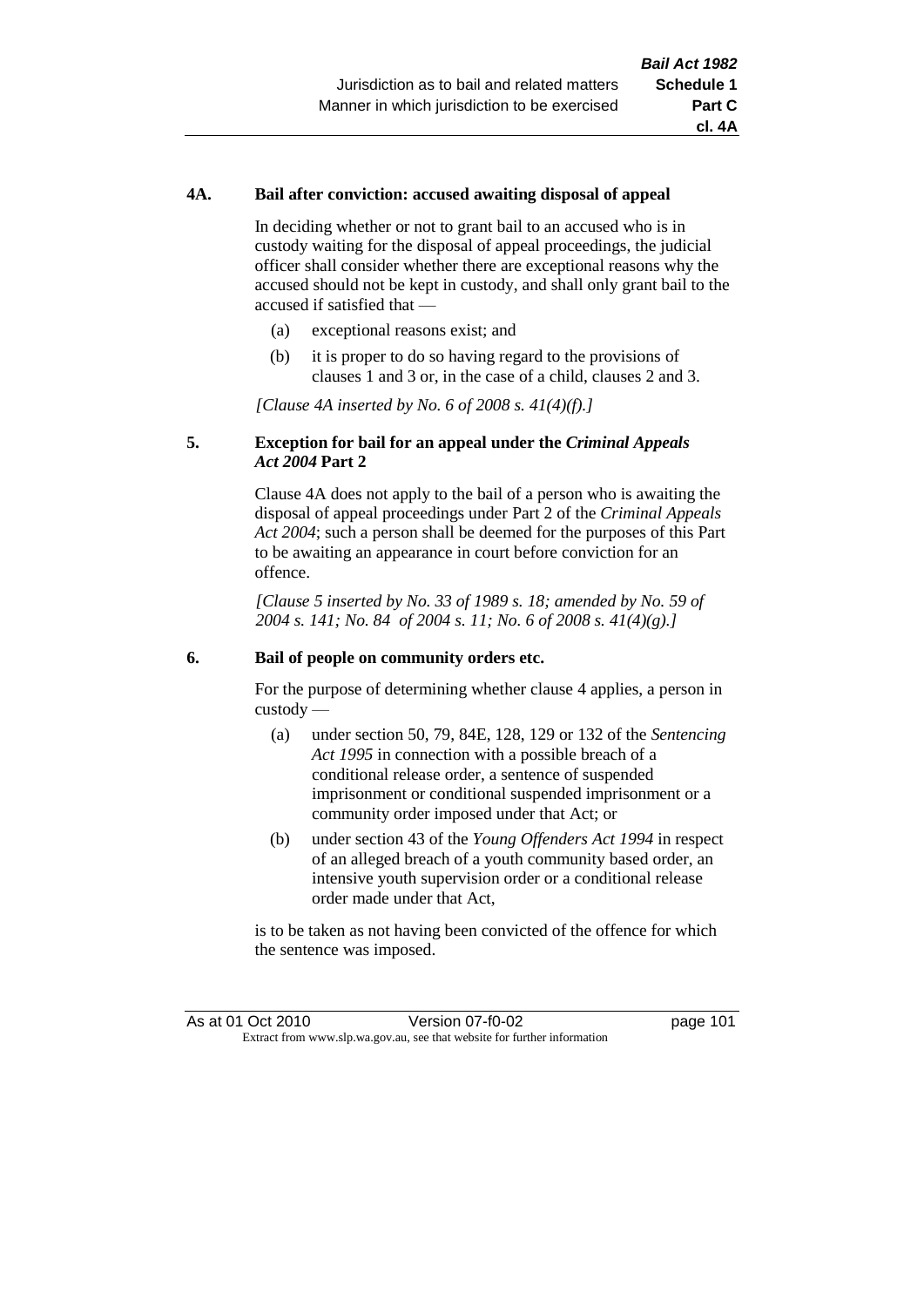**4A. Bail after conviction: accused awaiting disposal of appeal**

In deciding whether or not to grant bail to an accused who is in custody waiting for the disposal of appeal proceedings, the judicial officer shall consider whether there are exceptional reasons why the accused should not be kept in custody, and shall only grant bail to the accused if satisfied that —

- (a) exceptional reasons exist; and
- (b) it is proper to do so having regard to the provisions of clauses 1 and 3 or, in the case of a child, clauses 2 and 3.

*[Clause 4A inserted by No. 6 of 2008 s. 41(4)(f).]*

**5. Exception for bail for an appeal under the *Criminal Appeals Act 2004* Part 2**

Clause 4A does not apply to the bail of a person who is awaiting the disposal of appeal proceedings under Part 2 of the *Criminal Appeals Act 2004*; such a person shall be deemed for the purposes of this Part to be awaiting an appearance in court before conviction for an offence.

*[Clause 5 inserted by No. 33 of 1989 s. 18; amended by No. 59 of 2004 s. 141; No. 84 of 2004 s. 11; No. 6 of 2008 s. 41(4)(g).]*

**6. Bail of people on community orders etc.**

For the purpose of determining whether clause 4 applies, a person in custody —

- (a) under section 50, 79, 84E, 128, 129 or 132 of the *Sentencing Act 1995* in connection with a possible breach of a conditional release order, a sentence of suspended imprisonment or conditional suspended imprisonment or a community order imposed under that Act; or
- (b) under section 43 of the *Young Offenders Act 1994* in respect of an alleged breach of a youth community based order, an intensive youth supervision order or a conditional release order made under that Act,

is to be taken as not having been convicted of the offence for which the sentence was imposed.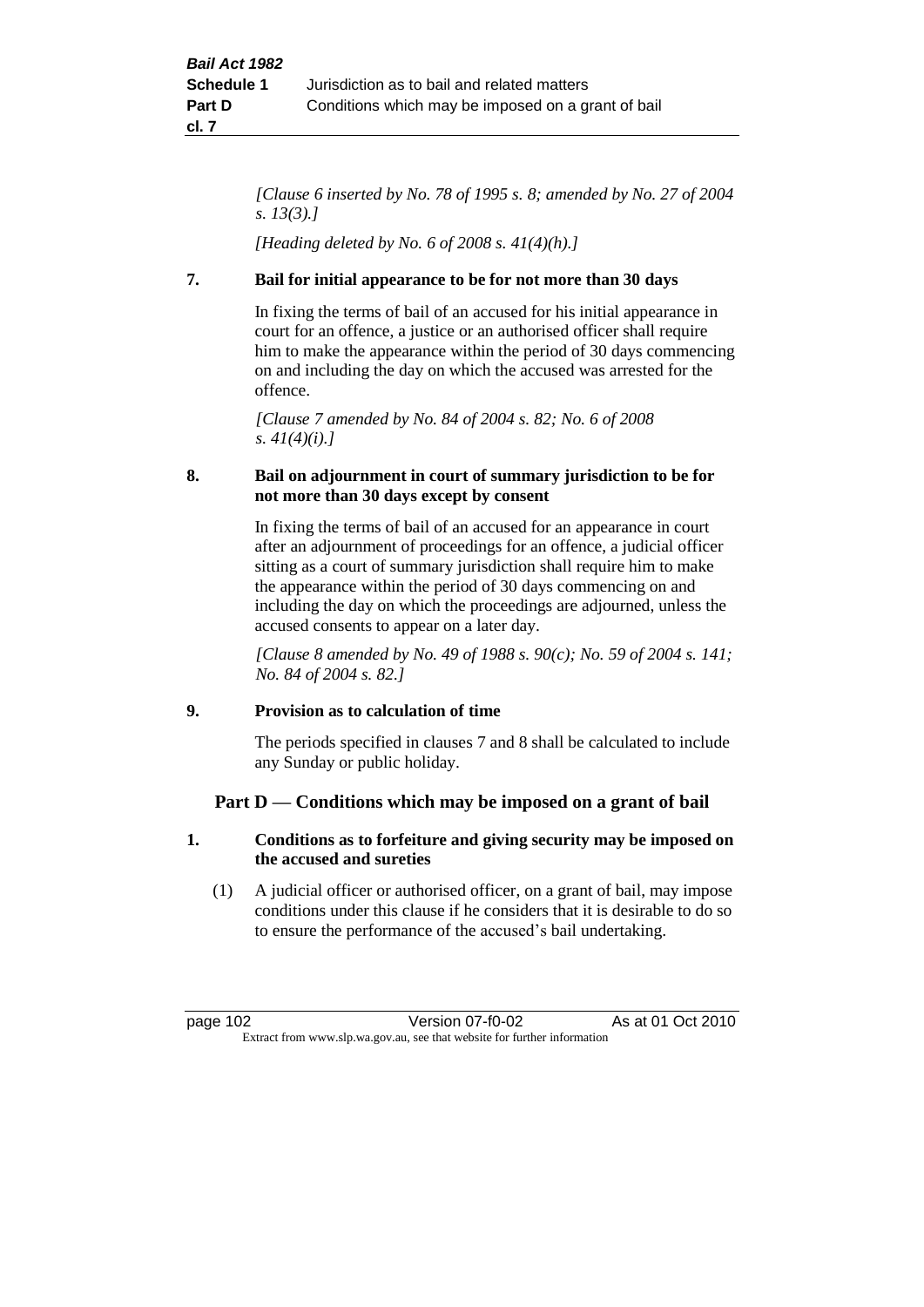*[Clause 6 inserted by No. 78 of 1995 s. 8; amended by No. 27 of 2004 s. 13(3).]*

*[Heading deleted by No. 6 of 2008 s. 41(4)(h).]*

**7. Bail for initial appearance to be for not more than 30 days**

In fixing the terms of bail of an accused for his initial appearance in court for an offence, a justice or an authorised officer shall require him to make the appearance within the period of 30 days commencing on and including the day on which the accused was arrested for the offence.

*[Clause 7 amended by No. 84 of 2004 s. 82; No. 6 of 2008 s. 41(4)(i).]*

**8. Bail on adjournment in court of summary jurisdiction to be for not more than 30 days except by consent**

In fixing the terms of bail of an accused for an appearance in court after an adjournment of proceedings for an offence, a judicial officer sitting as a court of summary jurisdiction shall require him to make the appearance within the period of 30 days commencing on and including the day on which the proceedings are adjourned, unless the accused consents to appear on a later day.

*[Clause 8 amended by No. 49 of 1988 s. 90(c); No. 59 of 2004 s. 141; No. 84 of 2004 s. 82.]*

**9. Provision as to calculation of time**

The periods specified in clauses 7 and 8 shall be calculated to include any Sunday or public holiday.

## Part D — Conditions which may be imposed on a grant of bail

**1. Conditions as to forfeiture and giving security may be imposed on the accused and sureties**

(1) A judicial officer or authorised officer, on a grant of bail, may impose conditions under this clause if he considers that it is desirable to do so to ensure the performance of the accused's bail undertaking.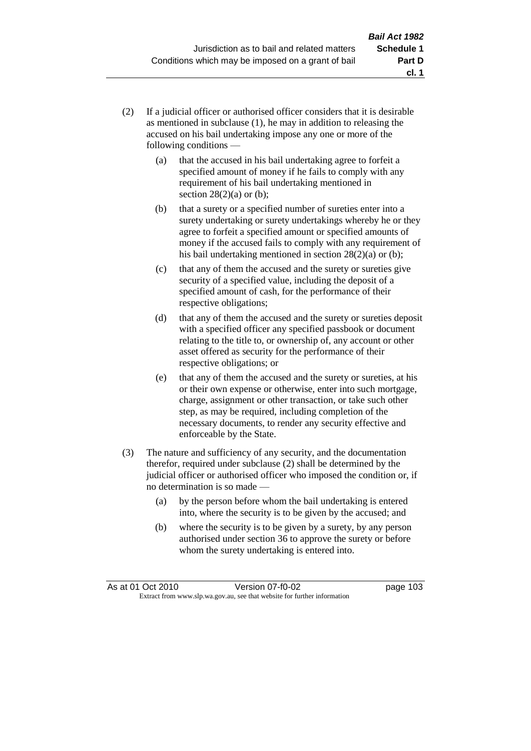(2) If a judicial officer or authorised officer considers that it is desirable as mentioned in subclause (1), he may in addition to releasing the accused on his bail undertaking impose any one or more of the following conditions —

  (a) that the accused in his bail undertaking agree to forfeit a specified amount of money if he fails to comply with any requirement of his bail undertaking mentioned in section 28(2)(a) or (b);

  (b) that a surety or a specified number of sureties enter into a surety undertaking or surety undertakings whereby he or they agree to forfeit a specified amount or specified amounts of money if the accused fails to comply with any requirement of his bail undertaking mentioned in section 28(2)(a) or (b);

  (c) that any of them the accused and the surety or sureties give security of a specified value, including the deposit of a specified amount of cash, for the performance of their respective obligations;

  (d) that any of them the accused and the surety or sureties deposit with a specified officer any specified passbook or document relating to the title to, or ownership of, any account or other asset offered as security for the performance of their respective obligations; or

  (e) that any of them the accused and the surety or sureties, at his or their own expense or otherwise, enter into such mortgage, charge, assignment or other transaction, or take such other step, as may be required, including completion of the necessary documents, to render any security effective and enforceable by the State.

(3) The nature and sufficiency of any security, and the documentation therefor, required under subclause (2) shall be determined by the judicial officer or authorised officer who imposed the condition or, if no determination is so made —

  (a) by the person before whom the bail undertaking is entered into, where the security is to be given by the accused; and

  (b) where the security is to be given by a surety, by any person authorised under section 36 to approve the surety or before whom the surety undertaking is entered into.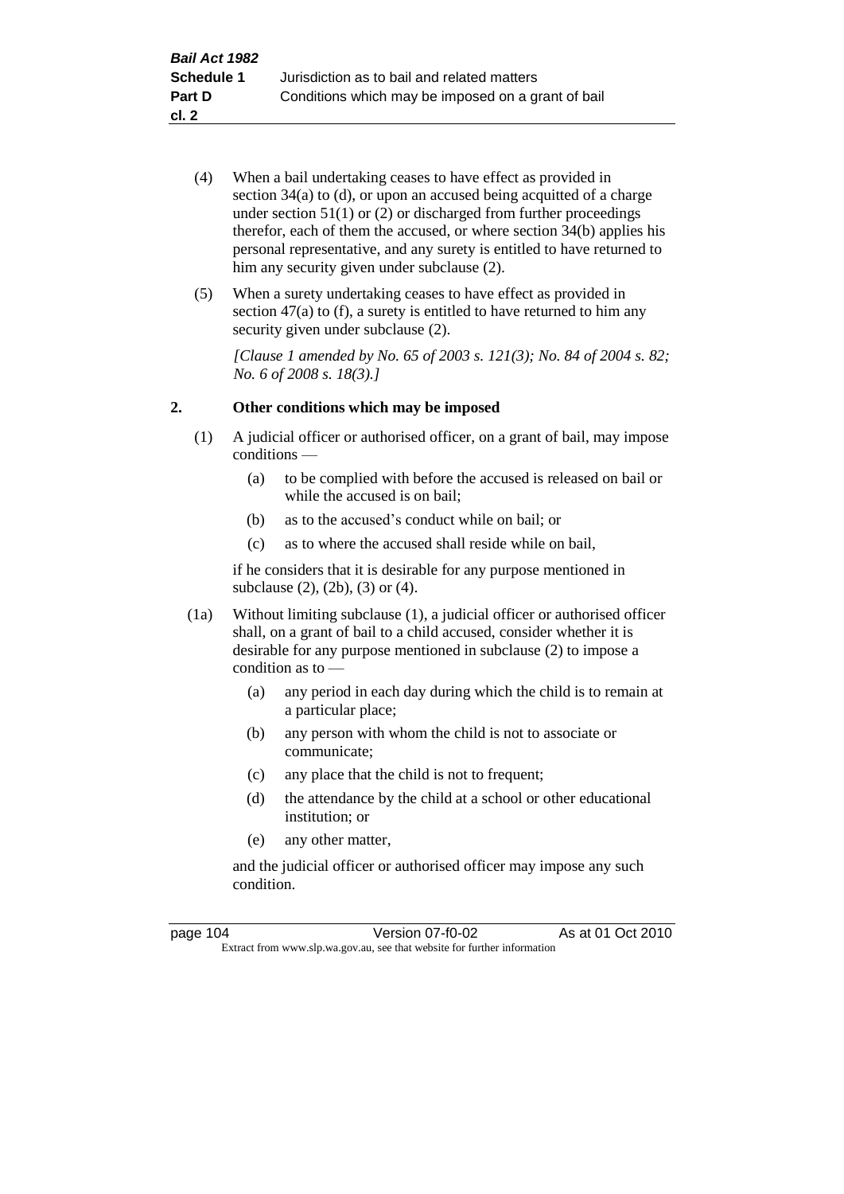(4) When a bail undertaking ceases to have effect as provided in section 34(a) to (d), or upon an accused being acquitted of a charge under section 51(1) or (2) or discharged from further proceedings therefor, each of them the accused, or where section 34(b) applies his personal representative, and any surety is entitled to have returned to him any security given under subclause (2).

(5) When a surety undertaking ceases to have effect as provided in section 47(a) to (f), a surety is entitled to have returned to him any security given under subclause (2).

*[Clause 1 amended by No. 65 of 2003 s. 121(3); No. 84 of 2004 s. 82; No. 6 of 2008 s. 18(3).]*

### 2. Other conditions which may be imposed

(1) A judicial officer or authorised officer, on a grant of bail, may impose conditions —

- (a) to be complied with before the accused is released on bail or while the accused is on bail;
- (b) as to the accused's conduct while on bail; or
- (c) as to where the accused shall reside while on bail,

if he considers that it is desirable for any purpose mentioned in subclause (2), (2b), (3) or (4).

(1a) Without limiting subclause (1), a judicial officer or authorised officer shall, on a grant of bail to a child accused, consider whether it is desirable for any purpose mentioned in subclause (2) to impose a condition as to —

- (a) any period in each day during which the child is to remain at a particular place;
- (b) any person with whom the child is not to associate or communicate;
- (c) any place that the child is not to frequent;
- (d) the attendance by the child at a school or other educational institution; or
- (e) any other matter,

and the judicial officer or authorised officer may impose any such condition.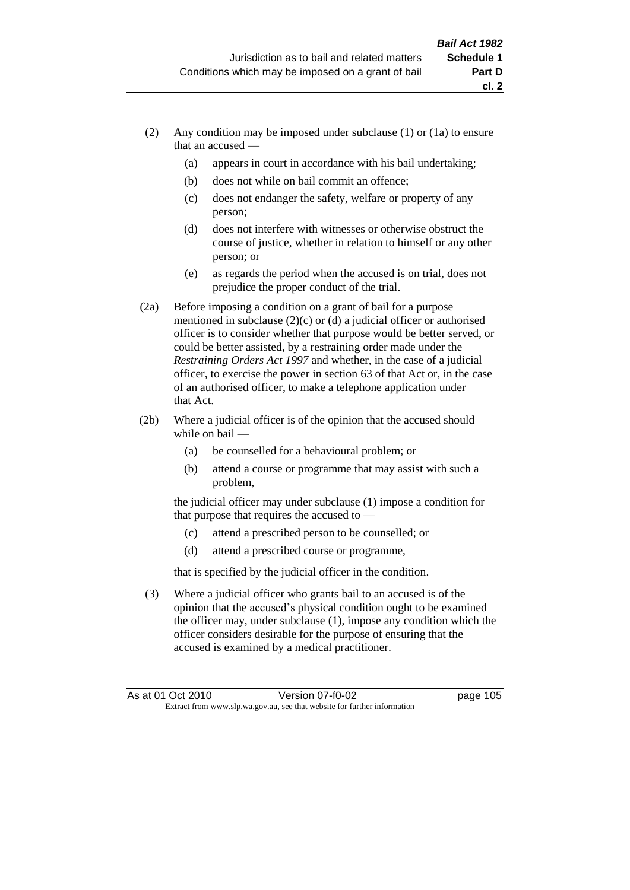(2) Any condition may be imposed under subclause (1) or (1a) to ensure that an accused —

   (a) appears in court in accordance with his bail undertaking;

   (b) does not while on bail commit an offence;

   (c) does not endanger the safety, welfare or property of any person;

   (d) does not interfere with witnesses or otherwise obstruct the course of justice, whether in relation to himself or any other person; or

   (e) as regards the period when the accused is on trial, does not prejudice the proper conduct of the trial.

(2a) Before imposing a condition on a grant of bail for a purpose mentioned in subclause (2)(c) or (d) a judicial officer or authorised officer is to consider whether that purpose would be better served, or could be better assisted, by a restraining order made under the *Restraining Orders Act 1997* and whether, in the case of a judicial officer, to exercise the power in section 63 of that Act or, in the case of an authorised officer, to make a telephone application under that Act.

(2b) Where a judicial officer is of the opinion that the accused should while on bail —

   (a) be counselled for a behavioural problem; or

   (b) attend a course or programme that may assist with such a problem,

   the judicial officer may under subclause (1) impose a condition for that purpose that requires the accused to —

   (c) attend a prescribed person to be counselled; or

   (d) attend a prescribed course or programme,

   that is specified by the judicial officer in the condition.

(3) Where a judicial officer who grants bail to an accused is of the opinion that the accused's physical condition ought to be examined the officer may, under subclause (1), impose any condition which the officer considers desirable for the purpose of ensuring that the accused is examined by a medical practitioner.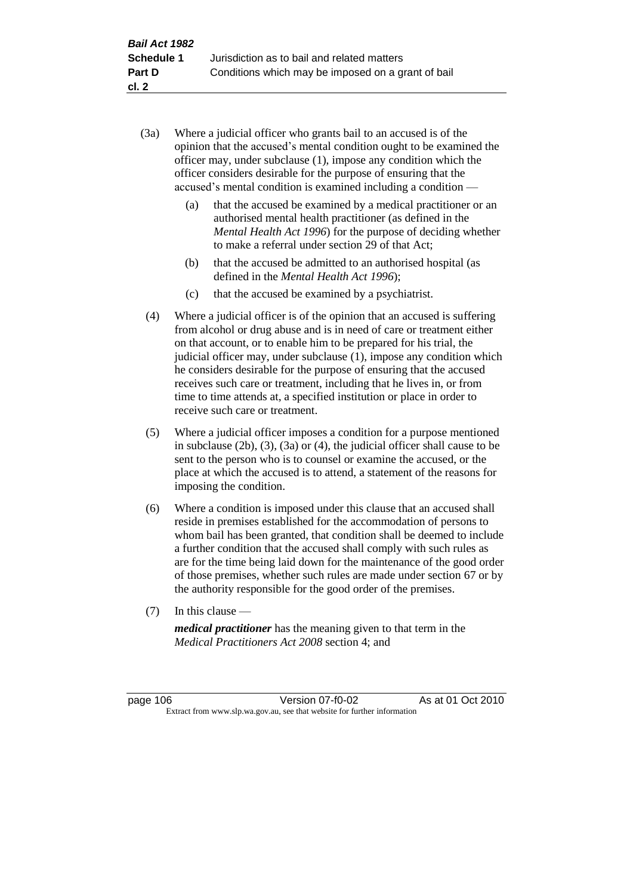(3a) Where a judicial officer who grants bail to an accused is of the opinion that the accused's mental condition ought to be examined the officer may, under subclause (1), impose any condition which the officer considers desirable for the purpose of ensuring that the accused's mental condition is examined including a condition —

(a) that the accused be examined by a medical practitioner or an authorised mental health practitioner (as defined in the *Mental Health Act 1996*) for the purpose of deciding whether to make a referral under section 29 of that Act;

(b) that the accused be admitted to an authorised hospital (as defined in the *Mental Health Act 1996*);

(c) that the accused be examined by a psychiatrist.

(4) Where a judicial officer is of the opinion that an accused is suffering from alcohol or drug abuse and is in need of care or treatment either on that account, or to enable him to be prepared for his trial, the judicial officer may, under subclause (1), impose any condition which he considers desirable for the purpose of ensuring that the accused receives such care or treatment, including that he lives in, or from time to time attends at, a specified institution or place in order to receive such care or treatment.

(5) Where a judicial officer imposes a condition for a purpose mentioned in subclause (2b), (3), (3a) or (4), the judicial officer shall cause to be sent to the person who is to counsel or examine the accused, or the place at which the accused is to attend, a statement of the reasons for imposing the condition.

(6) Where a condition is imposed under this clause that an accused shall reside in premises established for the accommodation of persons to whom bail has been granted, that condition shall be deemed to include a further condition that the accused shall comply with such rules as are for the time being laid down for the maintenance of the good order of those premises, whether such rules are made under section 67 or by the authority responsible for the good order of the premises.

(7) In this clause —

***medical practitioner*** has the meaning given to that term in the *Medical Practitioners Act 2008* section 4; and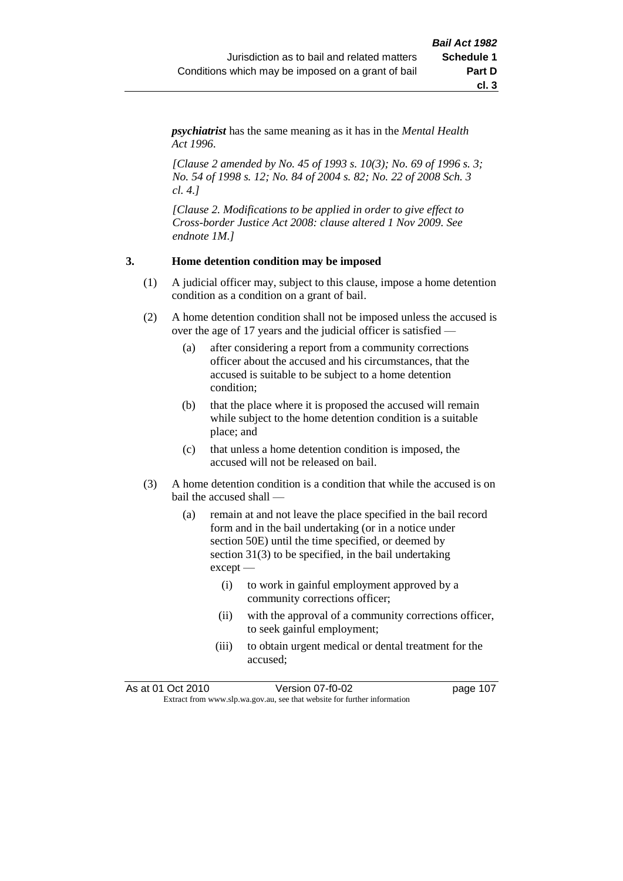***psychiatrist*** has the same meaning as it has in the *Mental Health Act 1996*.

*[Clause 2 amended by No. 45 of 1993 s. 10(3); No. 69 of 1996 s. 3; No. 54 of 1998 s. 12; No. 84 of 2004 s. 82; No. 22 of 2008 Sch. 3 cl. 4.]*

*[Clause 2. Modifications to be applied in order to give effect to Cross-border Justice Act 2008: clause altered 1 Nov 2009. See endnote 1M.]*

**3. Home detention condition may be imposed**

(1) A judicial officer may, subject to this clause, impose a home detention condition as a condition on a grant of bail.

(2) A home detention condition shall not be imposed unless the accused is over the age of 17 years and the judicial officer is satisfied —

- (a) after considering a report from a community corrections officer about the accused and his circumstances, that the accused is suitable to be subject to a home detention condition;
- (b) that the place where it is proposed the accused will remain while subject to the home detention condition is a suitable place; and
- (c) that unless a home detention condition is imposed, the accused will not be released on bail.

(3) A home detention condition is a condition that while the accused is on bail the accused shall —

- (a) remain at and not leave the place specified in the bail record form and in the bail undertaking (or in a notice under section 50E) until the time specified, or deemed by section 31(3) to be specified, in the bail undertaking except —
  - (i) to work in gainful employment approved by a community corrections officer;
  - (ii) with the approval of a community corrections officer, to seek gainful employment;
  - (iii) to obtain urgent medical or dental treatment for the accused;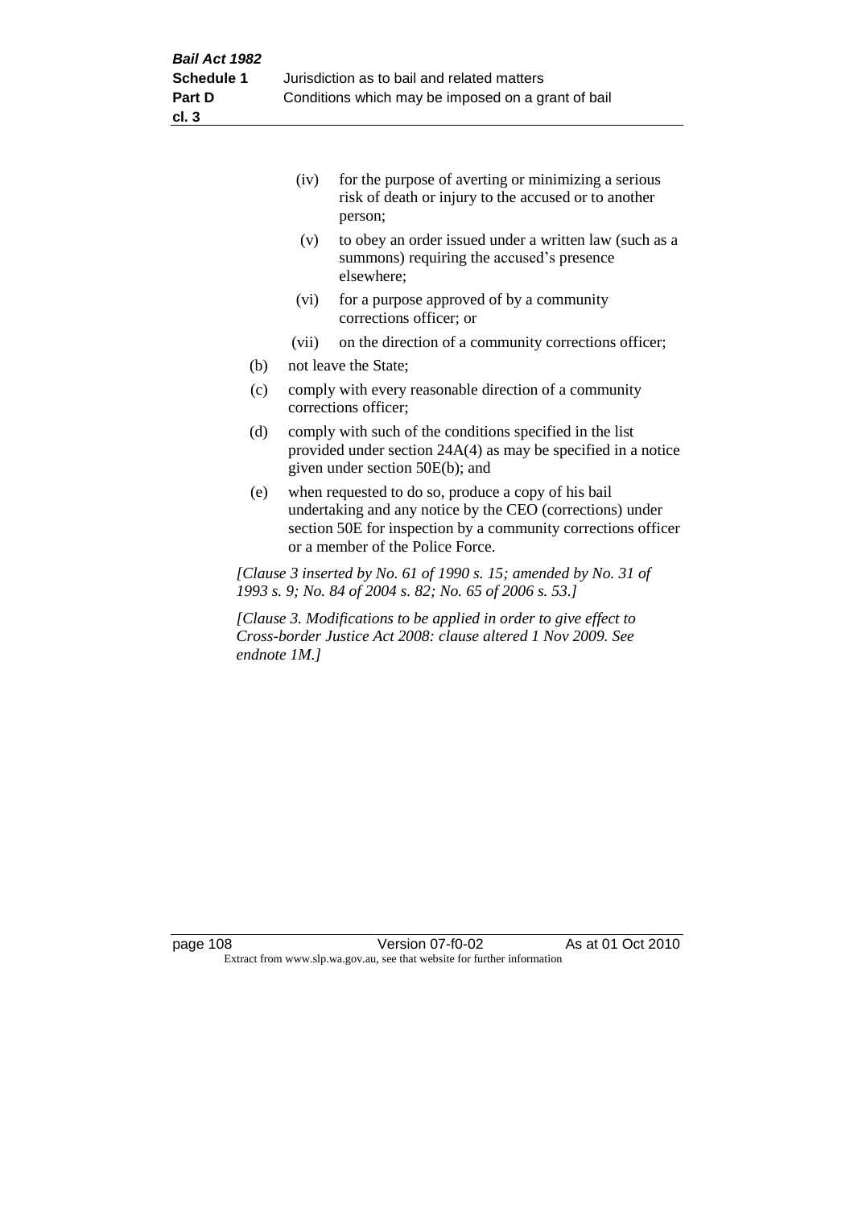(iv) for the purpose of averting or minimizing a serious risk of death or injury to the accused or to another person;

(v) to obey an order issued under a written law (such as a summons) requiring the accused's presence elsewhere;

(vi) for a purpose approved of by a community corrections officer; or

(vii) on the direction of a community corrections officer;

(b) not leave the State;

(c) comply with every reasonable direction of a community corrections officer;

(d) comply with such of the conditions specified in the list provided under section 24A(4) as may be specified in a notice given under section 50E(b); and

(e) when requested to do so, produce a copy of his bail undertaking and any notice by the CEO (corrections) under section 50E for inspection by a community corrections officer or a member of the Police Force.

*[Clause 3 inserted by No. 61 of 1990 s. 15; amended by No. 31 of 1993 s. 9; No. 84 of 2004 s. 82; No. 65 of 2006 s. 53.]*

*[Clause 3. Modifications to be applied in order to give effect to Cross-border Justice Act 2008: clause altered 1 Nov 2009. See endnote 1M.]*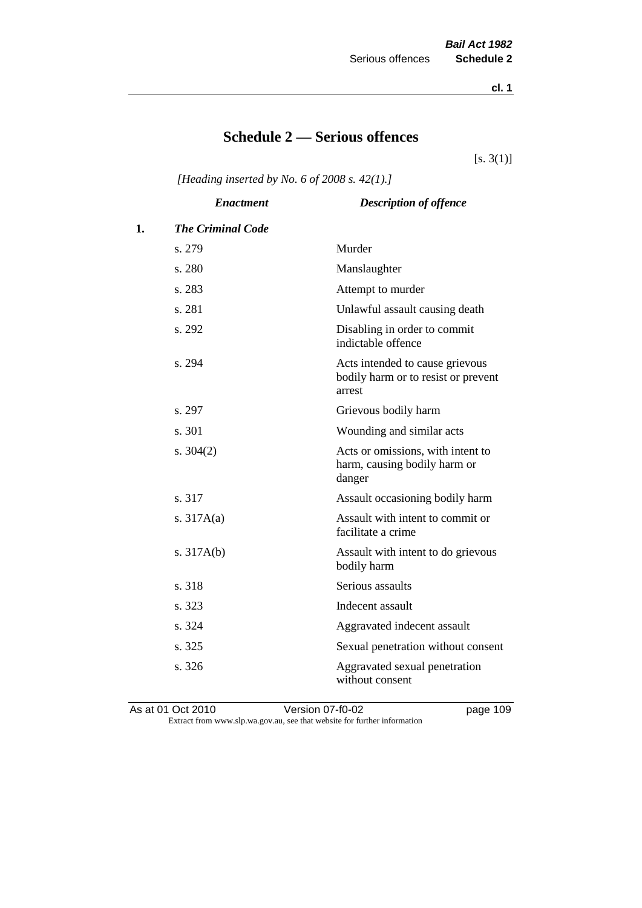# Schedule 2 — Serious offences

[s. 3(1)]

*[Heading inserted by No. 6 of 2008 s. 42(1).]*

| | *Enactment* | *Description of offence* |
|---|---|---|
| 1. | ***The Criminal Code*** | |
| | s. 279 | Murder |
| | s. 280 | Manslaughter |
| | s. 283 | Attempt to murder |
| | s. 281 | Unlawful assault causing death |
| | s. 292 | Disabling in order to commit indictable offence |
| | s. 294 | Acts intended to cause grievous bodily harm or to resist or prevent arrest |
| | s. 297 | Grievous bodily harm |
| | s. 301 | Wounding and similar acts |
| | s. 304(2) | Acts or omissions, with intent to harm, causing bodily harm or danger |
| | s. 317 | Assault occasioning bodily harm |
| | s. 317A(a) | Assault with intent to commit or facilitate a crime |
| | s. 317A(b) | Assault with intent to do grievous bodily harm |
| | s. 318 | Serious assaults |
| | s. 323 | Indecent assault |
| | s. 324 | Aggravated indecent assault |
| | s. 325 | Sexual penetration without consent |
| | s. 326 | Aggravated sexual penetration without consent |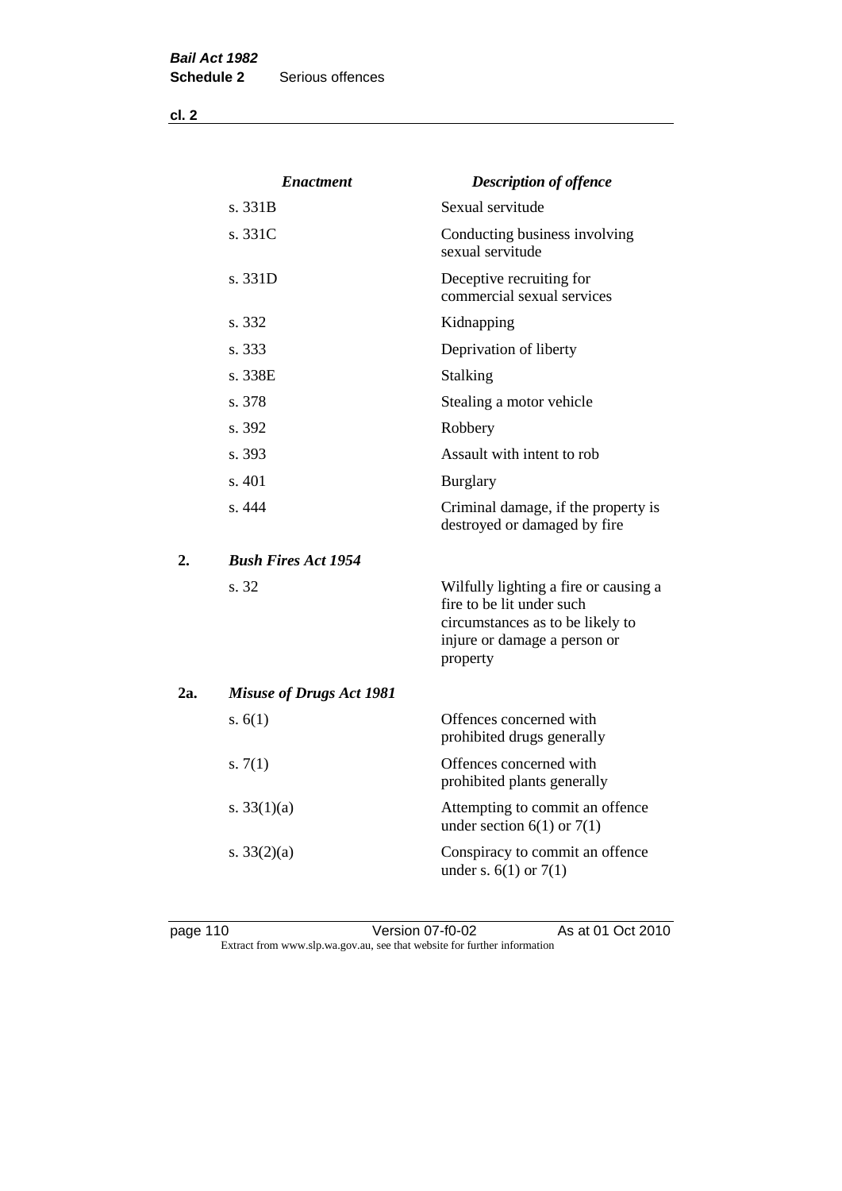| | *Enactment* | *Description of offence* |
|---|---|---|
| | s. 331B | Sexual servitude |
| | s. 331C | Conducting business involving sexual servitude |
| | s. 331D | Deceptive recruiting for commercial sexual services |
| | s. 332 | Kidnapping |
| | s. 333 | Deprivation of liberty |
| | s. 338E | Stalking |
| | s. 378 | Stealing a motor vehicle |
| | s. 392 | Robbery |
| | s. 393 | Assault with intent to rob |
| | s. 401 | Burglary |
| | s. 444 | Criminal damage, if the property is destroyed or damaged by fire |
| **2.** | ***Bush Fires Act 1954*** | |
| | s. 32 | Wilfully lighting a fire or causing a fire to be lit under such circumstances as to be likely to injure or damage a person or property |
| **2a.** | ***Misuse of Drugs Act 1981*** | |
| | s. 6(1) | Offences concerned with prohibited drugs generally |
| | s. 7(1) | Offences concerned with prohibited plants generally |
| | s. 33(1)(a) | Attempting to commit an offence under section 6(1) or 7(1) |
| | s. 33(2)(a) | Conspiracy to commit an offence under s. 6(1) or 7(1) |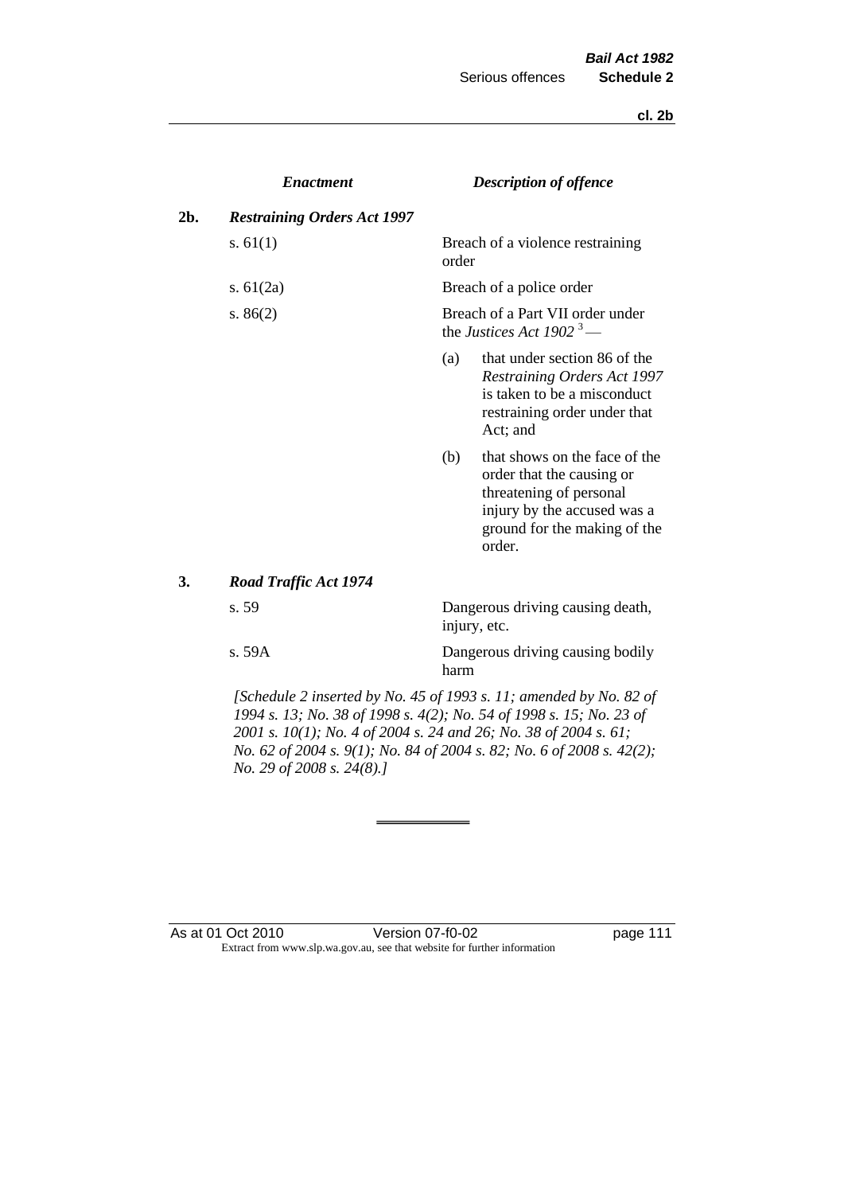| | *Enactment* | *Description of offence* |
|---|---|---|
| **2b.** | ***Restraining Orders Act 1997*** | |
| | s. 61(1) | Breach of a violence restraining order |
| | s. 61(2a) | Breach of a police order |
| | s. 86(2) | Breach of a Part VII order under the *Justices Act 1902* [3] — (a) that under section 86 of the *Restraining Orders Act 1997* is taken to be a misconduct restraining order under that Act; and (b) that shows on the face of the order that the causing or threatening of personal injury by the accused was a ground for the making of the order. |
| **3.** | ***Road Traffic Act 1974*** | |
| | s. 59 | Dangerous driving causing death, injury, etc. |
| | s. 59A | Dangerous driving causing bodily harm |

*[Schedule 2 inserted by No. 45 of 1993 s. 11; amended by No. 82 of 1994 s. 13; No. 38 of 1998 s. 4(2); No. 54 of 1998 s. 15; No. 23 of 2001 s. 10(1); No. 4 of 2004 s. 24 and 26; No. 38 of 2004 s. 61; No. 62 of 2004 s. 9(1); No. 84 of 2004 s. 82; No. 6 of 2008 s. 42(2); No. 29 of 2008 s. 24(8).]*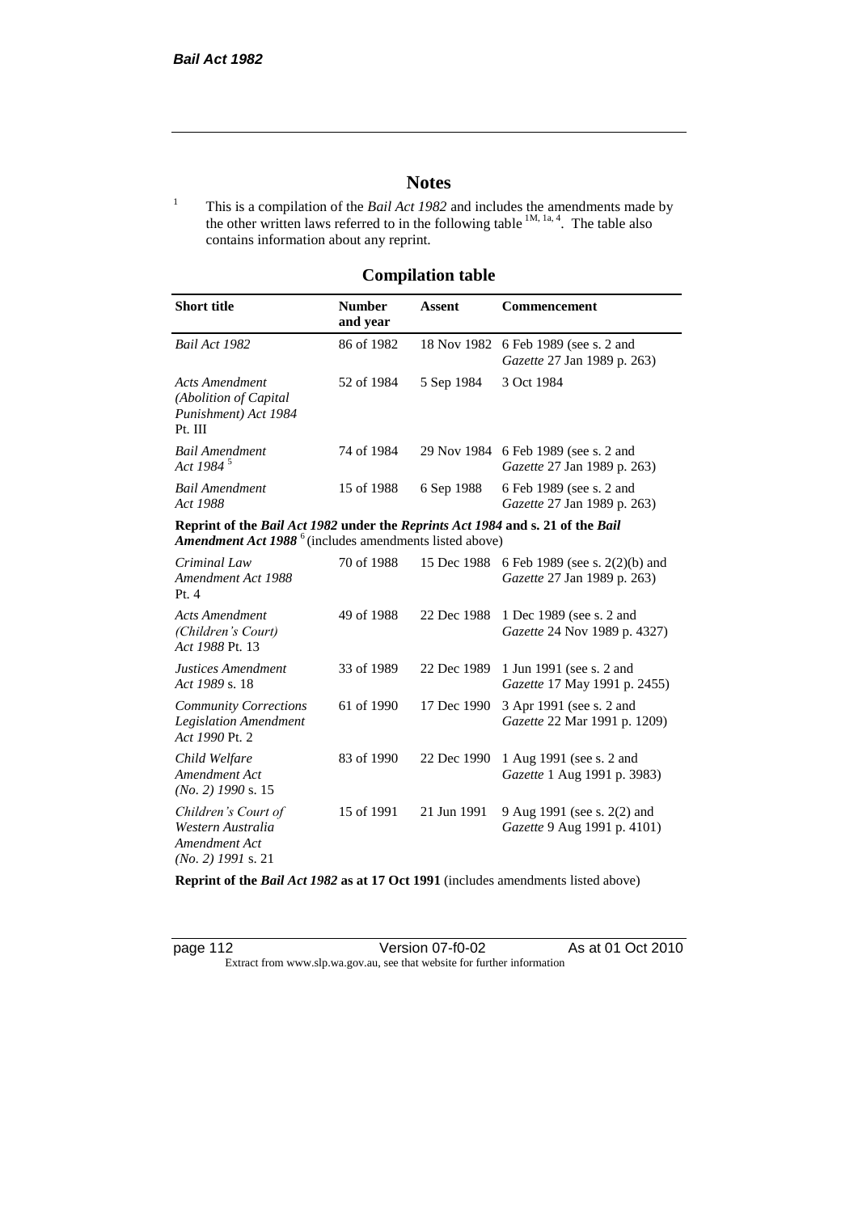## Notes

[1] This is a compilation of the *Bail Act 1982* and includes the amendments made by the other written laws referred to in the following table [1M, 1a, 4]. The table also contains information about any reprint.

## Compilation table

| Short title | Number and year | Assent | Commencement |
|---|---|---|---|
| *Bail Act 1982* | 86 of 1982 | 18 Nov 1982 | 6 Feb 1989 (see s. 2 and *Gazette* 27 Jan 1989 p. 263) |
| *Acts Amendment (Abolition of Capital Punishment) Act 1984* Pt. III | 52 of 1984 | 5 Sep 1984 | 3 Oct 1984 |
| *Bail Amendment Act 1984* [5] | 74 of 1984 | 29 Nov 1984 | 6 Feb 1989 (see s. 2 and *Gazette* 27 Jan 1989 p. 263) |
| *Bail Amendment Act 1988* | 15 of 1988 | 6 Sep 1988 | 6 Feb 1989 (see s. 2 and *Gazette* 27 Jan 1989 p. 263) |
| **Reprint of the *Bail Act 1982* under the *Reprints Act 1984* and s. 21 of the *Bail Amendment Act 1988*** [6] (includes amendments listed above) | | | |
| *Criminal Law Amendment Act 1988* Pt. 4 | 70 of 1988 | 15 Dec 1988 | 6 Feb 1989 (see s. 2(2)(b) and *Gazette* 27 Jan 1989 p. 263) |
| *Acts Amendment (Children's Court) Act 1988* Pt. 13 | 49 of 1988 | 22 Dec 1988 | 1 Dec 1989 (see s. 2 and *Gazette* 24 Nov 1989 p. 4327) |
| *Justices Amendment Act 1989* s. 18 | 33 of 1989 | 22 Dec 1989 | 1 Jun 1991 (see s. 2 and *Gazette* 17 May 1991 p. 2455) |
| *Community Corrections Legislation Amendment Act 1990* Pt. 2 | 61 of 1990 | 17 Dec 1990 | 3 Apr 1991 (see s. 2 and *Gazette* 22 Mar 1991 p. 1209) |
| *Child Welfare Amendment Act (No. 2) 1990* s. 15 | 83 of 1990 | 22 Dec 1990 | 1 Aug 1991 (see s. 2 and *Gazette* 1 Aug 1991 p. 3983) |
| *Children's Court of Western Australia Amendment Act (No. 2) 1991* s. 21 | 15 of 1991 | 21 Jun 1991 | 9 Aug 1991 (see s. 2(2) and *Gazette* 9 Aug 1991 p. 4101) |
| **Reprint of the *Bail Act 1982* as at 17 Oct 1991** (includes amendments listed above) | | | |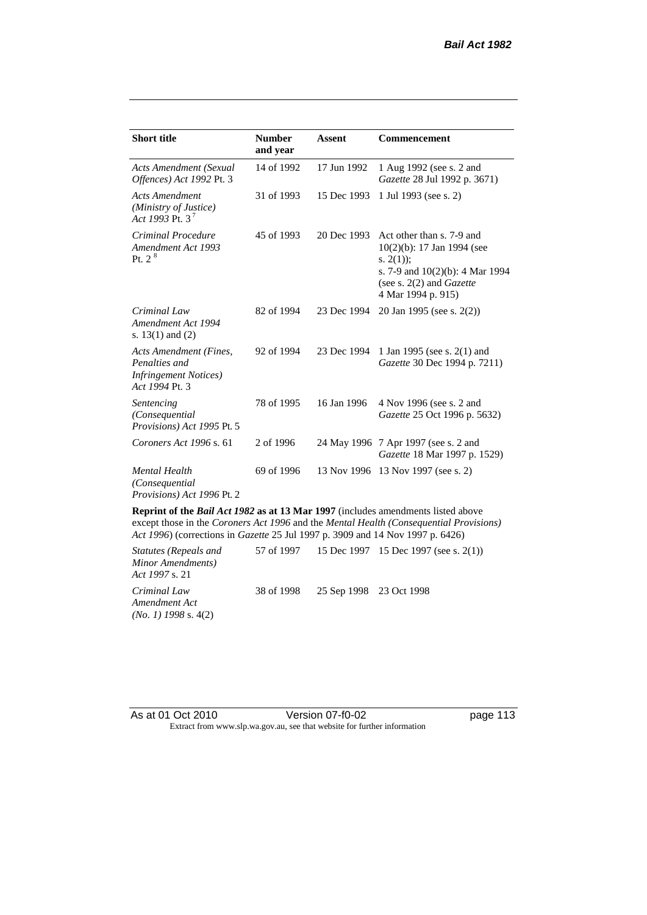| Short title | Number and year | Assent | Commencement |
|---|---|---|---|
| *Acts Amendment (Sexual Offences) Act 1992* Pt. 3 | 14 of 1992 | 17 Jun 1992 | 1 Aug 1992 (see s. 2 and *Gazette* 28 Jul 1992 p. 3671) |
| *Acts Amendment (Ministry of Justice) Act 1993* Pt. 3 [7] | 31 of 1993 | 15 Dec 1993 | 1 Jul 1993 (see s. 2) |
| *Criminal Procedure Amendment Act 1993* Pt. 2 [8] | 45 of 1993 | 20 Dec 1993 | Act other than s. 7-9 and 10(2)(b): 17 Jan 1994 (see s. 2(1)); s. 7-9 and 10(2)(b): 4 Mar 1994 (see s. 2(2) and *Gazette* 4 Mar 1994 p. 915) |
| *Criminal Law Amendment Act 1994* s. 13(1) and (2) | 82 of 1994 | 23 Dec 1994 | 20 Jan 1995 (see s. 2(2)) |
| *Acts Amendment (Fines, Penalties and Infringement Notices) Act 1994* Pt. 3 | 92 of 1994 | 23 Dec 1994 | 1 Jan 1995 (see s. 2(1) and *Gazette* 30 Dec 1994 p. 7211) |
| *Sentencing (Consequential Provisions) Act 1995* Pt. 5 | 78 of 1995 | 16 Jan 1996 | 4 Nov 1996 (see s. 2 and *Gazette* 25 Oct 1996 p. 5632) |
| *Coroners Act 1996* s. 61 | 2 of 1996 | 24 May 1996 | 7 Apr 1997 (see s. 2 and *Gazette* 18 Mar 1997 p. 1529) |
| *Mental Health (Consequential Provisions) Act 1996* Pt. 2 | 69 of 1996 | 13 Nov 1996 | 13 Nov 1997 (see s. 2) |
| **Reprint of the *Bail Act 1982* as at 13 Mar 1997** (includes amendments listed above except those in the *Coroners Act 1996* and the *Mental Health (Consequential Provisions) Act 1996*) (corrections in *Gazette* 25 Jul 1997 p. 3909 and 14 Nov 1997 p. 6426) | | | |
| *Statutes (Repeals and Minor Amendments) Act 1997* s. 21 | 57 of 1997 | 15 Dec 1997 | 15 Dec 1997 (see s. 2(1)) |
| *Criminal Law Amendment Act (No. 1) 1998* s. 4(2) | 38 of 1998 | 25 Sep 1998 | 23 Oct 1998 |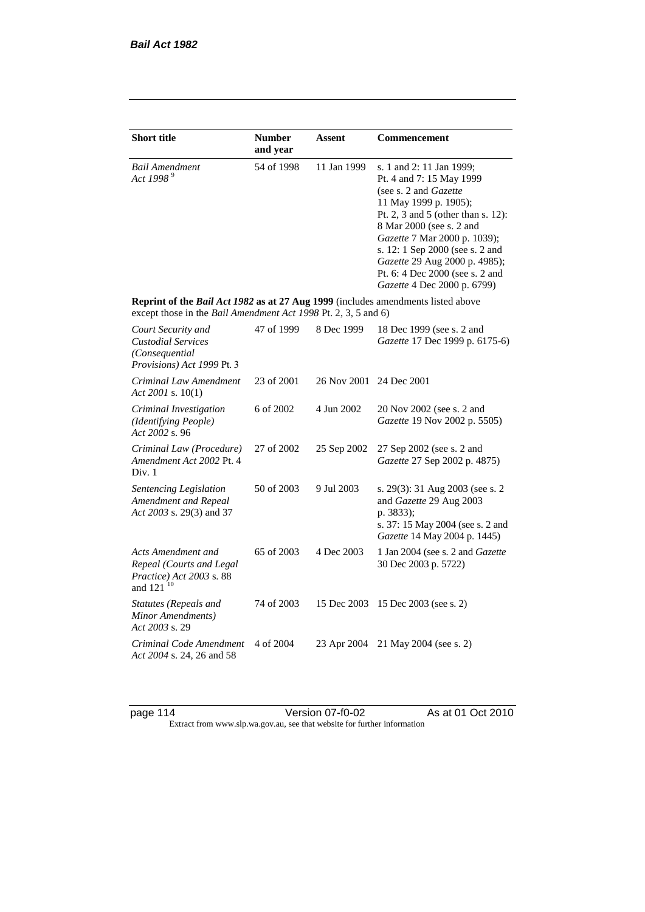| Short title | Number and year | Assent | Commencement |
|---|---|---|---|
| *Bail Amendment Act 1998* [9] | 54 of 1998 | 11 Jan 1999 | s. 1 and 2: 11 Jan 1999; Pt. 4 and 7: 15 May 1999 (see s. 2 and *Gazette* 11 May 1999 p. 1905); Pt. 2, 3 and 5 (other than s. 12): 8 Mar 2000 (see s. 2 and *Gazette* 7 Mar 2000 p. 1039); s. 12: 1 Sep 2000 (see s. 2 and *Gazette* 29 Aug 2000 p. 4985); Pt. 6: 4 Dec 2000 (see s. 2 and *Gazette* 4 Dec 2000 p. 6799) |
| **Reprint of the *Bail Act 1982* as at 27 Aug 1999** (includes amendments listed above except those in the *Bail Amendment Act 1998* Pt. 2, 3, 5 and 6) | | | |
| *Court Security and Custodial Services (Consequential Provisions) Act 1999* Pt. 3 | 47 of 1999 | 8 Dec 1999 | 18 Dec 1999 (see s. 2 and *Gazette* 17 Dec 1999 p. 6175-6) |
| *Criminal Law Amendment Act 2001* s. 10(1) | 23 of 2001 | 26 Nov 2001 | 24 Dec 2001 |
| *Criminal Investigation (Identifying People) Act 2002* s. 96 | 6 of 2002 | 4 Jun 2002 | 20 Nov 2002 (see s. 2 and *Gazette* 19 Nov 2002 p. 5505) |
| *Criminal Law (Procedure) Amendment Act 2002* Pt. 4 Div. 1 | 27 of 2002 | 25 Sep 2002 | 27 Sep 2002 (see s. 2 and *Gazette* 27 Sep 2002 p. 4875) |
| *Sentencing Legislation Amendment and Repeal Act 2003* s. 29(3) and 37 | 50 of 2003 | 9 Jul 2003 | s. 29(3): 31 Aug 2003 (see s. 2 and *Gazette* 29 Aug 2003 p. 3833); s. 37: 15 May 2004 (see s. 2 and *Gazette* 14 May 2004 p. 1445) |
| *Acts Amendment and Repeal (Courts and Legal Practice) Act 2003* s. 88 and 121 [10] | 65 of 2003 | 4 Dec 2003 | 1 Jan 2004 (see s. 2 and *Gazette* 30 Dec 2003 p. 5722) |
| *Statutes (Repeals and Minor Amendments) Act 2003* s. 29 | 74 of 2003 | 15 Dec 2003 | 15 Dec 2003 (see s. 2) |
| *Criminal Code Amendment Act 2004* s. 24, 26 and 58 | 4 of 2004 | 23 Apr 2004 | 21 May 2004 (see s. 2) |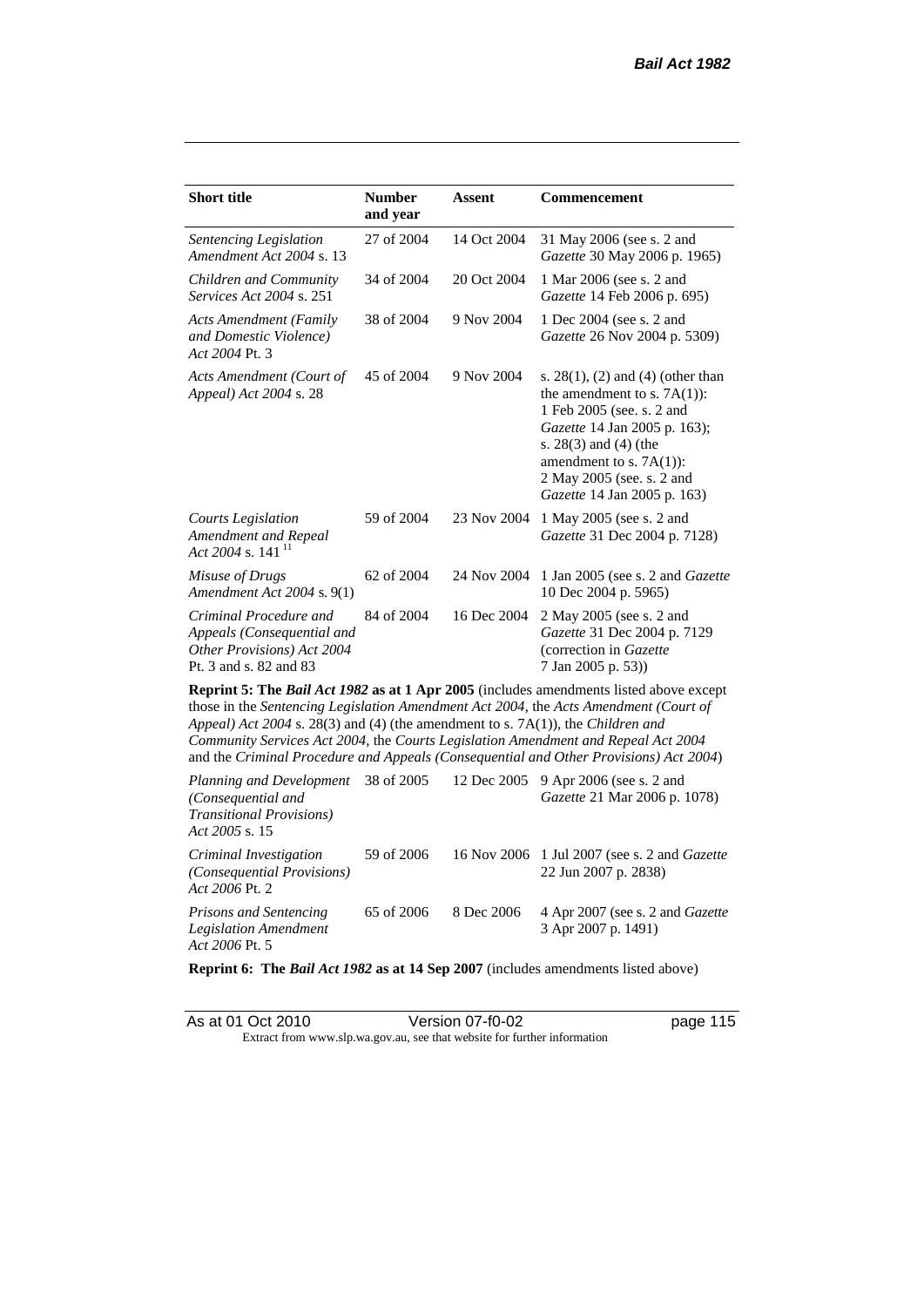| Short title | Number and year | Assent | Commencement |
|---|---|---|---|
| *Sentencing Legislation Amendment Act 2004* s. 13 | 27 of 2004 | 14 Oct 2004 | 31 May 2006 (see s. 2 and *Gazette* 30 May 2006 p. 1965) |
| *Children and Community Services Act 2004* s. 251 | 34 of 2004 | 20 Oct 2004 | 1 Mar 2006 (see s. 2 and *Gazette* 14 Feb 2006 p. 695) |
| *Acts Amendment (Family and Domestic Violence) Act 2004* Pt. 3 | 38 of 2004 | 9 Nov 2004 | 1 Dec 2004 (see s. 2 and *Gazette* 26 Nov 2004 p. 5309) |
| *Acts Amendment (Court of Appeal) Act 2004* s. 28 | 45 of 2004 | 9 Nov 2004 | s. 28(1), (2) and (4) (other than the amendment to s. 7A(1)): 1 Feb 2005 (see. s. 2 and *Gazette* 14 Jan 2005 p. 163); s. 28(3) and (4) (the amendment to s. 7A(1)): 2 May 2005 (see. s. 2 and *Gazette* 14 Jan 2005 p. 163) |
| *Courts Legislation Amendment and Repeal Act 2004* s. 141 [11] | 59 of 2004 | 23 Nov 2004 | 1 May 2005 (see s. 2 and *Gazette* 31 Dec 2004 p. 7128) |
| *Misuse of Drugs Amendment Act 2004* s. 9(1) | 62 of 2004 | 24 Nov 2004 | 1 Jan 2005 (see s. 2 and *Gazette* 10 Dec 2004 p. 5965) |
| *Criminal Procedure and Appeals (Consequential and Other Provisions) Act 2004* Pt. 3 and s. 82 and 83 | 84 of 2004 | 16 Dec 2004 | 2 May 2005 (see s. 2 and *Gazette* 31 Dec 2004 p. 7129 (correction in *Gazette* 7 Jan 2005 p. 53)) |
| **Reprint 5: The *Bail Act 1982* as at 1 Apr 2005** (includes amendments listed above except those in the *Sentencing Legislation Amendment Act 2004*, the *Acts Amendment (Court of Appeal) Act 2004* s. 28(3) and (4) (the amendment to s. 7A(1)), the *Children and Community Services Act 2004*, the *Courts Legislation Amendment and Repeal Act 2004* and the *Criminal Procedure and Appeals (Consequential and Other Provisions) Act 2004*) | | | |
| *Planning and Development (Consequential and Transitional Provisions) Act 2005* s. 15 | 38 of 2005 | 12 Dec 2005 | 9 Apr 2006 (see s. 2 and *Gazette* 21 Mar 2006 p. 1078) |
| *Criminal Investigation (Consequential Provisions) Act 2006* Pt. 2 | 59 of 2006 | 16 Nov 2006 | 1 Jul 2007 (see s. 2 and *Gazette* 22 Jun 2007 p. 2838) |
| *Prisons and Sentencing Legislation Amendment Act 2006* Pt. 5 | 65 of 2006 | 8 Dec 2006 | 4 Apr 2007 (see s. 2 and *Gazette* 3 Apr 2007 p. 1491) |
| **Reprint 6: The *Bail Act 1982* as at 14 Sep 2007** (includes amendments listed above) | | | |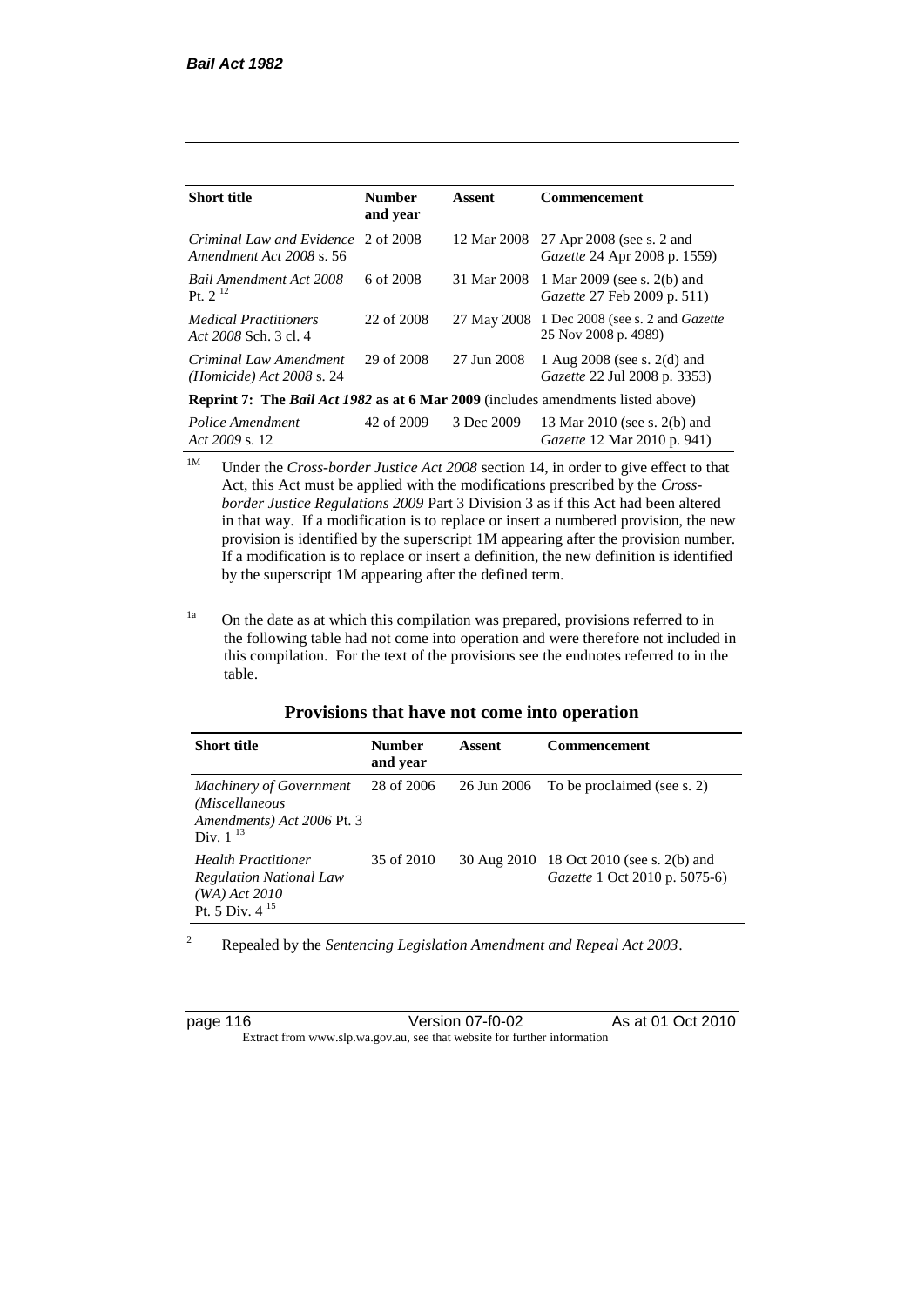| Short title | Number and year | Assent | Commencement |
|---|---|---|---|
| *Criminal Law and Evidence Amendment Act 2008* s. 56 | 2 of 2008 | 12 Mar 2008 | 27 Apr 2008 (see s. 2 and *Gazette* 24 Apr 2008 p. 1559) |
| *Bail Amendment Act 2008* Pt. 2 [12] | 6 of 2008 | 31 Mar 2008 | 1 Mar 2009 (see s. 2(b) and *Gazette* 27 Feb 2009 p. 511) |
| *Medical Practitioners Act 2008* Sch. 3 cl. 4 | 22 of 2008 | 27 May 2008 | 1 Dec 2008 (see s. 2 and *Gazette* 25 Nov 2008 p. 4989) |
| *Criminal Law Amendment (Homicide) Act 2008* s. 24 | 29 of 2008 | 27 Jun 2008 | 1 Aug 2008 (see s. 2(d) and *Gazette* 22 Jul 2008 p. 3353) |
| **Reprint 7: The *Bail Act 1982* as at 6 Mar 2009** (includes amendments listed above) | | | |
| *Police Amendment Act 2009* s. 12 | 42 of 2009 | 3 Dec 2009 | 13 Mar 2010 (see s. 2(b) and *Gazette* 12 Mar 2010 p. 941) |

[1M] Under the *Cross-border Justice Act 2008* section 14, in order to give effect to that Act, this Act must be applied with the modifications prescribed by the *Cross-border Justice Regulations 2009* Part 3 Division 3 as if this Act had been altered in that way. If a modification is to replace or insert a numbered provision, the new provision is identified by the superscript 1M appearing after the provision number. If a modification is to replace or insert a definition, the new definition is identified by the superscript 1M appearing after the defined term.

[1a] On the date as at which this compilation was prepared, provisions referred to in the following table had not come into operation and were therefore not included in this compilation. For the text of the provisions see the endnotes referred to in the table.

## Provisions that have not come into operation

| Short title | Number and year | Assent | Commencement |
|---|---|---|---|
| *Machinery of Government (Miscellaneous Amendments) Act 2006* Pt. 3 Div. 1 [13] | 28 of 2006 | 26 Jun 2006 | To be proclaimed (see s. 2) |
| *Health Practitioner Regulation National Law (WA) Act 2010* Pt. 5 Div. 4 [15] | 35 of 2010 | 30 Aug 2010 | 18 Oct 2010 (see s. 2(b) and *Gazette* 1 Oct 2010 p. 5075-6) |

[2] Repealed by the *Sentencing Legislation Amendment and Repeal Act 2003*.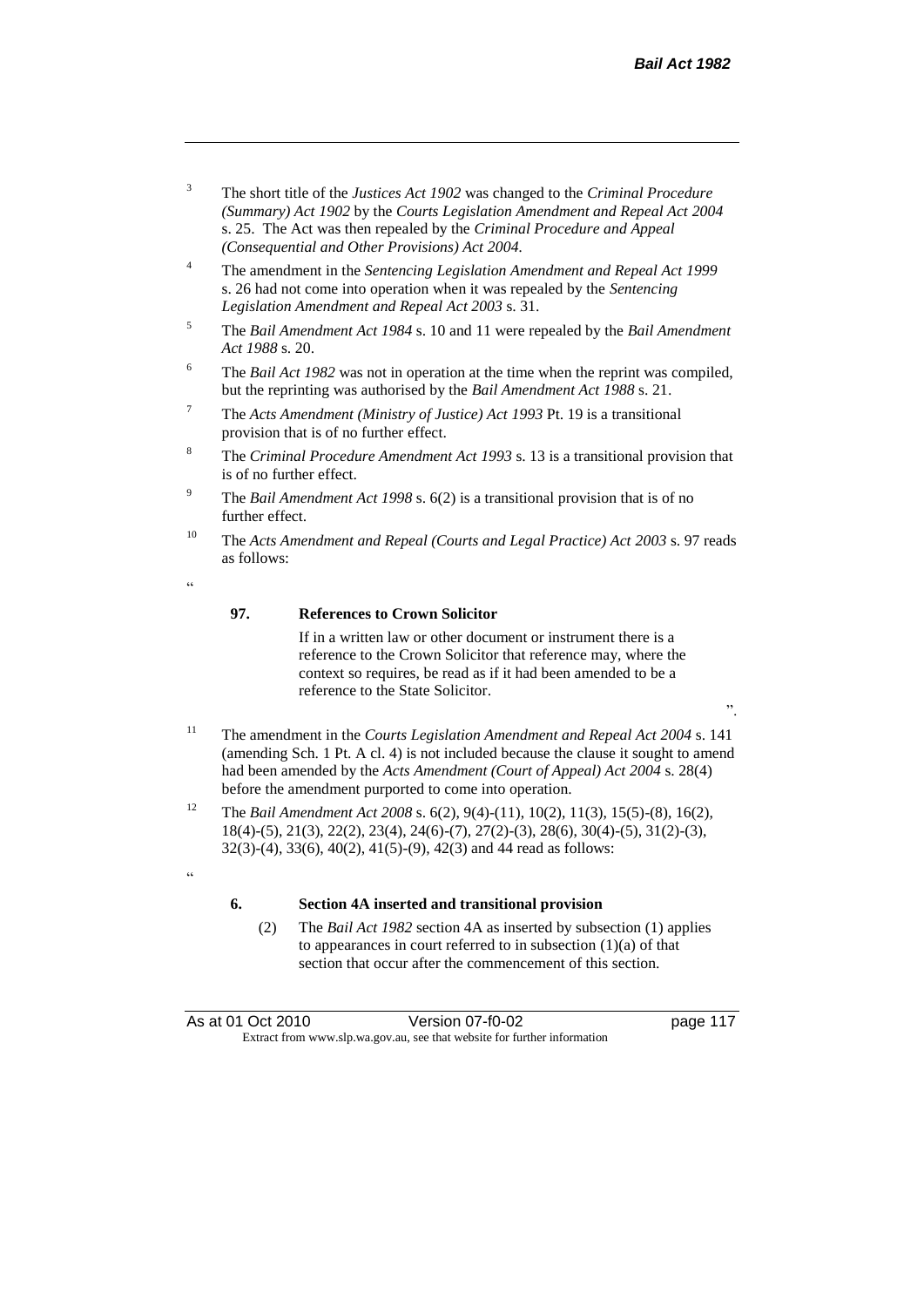[3] The short title of the *Justices Act 1902* was changed to the *Criminal Procedure (Summary) Act 1902* by the *Courts Legislation Amendment and Repeal Act 2004* s. 25. The Act was then repealed by the *Criminal Procedure and Appeal (Consequential and Other Provisions) Act 2004.*

[4] The amendment in the *Sentencing Legislation Amendment and Repeal Act 1999* s. 26 had not come into operation when it was repealed by the *Sentencing Legislation Amendment and Repeal Act 2003* s. 31.

[5] The *Bail Amendment Act 1984* s. 10 and 11 were repealed by the *Bail Amendment Act 1988* s. 20.

[6] The *Bail Act 1982* was not in operation at the time when the reprint was compiled, but the reprinting was authorised by the *Bail Amendment Act 1988* s. 21.

[7] The *Acts Amendment (Ministry of Justice) Act 1993* Pt. 19 is a transitional provision that is of no further effect.

[8] The *Criminal Procedure Amendment Act 1993* s. 13 is a transitional provision that is of no further effect.

[9] The *Bail Amendment Act 1998* s. 6(2) is a transitional provision that is of no further effect.

[10] The *Acts Amendment and Repeal (Courts and Legal Practice) Act 2003* s. 97 reads as follows:

"

**97. References to Crown Solicitor**

If in a written law or other document or instrument there is a reference to the Crown Solicitor that reference may, where the context so requires, be read as if it had been amended to be a reference to the State Solicitor.

".

[11] The amendment in the *Courts Legislation Amendment and Repeal Act 2004* s. 141 (amending Sch. 1 Pt. A cl. 4) is not included because the clause it sought to amend had been amended by the *Acts Amendment (Court of Appeal) Act 2004* s. 28(4) before the amendment purported to come into operation.

[12] The *Bail Amendment Act 2008* s. 6(2), 9(4)-(11), 10(2), 11(3), 15(5)-(8), 16(2), 18(4)-(5), 21(3), 22(2), 23(4), 24(6)-(7), 27(2)-(3), 28(6), 30(4)-(5), 31(2)-(3), 32(3)-(4), 33(6), 40(2), 41(5)-(9), 42(3) and 44 read as follows:

"

**6. Section 4A inserted and transitional provision**

(2) The *Bail Act 1982* section 4A as inserted by subsection (1) applies to appearances in court referred to in subsection (1)(a) of that section that occur after the commencement of this section.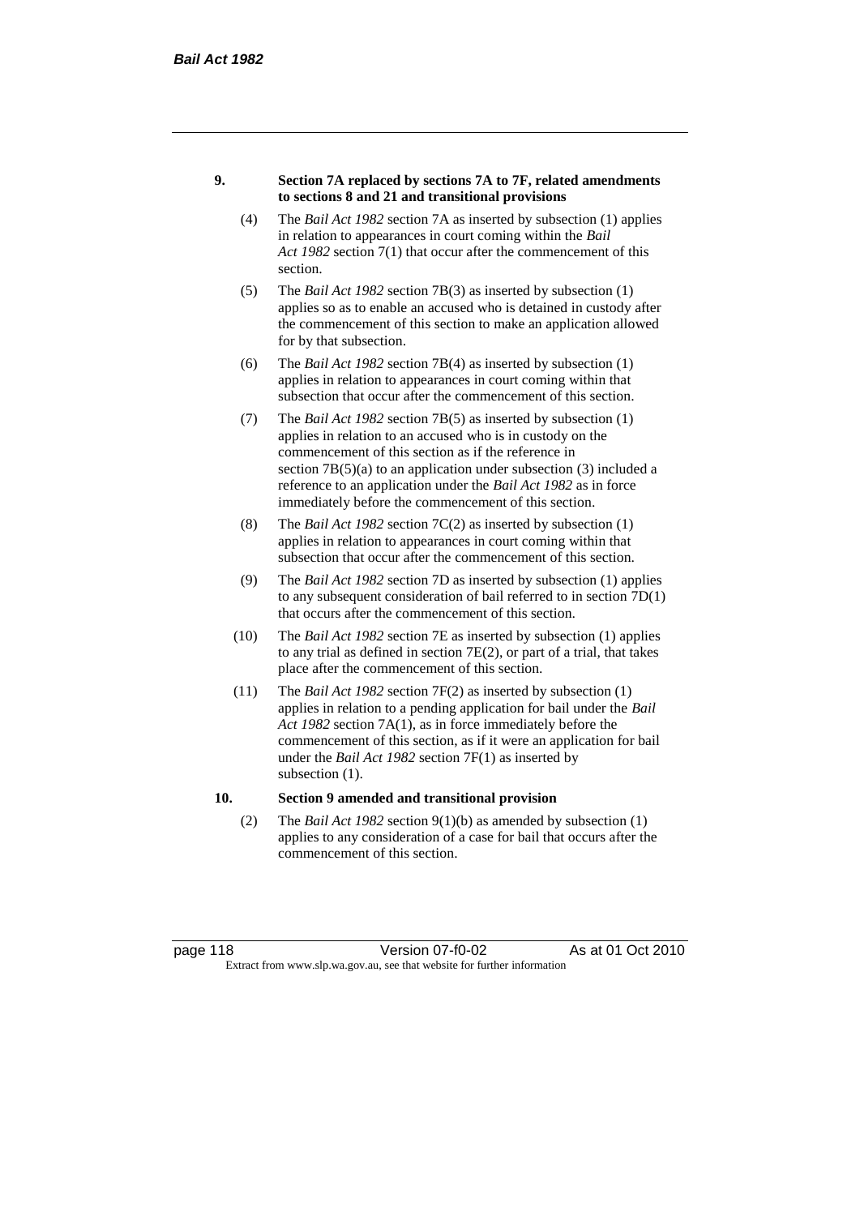**9. Section 7A replaced by sections 7A to 7F, related amendments to sections 8 and 21 and transitional provisions**

(4) The *Bail Act 1982* section 7A as inserted by subsection (1) applies in relation to appearances in court coming within the *Bail Act 1982* section 7(1) that occur after the commencement of this section.

(5) The *Bail Act 1982* section 7B(3) as inserted by subsection (1) applies so as to enable an accused who is detained in custody after the commencement of this section to make an application allowed for by that subsection.

(6) The *Bail Act 1982* section 7B(4) as inserted by subsection (1) applies in relation to appearances in court coming within that subsection that occur after the commencement of this section.

(7) The *Bail Act 1982* section 7B(5) as inserted by subsection (1) applies in relation to an accused who is in custody on the commencement of this section as if the reference in section 7B(5)(a) to an application under subsection (3) included a reference to an application under the *Bail Act 1982* as in force immediately before the commencement of this section.

(8) The *Bail Act 1982* section 7C(2) as inserted by subsection (1) applies in relation to appearances in court coming within that subsection that occur after the commencement of this section.

(9) The *Bail Act 1982* section 7D as inserted by subsection (1) applies to any subsequent consideration of bail referred to in section 7D(1) that occurs after the commencement of this section.

(10) The *Bail Act 1982* section 7E as inserted by subsection (1) applies to any trial as defined in section 7E(2), or part of a trial, that takes place after the commencement of this section.

(11) The *Bail Act 1982* section 7F(2) as inserted by subsection (1) applies in relation to a pending application for bail under the *Bail Act 1982* section 7A(1), as in force immediately before the commencement of this section, as if it were an application for bail under the *Bail Act 1982* section 7F(1) as inserted by subsection (1).

**10. Section 9 amended and transitional provision**

(2) The *Bail Act 1982* section 9(1)(b) as amended by subsection (1) applies to any consideration of a case for bail that occurs after the commencement of this section.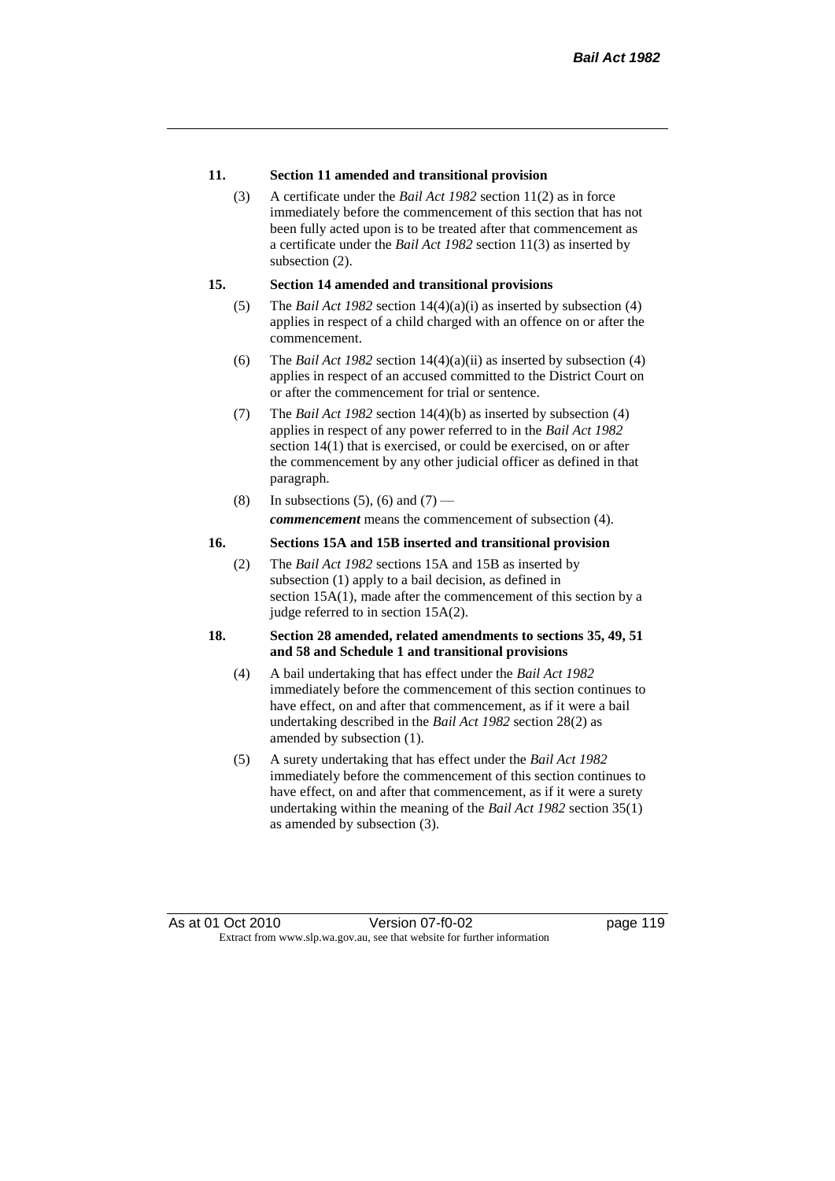**11. Section 11 amended and transitional provision**

(3) A certificate under the *Bail Act 1982* section 11(2) as in force immediately before the commencement of this section that has not been fully acted upon is to be treated after that commencement as a certificate under the *Bail Act 1982* section 11(3) as inserted by subsection (2).

**15. Section 14 amended and transitional provisions**

(5) The *Bail Act 1982* section 14(4)(a)(i) as inserted by subsection (4) applies in respect of a child charged with an offence on or after the commencement.

(6) The *Bail Act 1982* section 14(4)(a)(ii) as inserted by subsection (4) applies in respect of an accused committed to the District Court on or after the commencement for trial or sentence.

(7) The *Bail Act 1982* section 14(4)(b) as inserted by subsection (4) applies in respect of any power referred to in the *Bail Act 1982* section 14(1) that is exercised, or could be exercised, on or after the commencement by any other judicial officer as defined in that paragraph.

(8) In subsections (5), (6) and (7) —

***commencement*** means the commencement of subsection (4).

**16. Sections 15A and 15B inserted and transitional provision**

(2) The *Bail Act 1982* sections 15A and 15B as inserted by subsection (1) apply to a bail decision, as defined in section 15A(1), made after the commencement of this section by a judge referred to in section 15A(2).

**18. Section 28 amended, related amendments to sections 35, 49, 51 and 58 and Schedule 1 and transitional provisions**

(4) A bail undertaking that has effect under the *Bail Act 1982* immediately before the commencement of this section continues to have effect, on and after that commencement, as if it were a bail undertaking described in the *Bail Act 1982* section 28(2) as amended by subsection (1).

(5) A surety undertaking that has effect under the *Bail Act 1982* immediately before the commencement of this section continues to have effect, on and after that commencement, as if it were a surety undertaking within the meaning of the *Bail Act 1982* section 35(1) as amended by subsection (3).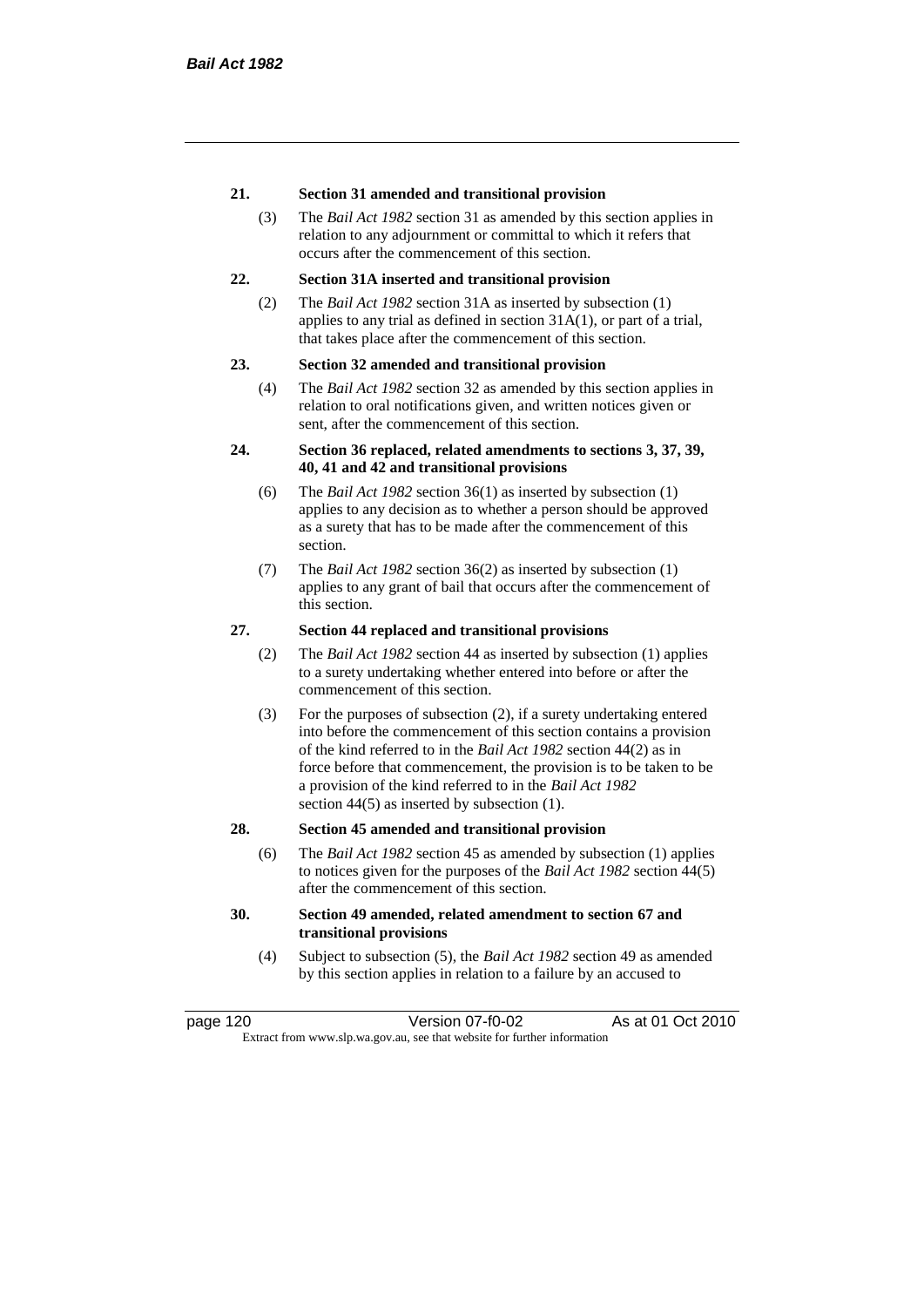**21. Section 31 amended and transitional provision**

(3) The *Bail Act 1982* section 31 as amended by this section applies in relation to any adjournment or committal to which it refers that occurs after the commencement of this section.

**22. Section 31A inserted and transitional provision**

(2) The *Bail Act 1982* section 31A as inserted by subsection (1) applies to any trial as defined in section 31A(1), or part of a trial, that takes place after the commencement of this section.

**23. Section 32 amended and transitional provision**

(4) The *Bail Act 1982* section 32 as amended by this section applies in relation to oral notifications given, and written notices given or sent, after the commencement of this section.

**24. Section 36 replaced, related amendments to sections 3, 37, 39, 40, 41 and 42 and transitional provisions**

(6) The *Bail Act 1982* section 36(1) as inserted by subsection (1) applies to any decision as to whether a person should be approved as a surety that has to be made after the commencement of this section.

(7) The *Bail Act 1982* section 36(2) as inserted by subsection (1) applies to any grant of bail that occurs after the commencement of this section.

**27. Section 44 replaced and transitional provisions**

(2) The *Bail Act 1982* section 44 as inserted by subsection (1) applies to a surety undertaking whether entered into before or after the commencement of this section.

(3) For the purposes of subsection (2), if a surety undertaking entered into before the commencement of this section contains a provision of the kind referred to in the *Bail Act 1982* section 44(2) as in force before that commencement, the provision is to be taken to be a provision of the kind referred to in the *Bail Act 1982* section 44(5) as inserted by subsection (1).

**28. Section 45 amended and transitional provision**

(6) The *Bail Act 1982* section 45 as amended by subsection (1) applies to notices given for the purposes of the *Bail Act 1982* section 44(5) after the commencement of this section.

**30. Section 49 amended, related amendment to section 67 and transitional provisions**

(4) Subject to subsection (5), the *Bail Act 1982* section 49 as amended by this section applies in relation to a failure by an accused to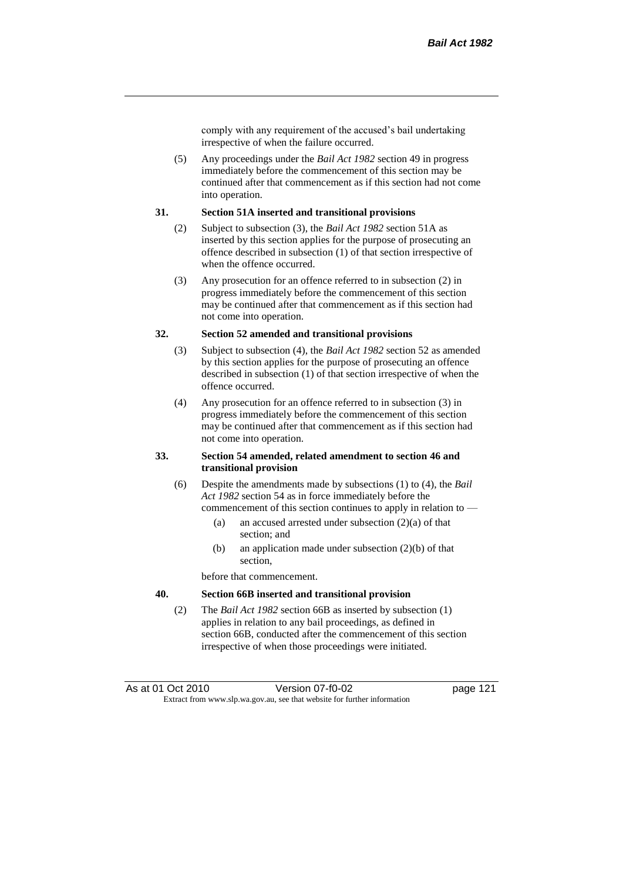comply with any requirement of the accused's bail undertaking irrespective of when the failure occurred.

(5) Any proceedings under the *Bail Act 1982* section 49 in progress immediately before the commencement of this section may be continued after that commencement as if this section had not come into operation.

**31. Section 51A inserted and transitional provisions**

(2) Subject to subsection (3), the *Bail Act 1982* section 51A as inserted by this section applies for the purpose of prosecuting an offence described in subsection (1) of that section irrespective of when the offence occurred.

(3) Any prosecution for an offence referred to in subsection (2) in progress immediately before the commencement of this section may be continued after that commencement as if this section had not come into operation.

**32. Section 52 amended and transitional provisions**

(3) Subject to subsection (4), the *Bail Act 1982* section 52 as amended by this section applies for the purpose of prosecuting an offence described in subsection (1) of that section irrespective of when the offence occurred.

(4) Any prosecution for an offence referred to in subsection (3) in progress immediately before the commencement of this section may be continued after that commencement as if this section had not come into operation.

**33. Section 54 amended, related amendment to section 46 and transitional provision**

(6) Despite the amendments made by subsections (1) to (4), the *Bail Act 1982* section 54 as in force immediately before the commencement of this section continues to apply in relation to —

(a) an accused arrested under subsection (2)(a) of that section; and

(b) an application made under subsection (2)(b) of that section,

before that commencement.

**40. Section 66B inserted and transitional provision**

(2) The *Bail Act 1982* section 66B as inserted by subsection (1) applies in relation to any bail proceedings, as defined in section 66B, conducted after the commencement of this section irrespective of when those proceedings were initiated.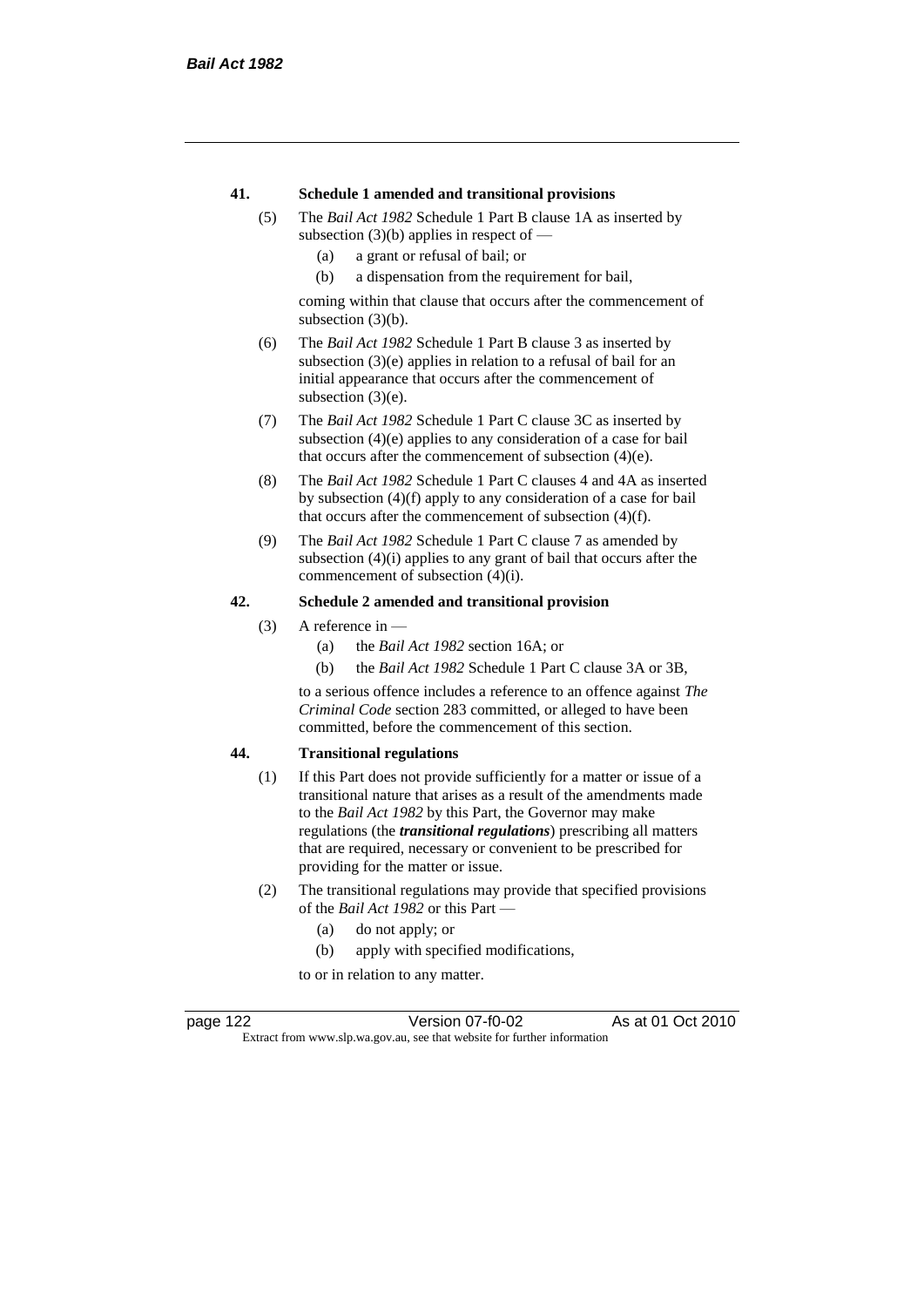### 41. Schedule 1 amended and transitional provisions

(5) The *Bail Act 1982* Schedule 1 Part B clause 1A as inserted by subsection (3)(b) applies in respect of —

  (a) a grant or refusal of bail; or

  (b) a dispensation from the requirement for bail,

coming within that clause that occurs after the commencement of subsection (3)(b).

(6) The *Bail Act 1982* Schedule 1 Part B clause 3 as inserted by subsection (3)(e) applies in relation to a refusal of bail for an initial appearance that occurs after the commencement of subsection (3)(e).

(7) The *Bail Act 1982* Schedule 1 Part C clause 3C as inserted by subsection (4)(e) applies to any consideration of a case for bail that occurs after the commencement of subsection (4)(e).

(8) The *Bail Act 1982* Schedule 1 Part C clauses 4 and 4A as inserted by subsection (4)(f) apply to any consideration of a case for bail that occurs after the commencement of subsection (4)(f).

(9) The *Bail Act 1982* Schedule 1 Part C clause 7 as amended by subsection (4)(i) applies to any grant of bail that occurs after the commencement of subsection (4)(i).

### 42. Schedule 2 amended and transitional provision

(3) A reference in —

  (a) the *Bail Act 1982* section 16A; or

  (b) the *Bail Act 1982* Schedule 1 Part C clause 3A or 3B,

to a serious offence includes a reference to an offence against *The Criminal Code* section 283 committed, or alleged to have been committed, before the commencement of this section.

### 44. Transitional regulations

(1) If this Part does not provide sufficiently for a matter or issue of a transitional nature that arises as a result of the amendments made to the *Bail Act 1982* by this Part, the Governor may make regulations (the ***transitional regulations***) prescribing all matters that are required, necessary or convenient to be prescribed for providing for the matter or issue.

(2) The transitional regulations may provide that specified provisions of the *Bail Act 1982* or this Part —

  (a) do not apply; or

  (b) apply with specified modifications,

to or in relation to any matter.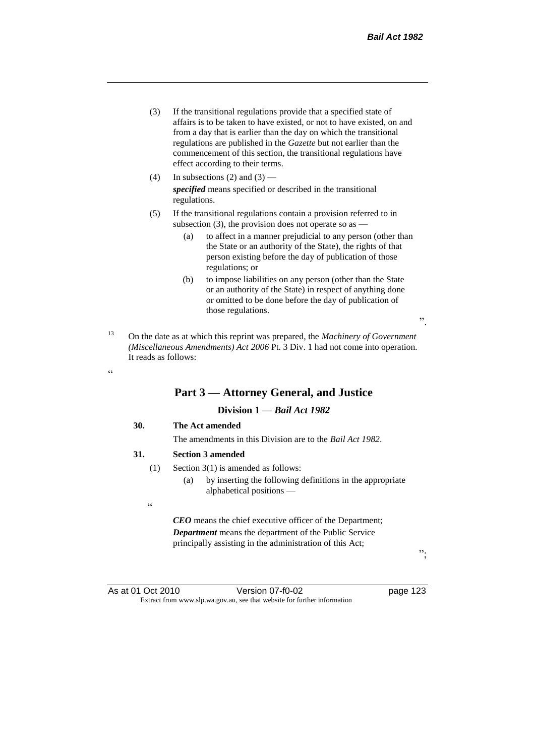(3) If the transitional regulations provide that a specified state of affairs is to be taken to have existed, or not to have existed, on and from a day that is earlier than the day on which the transitional regulations are published in the *Gazette* but not earlier than the commencement of this section, the transitional regulations have effect according to their terms.

(4) In subsections (2) and (3) —

*specified* means specified or described in the transitional regulations.

(5) If the transitional regulations contain a provision referred to in subsection (3), the provision does not operate so as —

(a) to affect in a manner prejudicial to any person (other than the State or an authority of the State), the rights of that person existing before the day of publication of those regulations; or

(b) to impose liabilities on any person (other than the State or an authority of the State) in respect of anything done or omitted to be done before the day of publication of those regulations.

".

[13] On the date as at which this reprint was prepared, the *Machinery of Government (Miscellaneous Amendments) Act 2006* Pt. 3 Div. 1 had not come into operation. It reads as follows:

"

## Part 3 — Attorney General, and Justice

### Division 1 — *Bail Act 1982*

**30. The Act amended**

The amendments in this Division are to the *Bail Act 1982*.

**31. Section 3 amended**

(1) Section 3(1) is amended as follows:

(a) by inserting the following definitions in the appropriate alphabetical positions —

"

***CEO*** means the chief executive officer of the Department;

***Department*** means the department of the Public Service principally assisting in the administration of this Act;

";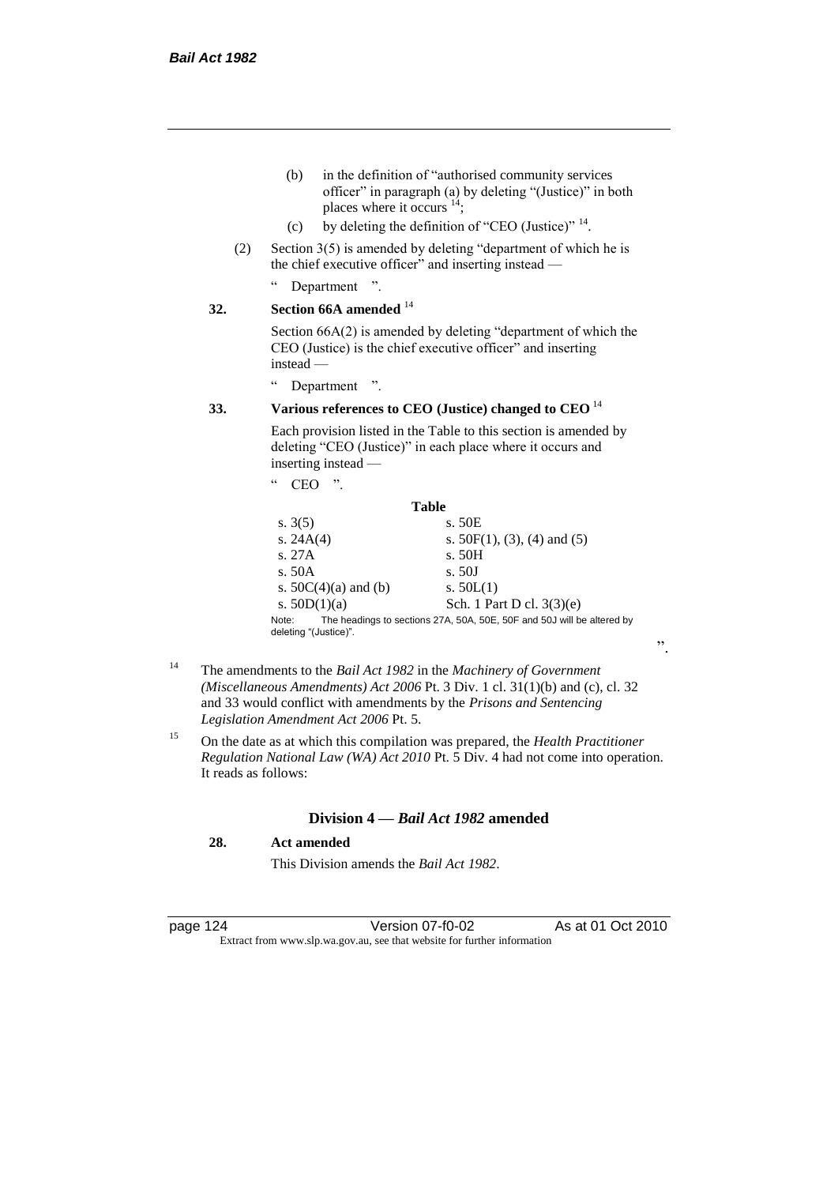(b) in the definition of "authorised community services officer" in paragraph (a) by deleting "(Justice)" in both places where it occurs [14];

(c) by deleting the definition of "CEO (Justice)" [14].

(2) Section 3(5) is amended by deleting "department of which he is the chief executive officer" and inserting instead —

" Department ".

**32. Section 66A amended** [14]

Section 66A(2) is amended by deleting "department of which the CEO (Justice) is the chief executive officer" and inserting instead —

" Department ".

**33. Various references to CEO (Justice) changed to CEO** [14]

Each provision listed in the Table to this section is amended by deleting "CEO (Justice)" in each place where it occurs and inserting instead —

" CEO ".

**Table**

| | |
|---|---|
| s. 3(5) | s. 50E |
| s. 24A(4) | s. 50F(1), (3), (4) and (5) |
| s. 27A | s. 50H |
| s. 50A | s. 50J |
| s. 50C(4)(a) and (b) | s. 50L(1) |
| s. 50D(1)(a) | Sch. 1 Part D cl. 3(3)(e) |

Note: The headings to sections 27A, 50A, 50E, 50F and 50J will be altered by deleting "(Justice)".

".

[14] The amendments to the *Bail Act 1982* in the *Machinery of Government (Miscellaneous Amendments) Act 2006* Pt. 3 Div. 1 cl. 31(1)(b) and (c), cl. 32 and 33 would conflict with amendments by the *Prisons and Sentencing Legislation Amendment Act 2006* Pt. 5.

[15] On the date as at which this compilation was prepared, the *Health Practitioner Regulation National Law (WA) Act 2010* Pt. 5 Div. 4 had not come into operation. It reads as follows:

### Division 4 — *Bail Act 1982* amended

**28. Act amended**

This Division amends the *Bail Act 1982*.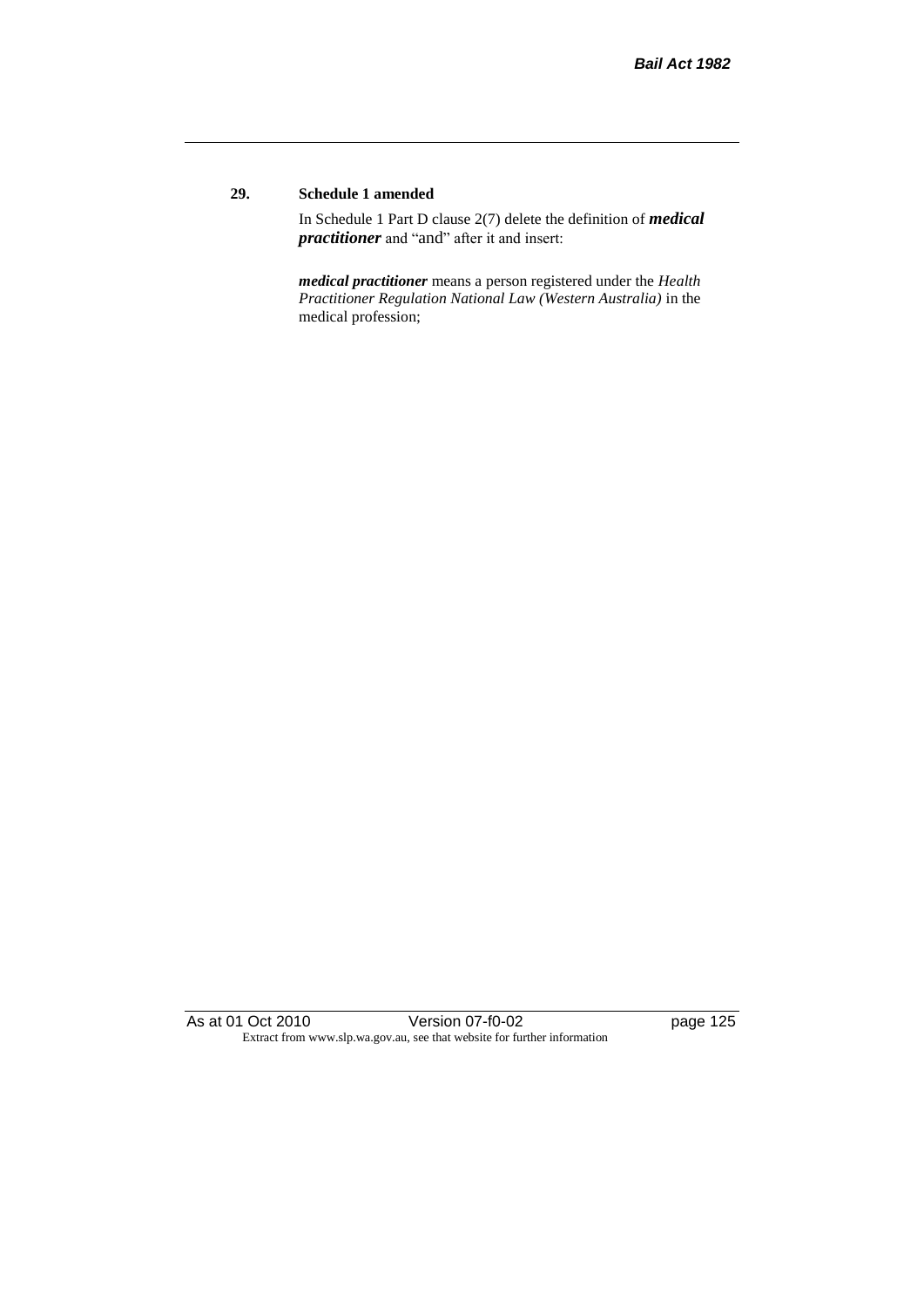**29. Schedule 1 amended**

In Schedule 1 Part D clause 2(7) delete the definition of ***medical practitioner*** and "and" after it and insert:

***medical practitioner*** means a person registered under the *Health Practitioner Regulation National Law (Western Australia)* in the medical profession;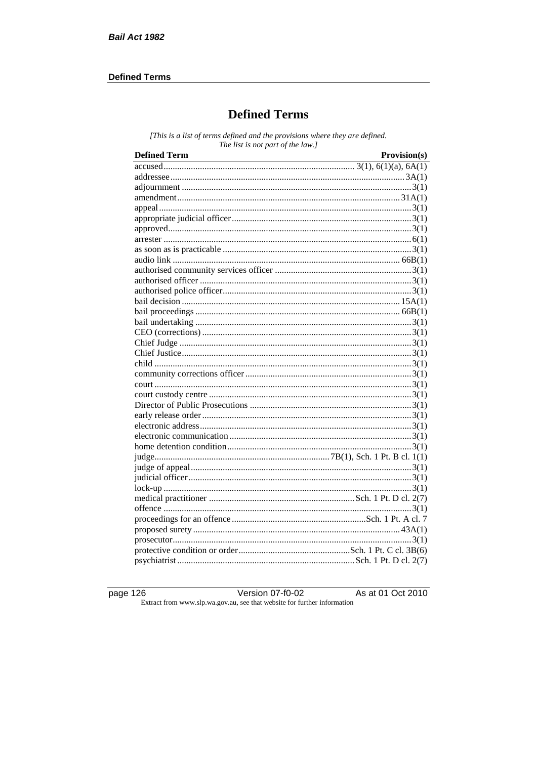# Defined Terms

*[This is a list of terms defined and the provisions where they are defined. The list is not part of the law.]*

| Defined Term | Provision(s) |
|---|---|
| accused | 3(1), 6(1)(a), 6A(1) |
| addressee | 3A(1) |
| adjournment | 3(1) |
| amendment | 31A(1) |
| appeal | 3(1) |
| appropriate judicial officer | 3(1) |
| approved | 3(1) |
| arrester | 6(1) |
| as soon as is practicable | 3(1) |
| audio link | 66B(1) |
| authorised community services officer | 3(1) |
| authorised officer | 3(1) |
| authorised police officer | 3(1) |
| bail decision | 15A(1) |
| bail proceedings | 66B(1) |
| bail undertaking | 3(1) |
| CEO (corrections) | 3(1) |
| Chief Judge | 3(1) |
| Chief Justice | 3(1) |
| child | 3(1) |
| community corrections officer | 3(1) |
| court | 3(1) |
| court custody centre | 3(1) |
| Director of Public Prosecutions | 3(1) |
| early release order | 3(1) |
| electronic address | 3(1) |
| electronic communication | 3(1) |
| home detention condition | 3(1) |
| judge | 7B(1), Sch. 1 Pt. B cl. 1(1) |
| judge of appeal | 3(1) |
| judicial officer | 3(1) |
| lock-up | 3(1) |
| medical practitioner | Sch. 1 Pt. D cl. 2(7) |
| offence | 3(1) |
| proceedings for an offence | Sch. 1 Pt. A cl. 7 |
| proposed surety | 43A(1) |
| prosecutor | 3(1) |
| protective condition or order | Sch. 1 Pt. C cl. 3B(6) |
| psychiatrist | Sch. 1 Pt. D cl. 2(7) |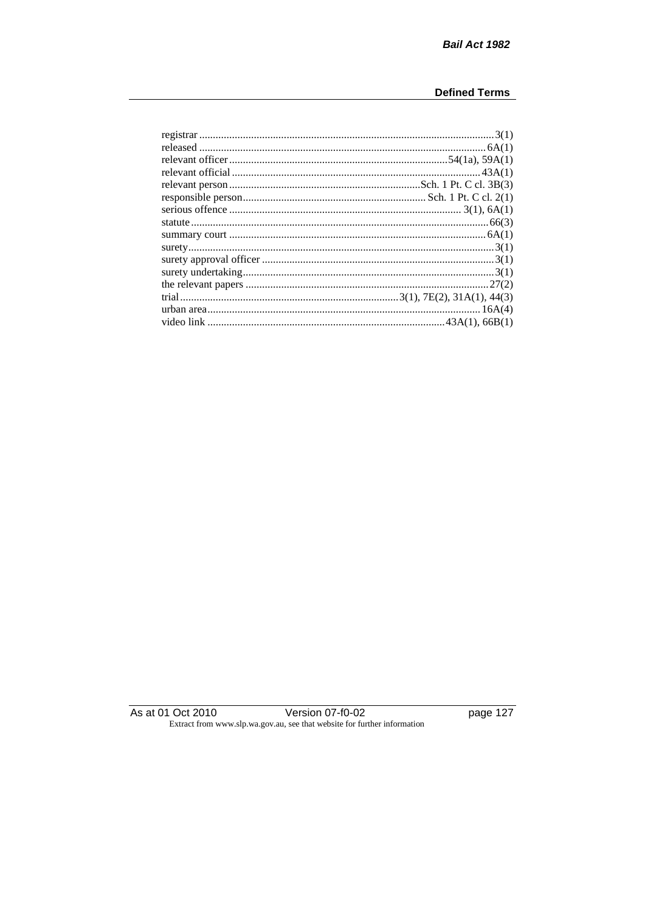registrar .......................................................................................................... 3(1)
released ........................................................................................................ 6A(1)
relevant officer ............................................................................... 54(1a), 59A(1)
relevant official ........................................................................................... 43A(1)
relevant person ...................................................................... Sch. 1 Pt. C cl. 3B(3)
responsible person .................................................................. Sch. 1 Pt. C cl. 2(1)
serious offence ................................................................................... 3(1), 6A(1)
statute ............................................................................................................ 66(3)
summary court ............................................................................................. 6A(1)
surety .............................................................................................................. 3(1)
surety approval officer ..................................................................................... 3(1)
surety undertaking ........................................................................................... 3(1)
the relevant papers ........................................................................................ 27(2)
trial .............................................................................. 3(1), 7E(2), 31A(1), 44(3)
urban area .................................................................................................... 16A(4)
video link ..................................................................................... 43A(1), 66B(1)